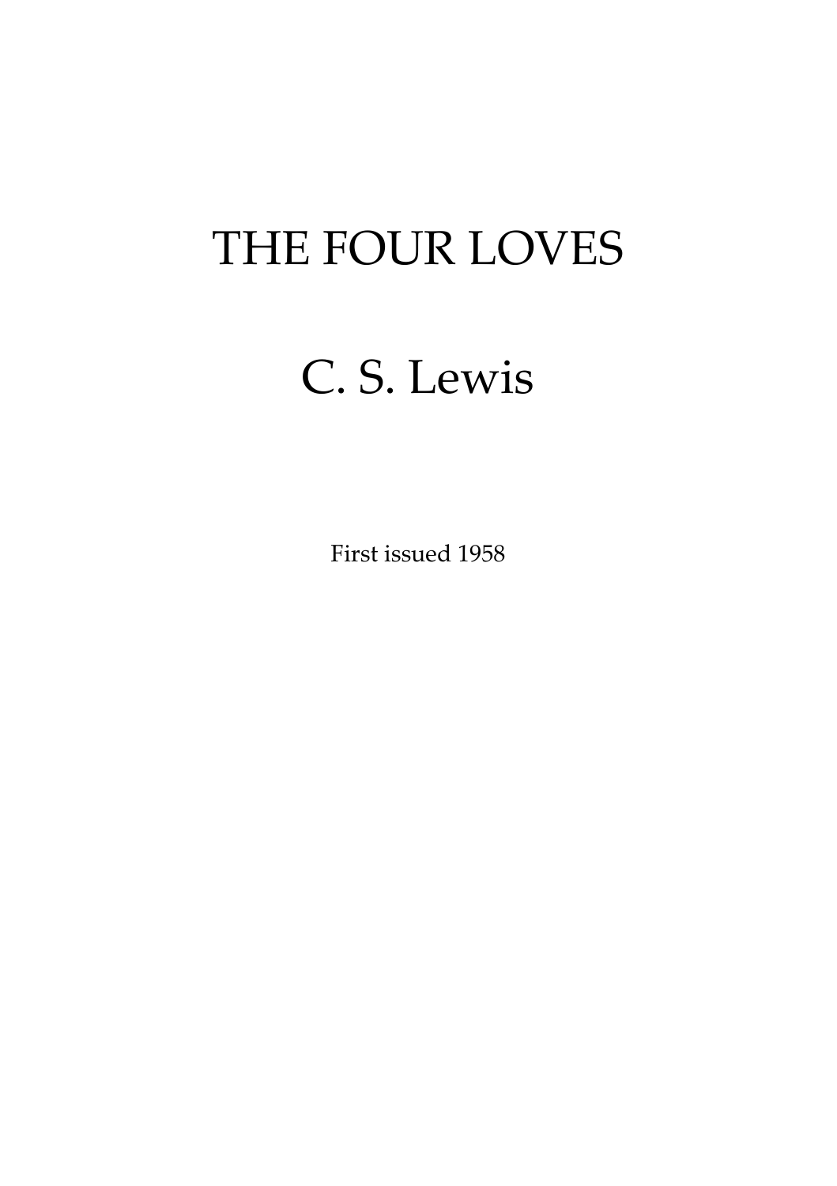# THE FOUR LOVES

## C. S. Lewis

First issued 1958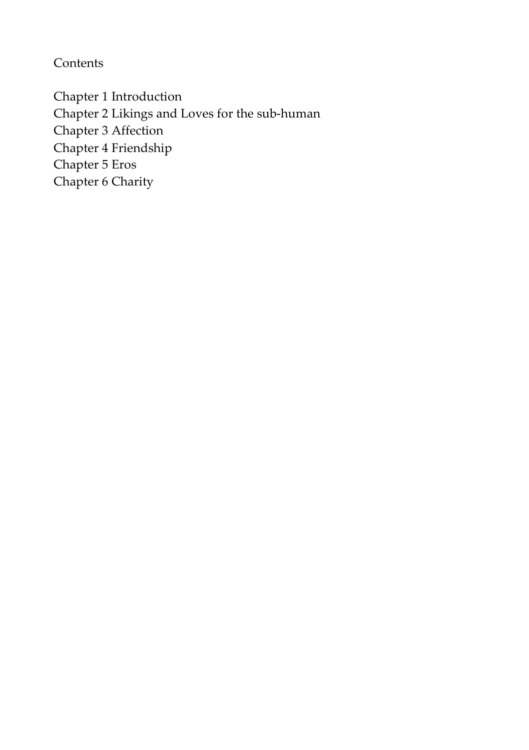# Contents

Chapter 1 Introduction
Chapter 2 Likings and Loves for the sub-human
Chapter 3 Affection
Chapter 4 Friendship
Chapter 5 Eros
Chapter 6 Charity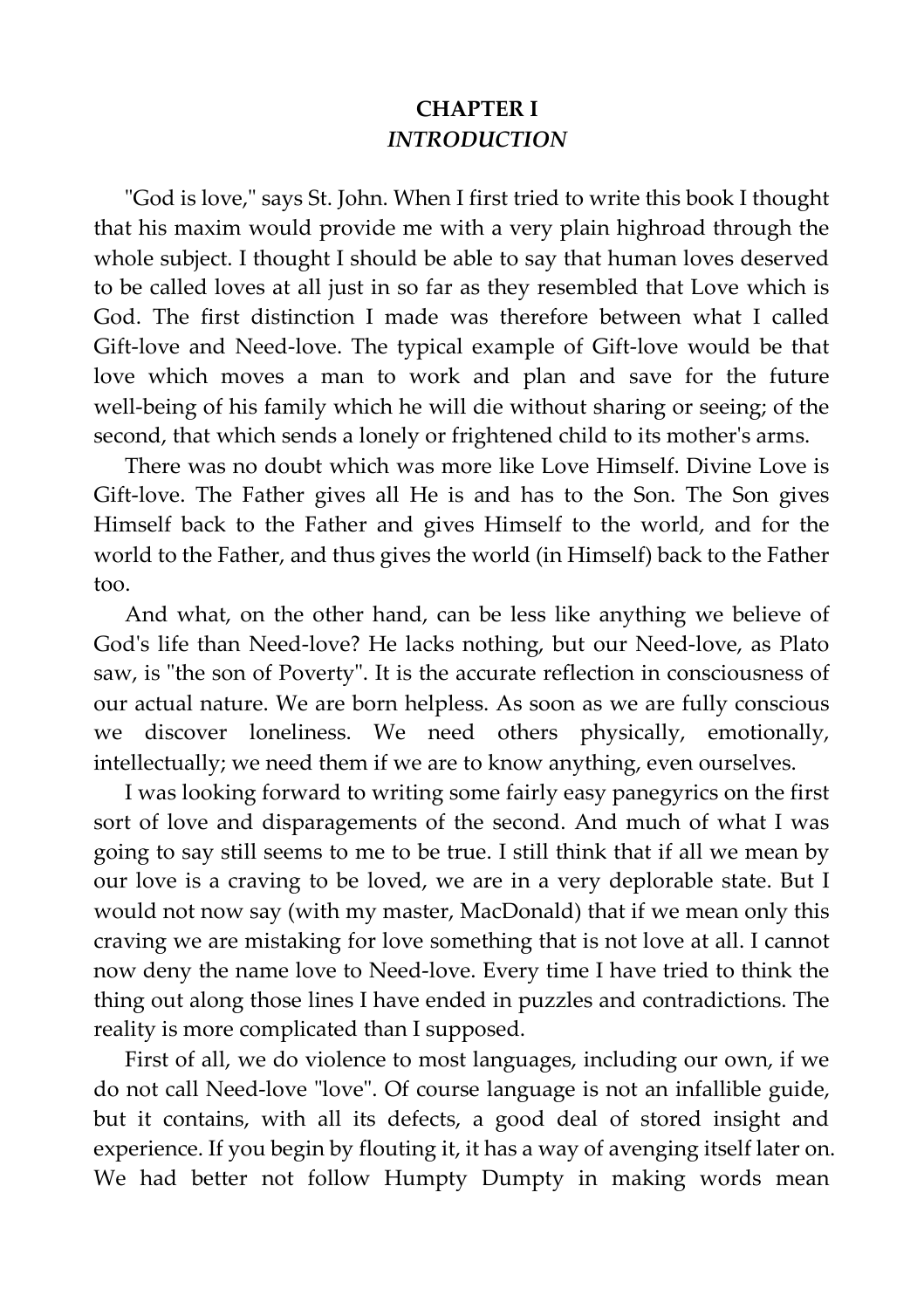# CHAPTER I
## *INTRODUCTION*

"God is love," says St. John. When I first tried to write this book I thought that his maxim would provide me with a very plain highroad through the whole subject. I thought I should be able to say that human loves deserved to be called loves at all just in so far as they resembled that Love which is God. The first distinction I made was therefore between what I called Gift-love and Need-love. The typical example of Gift-love would be that love which moves a man to work and plan and save for the future well-being of his family which he will die without sharing or seeing; of the second, that which sends a lonely or frightened child to its mother's arms.

There was no doubt which was more like Love Himself. Divine Love is Gift-love. The Father gives all He is and has to the Son. The Son gives Himself back to the Father and gives Himself to the world, and for the world to the Father, and thus gives the world (in Himself) back to the Father too.

And what, on the other hand, can be less like anything we believe of God's life than Need-love? He lacks nothing, but our Need-love, as Plato saw, is "the son of Poverty". It is the accurate reflection in consciousness of our actual nature. We are born helpless. As soon as we are fully conscious we discover loneliness. We need others physically, emotionally, intellectually; we need them if we are to know anything, even ourselves.

I was looking forward to writing some fairly easy panegyrics on the first sort of love and disparagements of the second. And much of what I was going to say still seems to me to be true. I still think that if all we mean by our love is a craving to be loved, we are in a very deplorable state. But I would not now say (with my master, MacDonald) that if we mean only this craving we are mistaking for love something that is not love at all. I cannot now deny the name love to Need-love. Every time I have tried to think the thing out along those lines I have ended in puzzles and contradictions. The reality is more complicated than I supposed.

First of all, we do violence to most languages, including our own, if we do not call Need-love "love". Of course language is not an infallible guide, but it contains, with all its defects, a good deal of stored insight and experience. If you begin by flouting it, it has a way of avenging itself later on. We had better not follow Humpty Dumpty in making words mean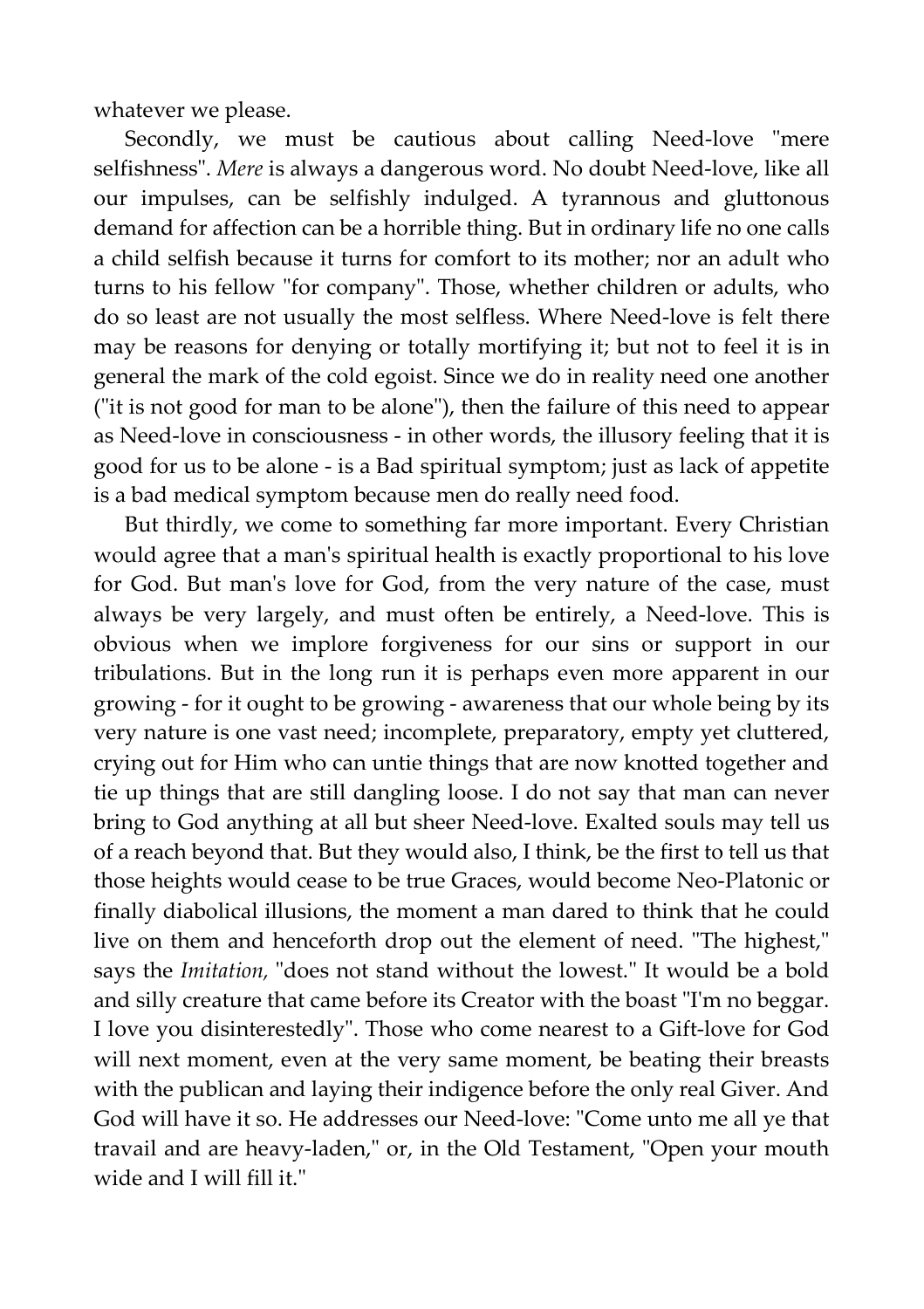whatever we please.

Secondly, we must be cautious about calling Need-love "mere selfishness". *Mere* is always a dangerous word. No doubt Need-love, like all our impulses, can be selfishly indulged. A tyrannous and gluttonous demand for affection can be a horrible thing. But in ordinary life no one calls a child selfish because it turns for comfort to its mother; nor an adult who turns to his fellow "for company". Those, whether children or adults, who do so least are not usually the most selfless. Where Need-love is felt there may be reasons for denying or totally mortifying it; but not to feel it is in general the mark of the cold egoist. Since we do in reality need one another ("it is not good for man to be alone"), then the failure of this need to appear as Need-love in consciousness - in other words, the illusory feeling that it is good for us to be alone - is a Bad spiritual symptom; just as lack of appetite is a bad medical symptom because men do really need food.

But thirdly, we come to something far more important. Every Christian would agree that a man's spiritual health is exactly proportional to his love for God. But man's love for God, from the very nature of the case, must always be very largely, and must often be entirely, a Need-love. This is obvious when we implore forgiveness for our sins or support in our tribulations. But in the long run it is perhaps even more apparent in our growing - for it ought to be growing - awareness that our whole being by its very nature is one vast need; incomplete, preparatory, empty yet cluttered, crying out for Him who can untie things that are now knotted together and tie up things that are still dangling loose. I do not say that man can never bring to God anything at all but sheer Need-love. Exalted souls may tell us of a reach beyond that. But they would also, I think, be the first to tell us that those heights would cease to be true Graces, would become Neo-Platonic or finally diabolical illusions, the moment a man dared to think that he could live on them and henceforth drop out the element of need. "The highest," says the *Imitation,* "does not stand without the lowest." It would be a bold and silly creature that came before its Creator with the boast "I'm no beggar. I love you disinterestedly". Those who come nearest to a Gift-love for God will next moment, even at the very same moment, be beating their breasts with the publican and laying their indigence before the only real Giver. And God will have it so. He addresses our Need-love: "Come unto me all ye that travail and are heavy-laden," or, in the Old Testament, "Open your mouth wide and I will fill it."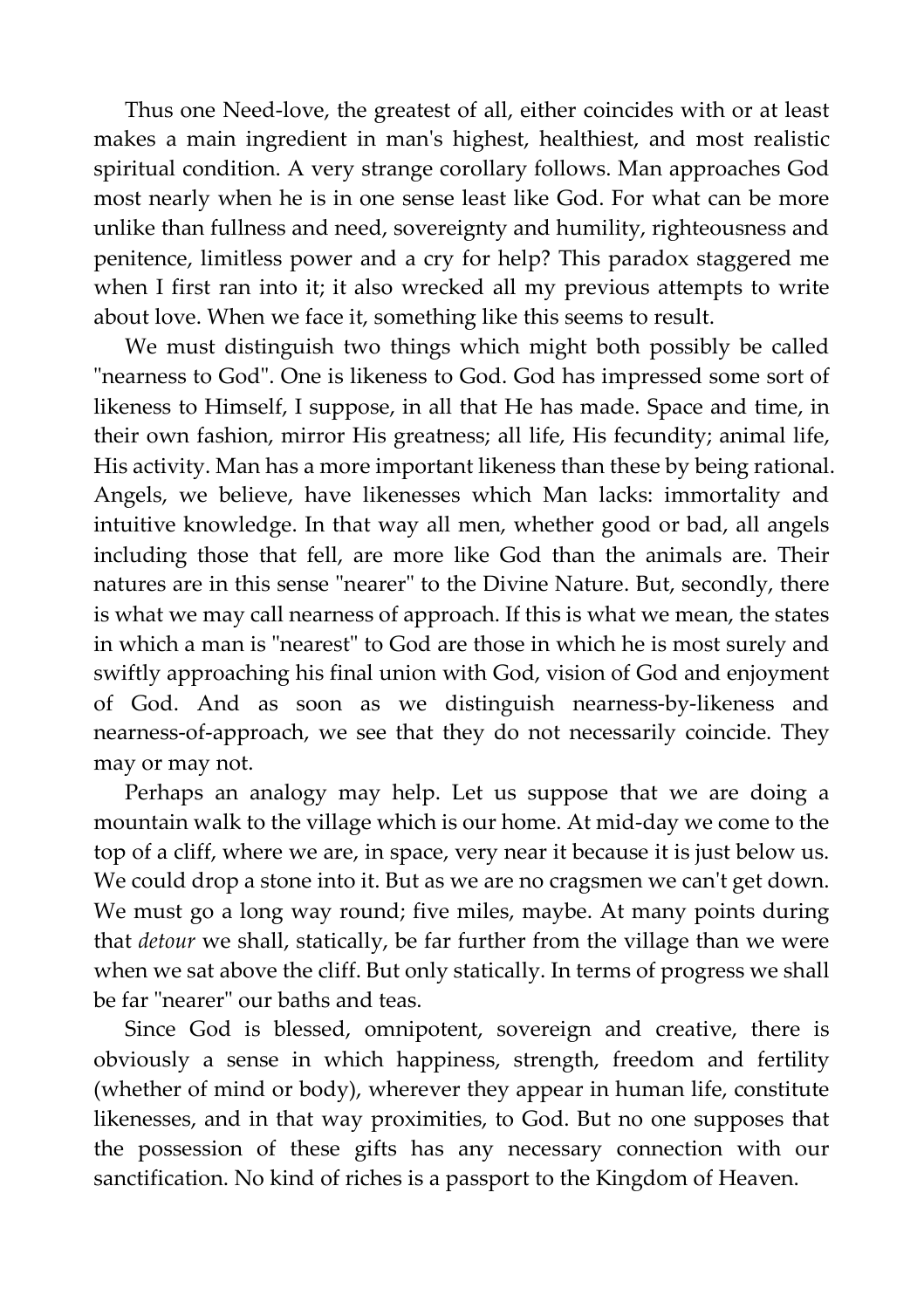Thus one Need-love, the greatest of all, either coincides with or at least makes a main ingredient in man's highest, healthiest, and most realistic spiritual condition. A very strange corollary follows. Man approaches God most nearly when he is in one sense least like God. For what can be more unlike than fullness and need, sovereignty and humility, righteousness and penitence, limitless power and a cry for help? This paradox staggered me when I first ran into it; it also wrecked all my previous attempts to write about love. When we face it, something like this seems to result.

We must distinguish two things which might both possibly be called "nearness to God". One is likeness to God. God has impressed some sort of likeness to Himself, I suppose, in all that He has made. Space and time, in their own fashion, mirror His greatness; all life, His fecundity; animal life, His activity. Man has a more important likeness than these by being rational. Angels, we believe, have likenesses which Man lacks: immortality and intuitive knowledge. In that way all men, whether good or bad, all angels including those that fell, are more like God than the animals are. Their natures are in this sense "nearer" to the Divine Nature. But, secondly, there is what we may call nearness of approach. If this is what we mean, the states in which a man is "nearest" to God are those in which he is most surely and swiftly approaching his final union with God, vision of God and enjoyment of God. And as soon as we distinguish nearness-by-likeness and nearness-of-approach, we see that they do not necessarily coincide. They may or may not.

Perhaps an analogy may help. Let us suppose that we are doing a mountain walk to the village which is our home. At mid-day we come to the top of a cliff, where we are, in space, very near it because it is just below us. We could drop a stone into it. But as we are no cragsmen we can't get down. We must go a long way round; five miles, maybe. At many points during that *detour* we shall, statically, be far further from the village than we were when we sat above the cliff. But only statically. In terms of progress we shall be far "nearer" our baths and teas.

Since God is blessed, omnipotent, sovereign and creative, there is obviously a sense in which happiness, strength, freedom and fertility (whether of mind or body), wherever they appear in human life, constitute likenesses, and in that way proximities, to God. But no one supposes that the possession of these gifts has any necessary connection with our sanctification. No kind of riches is a passport to the Kingdom of Heaven.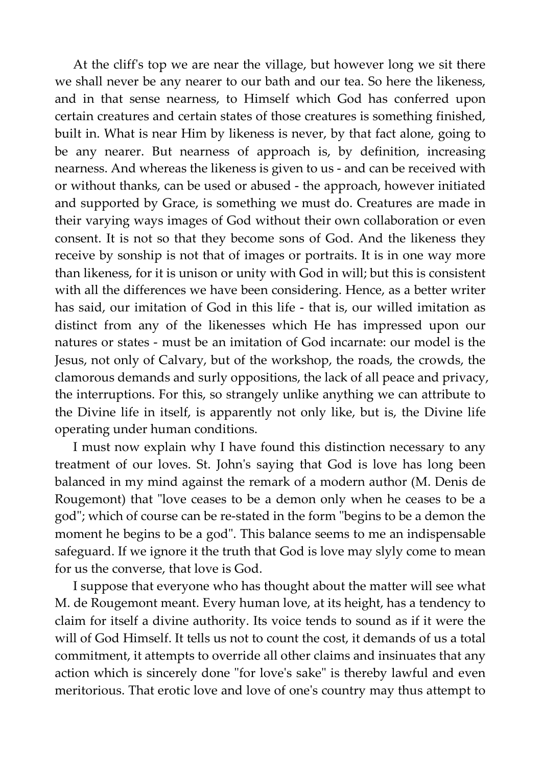At the cliff's top we are near the village, but however long we sit there we shall never be any nearer to our bath and our tea. So here the likeness, and in that sense nearness, to Himself which God has conferred upon certain creatures and certain states of those creatures is something finished, built in. What is near Him by likeness is never, by that fact alone, going to be any nearer. But nearness of approach is, by definition, increasing nearness. And whereas the likeness is given to us - and can be received with or without thanks, can be used or abused - the approach, however initiated and supported by Grace, is something we must do. Creatures are made in their varying ways images of God without their own collaboration or even consent. It is not so that they become sons of God. And the likeness they receive by sonship is not that of images or portraits. It is in one way more than likeness, for it is unison or unity with God in will; but this is consistent with all the differences we have been considering. Hence, as a better writer has said, our imitation of God in this life - that is, our willed imitation as distinct from any of the likenesses which He has impressed upon our natures or states - must be an imitation of God incarnate: our model is the Jesus, not only of Calvary, but of the workshop, the roads, the crowds, the clamorous demands and surly oppositions, the lack of all peace and privacy, the interruptions. For this, so strangely unlike anything we can attribute to the Divine life in itself, is apparently not only like, but is, the Divine life operating under human conditions.

I must now explain why I have found this distinction necessary to any treatment of our loves. St. John's saying that God is love has long been balanced in my mind against the remark of a modern author (M. Denis de Rougemont) that "love ceases to be a demon only when he ceases to be a god"; which of course can be re-stated in the form "begins to be a demon the moment he begins to be a god". This balance seems to me an indispensable safeguard. If we ignore it the truth that God is love may slyly come to mean for us the converse, that love is God.

I suppose that everyone who has thought about the matter will see what M. de Rougemont meant. Every human love, at its height, has a tendency to claim for itself a divine authority. Its voice tends to sound as if it were the will of God Himself. It tells us not to count the cost, it demands of us a total commitment, it attempts to override all other claims and insinuates that any action which is sincerely done "for love's sake" is thereby lawful and even meritorious. That erotic love and love of one's country may thus attempt to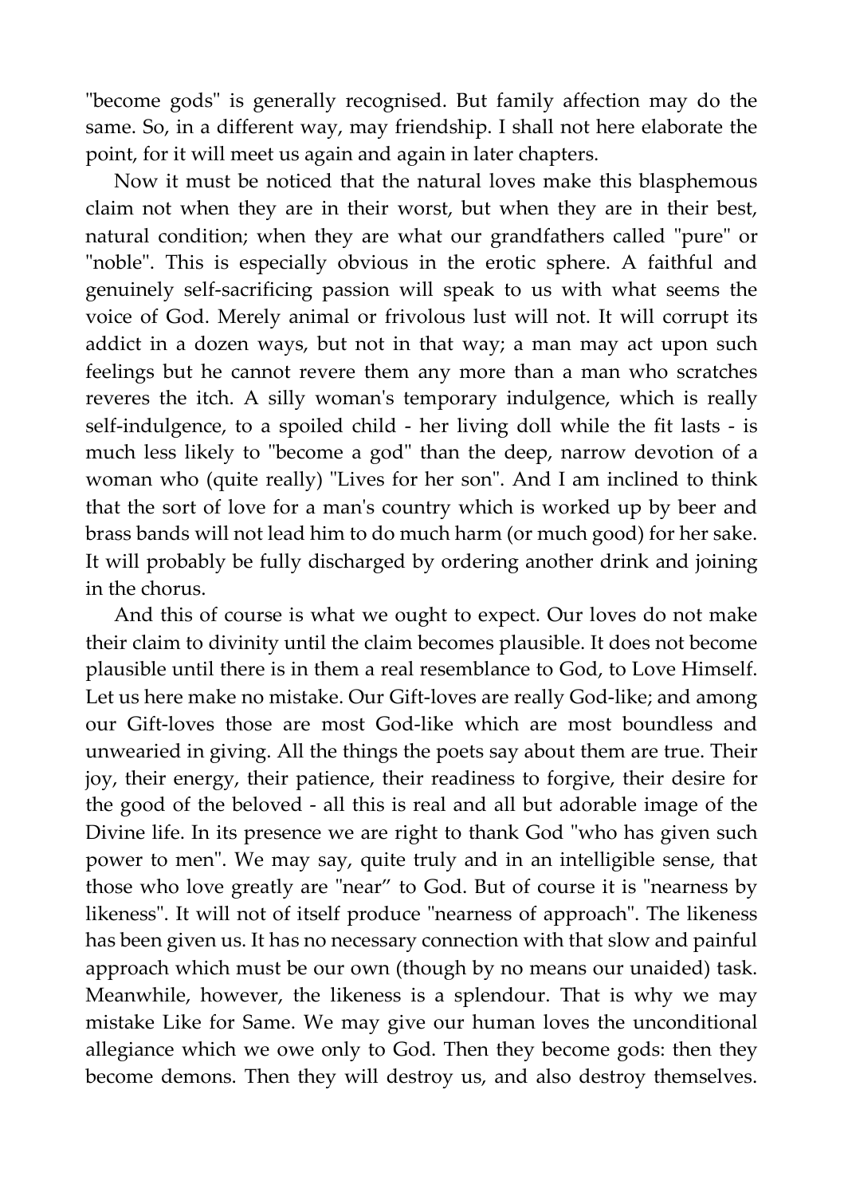"become gods" is generally recognised. But family affection may do the same. So, in a different way, may friendship. I shall not here elaborate the point, for it will meet us again and again in later chapters.

Now it must be noticed that the natural loves make this blasphemous claim not when they are in their worst, but when they are in their best, natural condition; when they are what our grandfathers called "pure" or "noble". This is especially obvious in the erotic sphere. A faithful and genuinely self-sacrificing passion will speak to us with what seems the voice of God. Merely animal or frivolous lust will not. It will corrupt its addict in a dozen ways, but not in that way; a man may act upon such feelings but he cannot revere them any more than a man who scratches reveres the itch. A silly woman's temporary indulgence, which is really self-indulgence, to a spoiled child - her living doll while the fit lasts - is much less likely to "become a god" than the deep, narrow devotion of a woman who (quite really) "Lives for her son". And I am inclined to think that the sort of love for a man's country which is worked up by beer and brass bands will not lead him to do much harm (or much good) for her sake. It will probably be fully discharged by ordering another drink and joining in the chorus.

And this of course is what we ought to expect. Our loves do not make their claim to divinity until the claim becomes plausible. It does not become plausible until there is in them a real resemblance to God, to Love Himself. Let us here make no mistake. Our Gift-loves are really God-like; and among our Gift-loves those are most God-like which are most boundless and unwearied in giving. All the things the poets say about them are true. Their joy, their energy, their patience, their readiness to forgive, their desire for the good of the beloved - all this is real and all but adorable image of the Divine life. In its presence we are right to thank God "who has given such power to men". We may say, quite truly and in an intelligible sense, that those who love greatly are "near" to God. But of course it is "nearness by likeness". It will not of itself produce "nearness of approach". The likeness has been given us. It has no necessary connection with that slow and painful approach which must be our own (though by no means our unaided) task. Meanwhile, however, the likeness is a splendour. That is why we may mistake Like for Same. We may give our human loves the unconditional allegiance which we owe only to God. Then they become gods: then they become demons. Then they will destroy us, and also destroy themselves.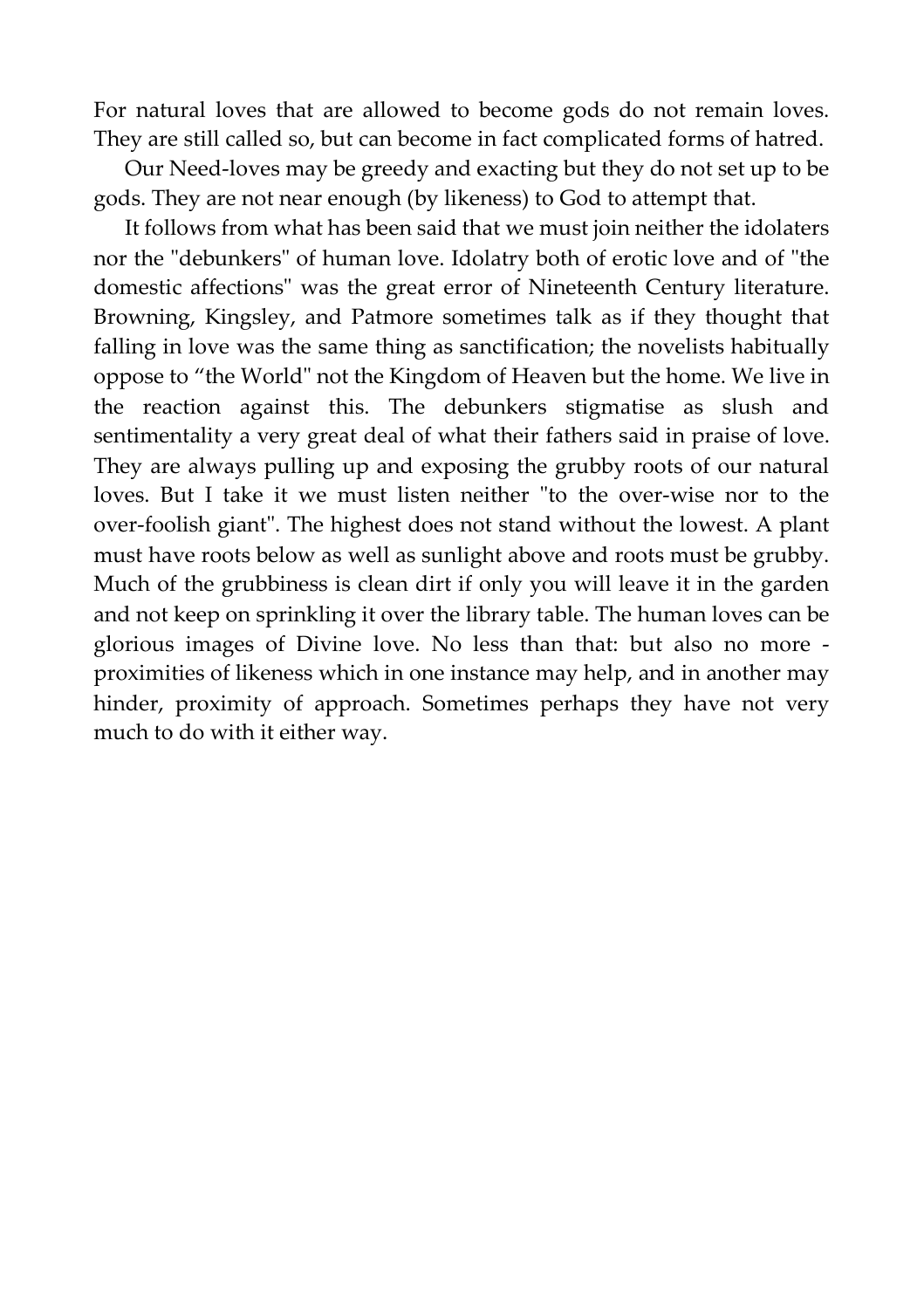For natural loves that are allowed to become gods do not remain loves. They are still called so, but can become in fact complicated forms of hatred.

Our Need-loves may be greedy and exacting but they do not set up to be gods. They are not near enough (by likeness) to God to attempt that.

It follows from what has been said that we must join neither the idolaters nor the "debunkers" of human love. Idolatry both of erotic love and of "the domestic affections" was the great error of Nineteenth Century literature. Browning, Kingsley, and Patmore sometimes talk as if they thought that falling in love was the same thing as sanctification; the novelists habitually oppose to "the World" not the Kingdom of Heaven but the home. We live in the reaction against this. The debunkers stigmatise as slush and sentimentality a very great deal of what their fathers said in praise of love. They are always pulling up and exposing the grubby roots of our natural loves. But I take it we must listen neither "to the over-wise nor to the over-foolish giant". The highest does not stand without the lowest. A plant must have roots below as well as sunlight above and roots must be grubby. Much of the grubbiness is clean dirt if only you will leave it in the garden and not keep on sprinkling it over the library table. The human loves can be glorious images of Divine love. No less than that: but also no more - proximities of likeness which in one instance may help, and in another may hinder, proximity of approach. Sometimes perhaps they have not very much to do with it either way.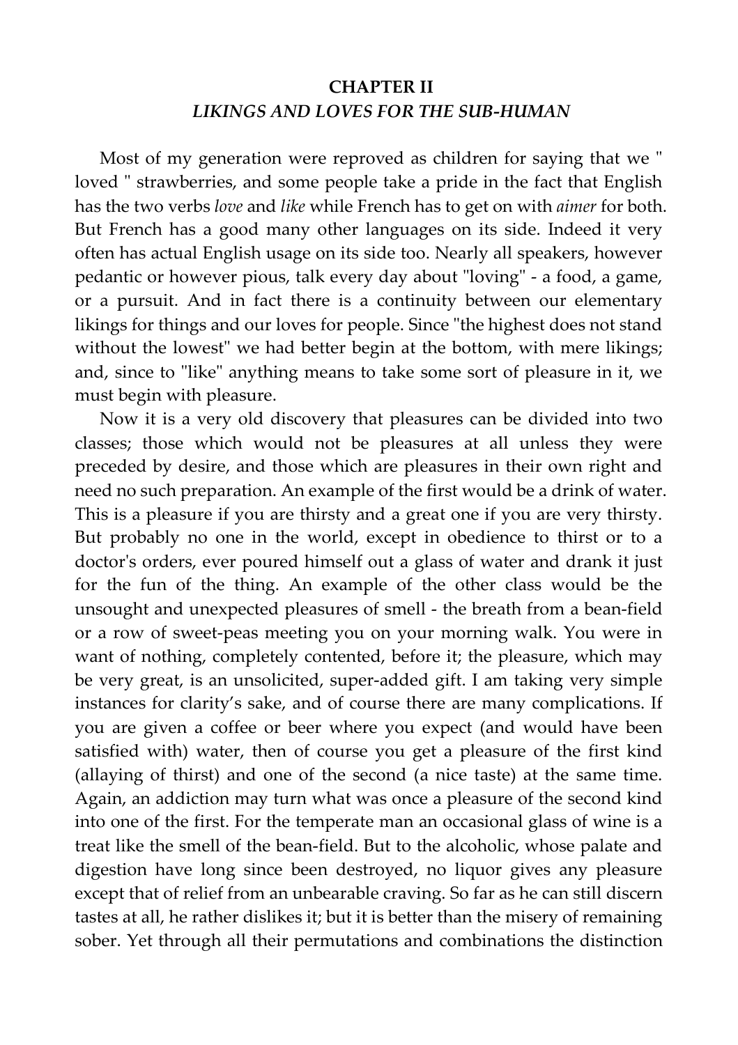## CHAPTER II

### *LIKINGS AND LOVES FOR THE SUB-HUMAN*

Most of my generation were reproved as children for saying that we " loved " strawberries, and some people take a pride in the fact that English has the two verbs *love* and *like* while French has to get on with *aimer* for both. But French has a good many other languages on its side. Indeed it very often has actual English usage on its side too. Nearly all speakers, however pedantic or however pious, talk every day about "loving" - a food, a game, or a pursuit. And in fact there is a continuity between our elementary likings for things and our loves for people. Since "the highest does not stand without the lowest" we had better begin at the bottom, with mere likings; and, since to "like" anything means to take some sort of pleasure in it, we must begin with pleasure.

Now it is a very old discovery that pleasures can be divided into two classes; those which would not be pleasures at all unless they were preceded by desire, and those which are pleasures in their own right and need no such preparation. An example of the first would be a drink of water. This is a pleasure if you are thirsty and a great one if you are very thirsty. But probably no one in the world, except in obedience to thirst or to a doctor's orders, ever poured himself out a glass of water and drank it just for the fun of the thing. An example of the other class would be the unsought and unexpected pleasures of smell - the breath from a bean-field or a row of sweet-peas meeting you on your morning walk. You were in want of nothing, completely contented, before it; the pleasure, which may be very great, is an unsolicited, super-added gift. I am taking very simple instances for clarity's sake, and of course there are many complications. If you are given a coffee or beer where you expect (and would have been satisfied with) water, then of course you get a pleasure of the first kind (allaying of thirst) and one of the second (a nice taste) at the same time. Again, an addiction may turn what was once a pleasure of the second kind into one of the first. For the temperate man an occasional glass of wine is a treat like the smell of the bean-field. But to the alcoholic, whose palate and digestion have long since been destroyed, no liquor gives any pleasure except that of relief from an unbearable craving. So far as he can still discern tastes at all, he rather dislikes it; but it is better than the misery of remaining sober. Yet through all their permutations and combinations the distinction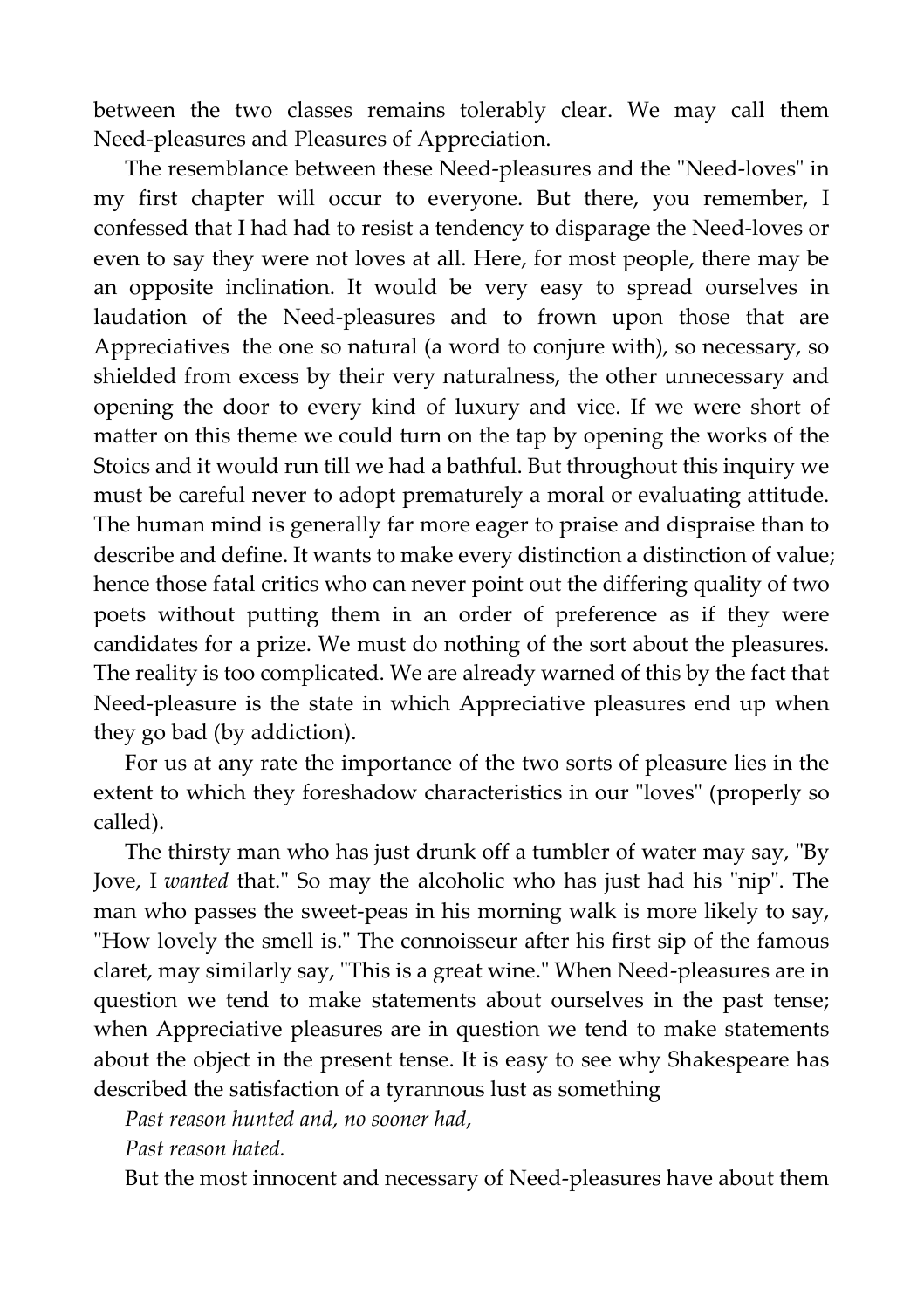between the two classes remains tolerably clear. We may call them Need-pleasures and Pleasures of Appreciation.

The resemblance between these Need-pleasures and the "Need-loves" in my first chapter will occur to everyone. But there, you remember, I confessed that I had had to resist a tendency to disparage the Need-loves or even to say they were not loves at all. Here, for most people, there may be an opposite inclination. It would be very easy to spread ourselves in laudation of the Need-pleasures and to frown upon those that are Appreciatives  the one so natural (a word to conjure with), so necessary, so shielded from excess by their very naturalness, the other unnecessary and opening the door to every kind of luxury and vice. If we were short of matter on this theme we could turn on the tap by opening the works of the Stoics and it would run till we had a bathful. But throughout this inquiry we must be careful never to adopt prematurely a moral or evaluating attitude. The human mind is generally far more eager to praise and dispraise than to describe and define. It wants to make every distinction a distinction of value; hence those fatal critics who can never point out the differing quality of two poets without putting them in an order of preference as if they were candidates for a prize. We must do nothing of the sort about the pleasures. The reality is too complicated. We are already warned of this by the fact that Need-pleasure is the state in which Appreciative pleasures end up when they go bad (by addiction).

For us at any rate the importance of the two sorts of pleasure lies in the extent to which they foreshadow characteristics in our "loves" (properly so called).

The thirsty man who has just drunk off a tumbler of water may say, "By Jove, I *wanted* that." So may the alcoholic who has just had his "nip". The man who passes the sweet-peas in his morning walk is more likely to say, "How lovely the smell is." The connoisseur after his first sip of the famous claret, may similarly say, "This is a great wine." When Need-pleasures are in question we tend to make statements about ourselves in the past tense; when Appreciative pleasures are in question we tend to make statements about the object in the present tense. It is easy to see why Shakespeare has described the satisfaction of a tyrannous lust as something

*Past reason hunted and, no sooner had*,
*Past reason hated.*

But the most innocent and necessary of Need-pleasures have about them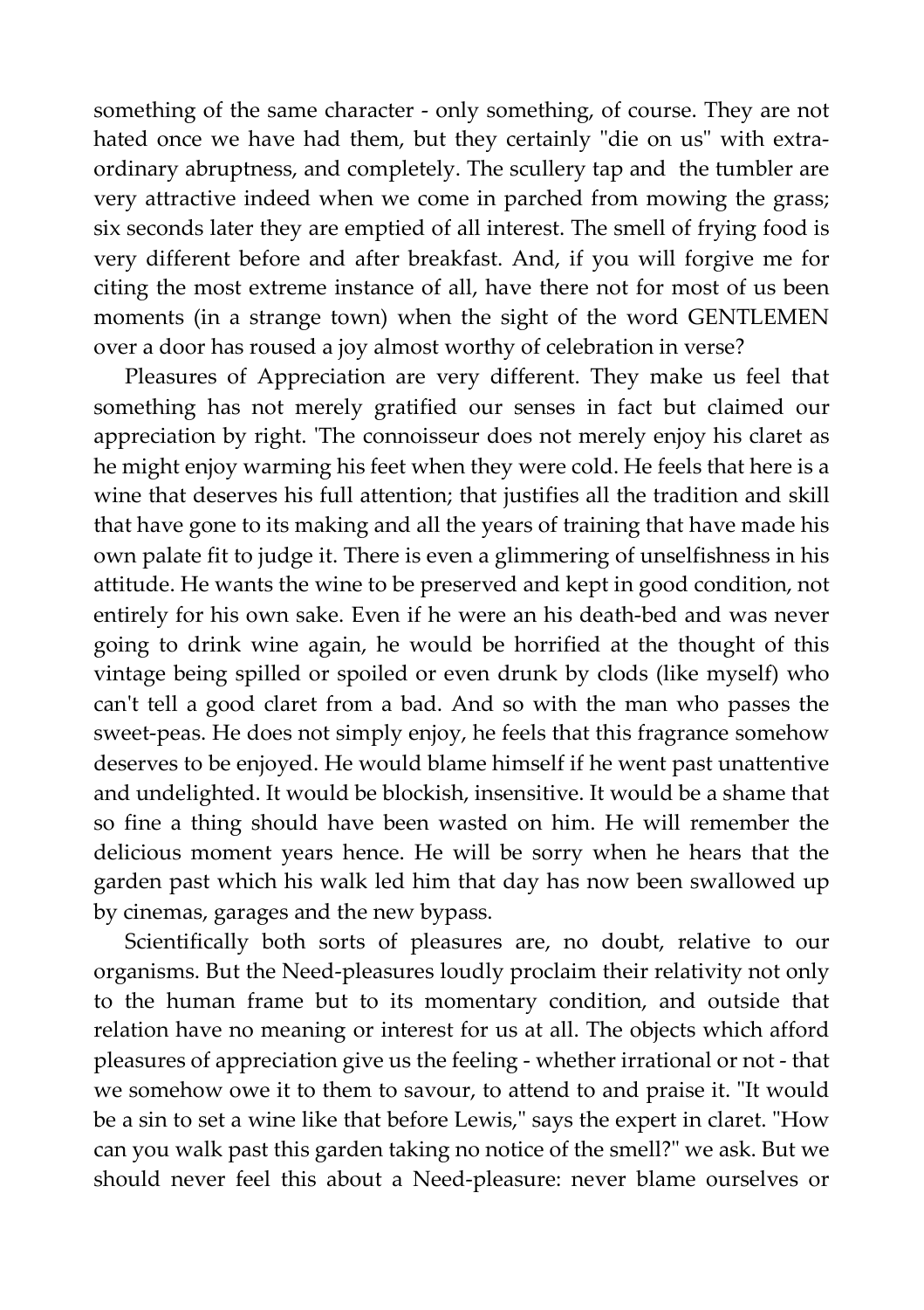something of the same character - only something, of course. They are not hated once we have had them, but they certainly "die on us" with extra-ordinary abruptness, and completely. The scullery tap and the tumbler are very attractive indeed when we come in parched from mowing the grass; six seconds later they are emptied of all interest. The smell of frying food is very different before and after breakfast. And, if you will forgive me for citing the most extreme instance of all, have there not for most of us been moments (in a strange town) when the sight of the word GENTLEMEN over a door has roused a joy almost worthy of celebration in verse?

Pleasures of Appreciation are very different. They make us feel that something has not merely gratified our senses in fact but claimed our appreciation by right. 'The connoisseur does not merely enjoy his claret as he might enjoy warming his feet when they were cold. He feels that here is a wine that deserves his full attention; that justifies all the tradition and skill that have gone to its making and all the years of training that have made his own palate fit to judge it. There is even a glimmering of unselfishness in his attitude. He wants the wine to be preserved and kept in good condition, not entirely for his own sake. Even if he were an his death-bed and was never going to drink wine again, he would be horrified at the thought of this vintage being spilled or spoiled or even drunk by clods (like myself) who can't tell a good claret from a bad. And so with the man who passes the sweet-peas. He does not simply enjoy, he feels that this fragrance somehow deserves to be enjoyed. He would blame himself if he went past unattentive and undelighted. It would be blockish, insensitive. It would be a shame that so fine a thing should have been wasted on him. He will remember the delicious moment years hence. He will be sorry when he hears that the garden past which his walk led him that day has now been swallowed up by cinemas, garages and the new bypass.

Scientifically both sorts of pleasures are, no doubt, relative to our organisms. But the Need-pleasures loudly proclaim their relativity not only to the human frame but to its momentary condition, and outside that relation have no meaning or interest for us at all. The objects which afford pleasures of appreciation give us the feeling - whether irrational or not - that we somehow owe it to them to savour, to attend to and praise it. "It would be a sin to set a wine like that before Lewis," says the expert in claret. "How can you walk past this garden taking no notice of the smell?" we ask. But we should never feel this about a Need-pleasure: never blame ourselves or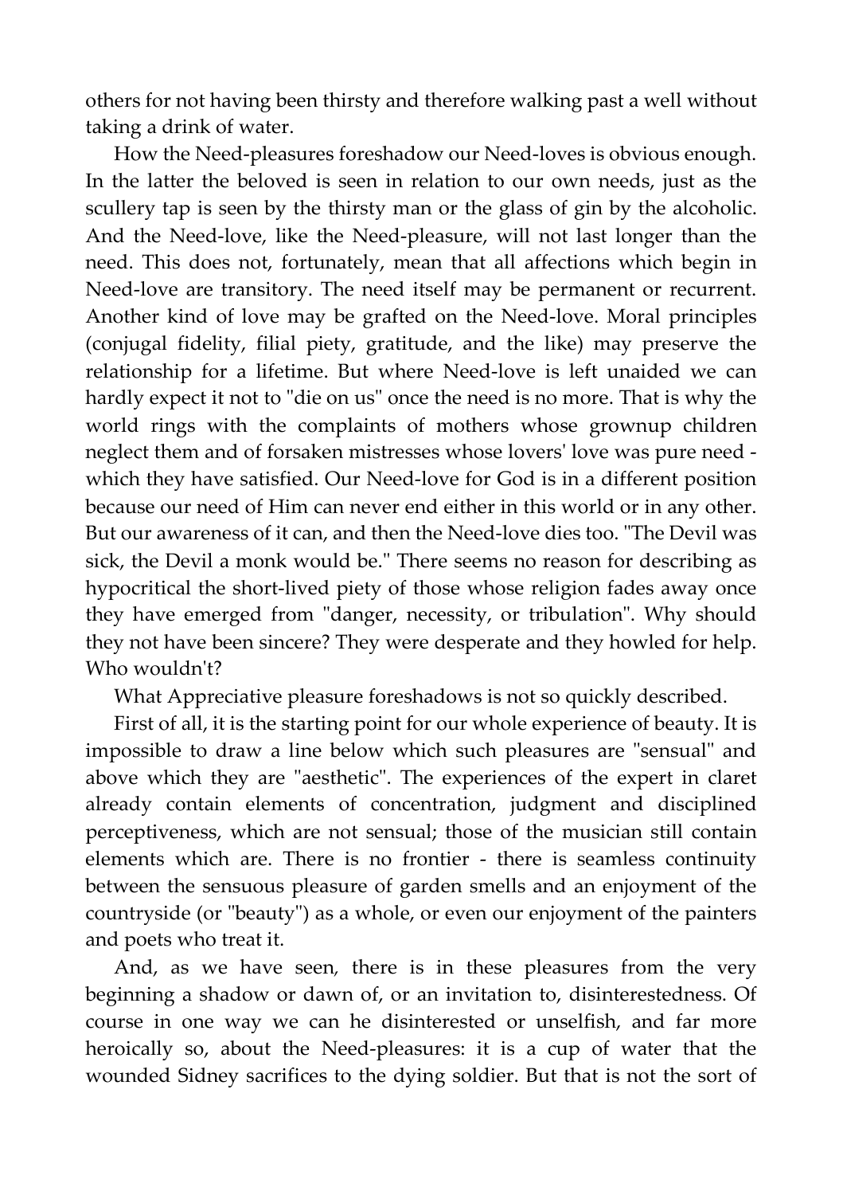others for not having been thirsty and therefore walking past a well without taking a drink of water.

How the Need-pleasures foreshadow our Need-loves is obvious enough. In the latter the beloved is seen in relation to our own needs, just as the scullery tap is seen by the thirsty man or the glass of gin by the alcoholic. And the Need-love, like the Need-pleasure, will not last longer than the need. This does not, fortunately, mean that all affections which begin in Need-love are transitory. The need itself may be permanent or recurrent. Another kind of love may be grafted on the Need-love. Moral principles (conjugal fidelity, filial piety, gratitude, and the like) may preserve the relationship for a lifetime. But where Need-love is left unaided we can hardly expect it not to "die on us" once the need is no more. That is why the world rings with the complaints of mothers whose grownup children neglect them and of forsaken mistresses whose lovers' love was pure need - which they have satisfied. Our Need-love for God is in a different position because our need of Him can never end either in this world or in any other. But our awareness of it can, and then the Need-love dies too. "The Devil was sick, the Devil a monk would be." There seems no reason for describing as hypocritical the short-lived piety of those whose religion fades away once they have emerged from "danger, necessity, or tribulation". Why should they not have been sincere? They were desperate and they howled for help. Who wouldn't?

What Appreciative pleasure foreshadows is not so quickly described.

First of all, it is the starting point for our whole experience of beauty. It is impossible to draw a line below which such pleasures are "sensual" and above which they are "aesthetic". The experiences of the expert in claret already contain elements of concentration, judgment and disciplined perceptiveness, which are not sensual; those of the musician still contain elements which are. There is no frontier - there is seamless continuity between the sensuous pleasure of garden smells and an enjoyment of the countryside (or "beauty") as a whole, or even our enjoyment of the painters and poets who treat it.

And, as we have seen, there is in these pleasures from the very beginning a shadow or dawn of, or an invitation to, disinterestedness. Of course in one way we can he disinterested or unselfish, and far more heroically so, about the Need-pleasures: it is a cup of water that the wounded Sidney sacrifices to the dying soldier. But that is not the sort of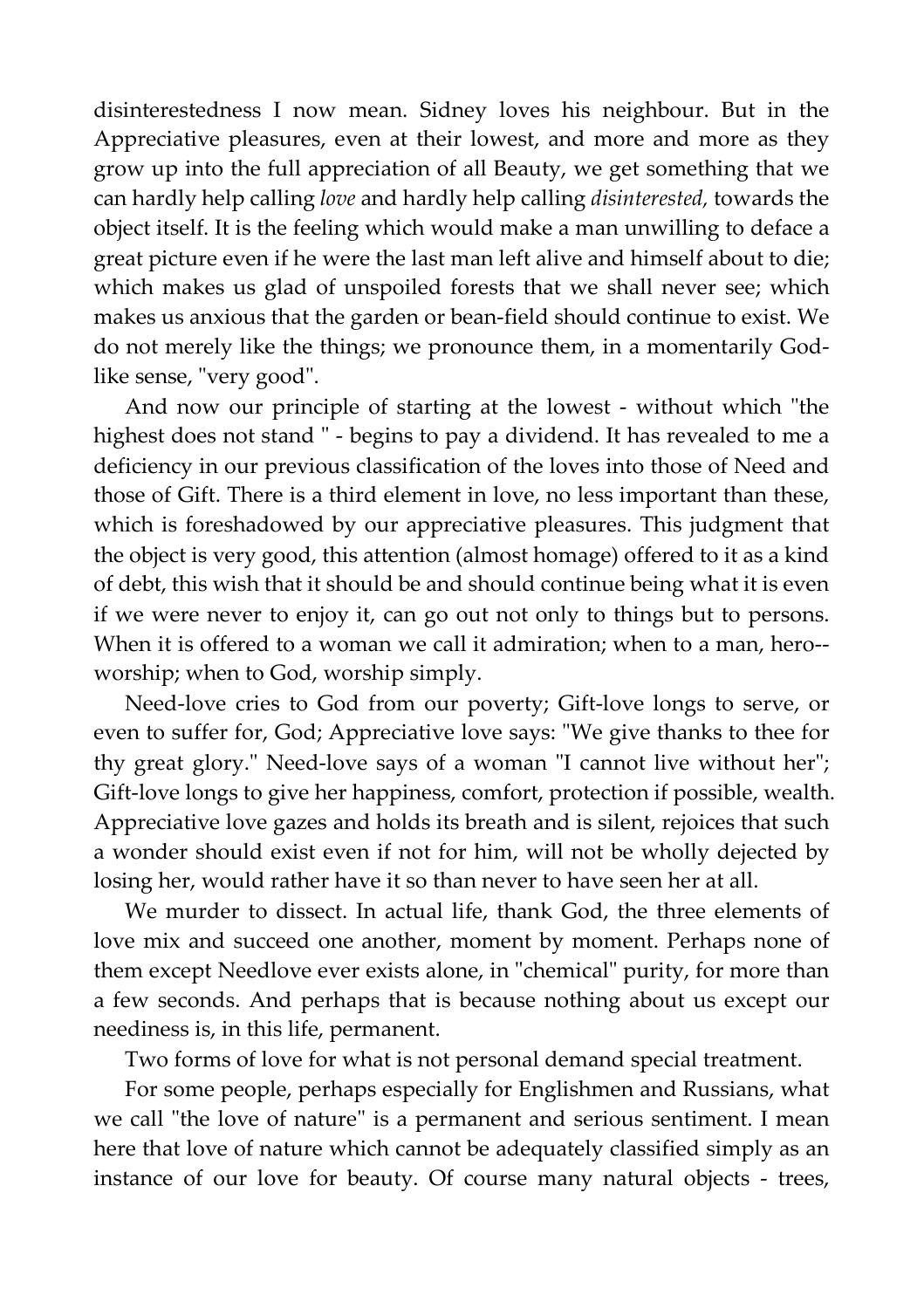disinterestedness I now mean. Sidney loves his neighbour. But in the Appreciative pleasures, even at their lowest, and more and more as they grow up into the full appreciation of all Beauty, we get something that we can hardly help calling *love* and hardly help calling *disinterested,* towards the object itself. It is the feeling which would make a man unwilling to deface a great picture even if he were the last man left alive and himself about to die; which makes us glad of unspoiled forests that we shall never see; which makes us anxious that the garden or bean-field should continue to exist. We do not merely like the things; we pronounce them, in a momentarily God-like sense, "very good".

And now our principle of starting at the lowest - without which "the highest does not stand " - begins to pay a dividend. It has revealed to me a deficiency in our previous classification of the loves into those of Need and those of Gift. There is a third element in love, no less important than these, which is foreshadowed by our appreciative pleasures. This judgment that the object is very good, this attention (almost homage) offered to it as a kind of debt, this wish that it should be and should continue being what it is even if we were never to enjoy it, can go out not only to things but to persons. When it is offered to a woman we call it admiration; when to a man, hero--worship; when to God, worship simply.

Need-love cries to God from our poverty; Gift-love longs to serve, or even to suffer for, God; Appreciative love says: "We give thanks to thee for thy great glory." Need-love says of a woman "I cannot live without her"; Gift-love longs to give her happiness, comfort, protection if possible, wealth. Appreciative love gazes and holds its breath and is silent, rejoices that such a wonder should exist even if not for him, will not be wholly dejected by losing her, would rather have it so than never to have seen her at all.

We murder to dissect. In actual life, thank God, the three elements of love mix and succeed one another, moment by moment. Perhaps none of them except Needlove ever exists alone, in "chemical" purity, for more than a few seconds. And perhaps that is because nothing about us except our neediness is, in this life, permanent.

Two forms of love for what is not personal demand special treatment.

For some people, perhaps especially for Englishmen and Russians, what we call "the love of nature" is a permanent and serious sentiment. I mean here that love of nature which cannot be adequately classified simply as an instance of our love for beauty. Of course many natural objects - trees,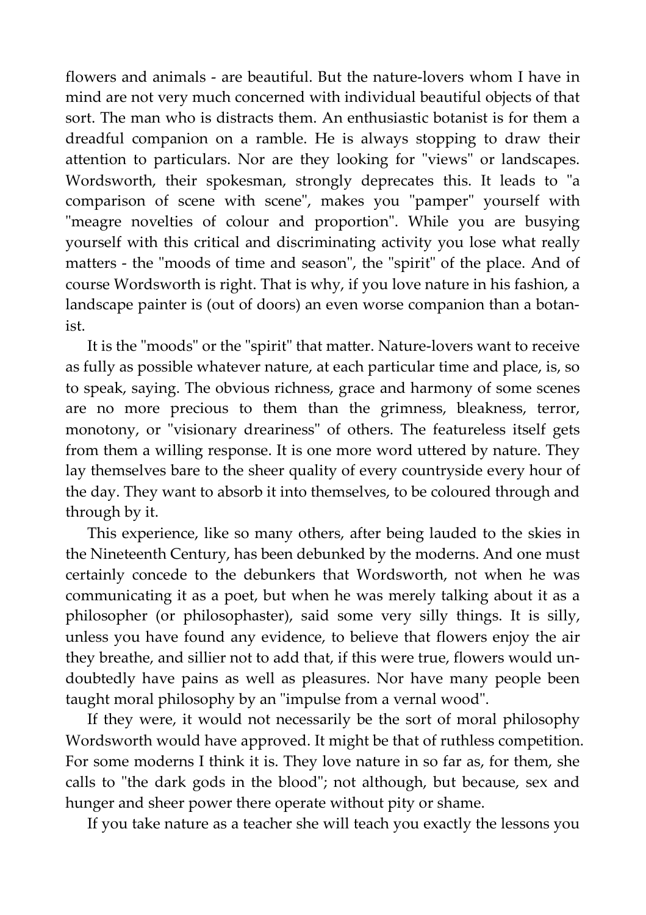flowers and animals - are beautiful. But the nature-lovers whom I have in mind are not very much concerned with individual beautiful objects of that sort. The man who is distracts them. An enthusiastic botanist is for them a dreadful companion on a ramble. He is always stopping to draw their attention to particulars. Nor are they looking for "views" or landscapes. Wordsworth, their spokesman, strongly deprecates this. It leads to "a comparison of scene with scene", makes you "pamper" yourself with "meagre novelties of colour and proportion". While you are busying yourself with this critical and discriminating activity you lose what really matters - the "moods of time and season", the "spirit" of the place. And of course Wordsworth is right. That is why, if you love nature in his fashion, a landscape painter is (out of doors) an even worse companion than a botanist.

It is the "moods" or the "spirit" that matter. Nature-lovers want to receive as fully as possible whatever nature, at each particular time and place, is, so to speak, saying. The obvious richness, grace and harmony of some scenes are no more precious to them than the grimness, bleakness, terror, monotony, or "visionary dreariness" of others. The featureless itself gets from them a willing response. It is one more word uttered by nature. They lay themselves bare to the sheer quality of every countryside every hour of the day. They want to absorb it into themselves, to be coloured through and through by it.

This experience, like so many others, after being lauded to the skies in the Nineteenth Century, has been debunked by the moderns. And one must certainly concede to the debunkers that Wordsworth, not when he was communicating it as a poet, but when he was merely talking about it as a philosopher (or philosophaster), said some very silly things. It is silly, unless you have found any evidence, to believe that flowers enjoy the air they breathe, and sillier not to add that, if this were true, flowers would undoubtedly have pains as well as pleasures. Nor have many people been taught moral philosophy by an "impulse from a vernal wood".

If they were, it would not necessarily be the sort of moral philosophy Wordsworth would have approved. It might be that of ruthless competition. For some moderns I think it is. They love nature in so far as, for them, she calls to "the dark gods in the blood"; not although, but because, sex and hunger and sheer power there operate without pity or shame.

If you take nature as a teacher she will teach you exactly the lessons you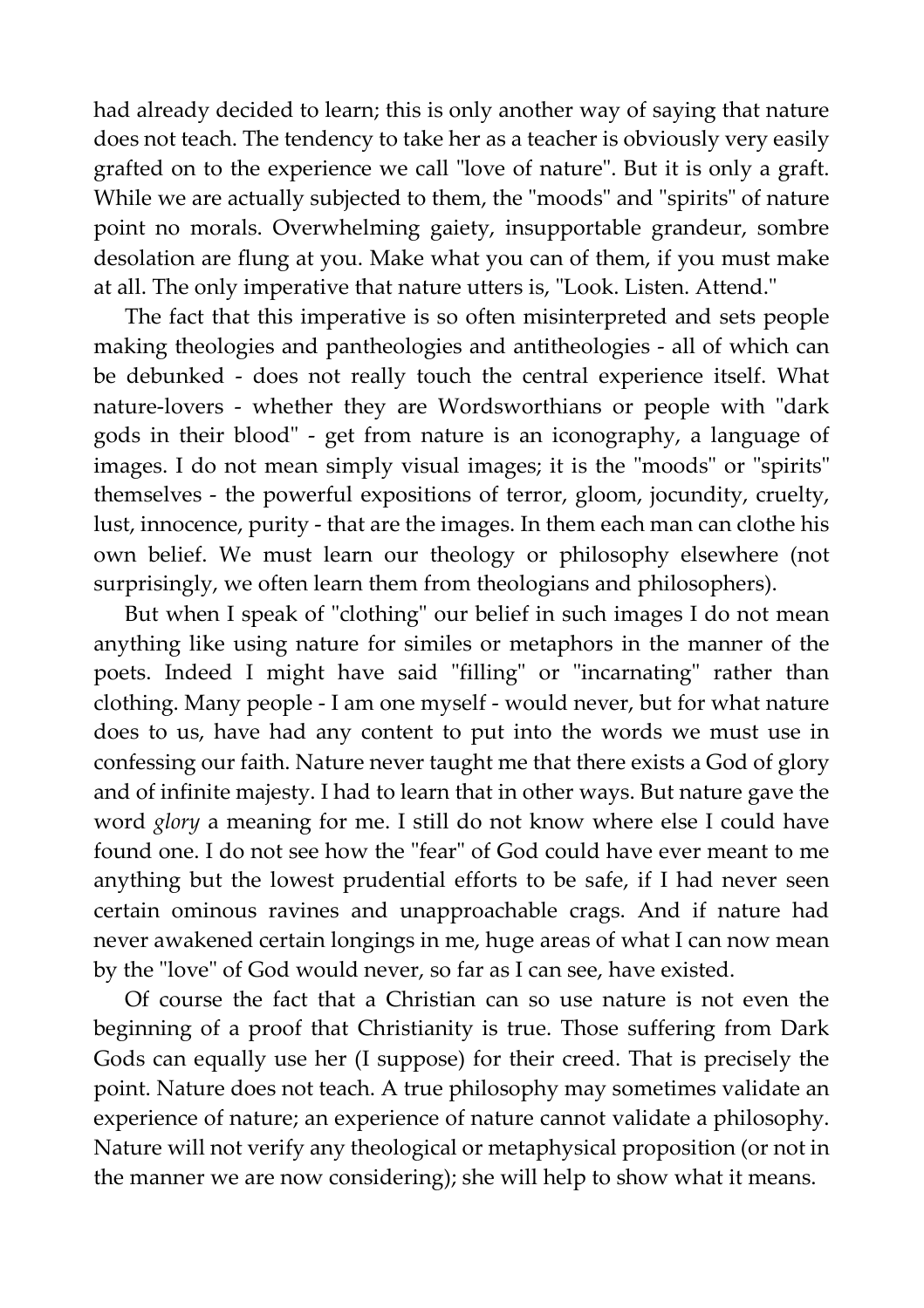had already decided to learn; this is only another way of saying that nature does not teach. The tendency to take her as a teacher is obviously very easily grafted on to the experience we call "love of nature". But it is only a graft. While we are actually subjected to them, the "moods" and "spirits" of nature point no morals. Overwhelming gaiety, insupportable grandeur, sombre desolation are flung at you. Make what you can of them, if you must make at all. The only imperative that nature utters is, "Look. Listen. Attend."

The fact that this imperative is so often misinterpreted and sets people making theologies and pantheologies and antitheologies - all of which can be debunked - does not really touch the central experience itself. What nature-lovers - whether they are Wordsworthians or people with "dark gods in their blood" - get from nature is an iconography, a language of images. I do not mean simply visual images; it is the "moods" or "spirits" themselves - the powerful expositions of terror, gloom, jocundity, cruelty, lust, innocence, purity - that are the images. In them each man can clothe his own belief. We must learn our theology or philosophy elsewhere (not surprisingly, we often learn them from theologians and philosophers).

But when I speak of "clothing" our belief in such images I do not mean anything like using nature for similes or metaphors in the manner of the poets. Indeed I might have said "filling" or "incarnating" rather than clothing. Many people - I am one myself - would never, but for what nature does to us, have had any content to put into the words we must use in confessing our faith. Nature never taught me that there exists a God of glory and of infinite majesty. I had to learn that in other ways. But nature gave the word *glory* a meaning for me. I still do not know where else I could have found one. I do not see how the "fear" of God could have ever meant to me anything but the lowest prudential efforts to be safe, if I had never seen certain ominous ravines and unapproachable crags. And if nature had never awakened certain longings in me, huge areas of what I can now mean by the "love" of God would never, so far as I can see, have existed.

Of course the fact that a Christian can so use nature is not even the beginning of a proof that Christianity is true. Those suffering from Dark Gods can equally use her (I suppose) for their creed. That is precisely the point. Nature does not teach. A true philosophy may sometimes validate an experience of nature; an experience of nature cannot validate a philosophy. Nature will not verify any theological or metaphysical proposition (or not in the manner we are now considering); she will help to show what it means.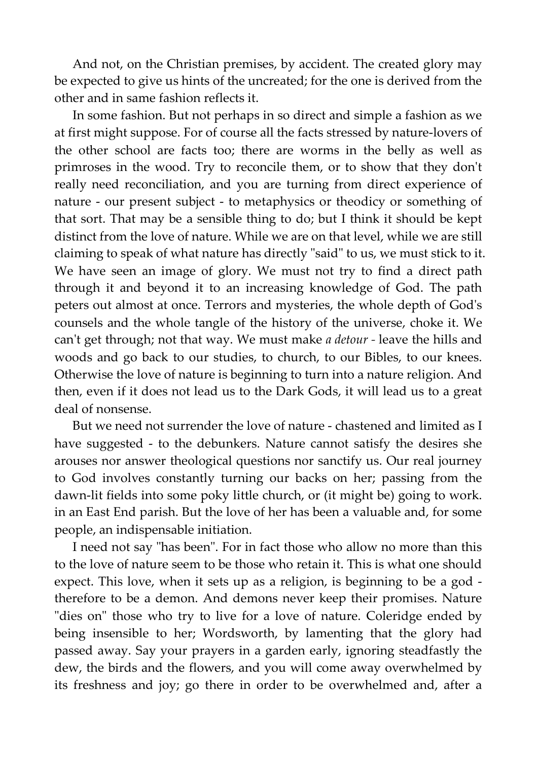And not, on the Christian premises, by accident. The created glory may be expected to give us hints of the uncreated; for the one is derived from the other and in same fashion reflects it.

In some fashion. But not perhaps in so direct and simple a fashion as we at first might suppose. For of course all the facts stressed by nature-lovers of the other school are facts too; there are worms in the belly as well as primroses in the wood. Try to reconcile them, or to show that they don't really need reconciliation, and you are turning from direct experience of nature - our present subject - to metaphysics or theodicy or something of that sort. That may be a sensible thing to do; but I think it should be kept distinct from the love of nature. While we are on that level, while we are still claiming to speak of what nature has directly "said" to us, we must stick to it. We have seen an image of glory. We must not try to find a direct path through it and beyond it to an increasing knowledge of God. The path peters out almost at once. Terrors and mysteries, the whole depth of God's counsels and the whole tangle of the history of the universe, choke it. We can't get through; not that way. We must make *a detour* - leave the hills and woods and go back to our studies, to church, to our Bibles, to our knees. Otherwise the love of nature is beginning to turn into a nature religion. And then, even if it does not lead us to the Dark Gods, it will lead us to a great deal of nonsense.

But we need not surrender the love of nature - chastened and limited as I have suggested - to the debunkers. Nature cannot satisfy the desires she arouses nor answer theological questions nor sanctify us. Our real journey to God involves constantly turning our backs on her; passing from the dawn-lit fields into some poky little church, or (it might be) going to work. in an East End parish. But the love of her has been a valuable and, for some people, an indispensable initiation.

I need not say "has been". For in fact those who allow no more than this to the love of nature seem to be those who retain it. This is what one should expect. This love, when it sets up as a religion, is beginning to be a god - therefore to be a demon. And demons never keep their promises. Nature "dies on" those who try to live for a love of nature. Coleridge ended by being insensible to her; Wordsworth, by lamenting that the glory had passed away. Say your prayers in a garden early, ignoring steadfastly the dew, the birds and the flowers, and you will come away overwhelmed by its freshness and joy; go there in order to be overwhelmed and, after a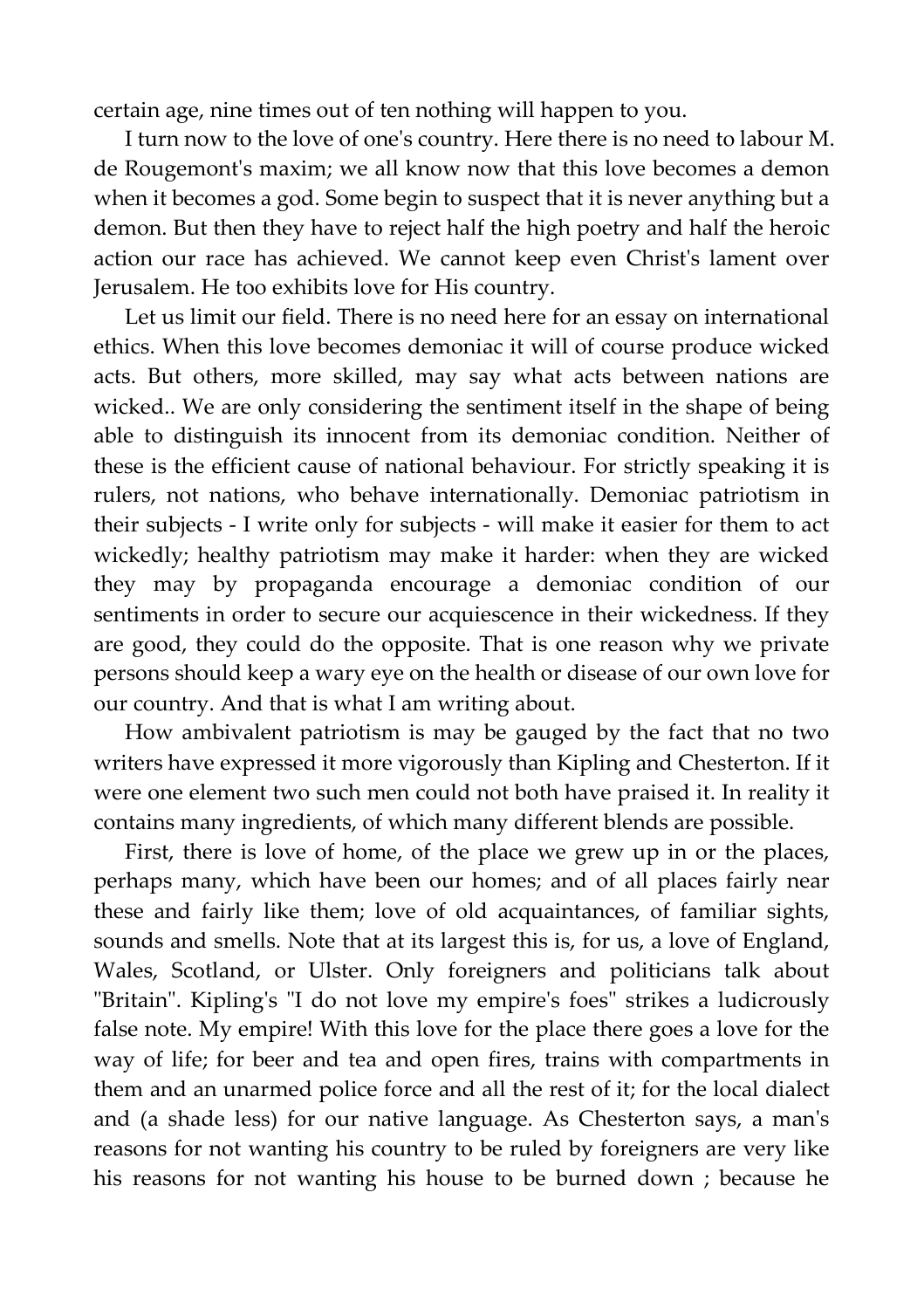certain age, nine times out of ten nothing will happen to you.

I turn now to the love of one's country. Here there is no need to labour M. de Rougemont's maxim; we all know now that this love becomes a demon when it becomes a god. Some begin to suspect that it is never anything but a demon. But then they have to reject half the high poetry and half the heroic action our race has achieved. We cannot keep even Christ's lament over Jerusalem. He too exhibits love for His country.

Let us limit our field. There is no need here for an essay on international ethics. When this love becomes demoniac it will of course produce wicked acts. But others, more skilled, may say what acts between nations are wicked.. We are only considering the sentiment itself in the shape of being able to distinguish its innocent from its demoniac condition. Neither of these is the efficient cause of national behaviour. For strictly speaking it is rulers, not nations, who behave internationally. Demoniac patriotism in their subjects - I write only for subjects - will make it easier for them to act wickedly; healthy patriotism may make it harder: when they are wicked they may by propaganda encourage a demoniac condition of our sentiments in order to secure our acquiescence in their wickedness. If they are good, they could do the opposite. That is one reason why we private persons should keep a wary eye on the health or disease of our own love for our country. And that is what I am writing about.

How ambivalent patriotism is may be gauged by the fact that no two writers have expressed it more vigorously than Kipling and Chesterton. If it were one element two such men could not both have praised it. In reality it contains many ingredients, of which many different blends are possible.

First, there is love of home, of the place we grew up in or the places, perhaps many, which have been our homes; and of all places fairly near these and fairly like them; love of old acquaintances, of familiar sights, sounds and smells. Note that at its largest this is, for us, a love of England, Wales, Scotland, or Ulster. Only foreigners and politicians talk about "Britain". Kipling's "I do not love my empire's foes" strikes a ludicrously false note. My empire! With this love for the place there goes a love for the way of life; for beer and tea and open fires, trains with compartments in them and an unarmed police force and all the rest of it; for the local dialect and (a shade less) for our native language. As Chesterton says, a man's reasons for not wanting his country to be ruled by foreigners are very like his reasons for not wanting his house to be burned down ; because he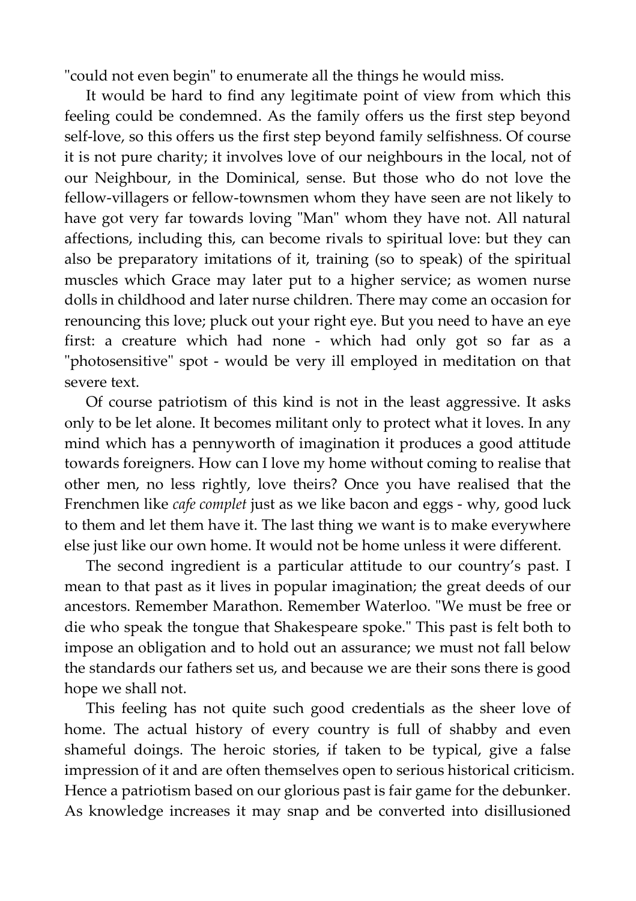"could not even begin" to enumerate all the things he would miss.

It would be hard to find any legitimate point of view from which this feeling could be condemned. As the family offers us the first step beyond self-love, so this offers us the first step beyond family selfishness. Of course it is not pure charity; it involves love of our neighbours in the local, not of our Neighbour, in the Dominical, sense. But those who do not love the fellow-villagers or fellow-townsmen whom they have seen are not likely to have got very far towards loving "Man" whom they have not. All natural affections, including this, can become rivals to spiritual love: but they can also be preparatory imitations of it, training (so to speak) of the spiritual muscles which Grace may later put to a higher service; as women nurse dolls in childhood and later nurse children. There may come an occasion for renouncing this love; pluck out your right eye. But you need to have an eye first: a creature which had none - which had only got so far as a "photosensitive" spot - would be very ill employed in meditation on that severe text.

Of course patriotism of this kind is not in the least aggressive. It asks only to be let alone. It becomes militant only to protect what it loves. In any mind which has a pennyworth of imagination it produces a good attitude towards foreigners. How can I love my home without coming to realise that other men, no less rightly, love theirs? Once you have realised that the Frenchmen like *cafe complet* just as we like bacon and eggs - why, good luck to them and let them have it. The last thing we want is to make everywhere else just like our own home. It would not be home unless it were different.

The second ingredient is a particular attitude to our country's past. I mean to that past as it lives in popular imagination; the great deeds of our ancestors. Remember Marathon. Remember Waterloo. "We must be free or die who speak the tongue that Shakespeare spoke." This past is felt both to impose an obligation and to hold out an assurance; we must not fall below the standards our fathers set us, and because we are their sons there is good hope we shall not.

This feeling has not quite such good credentials as the sheer love of home. The actual history of every country is full of shabby and even shameful doings. The heroic stories, if taken to be typical, give a false impression of it and are often themselves open to serious historical criticism. Hence a patriotism based on our glorious past is fair game for the debunker. As knowledge increases it may snap and be converted into disillusioned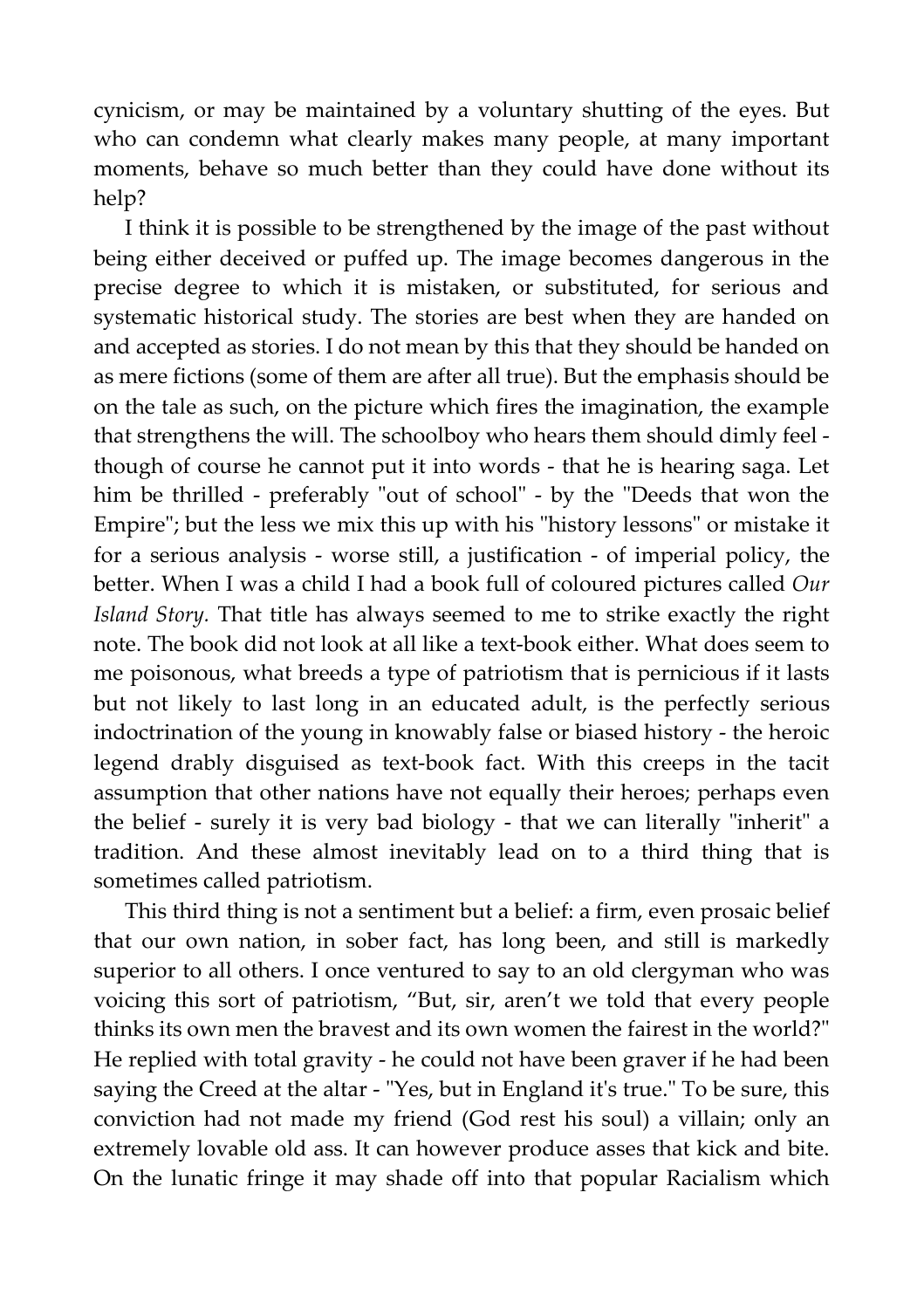cynicism, or may be maintained by a voluntary shutting of the eyes. But who can condemn what clearly makes many people, at many important moments, behave so much better than they could have done without its help?

I think it is possible to be strengthened by the image of the past without being either deceived or puffed up. The image becomes dangerous in the precise degree to which it is mistaken, or substituted, for serious and systematic historical study. The stories are best when they are handed on and accepted as stories. I do not mean by this that they should be handed on as mere fictions (some of them are after all true). But the emphasis should be on the tale as such, on the picture which fires the imagination, the example that strengthens the will. The schoolboy who hears them should dimly feel - though of course he cannot put it into words - that he is hearing saga. Let him be thrilled - preferably "out of school" - by the "Deeds that won the Empire"; but the less we mix this up with his "history lessons" or mistake it for a serious analysis - worse still, a justification - of imperial policy, the better. When I was a child I had a book full of coloured pictures called *Our Island Story.* That title has always seemed to me to strike exactly the right note. The book did not look at all like a text-book either. What does seem to me poisonous, what breeds a type of patriotism that is pernicious if it lasts but not likely to last long in an educated adult, is the perfectly serious indoctrination of the young in knowably false or biased history - the heroic legend drably disguised as text-book fact. With this creeps in the tacit assumption that other nations have not equally their heroes; perhaps even the belief - surely it is very bad biology - that we can literally "inherit" a tradition. And these almost inevitably lead on to a third thing that is sometimes called patriotism.

This third thing is not a sentiment but a belief: a firm, even prosaic belief that our own nation, in sober fact, has long been, and still is markedly superior to all others. I once ventured to say to an old clergyman who was voicing this sort of patriotism, "But, sir, aren't we told that every people thinks its own men the bravest and its own women the fairest in the world?" He replied with total gravity - he could not have been graver if he had been saying the Creed at the altar - "Yes, but in England it's true." To be sure, this conviction had not made my friend (God rest his soul) a villain; only an extremely lovable old ass. It can however produce asses that kick and bite. On the lunatic fringe it may shade off into that popular Racialism which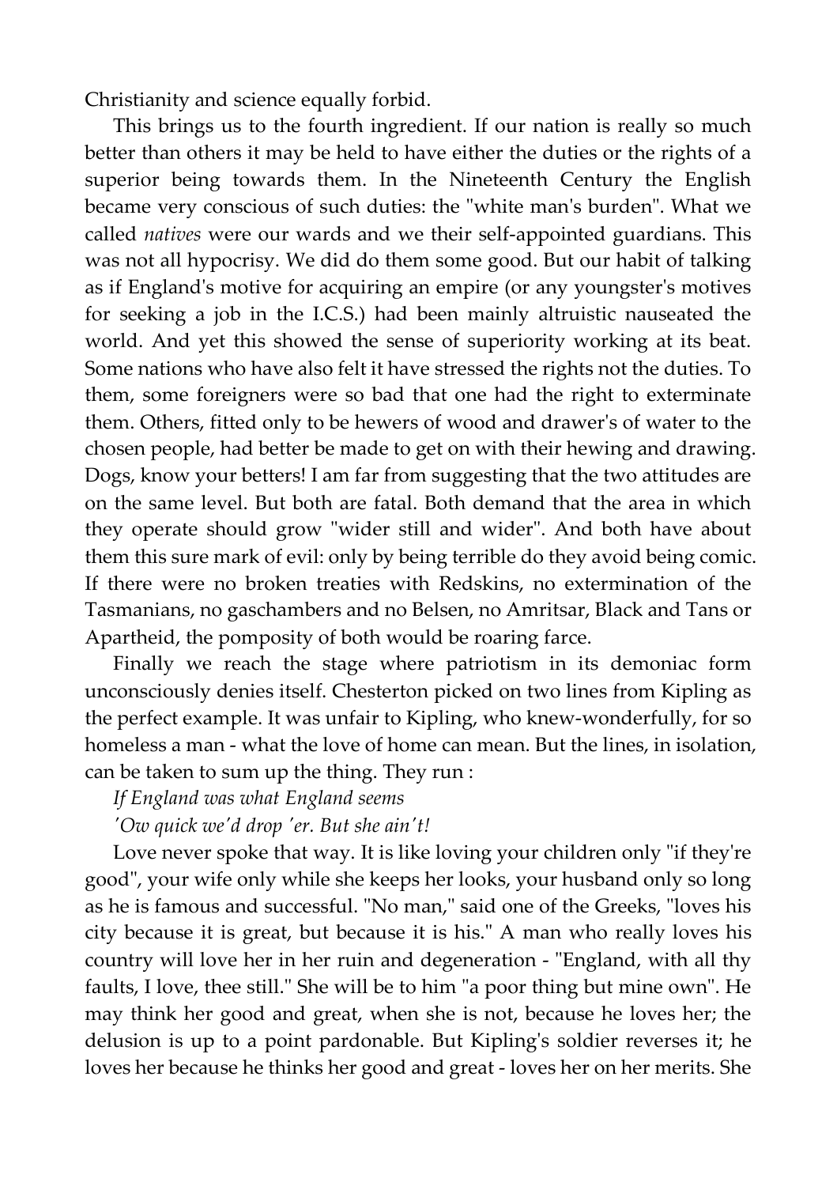Christianity and science equally forbid.

This brings us to the fourth ingredient. If our nation is really so much better than others it may be held to have either the duties or the rights of a superior being towards them. In the Nineteenth Century the English became very conscious of such duties: the "white man's burden". What we called *natives* were our wards and we their self-appointed guardians. This was not all hypocrisy. We did do them some good. But our habit of talking as if England's motive for acquiring an empire (or any youngster's motives for seeking a job in the I.C.S.) had been mainly altruistic nauseated the world. And yet this showed the sense of superiority working at its beat. Some nations who have also felt it have stressed the rights not the duties. To them, some foreigners were so bad that one had the right to exterminate them. Others, fitted only to be hewers of wood and drawer's of water to the chosen people, had better be made to get on with their hewing and drawing. Dogs, know your betters! I am far from suggesting that the two attitudes are on the same level. But both are fatal. Both demand that the area in which they operate should grow "wider still and wider". And both have about them this sure mark of evil: only by being terrible do they avoid being comic. If there were no broken treaties with Redskins, no extermination of the Tasmanians, no gaschambers and no Belsen, no Amritsar, Black and Tans or Apartheid, the pomposity of both would be roaring farce.

Finally we reach the stage where patriotism in its demoniac form unconsciously denies itself. Chesterton picked on two lines from Kipling as the perfect example. It was unfair to Kipling, who knew-wonderfully, for so homeless a man - what the love of home can mean. But the lines, in isolation, can be taken to sum up the thing. They run :

*If England was what England seems*
*'Ow quick we'd drop 'er. But she ain't!*

Love never spoke that way. It is like loving your children only "if they're good", your wife only while she keeps her looks, your husband only so long as he is famous and successful. "No man," said one of the Greeks, "loves his city because it is great, but because it is his." A man who really loves his country will love her in her ruin and degeneration - "England, with all thy faults, I love, thee still." She will be to him "a poor thing but mine own". He may think her good and great, when she is not, because he loves her; the delusion is up to a point pardonable. But Kipling's soldier reverses it; he loves her because he thinks her good and great - loves her on her merits. She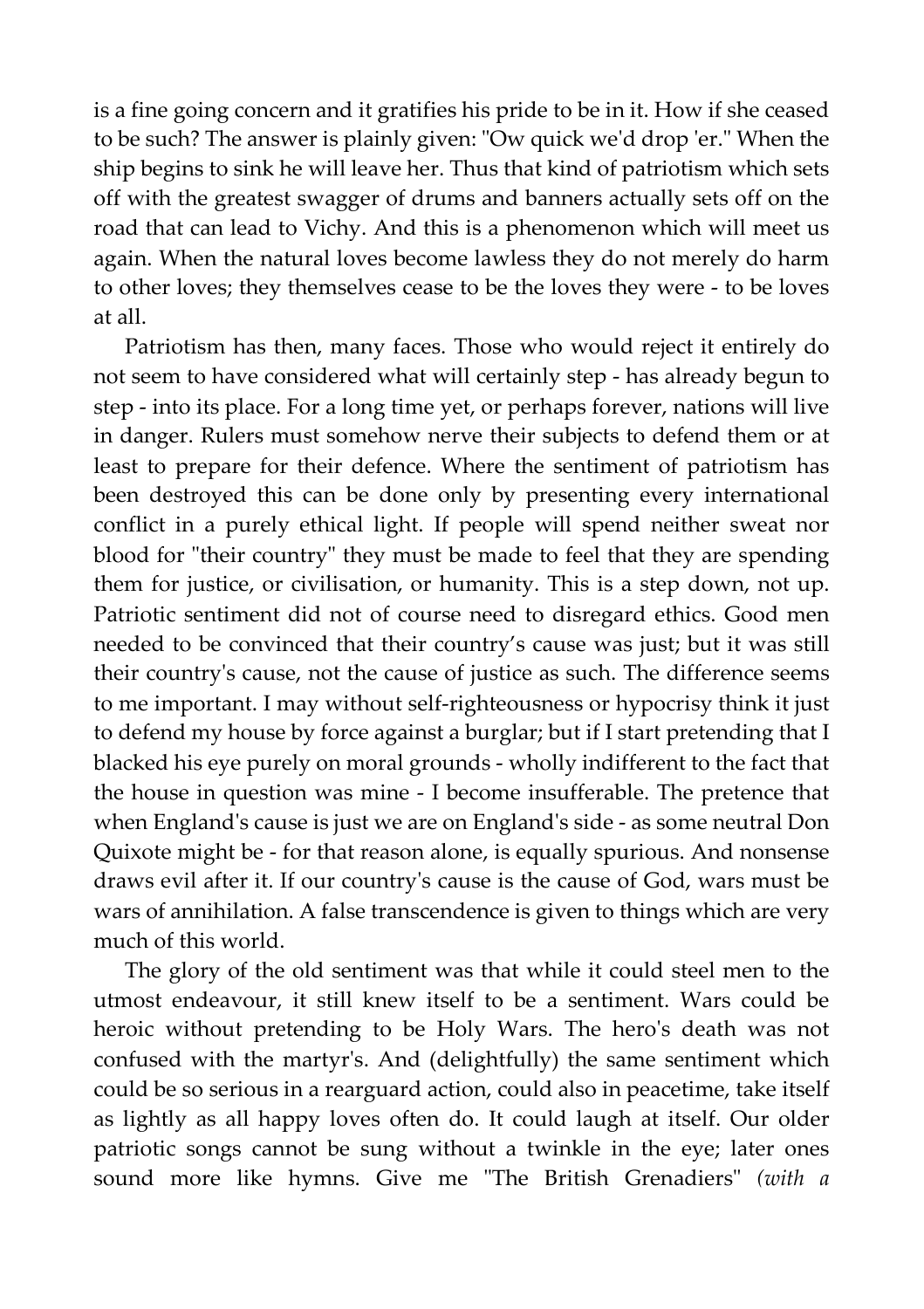is a fine going concern and it gratifies his pride to be in it. How if she ceased to be such? The answer is plainly given: "Ow quick we'd drop 'er." When the ship begins to sink he will leave her. Thus that kind of patriotism which sets off with the greatest swagger of drums and banners actually sets off on the road that can lead to Vichy. And this is a phenomenon which will meet us again. When the natural loves become lawless they do not merely do harm to other loves; they themselves cease to be the loves they were - to be loves at all.

Patriotism has then, many faces. Those who would reject it entirely do not seem to have considered what will certainly step - has already begun to step - into its place. For a long time yet, or perhaps forever, nations will live in danger. Rulers must somehow nerve their subjects to defend them or at least to prepare for their defence. Where the sentiment of patriotism has been destroyed this can be done only by presenting every international conflict in a purely ethical light. If people will spend neither sweat nor blood for "their country" they must be made to feel that they are spending them for justice, or civilisation, or humanity. This is a step down, not up. Patriotic sentiment did not of course need to disregard ethics. Good men needed to be convinced that their country's cause was just; but it was still their country's cause, not the cause of justice as such. The difference seems to me important. I may without self-righteousness or hypocrisy think it just to defend my house by force against a burglar; but if I start pretending that I blacked his eye purely on moral grounds - wholly indifferent to the fact that the house in question was mine - I become insufferable. The pretence that when England's cause is just we are on England's side - as some neutral Don Quixote might be - for that reason alone, is equally spurious. And nonsense draws evil after it. If our country's cause is the cause of God, wars must be wars of annihilation. A false transcendence is given to things which are very much of this world.

The glory of the old sentiment was that while it could steel men to the utmost endeavour, it still knew itself to be a sentiment. Wars could be heroic without pretending to be Holy Wars. The hero's death was not confused with the martyr's. And (delightfully) the same sentiment which could be so serious in a rearguard action, could also in peacetime, take itself as lightly as all happy loves often do. It could laugh at itself. Our older patriotic songs cannot be sung without a twinkle in the eye; later ones sound more like hymns. Give me "The British Grenadiers" *(with a*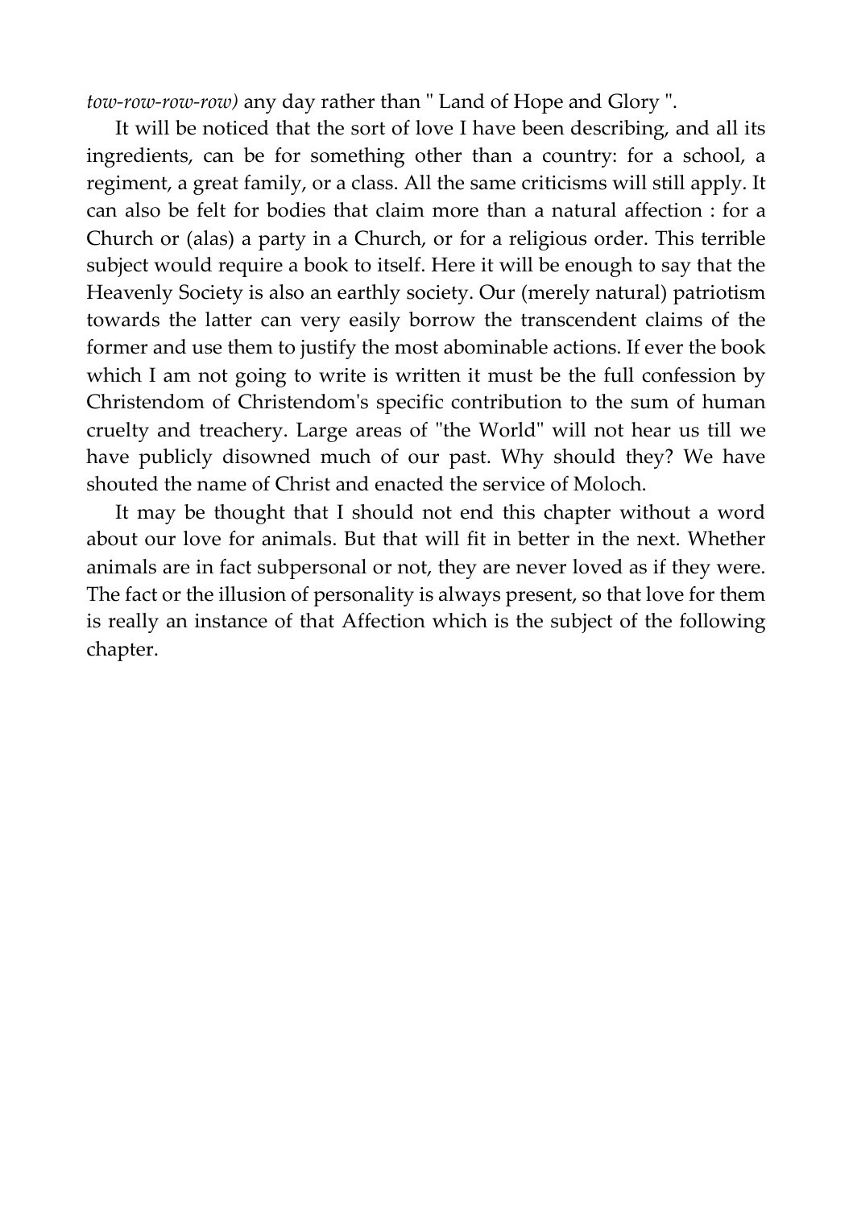*tow-row-row-row)* any day rather than " Land of Hope and Glory ".

It will be noticed that the sort of love I have been describing, and all its ingredients, can be for something other than a country: for a school, a regiment, a great family, or a class. All the same criticisms will still apply. It can also be felt for bodies that claim more than a natural affection : for a Church or (alas) a party in a Church, or for a religious order. This terrible subject would require a book to itself. Here it will be enough to say that the Heavenly Society is also an earthly society. Our (merely natural) patriotism towards the latter can very easily borrow the transcendent claims of the former and use them to justify the most abominable actions. If ever the book which I am not going to write is written it must be the full confession by Christendom of Christendom's specific contribution to the sum of human cruelty and treachery. Large areas of "the World" will not hear us till we have publicly disowned much of our past. Why should they? We have shouted the name of Christ and enacted the service of Moloch.

It may be thought that I should not end this chapter without a word about our love for animals. But that will fit in better in the next. Whether animals are in fact subpersonal or not, they are never loved as if they were. The fact or the illusion of personality is always present, so that love for them is really an instance of that Affection which is the subject of the following chapter.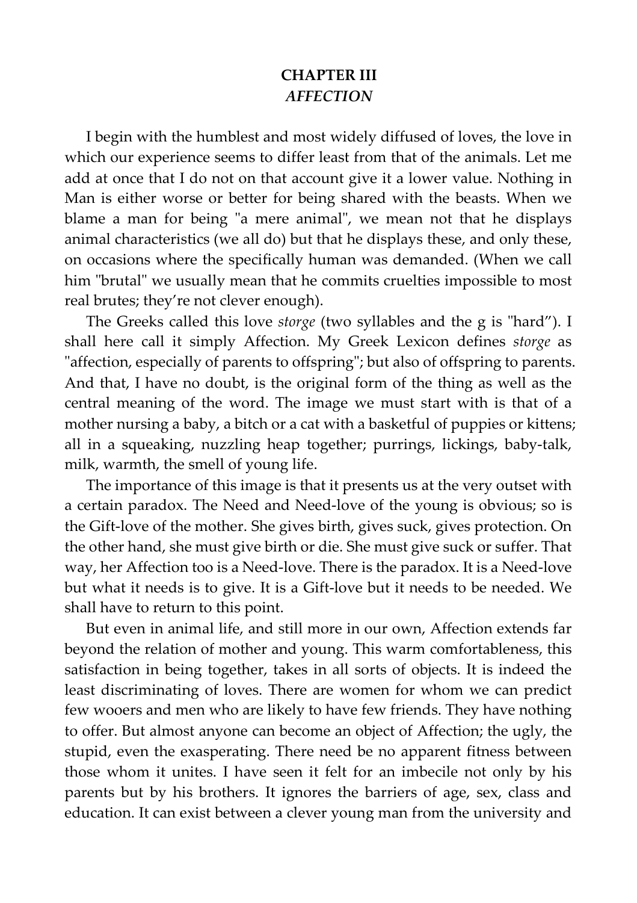# CHAPTER III
## *AFFECTION*

I begin with the humblest and most widely diffused of loves, the love in which our experience seems to differ least from that of the animals. Let me add at once that I do not on that account give it a lower value. Nothing in Man is either worse or better for being shared with the beasts. When we blame a man for being "a mere animal", we mean not that he displays animal characteristics (we all do) but that he displays these, and only these, on occasions where the specifically human was demanded. (When we call him "brutal" we usually mean that he commits cruelties impossible to most real brutes; they're not clever enough).

The Greeks called this love *storge* (two syllables and the g is "hard"). I shall here call it simply Affection. My Greek Lexicon defines *storge* as "affection, especially of parents to offspring"; but also of offspring to parents. And that, I have no doubt, is the original form of the thing as well as the central meaning of the word. The image we must start with is that of a mother nursing a baby, a bitch or a cat with a basketful of puppies or kittens; all in a squeaking, nuzzling heap together; purrings, lickings, baby-talk, milk, warmth, the smell of young life.

The importance of this image is that it presents us at the very outset with a certain paradox. The Need and Need-love of the young is obvious; so is the Gift-love of the mother. She gives birth, gives suck, gives protection. On the other hand, she must give birth or die. She must give suck or suffer. That way, her Affection too is a Need-love. There is the paradox. It is a Need-love but what it needs is to give. It is a Gift-love but it needs to be needed. We shall have to return to this point.

But even in animal life, and still more in our own, Affection extends far beyond the relation of mother and young. This warm comfortableness, this satisfaction in being together, takes in all sorts of objects. It is indeed the least discriminating of loves. There are women for whom we can predict few wooers and men who are likely to have few friends. They have nothing to offer. But almost anyone can become an object of Affection; the ugly, the stupid, even the exasperating. There need be no apparent fitness between those whom it unites. I have seen it felt for an imbecile not only by his parents but by his brothers. It ignores the barriers of age, sex, class and education. It can exist between a clever young man from the university and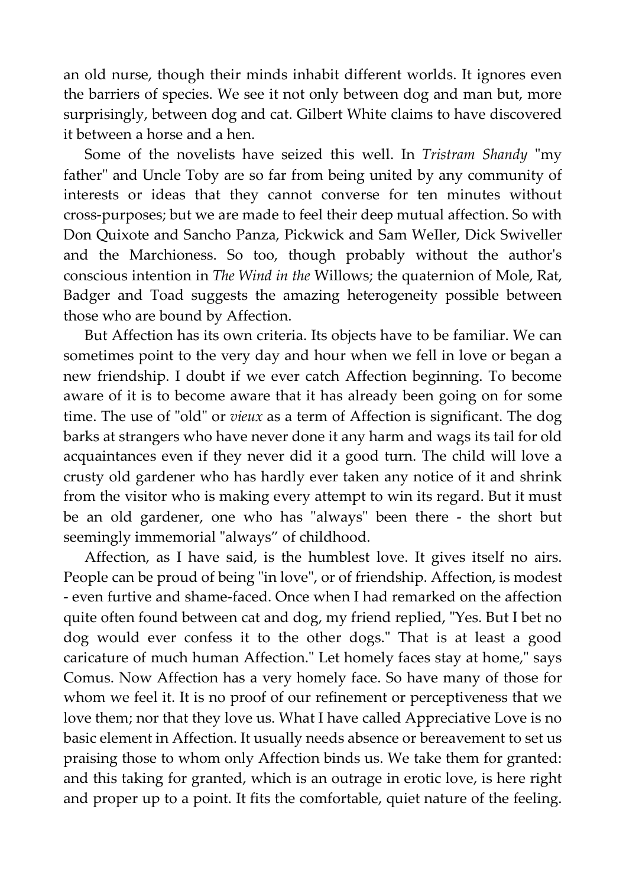an old nurse, though their minds inhabit different worlds. It ignores even the barriers of species. We see it not only between dog and man but, more surprisingly, between dog and cat. Gilbert White claims to have discovered it between a horse and a hen.

Some of the novelists have seized this well. In *Tristram Shandy* "my father" and Uncle Toby are so far from being united by any community of interests or ideas that they cannot converse for ten minutes without cross-purposes; but we are made to feel their deep mutual affection. So with Don Quixote and Sancho Panza, Pickwick and Sam WeIler, Dick Swiveller and the Marchioness. So too, though probably without the author's conscious intention in *The Wind in the* Willows; the quaternion of Mole, Rat, Badger and Toad suggests the amazing heterogeneity possible between those who are bound by Affection.

But Affection has its own criteria. Its objects have to be familiar. We can sometimes point to the very day and hour when we fell in love or began a new friendship. I doubt if we ever catch Affection beginning. To become aware of it is to become aware that it has already been going on for some time. The use of "old" or *vieux* as a term of Affection is significant. The dog barks at strangers who have never done it any harm and wags its tail for old acquaintances even if they never did it a good turn. The child will love a crusty old gardener who has hardly ever taken any notice of it and shrink from the visitor who is making every attempt to win its regard. But it must be an old gardener, one who has "always" been there - the short but seemingly immemorial "always" of childhood.

Affection, as I have said, is the humblest love. It gives itself no airs. People can be proud of being "in love", or of friendship. Affection, is modest - even furtive and shame-faced. Once when I had remarked on the affection quite often found between cat and dog, my friend replied, "Yes. But I bet no dog would ever confess it to the other dogs." That is at least a good caricature of much human Affection." Let homely faces stay at home," says Comus. Now Affection has a very homely face. So have many of those for whom we feel it. It is no proof of our refinement or perceptiveness that we love them; nor that they love us. What I have called Appreciative Love is no basic element in Affection. It usually needs absence or bereavement to set us praising those to whom only Affection binds us. We take them for granted: and this taking for granted, which is an outrage in erotic love, is here right and proper up to a point. It fits the comfortable, quiet nature of the feeling.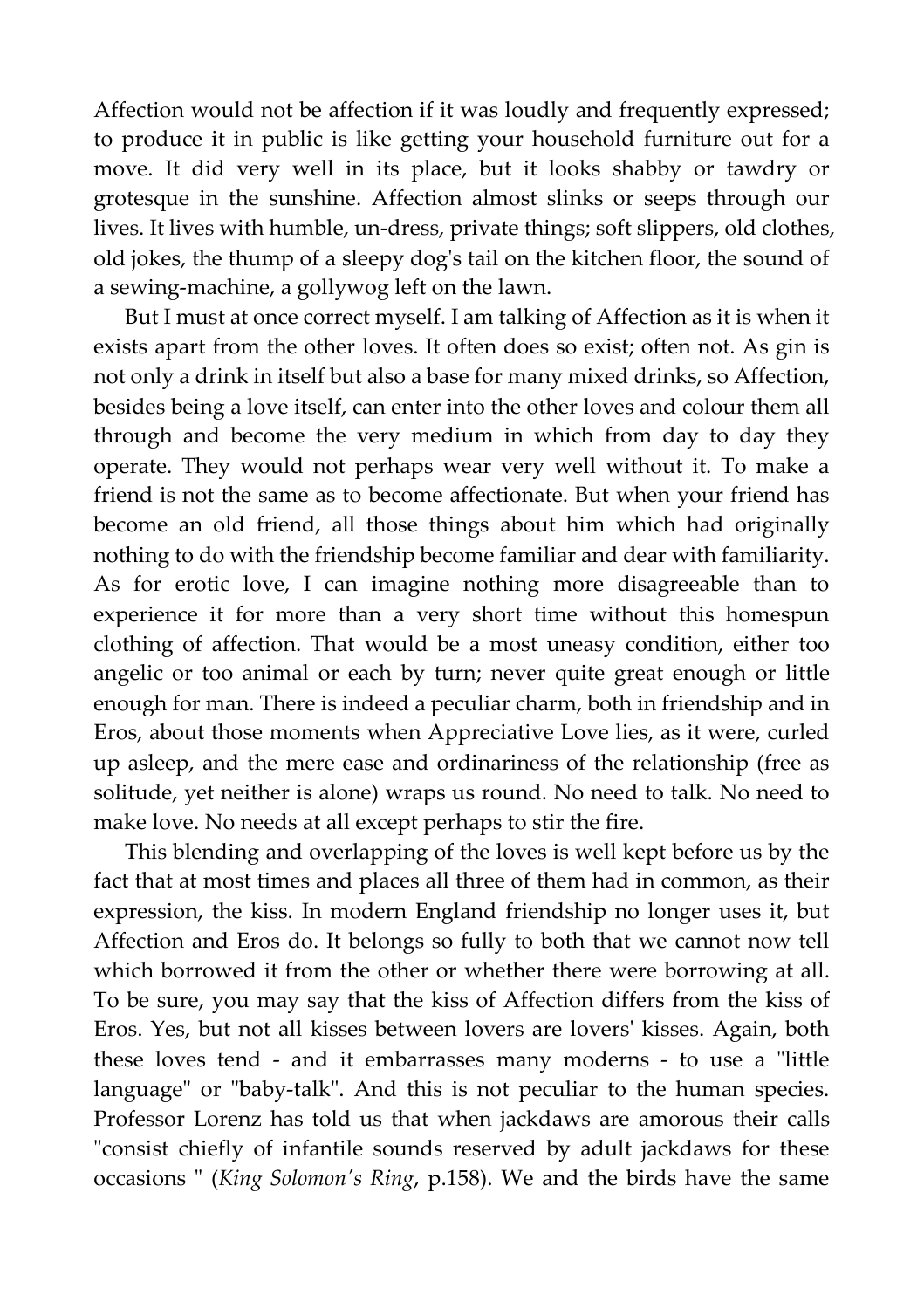Affection would not be affection if it was loudly and frequently expressed; to produce it in public is like getting your household furniture out for a move. It did very well in its place, but it looks shabby or tawdry or grotesque in the sunshine. Affection almost slinks or seeps through our lives. It lives with humble, un-dress, private things; soft slippers, old clothes, old jokes, the thump of a sleepy dog's tail on the kitchen floor, the sound of a sewing-machine, a gollywog left on the lawn.

But I must at once correct myself. I am talking of Affection as it is when it exists apart from the other loves. It often does so exist; often not. As gin is not only a drink in itself but also a base for many mixed drinks, so Affection, besides being a love itself, can enter into the other loves and colour them all through and become the very medium in which from day to day they operate. They would not perhaps wear very well without it. To make a friend is not the same as to become affectionate. But when your friend has become an old friend, all those things about him which had originally nothing to do with the friendship become familiar and dear with familiarity. As for erotic love, I can imagine nothing more disagreeable than to experience it for more than a very short time without this homespun clothing of affection. That would be a most uneasy condition, either too angelic or too animal or each by turn; never quite great enough or little enough for man. There is indeed a peculiar charm, both in friendship and in Eros, about those moments when Appreciative Love lies, as it were, curled up asleep, and the mere ease and ordinariness of the relationship (free as solitude, yet neither is alone) wraps us round. No need to talk. No need to make love. No needs at all except perhaps to stir the fire.

This blending and overlapping of the loves is well kept before us by the fact that at most times and places all three of them had in common, as their expression, the kiss. In modern England friendship no longer uses it, but Affection and Eros do. It belongs so fully to both that we cannot now tell which borrowed it from the other or whether there were borrowing at all. To be sure, you may say that the kiss of Affection differs from the kiss of Eros. Yes, but not all kisses between lovers are lovers' kisses. Again, both these loves tend - and it embarrasses many moderns - to use a "little language" or "baby-talk". And this is not peculiar to the human species. Professor Lorenz has told us that when jackdaws are amorous their calls "consist chiefly of infantile sounds reserved by adult jackdaws for these occasions " (*King Solomon's Ring*, p.158). We and the birds have the same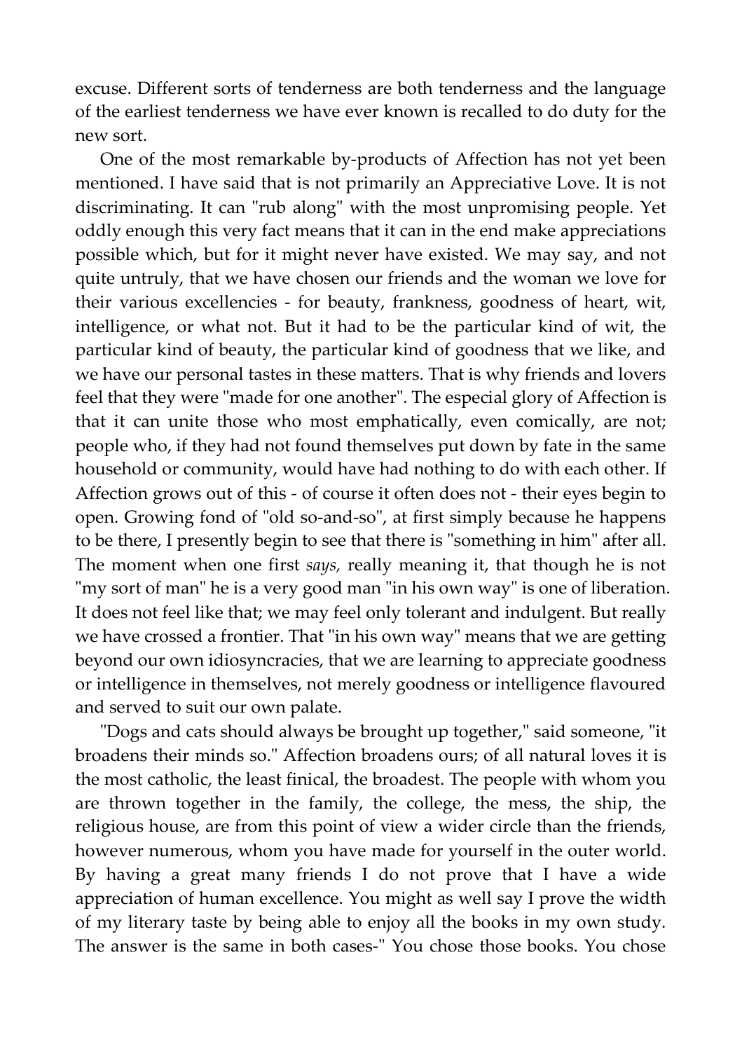excuse. Different sorts of tenderness are both tenderness and the language of the earliest tenderness we have ever known is recalled to do duty for the new sort.

One of the most remarkable by-products of Affection has not yet been mentioned. I have said that is not primarily an Appreciative Love. It is not discriminating. It can "rub along" with the most unpromising people. Yet oddly enough this very fact means that it can in the end make appreciations possible which, but for it might never have existed. We may say, and not quite untruly, that we have chosen our friends and the woman we love for their various excellencies - for beauty, frankness, goodness of heart, wit, intelligence, or what not. But it had to be the particular kind of wit, the particular kind of beauty, the particular kind of goodness that we like, and we have our personal tastes in these matters. That is why friends and lovers feel that they were "made for one another". The especial glory of Affection is that it can unite those who most emphatically, even comically, are not; people who, if they had not found themselves put down by fate in the same household or community, would have had nothing to do with each other. If Affection grows out of this - of course it often does not - their eyes begin to open. Growing fond of "old so-and-so", at first simply because he happens to be there, I presently begin to see that there is "something in him" after all. The moment when one first *says,* really meaning it, that though he is not "my sort of man" he is a very good man "in his own way" is one of liberation. It does not feel like that; we may feel only tolerant and indulgent. But really we have crossed a frontier. That "in his own way" means that we are getting beyond our own idiosyncracies, that we are learning to appreciate goodness or intelligence in themselves, not merely goodness or intelligence flavoured and served to suit our own palate.

"Dogs and cats should always be brought up together," said someone, "it broadens their minds so." Affection broadens ours; of all natural loves it is the most catholic, the least finical, the broadest. The people with whom you are thrown together in the family, the college, the mess, the ship, the religious house, are from this point of view a wider circle than the friends, however numerous, whom you have made for yourself in the outer world. By having a great many friends I do not prove that I have a wide appreciation of human excellence. You might as well say I prove the width of my literary taste by being able to enjoy all the books in my own study. The answer is the same in both cases-" You chose those books. You chose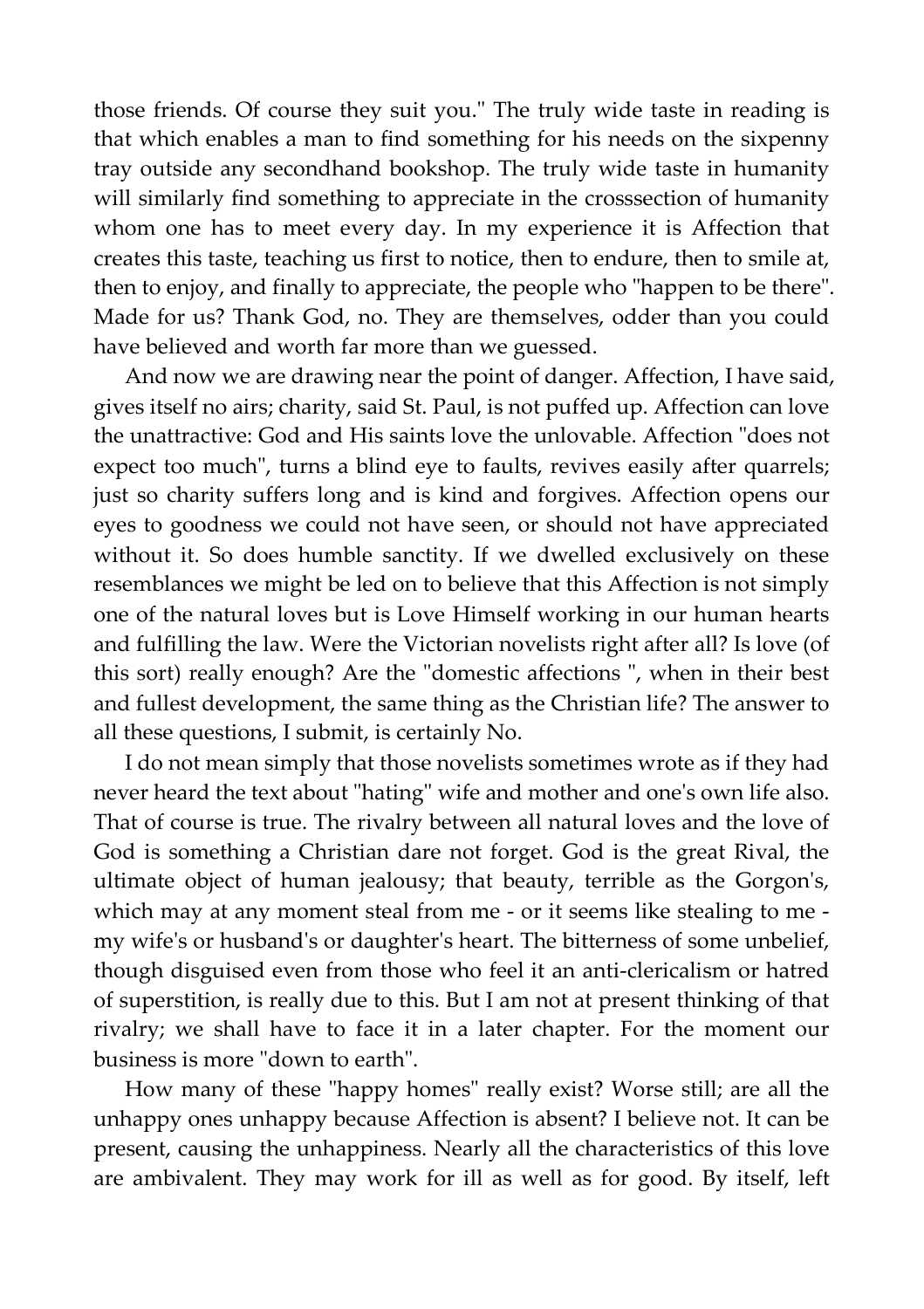those friends. Of course they suit you." The truly wide taste in reading is that which enables a man to find something for his needs on the sixpenny tray outside any secondhand bookshop. The truly wide taste in humanity will similarly find something to appreciate in the crosssection of humanity whom one has to meet every day. In my experience it is Affection that creates this taste, teaching us first to notice, then to endure, then to smile at, then to enjoy, and finally to appreciate, the people who "happen to be there". Made for us? Thank God, no. They are themselves, odder than you could have believed and worth far more than we guessed.

And now we are drawing near the point of danger. Affection, I have said, gives itself no airs; charity, said St. Paul, is not puffed up. Affection can love the unattractive: God and His saints love the unlovable. Affection "does not expect too much", turns a blind eye to faults, revives easily after quarrels; just so charity suffers long and is kind and forgives. Affection opens our eyes to goodness we could not have seen, or should not have appreciated without it. So does humble sanctity. If we dwelled exclusively on these resemblances we might be led on to believe that this Affection is not simply one of the natural loves but is Love Himself working in our human hearts and fulfilling the law. Were the Victorian novelists right after all? Is love (of this sort) really enough? Are the "domestic affections ", when in their best and fullest development, the same thing as the Christian life? The answer to all these questions, I submit, is certainly No.

I do not mean simply that those novelists sometimes wrote as if they had never heard the text about "hating" wife and mother and one's own life also. That of course is true. The rivalry between all natural loves and the love of God is something a Christian dare not forget. God is the great Rival, the ultimate object of human jealousy; that beauty, terrible as the Gorgon's, which may at any moment steal from me - or it seems like stealing to me - my wife's or husband's or daughter's heart. The bitterness of some unbelief, though disguised even from those who feel it an anti-clericalism or hatred of superstition, is really due to this. But I am not at present thinking of that rivalry; we shall have to face it in a later chapter. For the moment our business is more "down to earth".

How many of these "happy homes" really exist? Worse still; are all the unhappy ones unhappy because Affection is absent? I believe not. It can be present, causing the unhappiness. Nearly all the characteristics of this love are ambivalent. They may work for ill as well as for good. By itself, left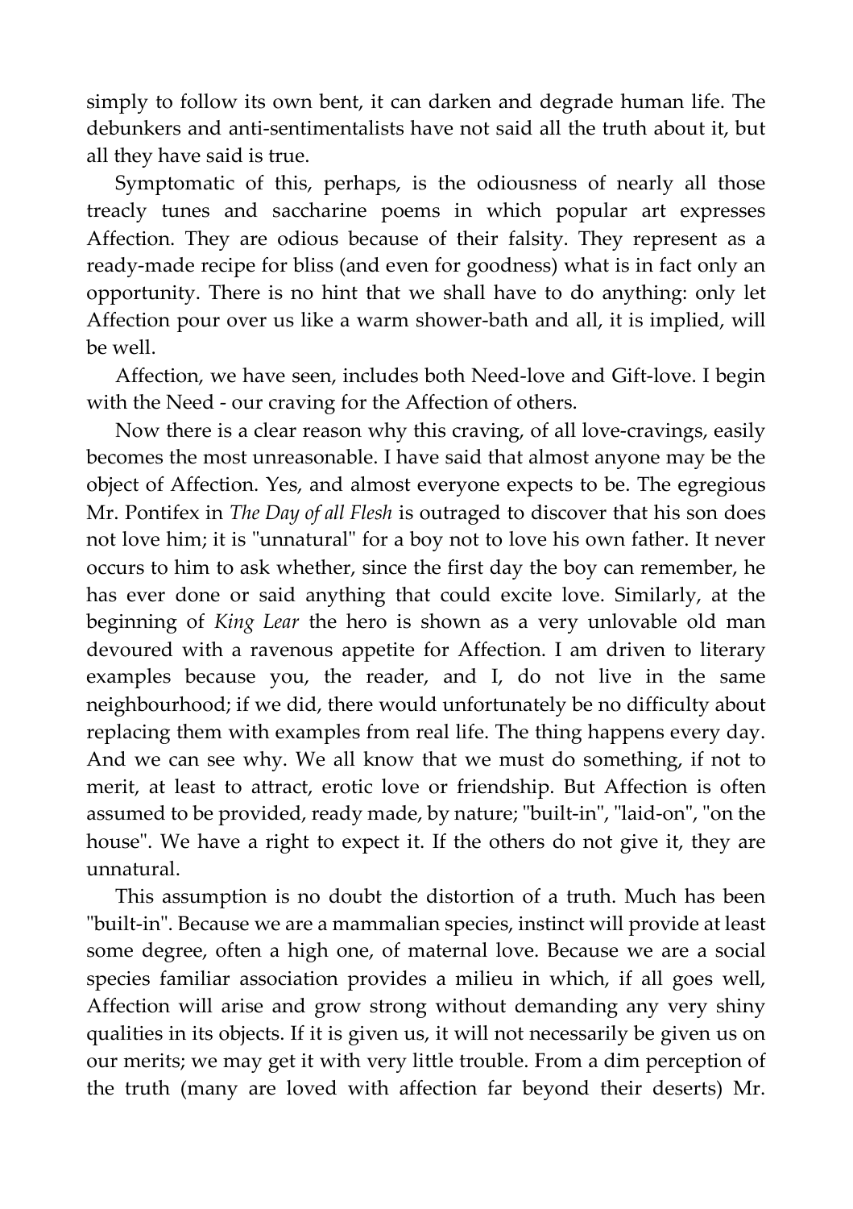simply to follow its own bent, it can darken and degrade human life. The debunkers and anti-sentimentalists have not said all the truth about it, but all they have said is true.

Symptomatic of this, perhaps, is the odiousness of nearly all those treacly tunes and saccharine poems in which popular art expresses Affection. They are odious because of their falsity. They represent as a ready-made recipe for bliss (and even for goodness) what is in fact only an opportunity. There is no hint that we shall have to do anything: only let Affection pour over us like a warm shower-bath and all, it is implied, will be well.

Affection, we have seen, includes both Need-love and Gift-love. I begin with the Need - our craving for the Affection of others.

Now there is a clear reason why this craving, of all love-cravings, easily becomes the most unreasonable. I have said that almost anyone may be the object of Affection. Yes, and almost everyone expects to be. The egregious Mr. Pontifex in *The Day of all Flesh* is outraged to discover that his son does not love him; it is "unnatural" for a boy not to love his own father. It never occurs to him to ask whether, since the first day the boy can remember, he has ever done or said anything that could excite love. Similarly, at the beginning of *King Lear* the hero is shown as a very unlovable old man devoured with a ravenous appetite for Affection. I am driven to literary examples because you, the reader, and I, do not live in the same neighbourhood; if we did, there would unfortunately be no difficulty about replacing them with examples from real life. The thing happens every day. And we can see why. We all know that we must do something, if not to merit, at least to attract, erotic love or friendship. But Affection is often assumed to be provided, ready made, by nature; "built-in", "laid-on", "on the house". We have a right to expect it. If the others do not give it, they are unnatural.

This assumption is no doubt the distortion of a truth. Much has been "built-in". Because we are a mammalian species, instinct will provide at least some degree, often a high one, of maternal love. Because we are a social species familiar association provides a milieu in which, if all goes well, Affection will arise and grow strong without demanding any very shiny qualities in its objects. If it is given us, it will not necessarily be given us on our merits; we may get it with very little trouble. From a dim perception of the truth (many are loved with affection far beyond their deserts) Mr.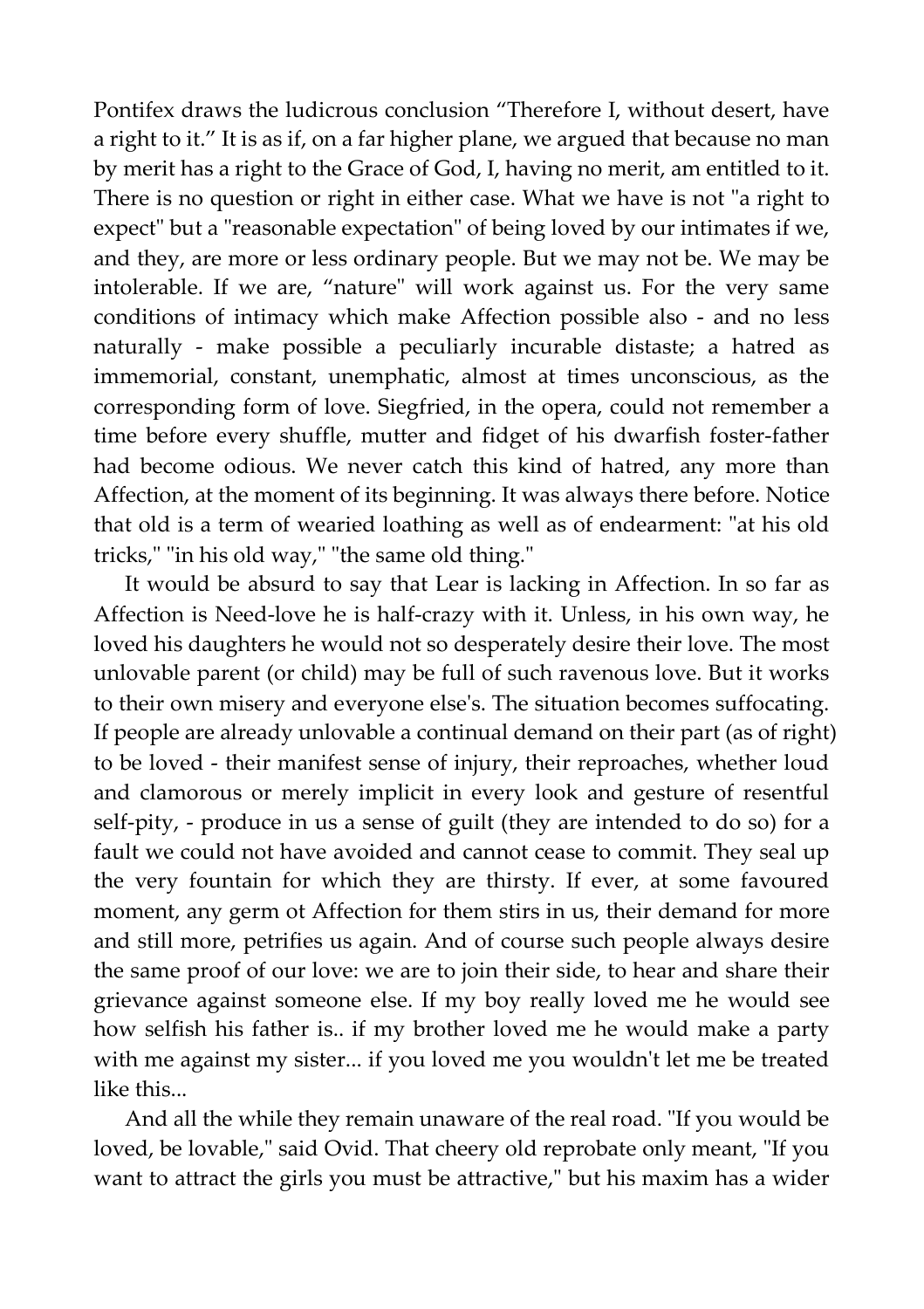Pontifex draws the ludicrous conclusion “Therefore I, without desert, have a right to it.” It is as if, on a far higher plane, we argued that because no man by merit has a right to the Grace of God, I, having no merit, am entitled to it. There is no question or right in either case. What we have is not "a right to expect" but a "reasonable expectation" of being loved by our intimates if we, and they, are more or less ordinary people. But we may not be. We may be intolerable. If we are, “nature" will work against us. For the very same conditions of intimacy which make Affection possible also - and no less naturally - make possible a peculiarly incurable distaste; a hatred as immemorial, constant, unemphatic, almost at times unconscious, as the corresponding form of love. Siegfried, in the opera, could not remember a time before every shuffle, mutter and fidget of his dwarfish foster-father had become odious. We never catch this kind of hatred, any more than Affection, at the moment of its beginning. It was always there before. Notice that old is a term of wearied loathing as well as of endearment: "at his old tricks," "in his old way," "the same old thing."

It would be absurd to say that Lear is lacking in Affection. In so far as Affection is Need-love he is half-crazy with it. Unless, in his own way, he loved his daughters he would not so desperately desire their love. The most unlovable parent (or child) may be full of such ravenous love. But it works to their own misery and everyone else's. The situation becomes suffocating. If people are already unlovable a continual demand on their part (as of right) to be loved - their manifest sense of injury, their reproaches, whether loud and clamorous or merely implicit in every look and gesture of resentful self-pity, - produce in us a sense of guilt (they are intended to do so) for a fault we could not have avoided and cannot cease to commit. They seal up the very fountain for which they are thirsty. If ever, at some favoured moment, any germ ot Affection for them stirs in us, their demand for more and still more, petrifies us again. And of course such people always desire the same proof of our love: we are to join their side, to hear and share their grievance against someone else. If my boy really loved me he would see how selfish his father is.. if my brother loved me he would make a party with me against my sister... if you loved me you wouldn't let me be treated like this...

And all the while they remain unaware of the real road. "If you would be loved, be lovable," said Ovid. That cheery old reprobate only meant, "If you want to attract the girls you must be attractive," but his maxim has a wider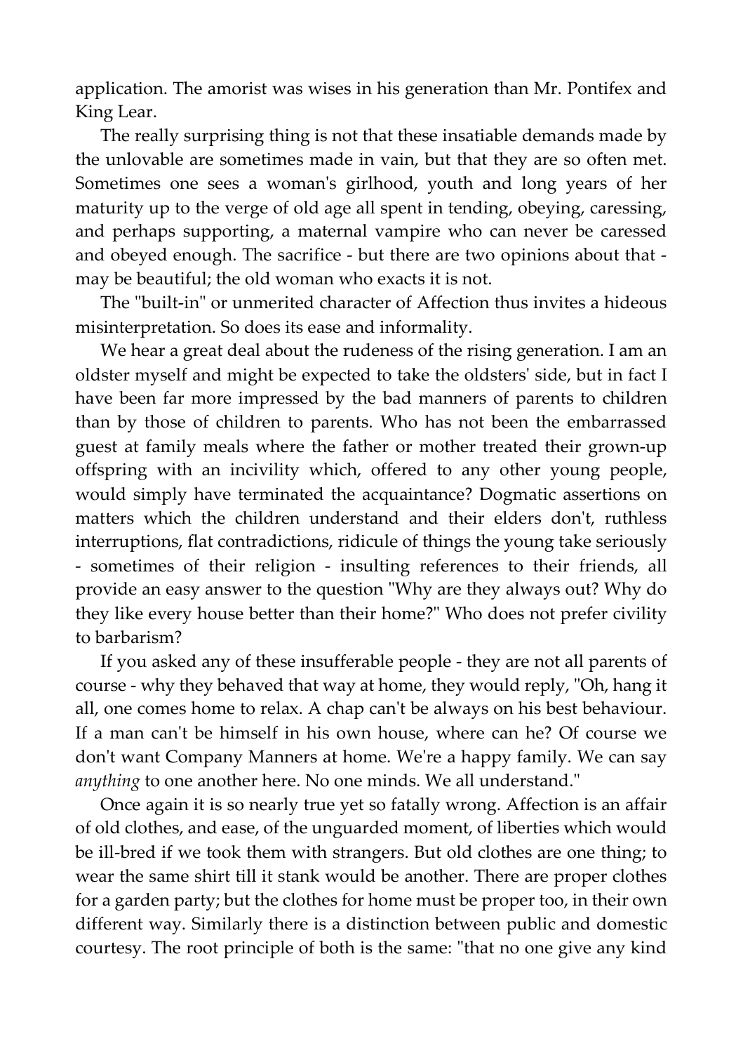application. The amorist was wises in his generation than Mr. Pontifex and King Lear.

The really surprising thing is not that these insatiable demands made by the unlovable are sometimes made in vain, but that they are so often met. Sometimes one sees a woman's girlhood, youth and long years of her maturity up to the verge of old age all spent in tending, obeying, caressing, and perhaps supporting, a maternal vampire who can never be caressed and obeyed enough. The sacrifice - but there are two opinions about that - may be beautiful; the old woman who exacts it is not.

The "built-in" or unmerited character of Affection thus invites a hideous misinterpretation. So does its ease and informality.

We hear a great deal about the rudeness of the rising generation. I am an oldster myself and might be expected to take the oldsters' side, but in fact I have been far more impressed by the bad manners of parents to children than by those of children to parents. Who has not been the embarrassed guest at family meals where the father or mother treated their grown-up offspring with an incivility which, offered to any other young people, would simply have terminated the acquaintance? Dogmatic assertions on matters which the children understand and their elders don't, ruthless interruptions, flat contradictions, ridicule of things the young take seriously - sometimes of their religion - insulting references to their friends, all provide an easy answer to the question "Why are they always out? Why do they like every house better than their home?" Who does not prefer civility to barbarism?

If you asked any of these insufferable people - they are not all parents of course - why they behaved that way at home, they would reply, "Oh, hang it all, one comes home to relax. A chap can't be always on his best behaviour. If a man can't be himself in his own house, where can he? Of course we don't want Company Manners at home. We're a happy family. We can say *anything* to one another here. No one minds. We all understand."

Once again it is so nearly true yet so fatally wrong. Affection is an affair of old clothes, and ease, of the unguarded moment, of liberties which would be ill-bred if we took them with strangers. But old clothes are one thing; to wear the same shirt till it stank would be another. There are proper clothes for a garden party; but the clothes for home must be proper too, in their own different way. Similarly there is a distinction between public and domestic courtesy. The root principle of both is the same: "that no one give any kind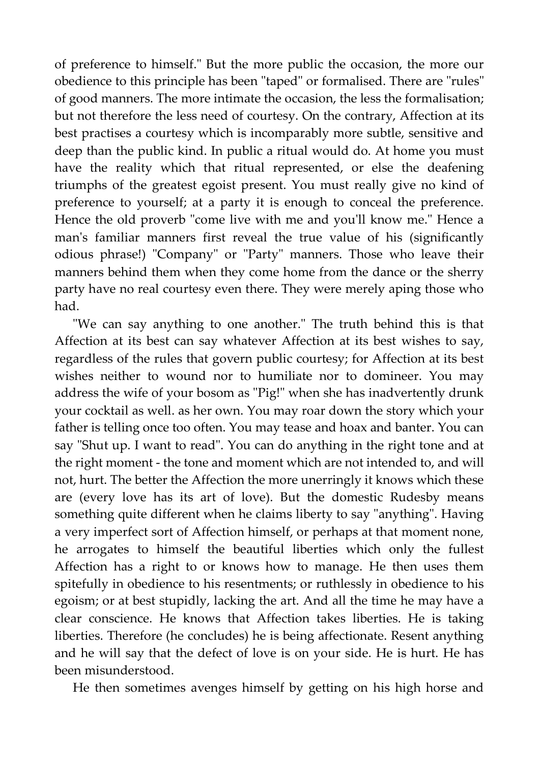of preference to himself." But the more public the occasion, the more our obedience to this principle has been "taped" or formalised. There are "rules" of good manners. The more intimate the occasion, the less the formalisation; but not therefore the less need of courtesy. On the contrary, Affection at its best practises a courtesy which is incomparably more subtle, sensitive and deep than the public kind. In public a ritual would do. At home you must have the reality which that ritual represented, or else the deafening triumphs of the greatest egoist present. You must really give no kind of preference to yourself; at a party it is enough to conceal the preference. Hence the old proverb "come live with me and you'll know me." Hence a man's familiar manners first reveal the true value of his (significantly odious phrase!) "Company" or "Party" manners. Those who leave their manners behind them when they come home from the dance or the sherry party have no real courtesy even there. They were merely aping those who had.

"We can say anything to one another." The truth behind this is that Affection at its best can say whatever Affection at its best wishes to say, regardless of the rules that govern public courtesy; for Affection at its best wishes neither to wound nor to humiliate nor to domineer. You may address the wife of your bosom as "Pig!" when she has inadvertently drunk your cocktail as well. as her own. You may roar down the story which your father is telling once too often. You may tease and hoax and banter. You can say "Shut up. I want to read". You can do anything in the right tone and at the right moment - the tone and moment which are not intended to, and will not, hurt. The better the Affection the more unerringly it knows which these are (every love has its art of love). But the domestic Rudesby means something quite different when he claims liberty to say "anything". Having a very imperfect sort of Affection himself, or perhaps at that moment none, he arrogates to himself the beautiful liberties which only the fullest Affection has a right to or knows how to manage. He then uses them spitefully in obedience to his resentments; or ruthlessly in obedience to his egoism; or at best stupidly, lacking the art. And all the time he may have a clear conscience. He knows that Affection takes liberties. He is taking liberties. Therefore (he concludes) he is being affectionate. Resent anything and he will say that the defect of love is on your side. He is hurt. He has been misunderstood.

He then sometimes avenges himself by getting on his high horse and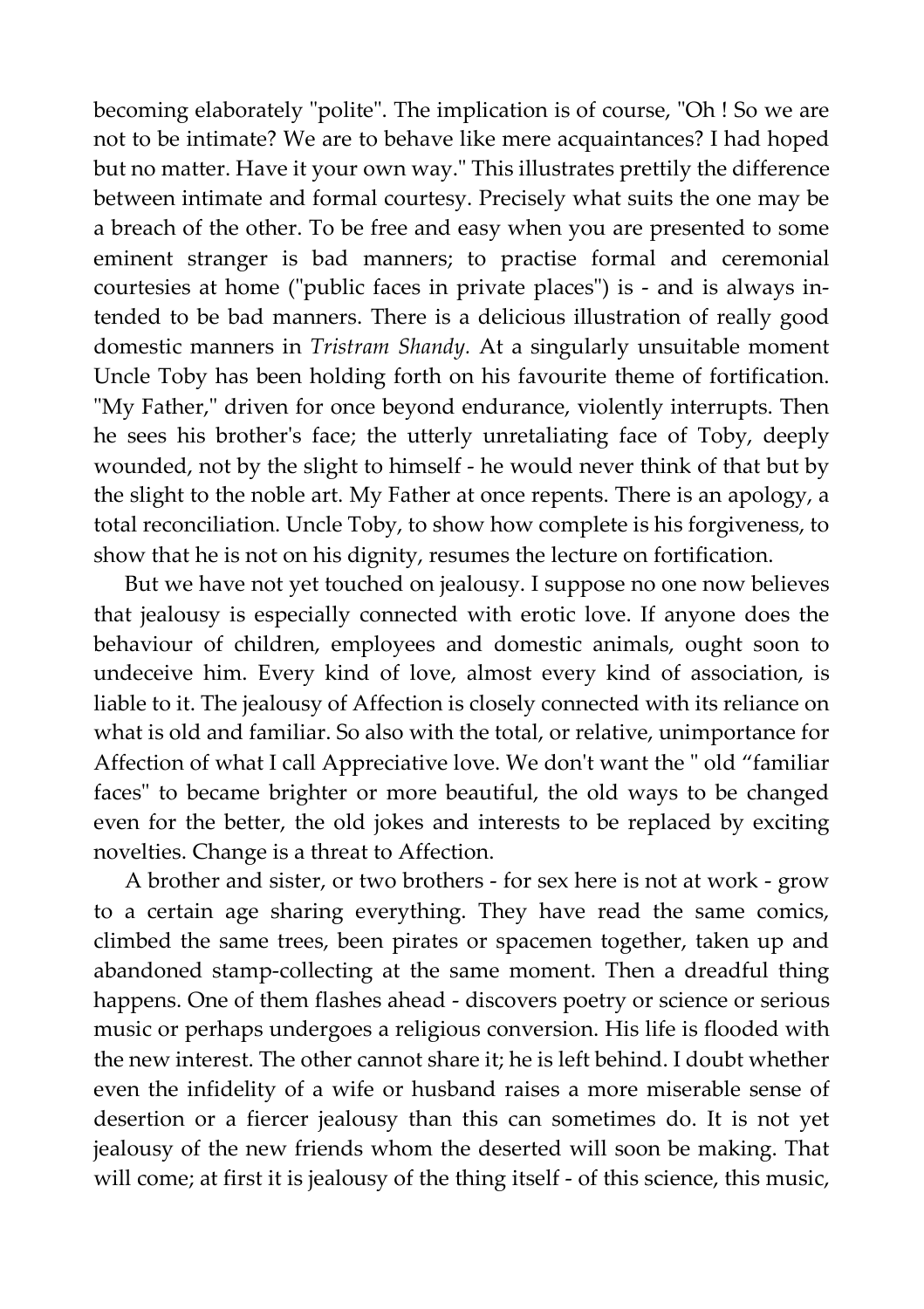becoming elaborately "polite". The implication is of course, "Oh ! So we are not to be intimate? We are to behave like mere acquaintances? I had hoped but no matter. Have it your own way." This illustrates prettily the difference between intimate and formal courtesy. Precisely what suits the one may be a breach of the other. To be free and easy when you are presented to some eminent stranger is bad manners; to practise formal and ceremonial courtesies at home ("public faces in private places") is - and is always intended to be bad manners. There is a delicious illustration of really good domestic manners in *Tristram Shandy.* At a singularly unsuitable moment Uncle Toby has been holding forth on his favourite theme of fortification. "My Father," driven for once beyond endurance, violently interrupts. Then he sees his brother's face; the utterly unretaliating face of Toby, deeply wounded, not by the slight to himself - he would never think of that but by the slight to the noble art. My Father at once repents. There is an apology, a total reconciliation. Uncle Toby, to show how complete is his forgiveness, to show that he is not on his dignity, resumes the lecture on fortification.

But we have not yet touched on jealousy. I suppose no one now believes that jealousy is especially connected with erotic love. If anyone does the behaviour of children, employees and domestic animals, ought soon to undeceive him. Every kind of love, almost every kind of association, is liable to it. The jealousy of Affection is closely connected with its reliance on what is old and familiar. So also with the total, or relative, unimportance for Affection of what I call Appreciative love. We don't want the " old "familiar faces" to became brighter or more beautiful, the old ways to be changed even for the better, the old jokes and interests to be replaced by exciting novelties. Change is a threat to Affection.

A brother and sister, or two brothers - for sex here is not at work - grow to a certain age sharing everything. They have read the same comics, climbed the same trees, been pirates or spacemen together, taken up and abandoned stamp-collecting at the same moment. Then a dreadful thing happens. One of them flashes ahead - discovers poetry or science or serious music or perhaps undergoes a religious conversion. His life is flooded with the new interest. The other cannot share it; he is left behind. I doubt whether even the infidelity of a wife or husband raises a more miserable sense of desertion or a fiercer jealousy than this can sometimes do. It is not yet jealousy of the new friends whom the deserted will soon be making. That will come; at first it is jealousy of the thing itself - of this science, this music,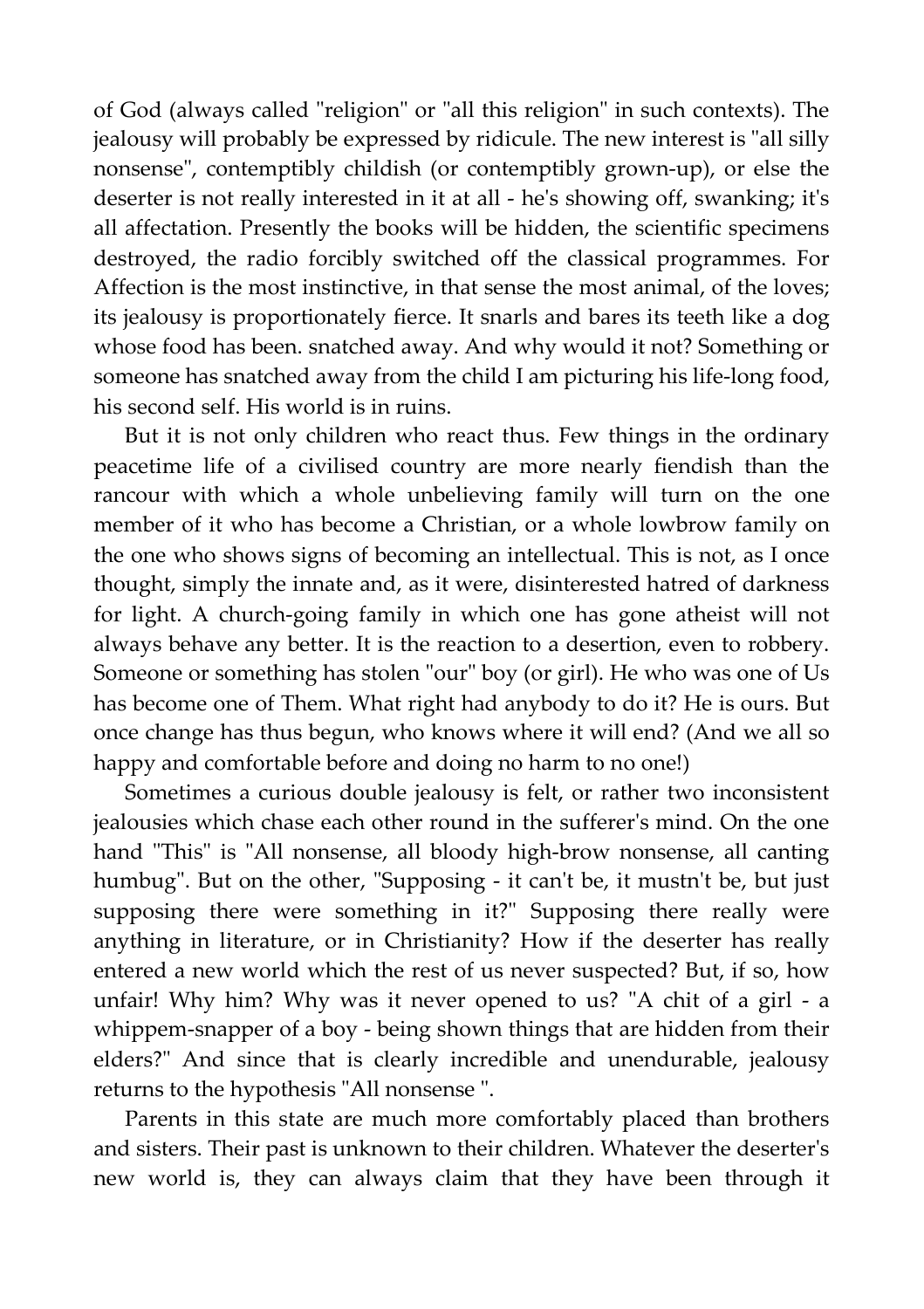of God (always called "religion" or "all this religion" in such contexts). The jealousy will probably be expressed by ridicule. The new interest is "all silly nonsense", contemptibly childish (or contemptibly grown-up), or else the deserter is not really interested in it at all - he's showing off, swanking; it's all affectation. Presently the books will be hidden, the scientific specimens destroyed, the radio forcibly switched off the classical programmes. For Affection is the most instinctive, in that sense the most animal, of the loves; its jealousy is proportionately fierce. It snarls and bares its teeth like a dog whose food has been. snatched away. And why would it not? Something or someone has snatched away from the child I am picturing his life-long food, his second self. His world is in ruins.

But it is not only children who react thus. Few things in the ordinary peacetime life of a civilised country are more nearly fiendish than the rancour with which a whole unbelieving family will turn on the one member of it who has become a Christian, or a whole lowbrow family on the one who shows signs of becoming an intellectual. This is not, as I once thought, simply the innate and, as it were, disinterested hatred of darkness for light. A church-going family in which one has gone atheist will not always behave any better. It is the reaction to a desertion, even to robbery. Someone or something has stolen "our" boy (or girl). He who was one of Us has become one of Them. What right had anybody to do it? He is ours. But once change has thus begun, who knows where it will end? (And we all so happy and comfortable before and doing no harm to no one!)

Sometimes a curious double jealousy is felt, or rather two inconsistent jealousies which chase each other round in the sufferer's mind. On the one hand "This" is "All nonsense, all bloody high-brow nonsense, all canting humbug". But on the other, "Supposing - it can't be, it mustn't be, but just supposing there were something in it?" Supposing there really were anything in literature, or in Christianity? How if the deserter has really entered a new world which the rest of us never suspected? But, if so, how unfair! Why him? Why was it never opened to us? "A chit of a girl - a whippem-snapper of a boy - being shown things that are hidden from their elders?" And since that is clearly incredible and unendurable, jealousy returns to the hypothesis "All nonsense ".

Parents in this state are much more comfortably placed than brothers and sisters. Their past is unknown to their children. Whatever the deserter's new world is, they can always claim that they have been through it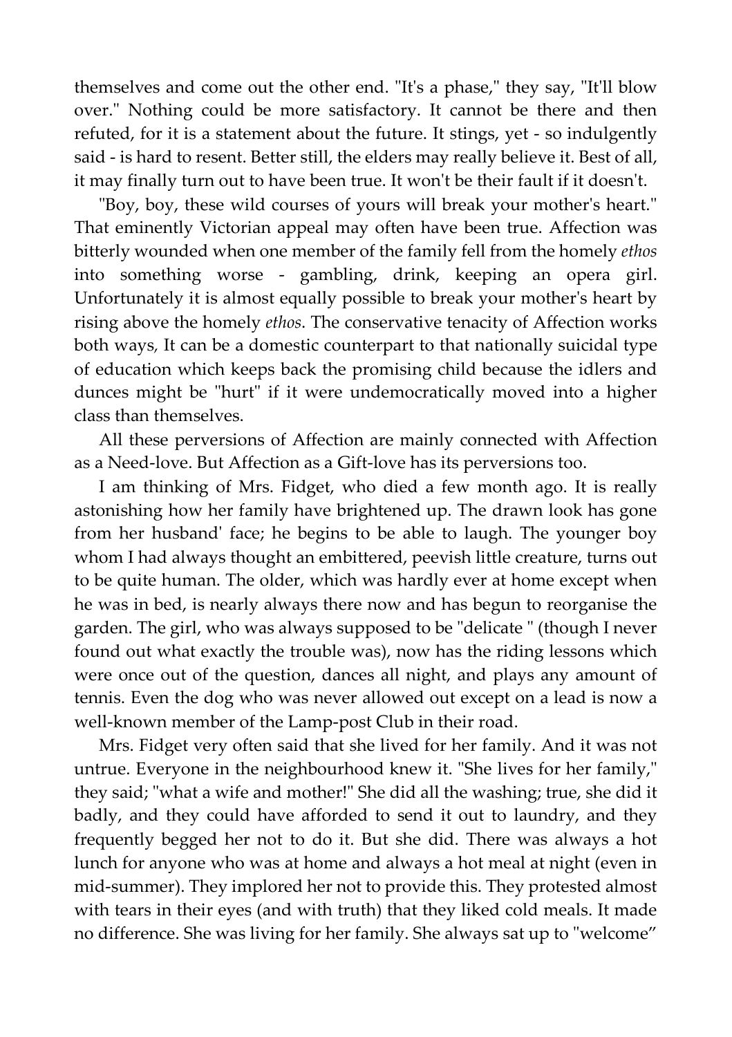themselves and come out the other end. "It's a phase," they say, "It'll blow over." Nothing could be more satisfactory. It cannot be there and then refuted, for it is a statement about the future. It stings, yet - so indulgently said - is hard to resent. Better still, the elders may really believe it. Best of all, it may finally turn out to have been true. It won't be their fault if it doesn't.

"Boy, boy, these wild courses of yours will break your mother's heart." That eminently Victorian appeal may often have been true. Affection was bitterly wounded when one member of the family fell from the homely *ethos* into something worse - gambling, drink, keeping an opera girl. Unfortunately it is almost equally possible to break your mother's heart by rising above the homely *ethos*. The conservative tenacity of Affection works both ways, It can be a domestic counterpart to that nationally suicidal type of education which keeps back the promising child because the idlers and dunces might be "hurt" if it were undemocratically moved into a higher class than themselves.

All these perversions of Affection are mainly connected with Affection as a Need-love. But Affection as a Gift-love has its perversions too.

I am thinking of Mrs. Fidget, who died a few month ago. It is really astonishing how her family have brightened up. The drawn look has gone from her husband' face; he begins to be able to laugh. The younger boy whom I had always thought an embittered, peevish little creature, turns out to be quite human. The older, which was hardly ever at home except when he was in bed, is nearly always there now and has begun to reorganise the garden. The girl, who was always supposed to be "delicate " (though I never found out what exactly the trouble was), now has the riding lessons which were once out of the question, dances all night, and plays any amount of tennis. Even the dog who was never allowed out except on a lead is now a well-known member of the Lamp-post Club in their road.

Mrs. Fidget very often said that she lived for her family. And it was not untrue. Everyone in the neighbourhood knew it. "She lives for her family," they said; "what a wife and mother!" She did all the washing; true, she did it badly, and they could have afforded to send it out to laundry, and they frequently begged her not to do it. But she did. There was always a hot lunch for anyone who was at home and always a hot meal at night (even in mid-summer). They implored her not to provide this. They protested almost with tears in their eyes (and with truth) that they liked cold meals. It made no difference. She was living for her family. She always sat up to "welcome"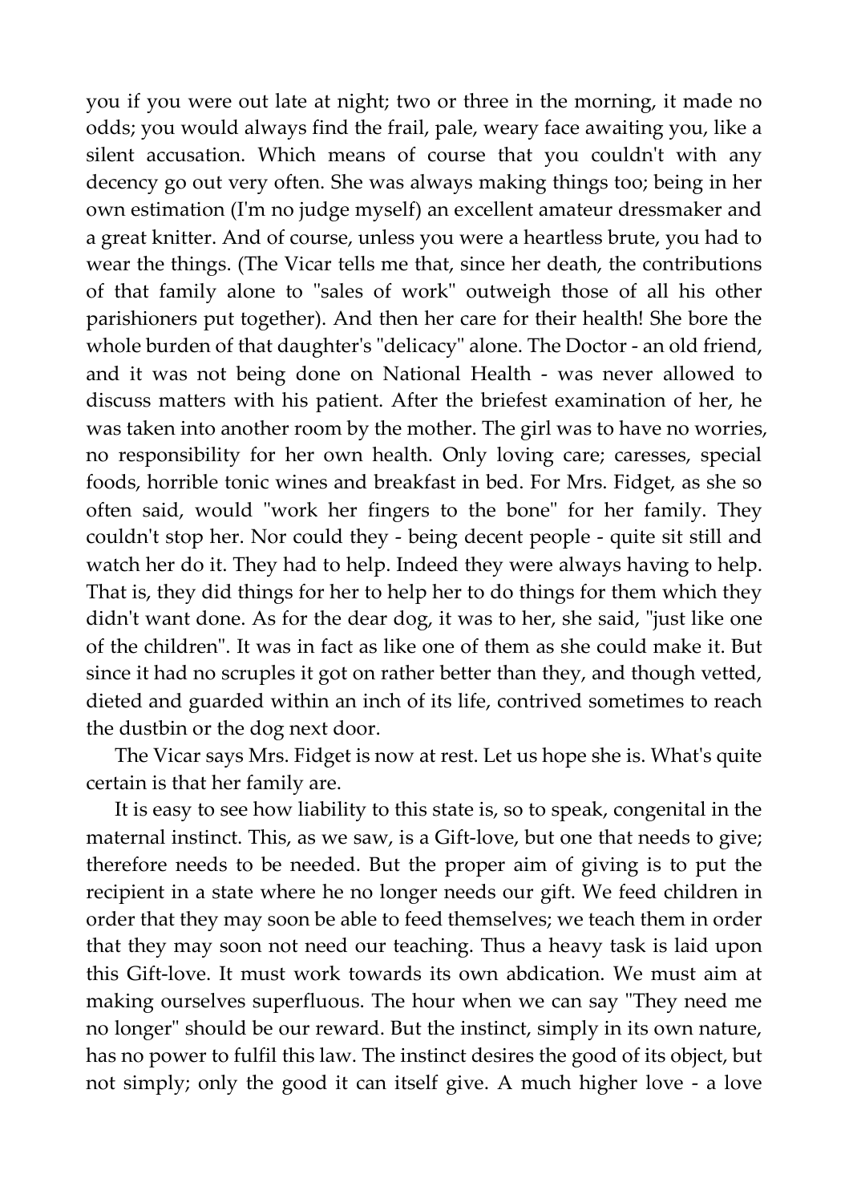you if you were out late at night; two or three in the morning, it made no odds; you would always find the frail, pale, weary face awaiting you, like a silent accusation. Which means of course that you couldn't with any decency go out very often. She was always making things too; being in her own estimation (I'm no judge myself) an excellent amateur dressmaker and a great knitter. And of course, unless you were a heartless brute, you had to wear the things. (The Vicar tells me that, since her death, the contributions of that family alone to "sales of work" outweigh those of all his other parishioners put together). And then her care for their health! She bore the whole burden of that daughter's "delicacy" alone. The Doctor - an old friend, and it was not being done on National Health - was never allowed to discuss matters with his patient. After the briefest examination of her, he was taken into another room by the mother. The girl was to have no worries, no responsibility for her own health. Only loving care; caresses, special foods, horrible tonic wines and breakfast in bed. For Mrs. Fidget, as she so often said, would "work her fingers to the bone" for her family. They couldn't stop her. Nor could they - being decent people - quite sit still and watch her do it. They had to help. Indeed they were always having to help. That is, they did things for her to help her to do things for them which they didn't want done. As for the dear dog, it was to her, she said, "just like one of the children". It was in fact as like one of them as she could make it. But since it had no scruples it got on rather better than they, and though vetted, dieted and guarded within an inch of its life, contrived sometimes to reach the dustbin or the dog next door.

The Vicar says Mrs. Fidget is now at rest. Let us hope she is. What's quite certain is that her family are.

It is easy to see how liability to this state is, so to speak, congenital in the maternal instinct. This, as we saw, is a Gift-love, but one that needs to give; therefore needs to be needed. But the proper aim of giving is to put the recipient in a state where he no longer needs our gift. We feed children in order that they may soon be able to feed themselves; we teach them in order that they may soon not need our teaching. Thus a heavy task is laid upon this Gift-love. It must work towards its own abdication. We must aim at making ourselves superfluous. The hour when we can say "They need me no longer" should be our reward. But the instinct, simply in its own nature, has no power to fulfil this law. The instinct desires the good of its object, but not simply; only the good it can itself give. A much higher love - a love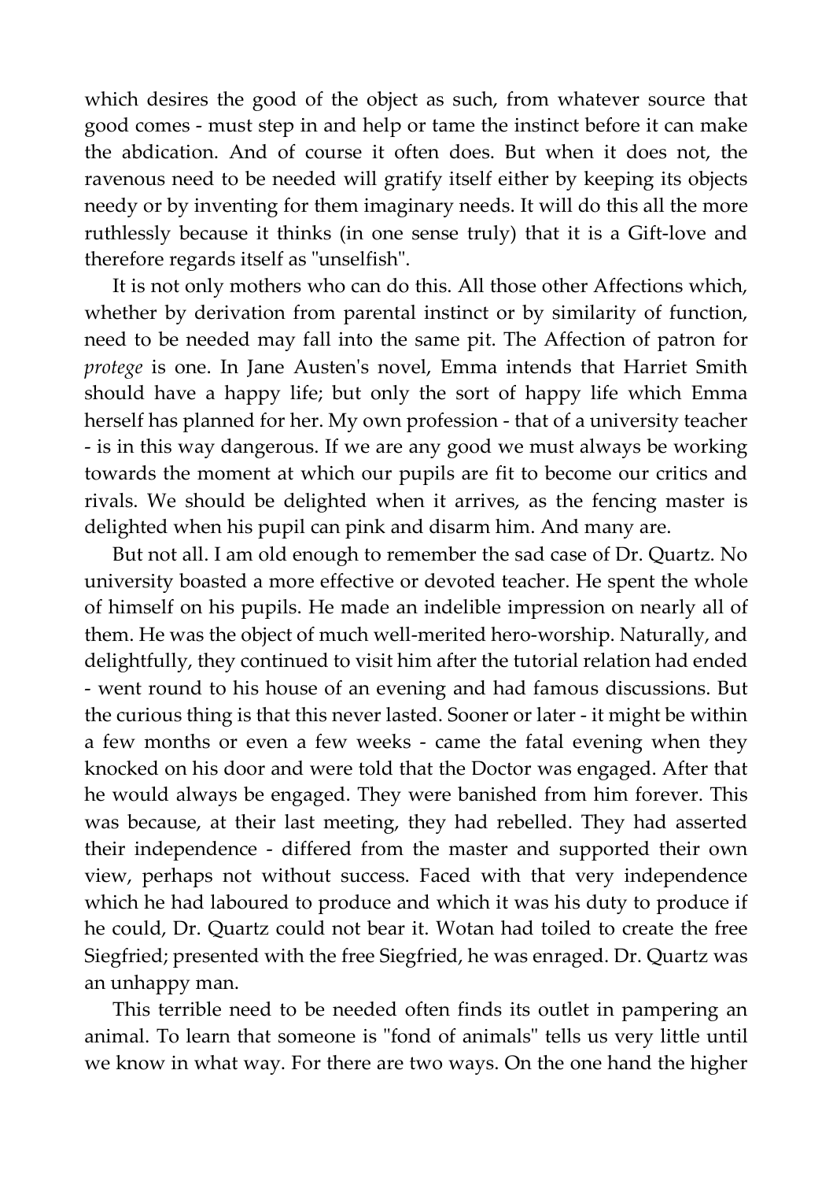which desires the good of the object as such, from whatever source that good comes - must step in and help or tame the instinct before it can make the abdication. And of course it often does. But when it does not, the ravenous need to be needed will gratify itself either by keeping its objects needy or by inventing for them imaginary needs. It will do this all the more ruthlessly because it thinks (in one sense truly) that it is a Gift-love and therefore regards itself as "unselfish".

It is not only mothers who can do this. All those other Affections which, whether by derivation from parental instinct or by similarity of function, need to be needed may fall into the same pit. The Affection of patron for *protege* is one. In Jane Austen's novel, Emma intends that Harriet Smith should have a happy life; but only the sort of happy life which Emma herself has planned for her. My own profession - that of a university teacher - is in this way dangerous. If we are any good we must always be working towards the moment at which our pupils are fit to become our critics and rivals. We should be delighted when it arrives, as the fencing master is delighted when his pupil can pink and disarm him. And many are.

But not all. I am old enough to remember the sad case of Dr. Quartz. No university boasted a more effective or devoted teacher. He spent the whole of himself on his pupils. He made an indelible impression on nearly all of them. He was the object of much well-merited hero-worship. Naturally, and delightfully, they continued to visit him after the tutorial relation had ended - went round to his house of an evening and had famous discussions. But the curious thing is that this never lasted. Sooner or later - it might be within a few months or even a few weeks - came the fatal evening when they knocked on his door and were told that the Doctor was engaged. After that he would always be engaged. They were banished from him forever. This was because, at their last meeting, they had rebelled. They had asserted their independence - differed from the master and supported their own view, perhaps not without success. Faced with that very independence which he had laboured to produce and which it was his duty to produce if he could, Dr. Quartz could not bear it. Wotan had toiled to create the free Siegfried; presented with the free Siegfried, he was enraged. Dr. Quartz was an unhappy man.

This terrible need to be needed often finds its outlet in pampering an animal. To learn that someone is "fond of animals" tells us very little until we know in what way. For there are two ways. On the one hand the higher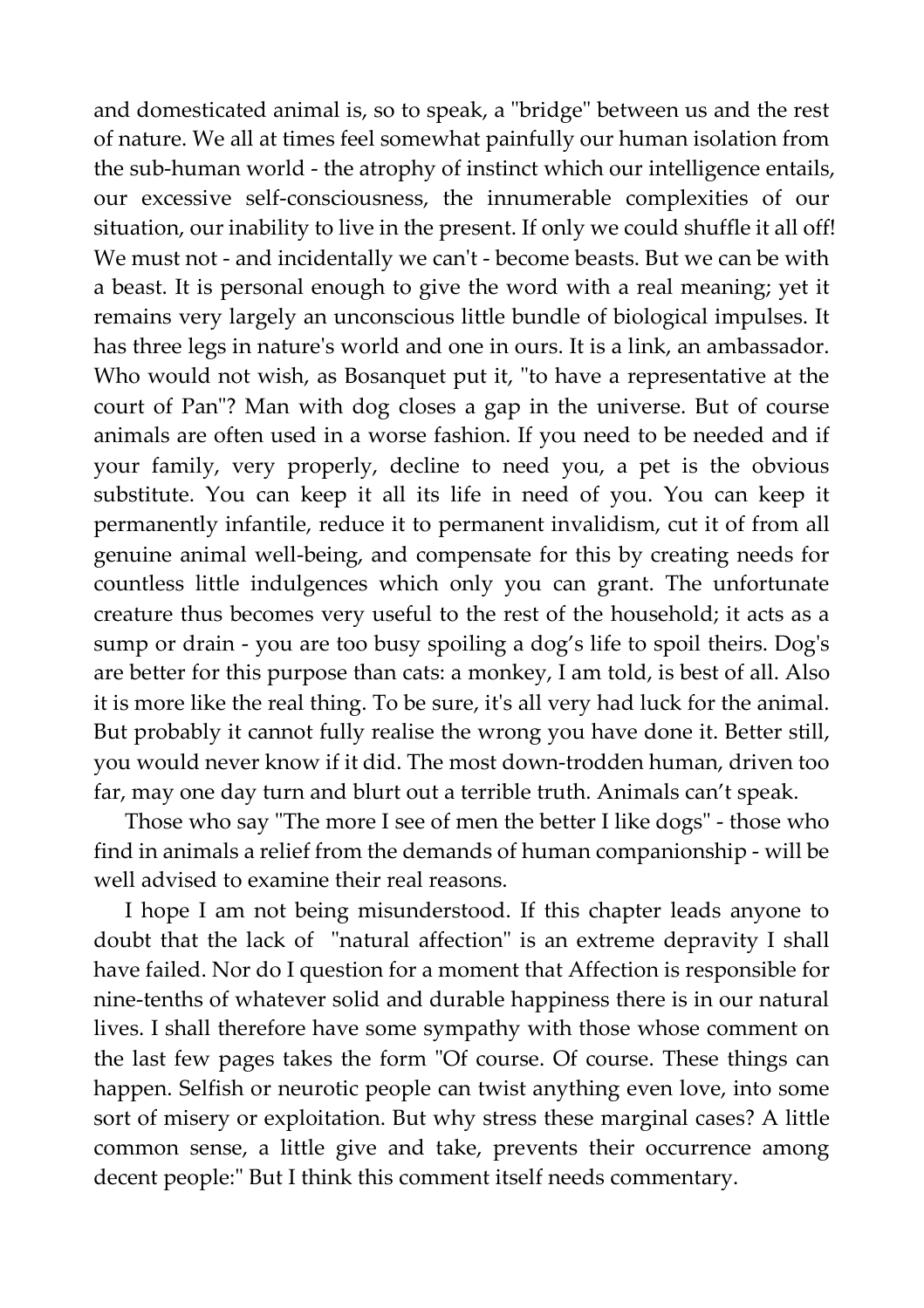and domesticated animal is, so to speak, a "bridge" between us and the rest of nature. We all at times feel somewhat painfully our human isolation from the sub-human world - the atrophy of instinct which our intelligence entails, our excessive self-consciousness, the innumerable complexities of our situation, our inability to live in the present. If only we could shuffle it all off! We must not - and incidentally we can't - become beasts. But we can be with a beast. It is personal enough to give the word with a real meaning; yet it remains very largely an unconscious little bundle of biological impulses. It has three legs in nature's world and one in ours. It is a link, an ambassador. Who would not wish, as Bosanquet put it, "to have a representative at the court of Pan"? Man with dog closes a gap in the universe. But of course animals are often used in a worse fashion. If you need to be needed and if your family, very properly, decline to need you, a pet is the obvious substitute. You can keep it all its life in need of you. You can keep it permanently infantile, reduce it to permanent invalidism, cut it of from all genuine animal well-being, and compensate for this by creating needs for countless little indulgences which only you can grant. The unfortunate creature thus becomes very useful to the rest of the household; it acts as a sump or drain - you are too busy spoiling a dog's life to spoil theirs. Dog's are better for this purpose than cats: a monkey, I am told, is best of all. Also it is more like the real thing. To be sure, it's all very had luck for the animal. But probably it cannot fully realise the wrong you have done it. Better still, you would never know if it did. The most down-trodden human, driven too far, may one day turn and blurt out a terrible truth. Animals can't speak.

Those who say "The more I see of men the better I like dogs" - those who find in animals a relief from the demands of human companionship - will be well advised to examine their real reasons.

I hope I am not being misunderstood. If this chapter leads anyone to doubt that the lack of "natural affection" is an extreme depravity I shall have failed. Nor do I question for a moment that Affection is responsible for nine-tenths of whatever solid and durable happiness there is in our natural lives. I shall therefore have some sympathy with those whose comment on the last few pages takes the form "Of course. Of course. These things can happen. Selfish or neurotic people can twist anything even love, into some sort of misery or exploitation. But why stress these marginal cases? A little common sense, a little give and take, prevents their occurrence among decent people:" But I think this comment itself needs commentary.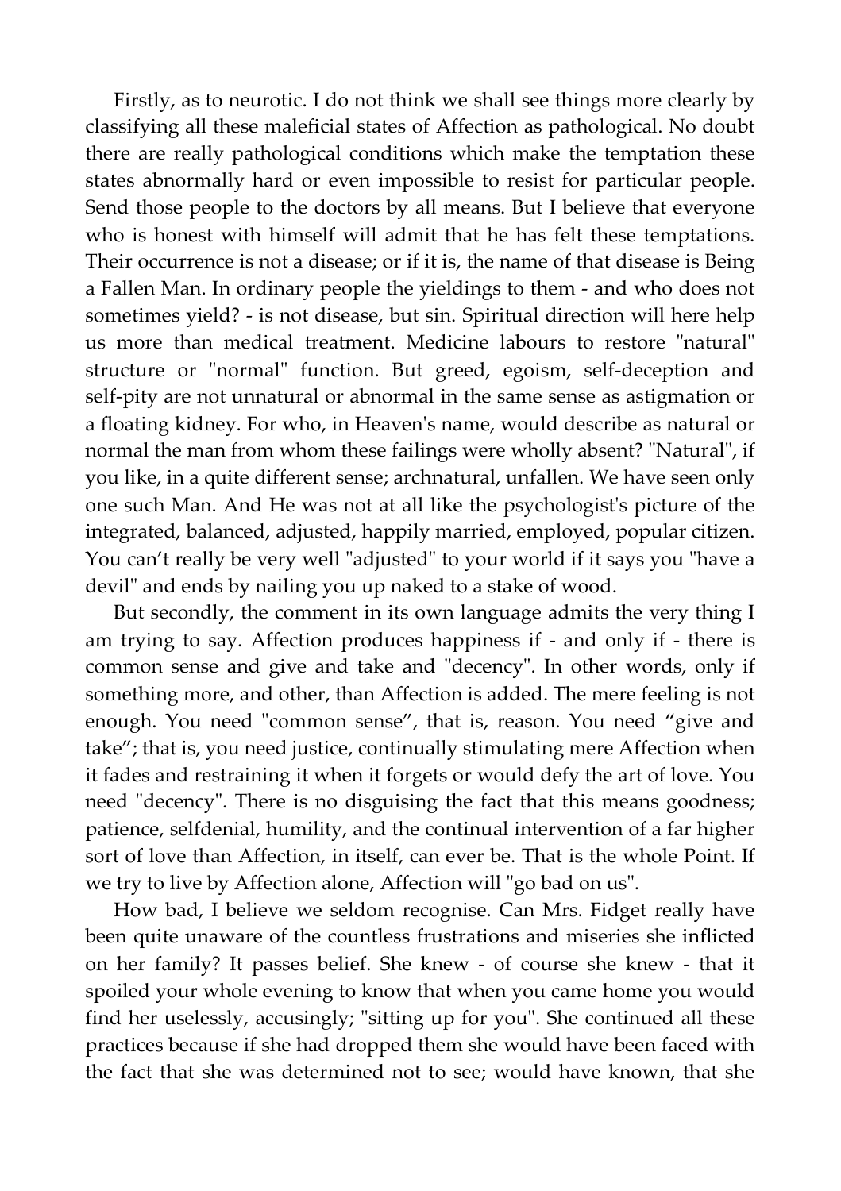Firstly, as to neurotic. I do not think we shall see things more clearly by classifying all these maleficial states of Affection as pathological. No doubt there are really pathological conditions which make the temptation these states abnormally hard or even impossible to resist for particular people. Send those people to the doctors by all means. But I believe that everyone who is honest with himself will admit that he has felt these temptations. Their occurrence is not a disease; or if it is, the name of that disease is Being a Fallen Man. In ordinary people the yieldings to them - and who does not sometimes yield? - is not disease, but sin. Spiritual direction will here help us more than medical treatment. Medicine labours to restore "natural" structure or "normal" function. But greed, egoism, self-deception and self-pity are not unnatural or abnormal in the same sense as astigmation or a floating kidney. For who, in Heaven's name, would describe as natural or normal the man from whom these failings were wholly absent? "Natural", if you like, in a quite different sense; archnatural, unfallen. We have seen only one such Man. And He was not at all like the psychologist's picture of the integrated, balanced, adjusted, happily married, employed, popular citizen. You can't really be very well "adjusted" to your world if it says you "have a devil" and ends by nailing you up naked to a stake of wood.

But secondly, the comment in its own language admits the very thing I am trying to say. Affection produces happiness if - and only if - there is common sense and give and take and "decency". In other words, only if something more, and other, than Affection is added. The mere feeling is not enough. You need "common sense", that is, reason. You need "give and take"; that is, you need justice, continually stimulating mere Affection when it fades and restraining it when it forgets or would defy the art of love. You need "decency". There is no disguising the fact that this means goodness; patience, selfdenial, humility, and the continual intervention of a far higher sort of love than Affection, in itself, can ever be. That is the whole Point. If we try to live by Affection alone, Affection will "go bad on us".

How bad, I believe we seldom recognise. Can Mrs. Fidget really have been quite unaware of the countless frustrations and miseries she inflicted on her family? It passes belief. She knew - of course she knew - that it spoiled your whole evening to know that when you came home you would find her uselessly, accusingly; "sitting up for you". She continued all these practices because if she had dropped them she would have been faced with the fact that she was determined not to see; would have known, that she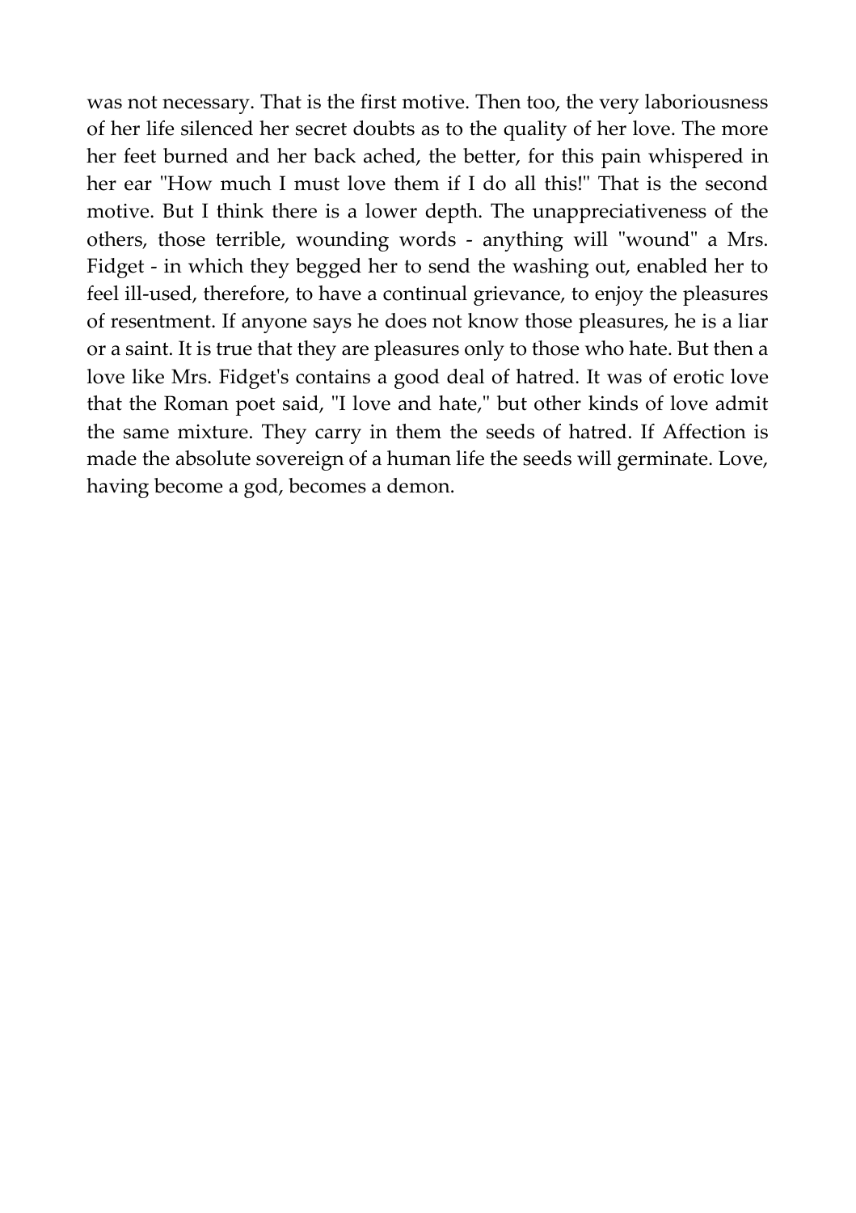was not necessary. That is the first motive. Then too, the very laboriousness of her life silenced her secret doubts as to the quality of her love. The more her feet burned and her back ached, the better, for this pain whispered in her ear "How much I must love them if I do all this!" That is the second motive. But I think there is a lower depth. The unappreciativeness of the others, those terrible, wounding words - anything will "wound" a Mrs. Fidget - in which they begged her to send the washing out, enabled her to feel ill-used, therefore, to have a continual grievance, to enjoy the pleasures of resentment. If anyone says he does not know those pleasures, he is a liar or a saint. It is true that they are pleasures only to those who hate. But then a love like Mrs. Fidget's contains a good deal of hatred. It was of erotic love that the Roman poet said, "I love and hate," but other kinds of love admit the same mixture. They carry in them the seeds of hatred. If Affection is made the absolute sovereign of a human life the seeds will germinate. Love, having become a god, becomes a demon.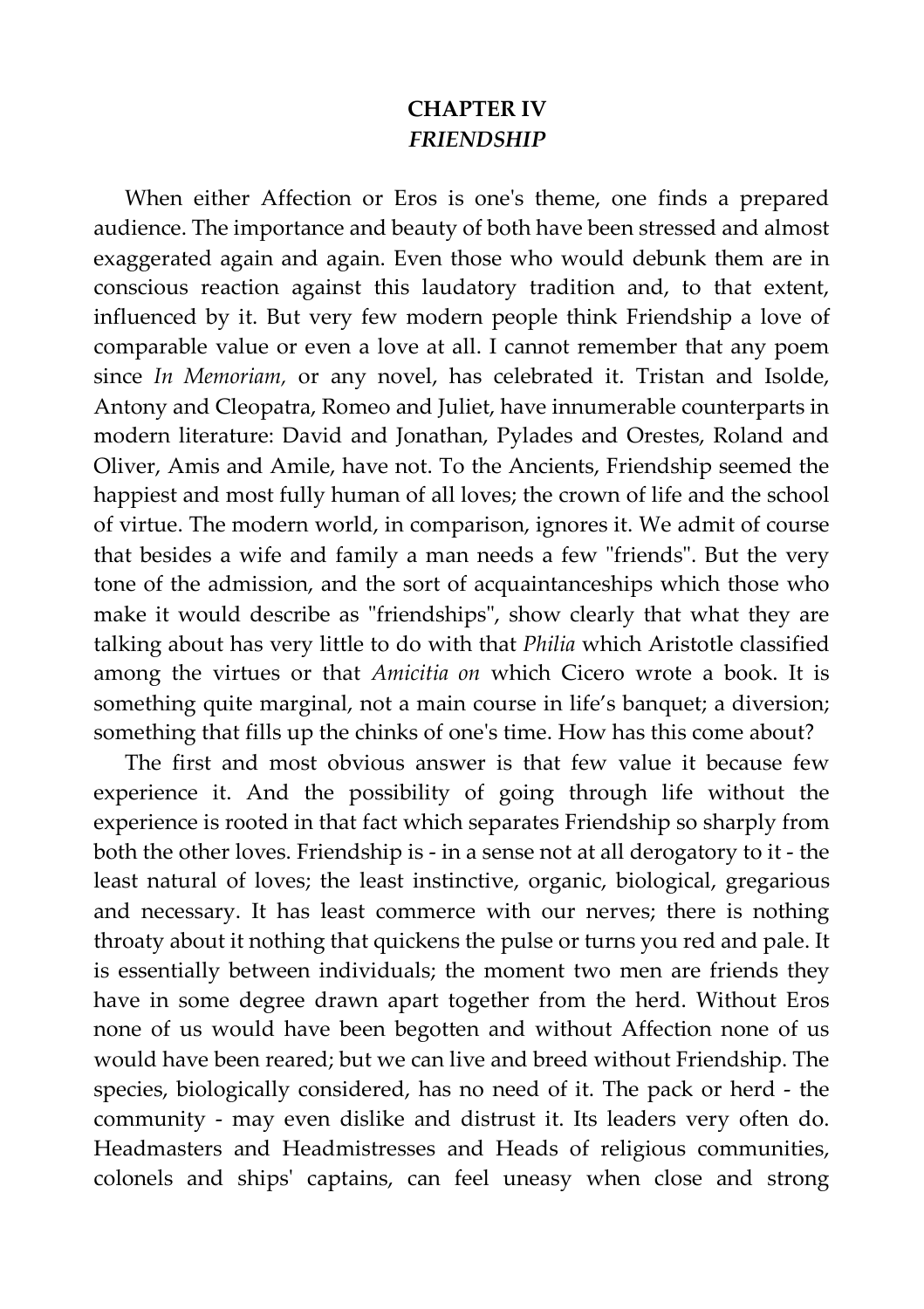# CHAPTER IV
## *FRIENDSHIP*

When either Affection or Eros is one's theme, one finds a prepared audience. The importance and beauty of both have been stressed and almost exaggerated again and again. Even those who would debunk them are in conscious reaction against this laudatory tradition and, to that extent, influenced by it. But very few modern people think Friendship a love of comparable value or even a love at all. I cannot remember that any poem since *In Memoriam,* or any novel, has celebrated it. Tristan and Isolde, Antony and Cleopatra, Romeo and Juliet, have innumerable counterparts in modern literature: David and Jonathan, Pylades and Orestes, Roland and Oliver, Amis and Amile, have not. To the Ancients, Friendship seemed the happiest and most fully human of all loves; the crown of life and the school of virtue. The modern world, in comparison, ignores it. We admit of course that besides a wife and family a man needs a few "friends". But the very tone of the admission, and the sort of acquaintanceships which those who make it would describe as "friendships", show clearly that what they are talking about has very little to do with that *Philia* which Aristotle classified among the virtues or that *Amicitia on* which Cicero wrote a book. It is something quite marginal, not a main course in life's banquet; a diversion; something that fills up the chinks of one's time. How has this come about?

The first and most obvious answer is that few value it because few experience it. And the possibility of going through life without the experience is rooted in that fact which separates Friendship so sharply from both the other loves. Friendship is - in a sense not at all derogatory to it - the least natural of loves; the least instinctive, organic, biological, gregarious and necessary. It has least commerce with our nerves; there is nothing throaty about it nothing that quickens the pulse or turns you red and pale. It is essentially between individuals; the moment two men are friends they have in some degree drawn apart together from the herd. Without Eros none of us would have been begotten and without Affection none of us would have been reared; but we can live and breed without Friendship. The species, biologically considered, has no need of it. The pack or herd - the community - may even dislike and distrust it. Its leaders very often do. Headmasters and Headmistresses and Heads of religious communities, colonels and ships' captains, can feel uneasy when close and strong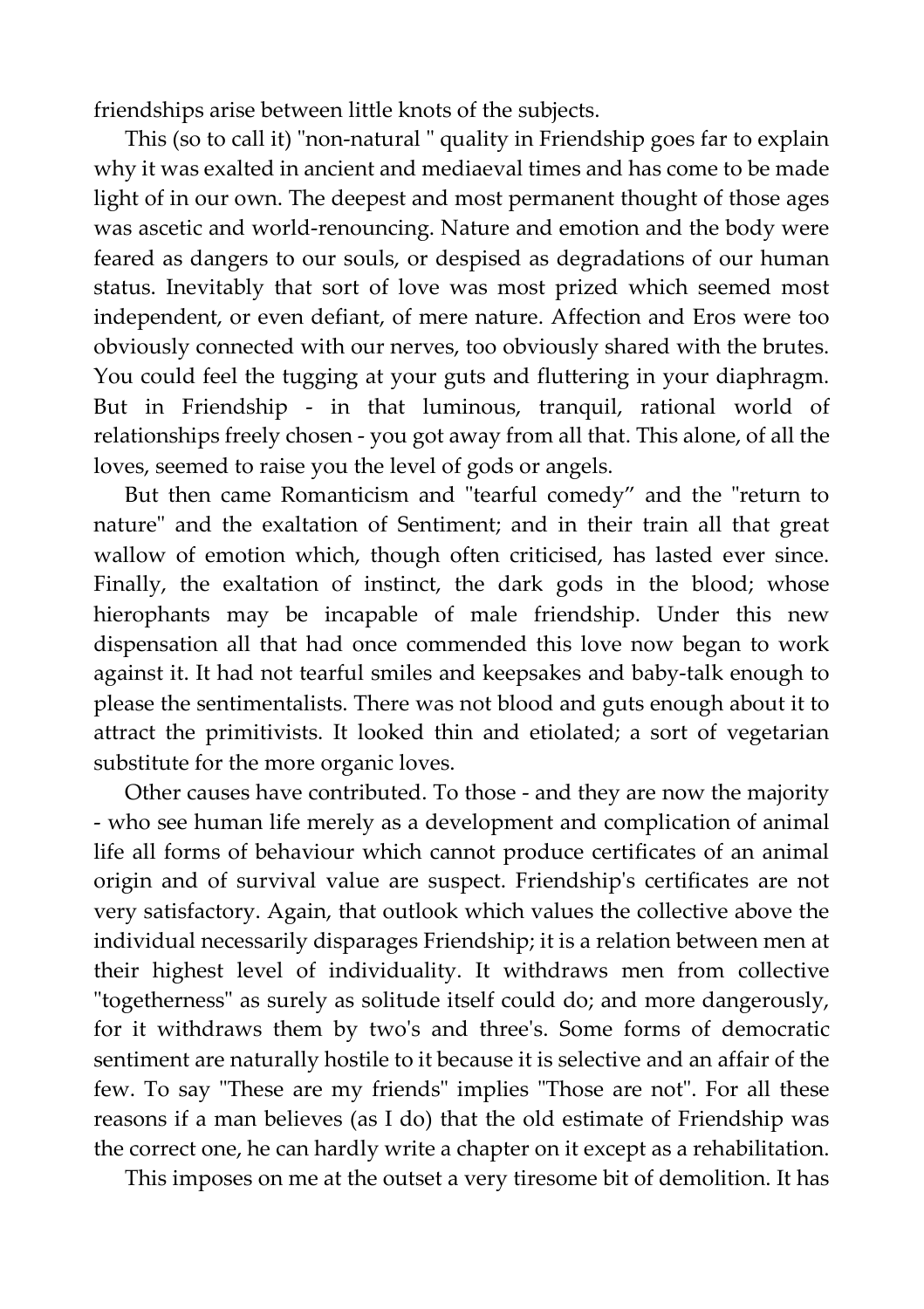friendships arise between little knots of the subjects.

This (so to call it) "non-natural " quality in Friendship goes far to explain why it was exalted in ancient and mediaeval times and has come to be made light of in our own. The deepest and most permanent thought of those ages was ascetic and world-renouncing. Nature and emotion and the body were feared as dangers to our souls, or despised as degradations of our human status. Inevitably that sort of love was most prized which seemed most independent, or even defiant, of mere nature. Affection and Eros were too obviously connected with our nerves, too obviously shared with the brutes. You could feel the tugging at your guts and fluttering in your diaphragm. But in Friendship - in that luminous, tranquil, rational world of relationships freely chosen - you got away from all that. This alone, of all the loves, seemed to raise you the level of gods or angels.

But then came Romanticism and "tearful comedy" and the "return to nature" and the exaltation of Sentiment; and in their train all that great wallow of emotion which, though often criticised, has lasted ever since. Finally, the exaltation of instinct, the dark gods in the blood; whose hierophants may be incapable of male friendship. Under this new dispensation all that had once commended this love now began to work against it. It had not tearful smiles and keepsakes and baby-talk enough to please the sentimentalists. There was not blood and guts enough about it to attract the primitivists. It looked thin and etiolated; a sort of vegetarian substitute for the more organic loves.

Other causes have contributed. To those - and they are now the majority - who see human life merely as a development and complication of animal life all forms of behaviour which cannot produce certificates of an animal origin and of survival value are suspect. Friendship's certificates are not very satisfactory. Again, that outlook which values the collective above the individual necessarily disparages Friendship; it is a relation between men at their highest level of individuality. It withdraws men from collective "togetherness" as surely as solitude itself could do; and more dangerously, for it withdraws them by two's and three's. Some forms of democratic sentiment are naturally hostile to it because it is selective and an affair of the few. To say "These are my friends" implies "Those are not". For all these reasons if a man believes (as I do) that the old estimate of Friendship was the correct one, he can hardly write a chapter on it except as a rehabilitation.

This imposes on me at the outset a very tiresome bit of demolition. It has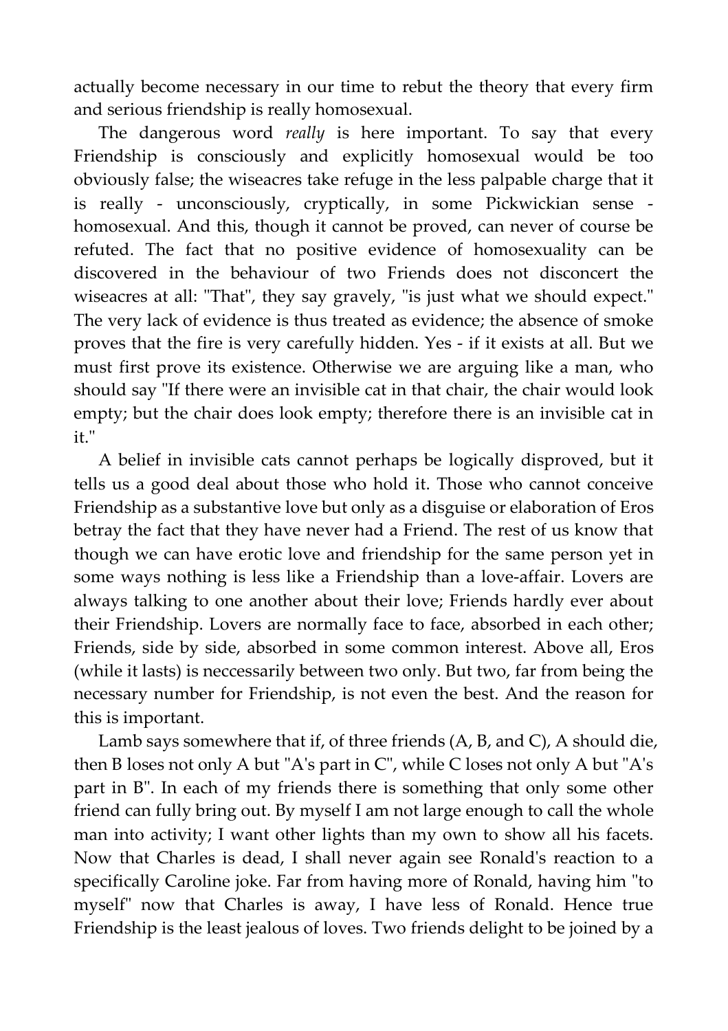actually become necessary in our time to rebut the theory that every firm and serious friendship is really homosexual.

The dangerous word *really* is here important. To say that every Friendship is consciously and explicitly homosexual would be too obviously false; the wiseacres take refuge in the less palpable charge that it is really - unconsciously, cryptically, in some Pickwickian sense - homosexual. And this, though it cannot be proved, can never of course be refuted. The fact that no positive evidence of homosexuality can be discovered in the behaviour of two Friends does not disconcert the wiseacres at all: "That", they say gravely, "is just what we should expect." The very lack of evidence is thus treated as evidence; the absence of smoke proves that the fire is very carefully hidden. Yes - if it exists at all. But we must first prove its existence. Otherwise we are arguing like a man, who should say "If there were an invisible cat in that chair, the chair would look empty; but the chair does look empty; therefore there is an invisible cat in it."

A belief in invisible cats cannot perhaps be logically disproved, but it tells us a good deal about those who hold it. Those who cannot conceive Friendship as a substantive love but only as a disguise or elaboration of Eros betray the fact that they have never had a Friend. The rest of us know that though we can have erotic love and friendship for the same person yet in some ways nothing is less like a Friendship than a love-affair. Lovers are always talking to one another about their love; Friends hardly ever about their Friendship. Lovers are normally face to face, absorbed in each other; Friends, side by side, absorbed in some common interest. Above all, Eros (while it lasts) is neccessarily between two only. But two, far from being the necessary number for Friendship, is not even the best. And the reason for this is important.

Lamb says somewhere that if, of three friends (A, B, and C), A should die, then B loses not only A but "A's part in C", while C loses not only A but "A's part in B". In each of my friends there is something that only some other friend can fully bring out. By myself I am not large enough to call the whole man into activity; I want other lights than my own to show all his facets. Now that Charles is dead, I shall never again see Ronald's reaction to a specifically Caroline joke. Far from having more of Ronald, having him "to myself" now that Charles is away, I have less of Ronald. Hence true Friendship is the least jealous of loves. Two friends delight to be joined by a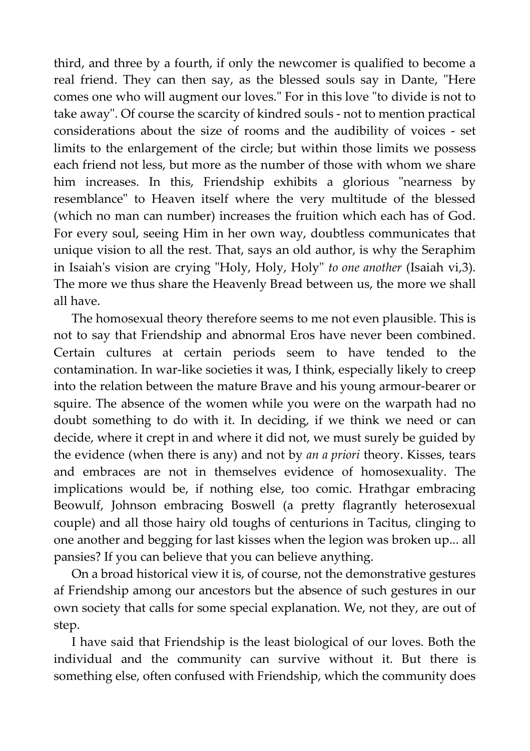third, and three by a fourth, if only the newcomer is qualified to become a real friend. They can then say, as the blessed souls say in Dante, "Here comes one who will augment our loves." For in this love "to divide is not to take away". Of course the scarcity of kindred souls - not to mention practical considerations about the size of rooms and the audibility of voices - set limits to the enlargement of the circle; but within those limits we possess each friend not less, but more as the number of those with whom we share him increases. In this, Friendship exhibits a glorious "nearness by resemblance" to Heaven itself where the very multitude of the blessed (which no man can number) increases the fruition which each has of God. For every soul, seeing Him in her own way, doubtless communicates that unique vision to all the rest. That, says an old author, is why the Seraphim in Isaiah's vision are crying "Holy, Holy, Holy" *to one another* (Isaiah vi,3). The more we thus share the Heavenly Bread between us, the more we shall all have.

The homosexual theory therefore seems to me not even plausible. This is not to say that Friendship and abnormal Eros have never been combined. Certain cultures at certain periods seem to have tended to the contamination. In war-like societies it was, I think, especially likely to creep into the relation between the mature Brave and his young armour-bearer or squire. The absence of the women while you were on the warpath had no doubt something to do with it. In deciding, if we think we need or can decide, where it crept in and where it did not, we must surely be guided by the evidence (when there is any) and not by *an a priori* theory. Kisses, tears and embraces are not in themselves evidence of homosexuality. The implications would be, if nothing else, too comic. Hrathgar embracing Beowulf, Johnson embracing Boswell (a pretty flagrantly heterosexual couple) and all those hairy old toughs of centurions in Tacitus, clinging to one another and begging for last kisses when the legion was broken up... all pansies? If you can believe that you can believe anything.

On a broad historical view it is, of course, not the demonstrative gestures af Friendship among our ancestors but the absence of such gestures in our own society that calls for some special explanation. We, not they, are out of step.

I have said that Friendship is the least biological of our loves. Both the individual and the community can survive without it. But there is something else, often confused with Friendship, which the community does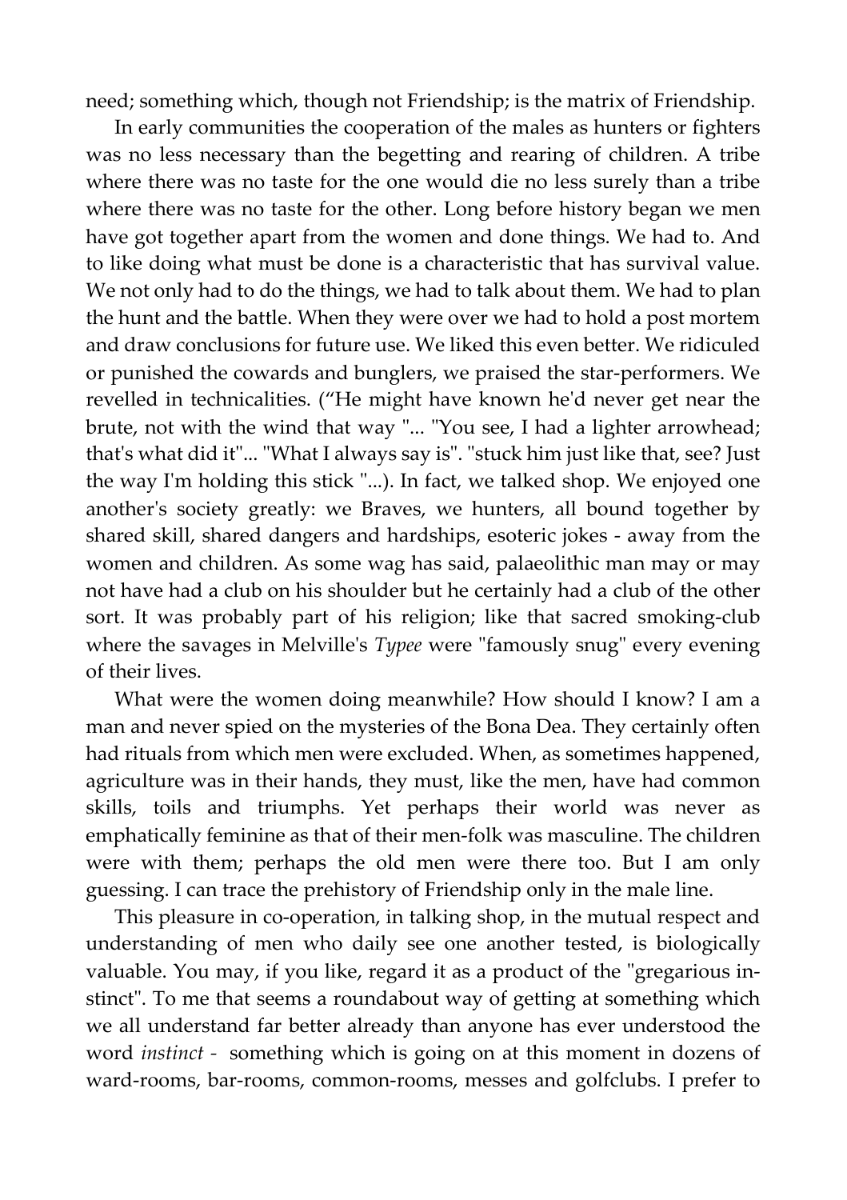need; something which, though not Friendship; is the matrix of Friendship.

In early communities the cooperation of the males as hunters or fighters was no less necessary than the begetting and rearing of children. A tribe where there was no taste for the one would die no less surely than a tribe where there was no taste for the other. Long before history began we men have got together apart from the women and done things. We had to. And to like doing what must be done is a characteristic that has survival value. We not only had to do the things, we had to talk about them. We had to plan the hunt and the battle. When they were over we had to hold a post mortem and draw conclusions for future use. We liked this even better. We ridiculed or punished the cowards and bunglers, we praised the star-performers. We revelled in technicalities. (“He might have known he'd never get near the brute, not with the wind that way "... "You see, I had a lighter arrowhead; that's what did it"... "What I always say is". "stuck him just like that, see? Just the way I'm holding this stick "...). In fact, we talked shop. We enjoyed one another's society greatly: we Braves, we hunters, all bound together by shared skill, shared dangers and hardships, esoteric jokes - away from the women and children. As some wag has said, palaeolithic man may or may not have had a club on his shoulder but he certainly had a club of the other sort. It was probably part of his religion; like that sacred smoking-club where the savages in Melville's *Typee* were "famously snug" every evening of their lives.

What were the women doing meanwhile? How should I know? I am a man and never spied on the mysteries of the Bona Dea. They certainly often had rituals from which men were excluded. When, as sometimes happened, agriculture was in their hands, they must, like the men, have had common skills, toils and triumphs. Yet perhaps their world was never as emphatically feminine as that of their men-folk was masculine. The children were with them; perhaps the old men were there too. But I am only guessing. I can trace the prehistory of Friendship only in the male line.

This pleasure in co-operation, in talking shop, in the mutual respect and understanding of men who daily see one another tested, is biologically valuable. You may, if you like, regard it as a product of the "gregarious instinct". To me that seems a roundabout way of getting at something which we all understand far better already than anyone has ever understood the word *instinct* - something which is going on at this moment in dozens of ward-rooms, bar-rooms, common-rooms, messes and golfclubs. I prefer to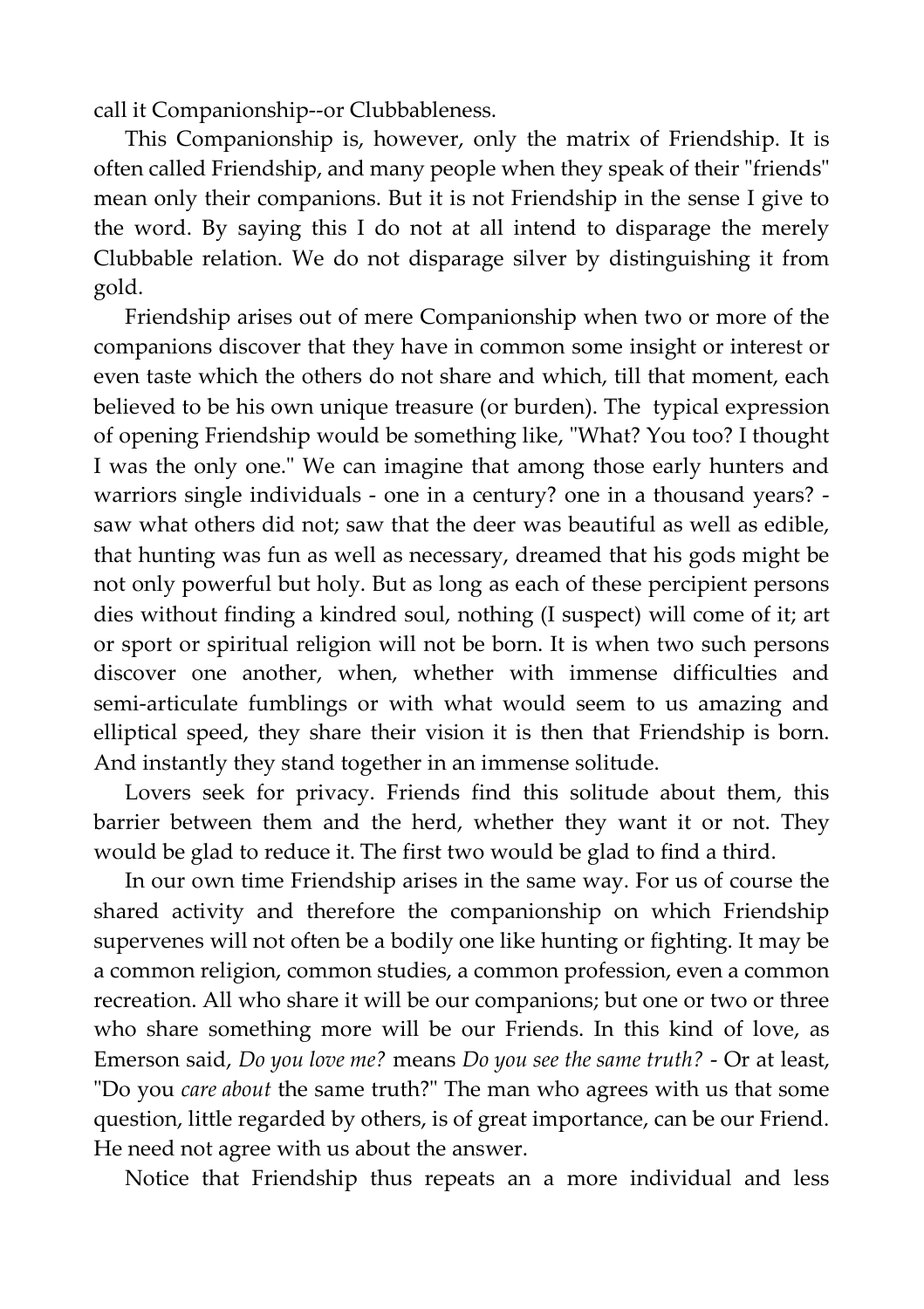call it Companionship--or Clubbableness.

This Companionship is, however, only the matrix of Friendship. It is often called Friendship, and many people when they speak of their "friends" mean only their companions. But it is not Friendship in the sense I give to the word. By saying this I do not at all intend to disparage the merely Clubbable relation. We do not disparage silver by distinguishing it from gold.

Friendship arises out of mere Companionship when two or more of the companions discover that they have in common some insight or interest or even taste which the others do not share and which, till that moment, each believed to be his own unique treasure (or burden). The typical expression of opening Friendship would be something like, "What? You too? I thought I was the only one." We can imagine that among those early hunters and warriors single individuals - one in a century? one in a thousand years? - saw what others did not; saw that the deer was beautiful as well as edible, that hunting was fun as well as necessary, dreamed that his gods might be not only powerful but holy. But as long as each of these percipient persons dies without finding a kindred soul, nothing (I suspect) will come of it; art or sport or spiritual religion will not be born. It is when two such persons discover one another, when, whether with immense difficulties and semi-articulate fumblings or with what would seem to us amazing and elliptical speed, they share their vision it is then that Friendship is born. And instantly they stand together in an immense solitude.

Lovers seek for privacy. Friends find this solitude about them, this barrier between them and the herd, whether they want it or not. They would be glad to reduce it. The first two would be glad to find a third.

In our own time Friendship arises in the same way. For us of course the shared activity and therefore the companionship on which Friendship supervenes will not often be a bodily one like hunting or fighting. It may be a common religion, common studies, a common profession, even a common recreation. All who share it will be our companions; but one or two or three who share something more will be our Friends. In this kind of love, as Emerson said, *Do you love me?* means *Do you see the same truth?* - Or at least, "Do you *care about* the same truth?" The man who agrees with us that some question, little regarded by others, is of great importance, can be our Friend. He need not agree with us about the answer.

Notice that Friendship thus repeats an a more individual and less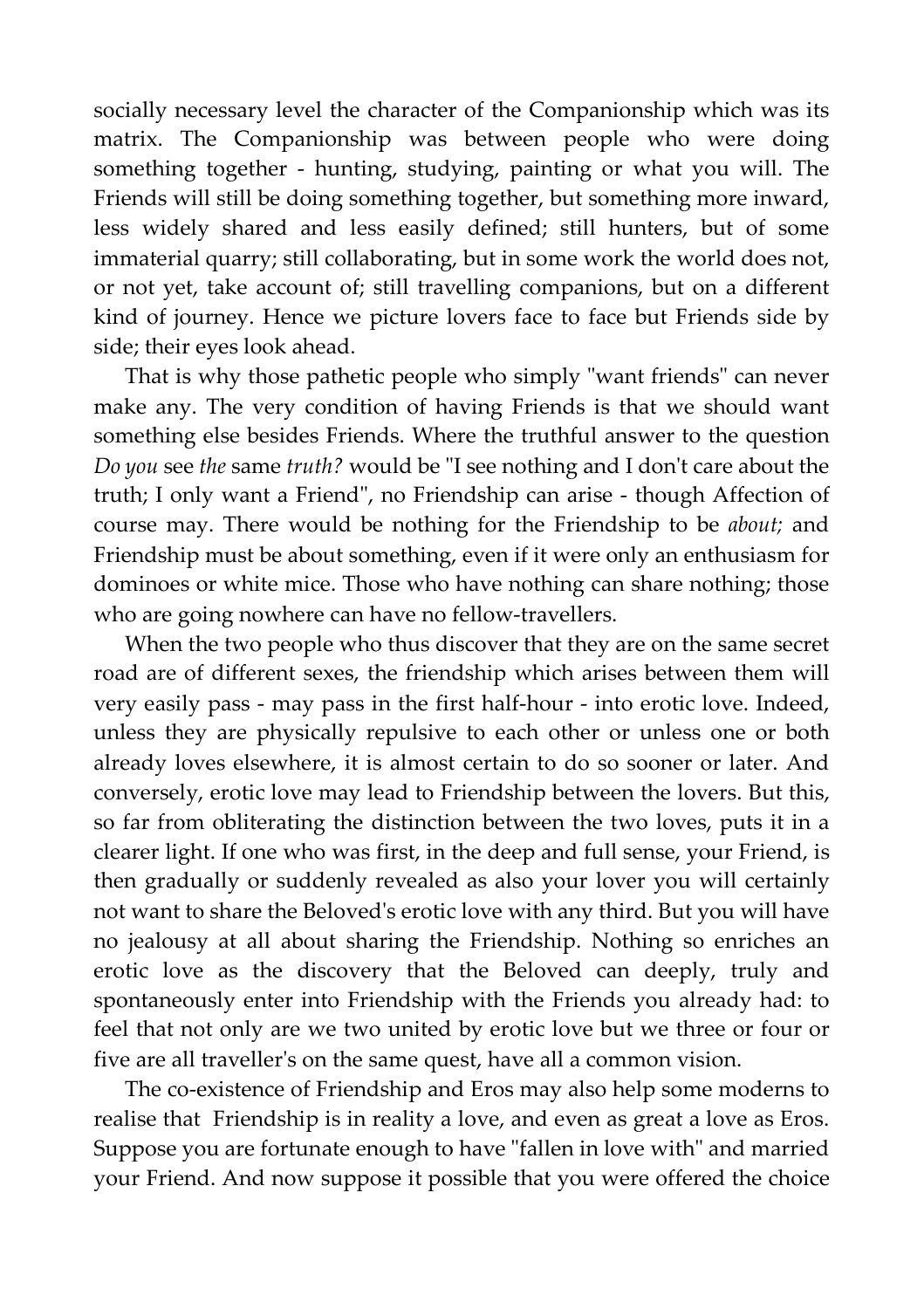socially necessary level the character of the Companionship which was its matrix. The Companionship was between people who were doing something together - hunting, studying, painting or what you will. The Friends will still be doing something together, but something more inward, less widely shared and less easily defined; still hunters, but of some immaterial quarry; still collaborating, but in some work the world does not, or not yet, take account of; still travelling companions, but on a different kind of journey. Hence we picture lovers face to face but Friends side by side; their eyes look ahead.

That is why those pathetic people who simply "want friends" can never make any. The very condition of having Friends is that we should want something else besides Friends. Where the truthful answer to the question *Do you* see *the* same *truth?* would be "I see nothing and I don't care about the truth; I only want a Friend", no Friendship can arise - though Affection of course may. There would be nothing for the Friendship to be *about;* and Friendship must be about something, even if it were only an enthusiasm for dominoes or white mice. Those who have nothing can share nothing; those who are going nowhere can have no fellow-travellers.

When the two people who thus discover that they are on the same secret road are of different sexes, the friendship which arises between them will very easily pass - may pass in the first half-hour - into erotic love. Indeed, unless they are physically repulsive to each other or unless one or both already loves elsewhere, it is almost certain to do so sooner or later. And conversely, erotic love may lead to Friendship between the lovers. But this, so far from obliterating the distinction between the two loves, puts it in a clearer light. If one who was first, in the deep and full sense, your Friend, is then gradually or suddenly revealed as also your lover you will certainly not want to share the Beloved's erotic love with any third. But you will have no jealousy at all about sharing the Friendship. Nothing so enriches an erotic love as the discovery that the Beloved can deeply, truly and spontaneously enter into Friendship with the Friends you already had: to feel that not only are we two united by erotic love but we three or four or five are all traveller's on the same quest, have all a common vision.

The co-existence of Friendship and Eros may also help some moderns to realise that Friendship is in reality a love, and even as great a love as Eros. Suppose you are fortunate enough to have "fallen in love with" and married your Friend. And now suppose it possible that you were offered the choice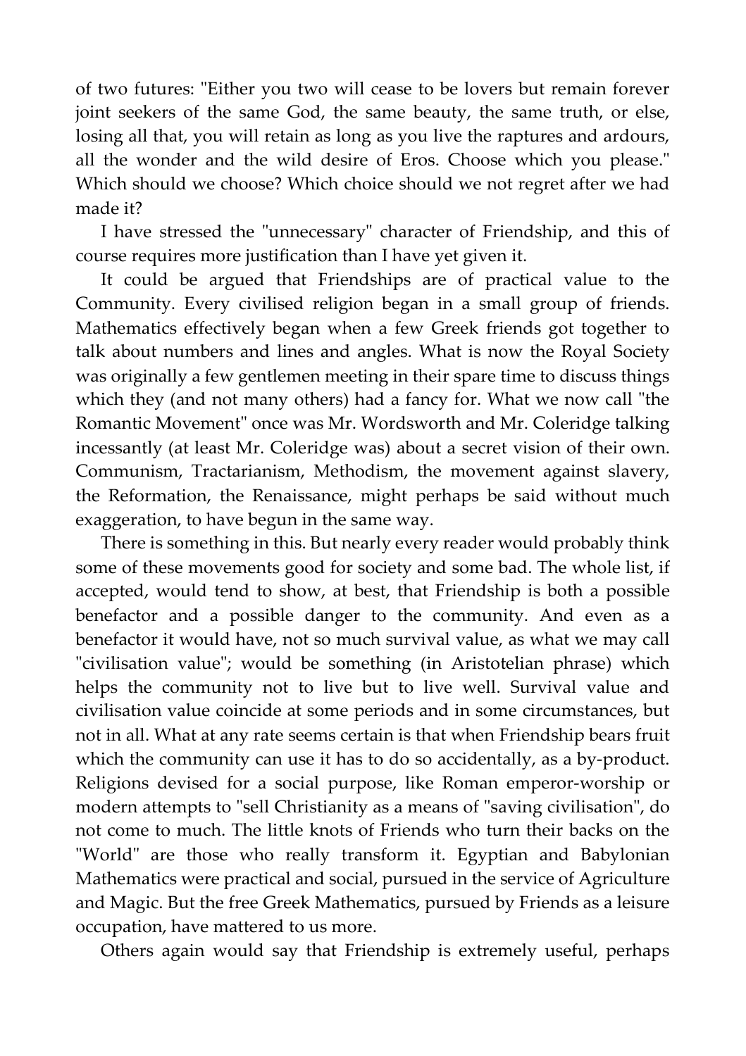of two futures: "Either you two will cease to be lovers but remain forever joint seekers of the same God, the same beauty, the same truth, or else, losing all that, you will retain as long as you live the raptures and ardours, all the wonder and the wild desire of Eros. Choose which you please." Which should we choose? Which choice should we not regret after we had made it?

I have stressed the "unnecessary" character of Friendship, and this of course requires more justification than I have yet given it.

It could be argued that Friendships are of practical value to the Community. Every civilised religion began in a small group of friends. Mathematics effectively began when a few Greek friends got together to talk about numbers and lines and angles. What is now the Royal Society was originally a few gentlemen meeting in their spare time to discuss things which they (and not many others) had a fancy for. What we now call "the Romantic Movement" once was Mr. Wordsworth and Mr. Coleridge talking incessantly (at least Mr. Coleridge was) about a secret vision of their own. Communism, Tractarianism, Methodism, the movement against slavery, the Reformation, the Renaissance, might perhaps be said without much exaggeration, to have begun in the same way.

There is something in this. But nearly every reader would probably think some of these movements good for society and some bad. The whole list, if accepted, would tend to show, at best, that Friendship is both a possible benefactor and a possible danger to the community. And even as a benefactor it would have, not so much survival value, as what we may call "civilisation value"; would be something (in Aristotelian phrase) which helps the community not to live but to live well. Survival value and civilisation value coincide at some periods and in some circumstances, but not in all. What at any rate seems certain is that when Friendship bears fruit which the community can use it has to do so accidentally, as a by-product. Religions devised for a social purpose, like Roman emperor-worship or modern attempts to "sell Christianity as a means of "saving civilisation", do not come to much. The little knots of Friends who turn their backs on the "World" are those who really transform it. Egyptian and Babylonian Mathematics were practical and social, pursued in the service of Agriculture and Magic. But the free Greek Mathematics, pursued by Friends as a leisure occupation, have mattered to us more.

Others again would say that Friendship is extremely useful, perhaps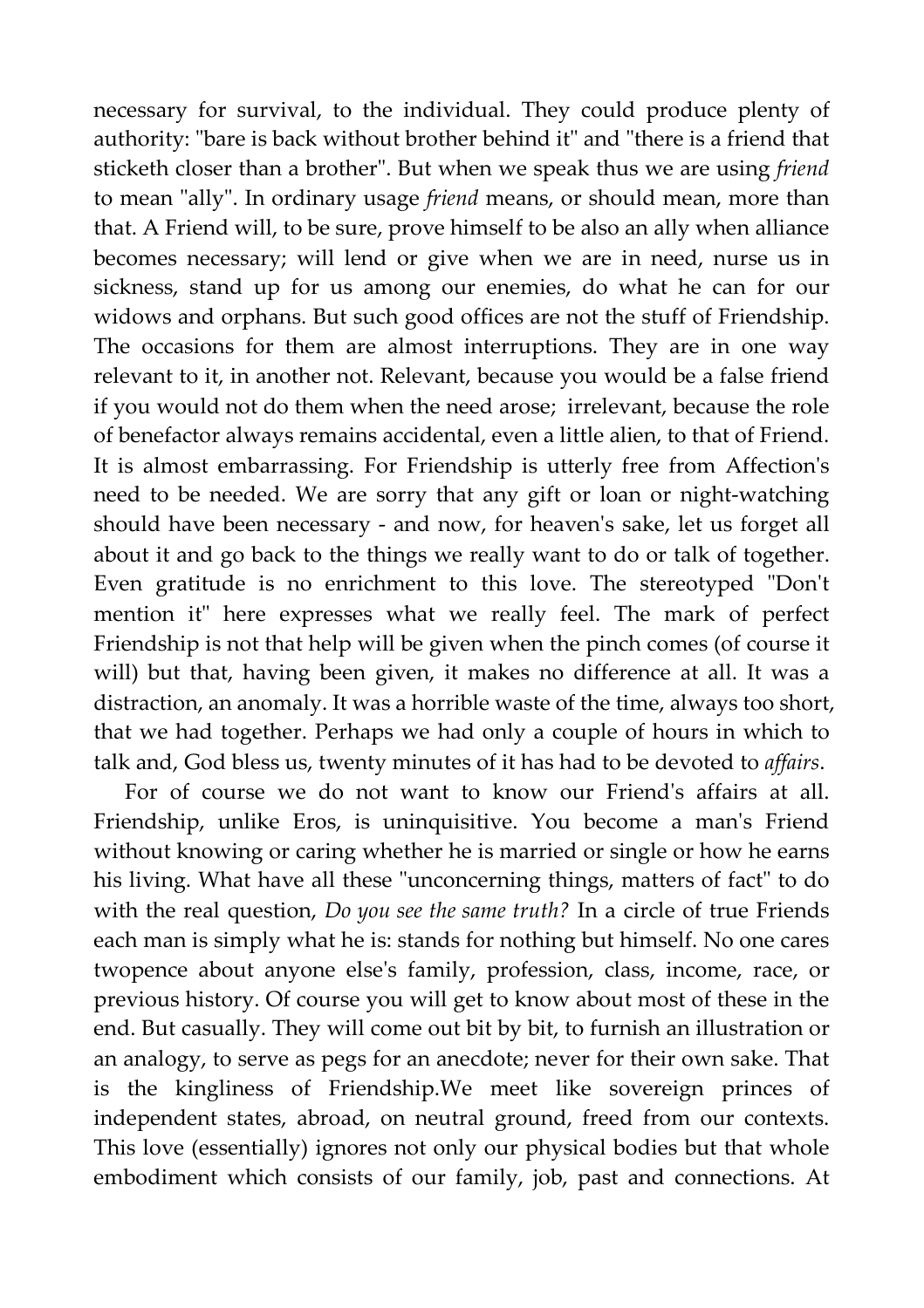necessary for survival, to the individual. They could produce plenty of authority: "bare is back without brother behind it" and "there is a friend that sticketh closer than a brother". But when we speak thus we are using *friend* to mean "ally". In ordinary usage *friend* means, or should mean, more than that. A Friend will, to be sure, prove himself to be also an ally when alliance becomes necessary; will lend or give when we are in need, nurse us in sickness, stand up for us among our enemies, do what he can for our widows and orphans. But such good offices are not the stuff of Friendship. The occasions for them are almost interruptions. They are in one way relevant to it, in another not. Relevant, because you would be a false friend if you would not do them when the need arose; irrelevant, because the role of benefactor always remains accidental, even a little alien, to that of Friend. It is almost embarrassing. For Friendship is utterly free from Affection's need to be needed. We are sorry that any gift or loan or night-watching should have been necessary - and now, for heaven's sake, let us forget all about it and go back to the things we really want to do or talk of together. Even gratitude is no enrichment to this love. The stereotyped "Don't mention it" here expresses what we really feel. The mark of perfect Friendship is not that help will be given when the pinch comes (of course it will) but that, having been given, it makes no difference at all. It was a distraction, an anomaly. It was a horrible waste of the time, always too short, that we had together. Perhaps we had only a couple of hours in which to talk and, God bless us, twenty minutes of it has had to be devoted to *affairs*.

For of course we do not want to know our Friend's affairs at all. Friendship, unlike Eros, is uninquisitive. You become a man's Friend without knowing or caring whether he is married or single or how he earns his living. What have all these "unconcerning things, matters of fact" to do with the real question, *Do you see the same truth?* In a circle of true Friends each man is simply what he is: stands for nothing but himself. No one cares twopence about anyone else's family, profession, class, income, race, or previous history. Of course you will get to know about most of these in the end. But casually. They will come out bit by bit, to furnish an illustration or an analogy, to serve as pegs for an anecdote; never for their own sake. That is the kingliness of Friendship.We meet like sovereign princes of independent states, abroad, on neutral ground, freed from our contexts. This love (essentially) ignores not only our physical bodies but that whole embodiment which consists of our family, job, past and connections. At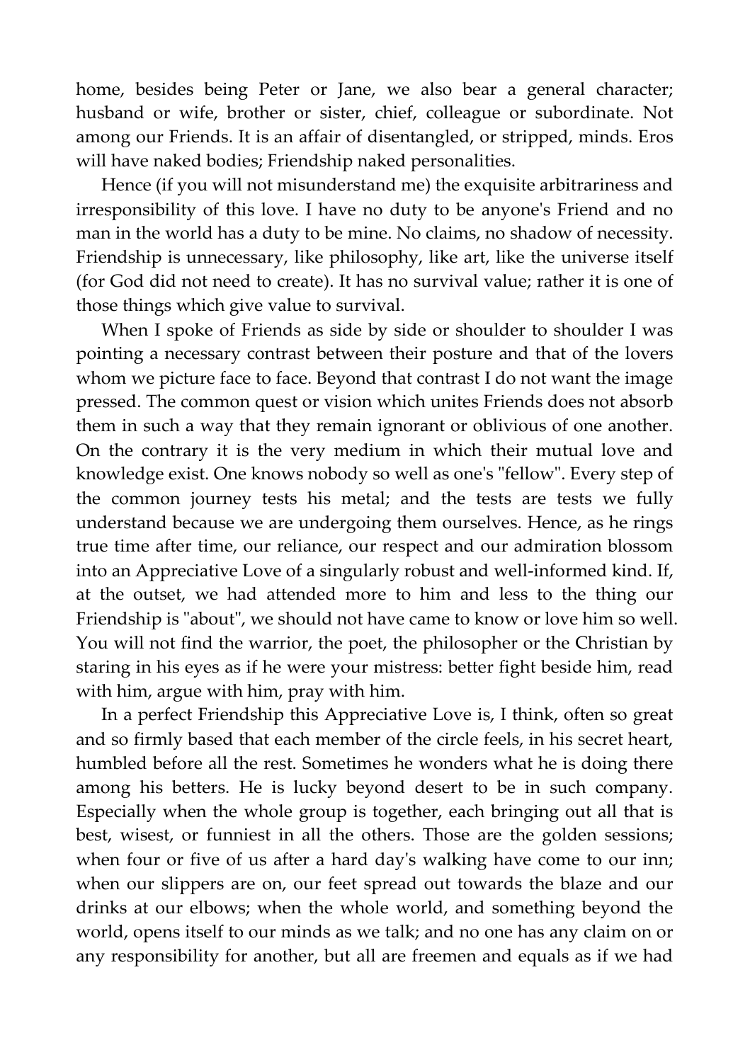home, besides being Peter or Jane, we also bear a general character; husband or wife, brother or sister, chief, colleague or subordinate. Not among our Friends. It is an affair of disentangled, or stripped, minds. Eros will have naked bodies; Friendship naked personalities.

Hence (if you will not misunderstand me) the exquisite arbitrariness and irresponsibility of this love. I have no duty to be anyone's Friend and no man in the world has a duty to be mine. No claims, no shadow of necessity. Friendship is unnecessary, like philosophy, like art, like the universe itself (for God did not need to create). It has no survival value; rather it is one of those things which give value to survival.

When I spoke of Friends as side by side or shoulder to shoulder I was pointing a necessary contrast between their posture and that of the lovers whom we picture face to face. Beyond that contrast I do not want the image pressed. The common quest or vision which unites Friends does not absorb them in such a way that they remain ignorant or oblivious of one another. On the contrary it is the very medium in which their mutual love and knowledge exist. One knows nobody so well as one's "fellow". Every step of the common journey tests his metal; and the tests are tests we fully understand because we are undergoing them ourselves. Hence, as he rings true time after time, our reliance, our respect and our admiration blossom into an Appreciative Love of a singularly robust and well-informed kind. If, at the outset, we had attended more to him and less to the thing our Friendship is "about", we should not have came to know or love him so well. You will not find the warrior, the poet, the philosopher or the Christian by staring in his eyes as if he were your mistress: better fight beside him, read with him, argue with him, pray with him.

In a perfect Friendship this Appreciative Love is, I think, often so great and so firmly based that each member of the circle feels, in his secret heart, humbled before all the rest. Sometimes he wonders what he is doing there among his betters. He is lucky beyond desert to be in such company. Especially when the whole group is together, each bringing out all that is best, wisest, or funniest in all the others. Those are the golden sessions; when four or five of us after a hard day's walking have come to our inn; when our slippers are on, our feet spread out towards the blaze and our drinks at our elbows; when the whole world, and something beyond the world, opens itself to our minds as we talk; and no one has any claim on or any responsibility for another, but all are freemen and equals as if we had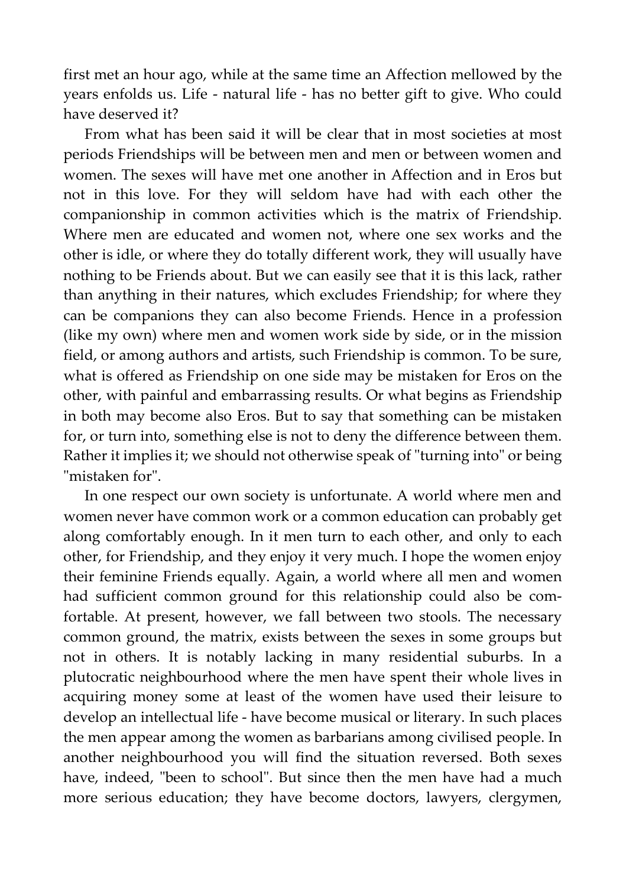first met an hour ago, while at the same time an Affection mellowed by the years enfolds us. Life - natural life - has no better gift to give. Who could have deserved it?

From what has been said it will be clear that in most societies at most periods Friendships will be between men and men or between women and women. The sexes will have met one another in Affection and in Eros but not in this love. For they will seldom have had with each other the companionship in common activities which is the matrix of Friendship. Where men are educated and women not, where one sex works and the other is idle, or where they do totally different work, they will usually have nothing to be Friends about. But we can easily see that it is this lack, rather than anything in their natures, which excludes Friendship; for where they can be companions they can also become Friends. Hence in a profession (like my own) where men and women work side by side, or in the mission field, or among authors and artists, such Friendship is common. To be sure, what is offered as Friendship on one side may be mistaken for Eros on the other, with painful and embarrassing results. Or what begins as Friendship in both may become also Eros. But to say that something can be mistaken for, or turn into, something else is not to deny the difference between them. Rather it implies it; we should not otherwise speak of "turning into" or being "mistaken for".

In one respect our own society is unfortunate. A world where men and women never have common work or a common education can probably get along comfortably enough. In it men turn to each other, and only to each other, for Friendship, and they enjoy it very much. I hope the women enjoy their feminine Friends equally. Again, a world where all men and women had sufficient common ground for this relationship could also be comfortable. At present, however, we fall between two stools. The necessary common ground, the matrix, exists between the sexes in some groups but not in others. It is notably lacking in many residential suburbs. In a plutocratic neighbourhood where the men have spent their whole lives in acquiring money some at least of the women have used their leisure to develop an intellectual life - have become musical or literary. In such places the men appear among the women as barbarians among civilised people. In another neighbourhood you will find the situation reversed. Both sexes have, indeed, "been to school". But since then the men have had a much more serious education; they have become doctors, lawyers, clergymen,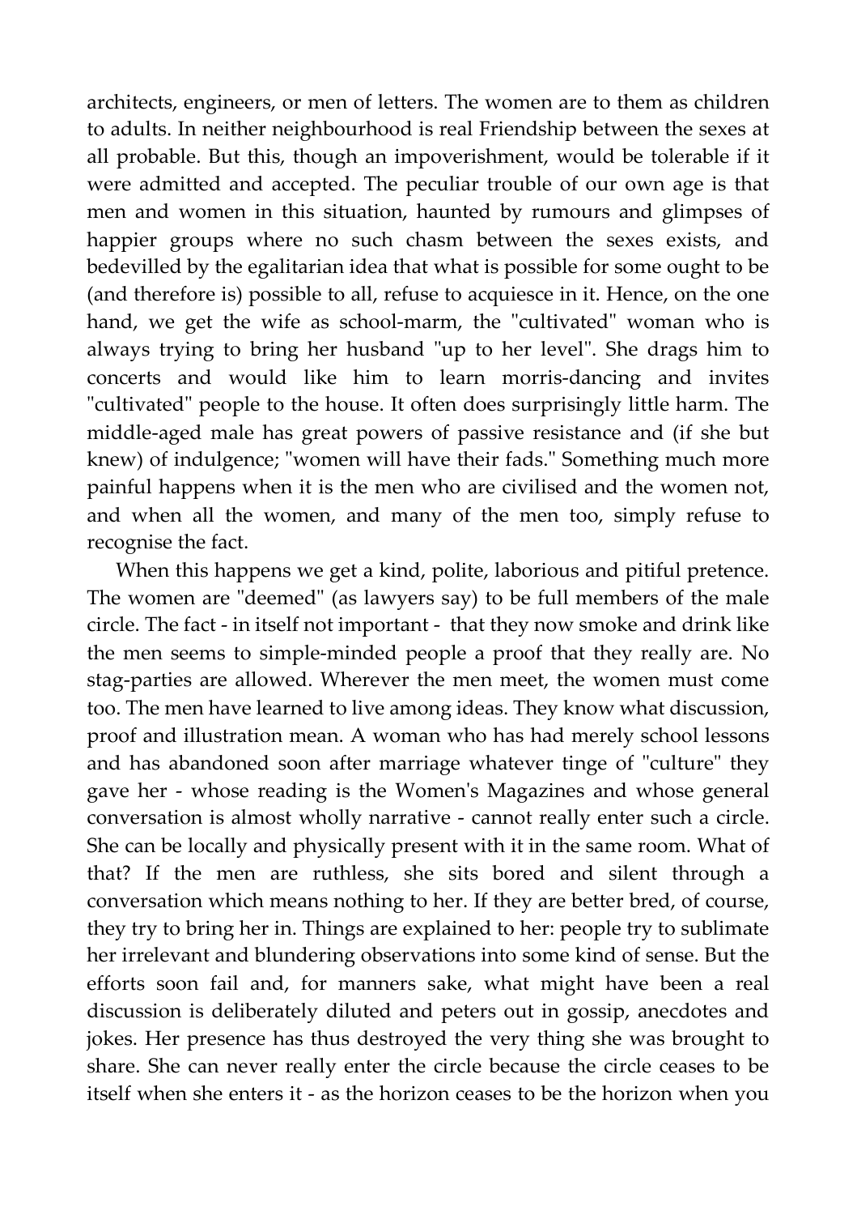architects, engineers, or men of letters. The women are to them as children to adults. In neither neighbourhood is real Friendship between the sexes at all probable. But this, though an impoverishment, would be tolerable if it were admitted and accepted. The peculiar trouble of our own age is that men and women in this situation, haunted by rumours and glimpses of happier groups where no such chasm between the sexes exists, and bedevilled by the egalitarian idea that what is possible for some ought to be (and therefore is) possible to all, refuse to acquiesce in it. Hence, on the one hand, we get the wife as school-marm, the "cultivated" woman who is always trying to bring her husband "up to her level". She drags him to concerts and would like him to learn morris-dancing and invites "cultivated" people to the house. It often does surprisingly little harm. The middle-aged male has great powers of passive resistance and (if she but knew) of indulgence; "women will have their fads." Something much more painful happens when it is the men who are civilised and the women not, and when all the women, and many of the men too, simply refuse to recognise the fact.

When this happens we get a kind, polite, laborious and pitiful pretence. The women are "deemed" (as lawyers say) to be full members of the male circle. The fact - in itself not important - that they now smoke and drink like the men seems to simple-minded people a proof that they really are. No stag-parties are allowed. Wherever the men meet, the women must come too. The men have learned to live among ideas. They know what discussion, proof and illustration mean. A woman who has had merely school lessons and has abandoned soon after marriage whatever tinge of "culture" they gave her - whose reading is the Women's Magazines and whose general conversation is almost wholly narrative - cannot really enter such a circle. She can be locally and physically present with it in the same room. What of that? If the men are ruthless, she sits bored and silent through a conversation which means nothing to her. If they are better bred, of course, they try to bring her in. Things are explained to her: people try to sublimate her irrelevant and blundering observations into some kind of sense. But the efforts soon fail and, for manners sake, what might have been a real discussion is deliberately diluted and peters out in gossip, anecdotes and jokes. Her presence has thus destroyed the very thing she was brought to share. She can never really enter the circle because the circle ceases to be itself when she enters it - as the horizon ceases to be the horizon when you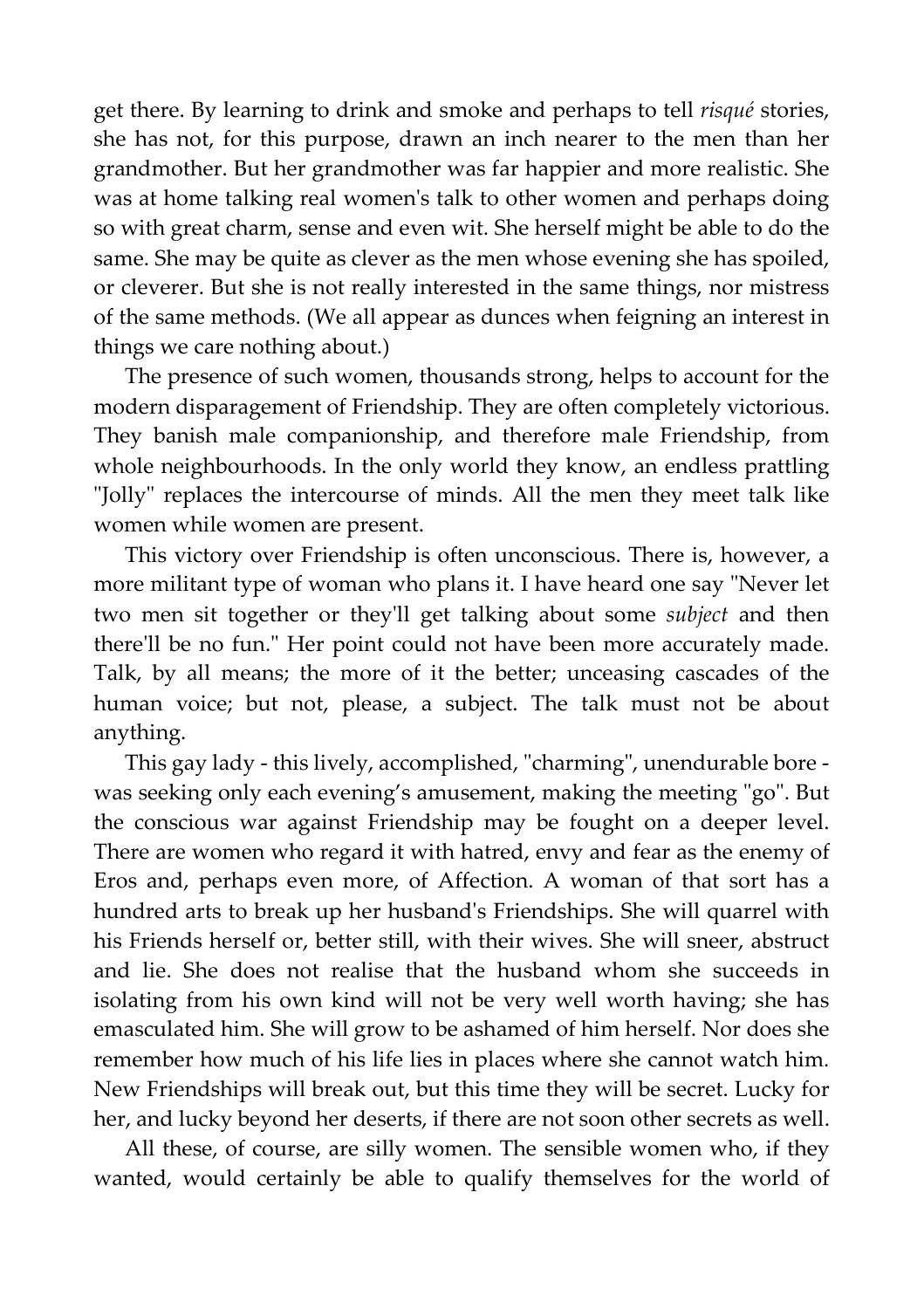get there. By learning to drink and smoke and perhaps to tell *risqué* stories, she has not, for this purpose, drawn an inch nearer to the men than her grandmother. But her grandmother was far happier and more realistic. She was at home talking real women's talk to other women and perhaps doing so with great charm, sense and even wit. She herself might be able to do the same. She may be quite as clever as the men whose evening she has spoiled, or cleverer. But she is not really interested in the same things, nor mistress of the same methods. (We all appear as dunces when feigning an interest in things we care nothing about.)

The presence of such women, thousands strong, helps to account for the modern disparagement of Friendship. They are often completely victorious. They banish male companionship, and therefore male Friendship, from whole neighbourhoods. In the only world they know, an endless prattling "Jolly" replaces the intercourse of minds. All the men they meet talk like women while women are present.

This victory over Friendship is often unconscious. There is, however, a more militant type of woman who plans it. I have heard one say "Never let two men sit together or they'll get talking about some *subject* and then there'll be no fun." Her point could not have been more accurately made. Talk, by all means; the more of it the better; unceasing cascades of the human voice; but not, please, a subject. The talk must not be about anything.

This gay lady - this lively, accomplished, "charming", unendurable bore - was seeking only each evening's amusement, making the meeting "go". But the conscious war against Friendship may be fought on a deeper level. There are women who regard it with hatred, envy and fear as the enemy of Eros and, perhaps even more, of Affection. A woman of that sort has a hundred arts to break up her husband's Friendships. She will quarrel with his Friends herself or, better still, with their wives. She will sneer, abstruct and lie. She does not realise that the husband whom she succeeds in isolating from his own kind will not be very well worth having; she has emasculated him. She will grow to be ashamed of him herself. Nor does she remember how much of his life lies in places where she cannot watch him. New Friendships will break out, but this time they will be secret. Lucky for her, and lucky beyond her deserts, if there are not soon other secrets as well.

All these, of course, are silly women. The sensible women who, if they wanted, would certainly be able to qualify themselves for the world of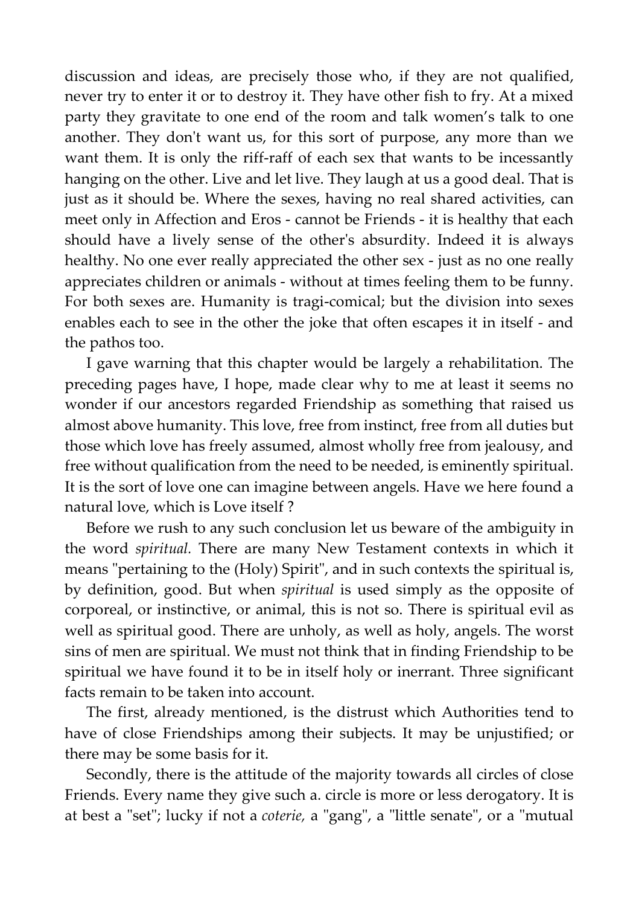discussion and ideas, are precisely those who, if they are not qualified, never try to enter it or to destroy it. They have other fish to fry. At a mixed party they gravitate to one end of the room and talk women's talk to one another. They don't want us, for this sort of purpose, any more than we want them. It is only the riff-raff of each sex that wants to be incessantly hanging on the other. Live and let live. They laugh at us a good deal. That is just as it should be. Where the sexes, having no real shared activities, can meet only in Affection and Eros - cannot be Friends - it is healthy that each should have a lively sense of the other's absurdity. Indeed it is always healthy. No one ever really appreciated the other sex - just as no one really appreciates children or animals - without at times feeling them to be funny. For both sexes are. Humanity is tragi-comical; but the division into sexes enables each to see in the other the joke that often escapes it in itself - and the pathos too.

I gave warning that this chapter would be largely a rehabilitation. The preceding pages have, I hope, made clear why to me at least it seems no wonder if our ancestors regarded Friendship as something that raised us almost above humanity. This love, free from instinct, free from all duties but those which love has freely assumed, almost wholly free from jealousy, and free without qualification from the need to be needed, is eminently spiritual. It is the sort of love one can imagine between angels. Have we here found a natural love, which is Love itself ?

Before we rush to any such conclusion let us beware of the ambiguity in the word *spiritual.* There are many New Testament contexts in which it means "pertaining to the (Holy) Spirit", and in such contexts the spiritual is, by definition, good. But when *spiritual* is used simply as the opposite of corporeal, or instinctive, or animal, this is not so. There is spiritual evil as well as spiritual good. There are unholy, as well as holy, angels. The worst sins of men are spiritual. We must not think that in finding Friendship to be spiritual we have found it to be in itself holy or inerrant. Three significant facts remain to be taken into account.

The first, already mentioned, is the distrust which Authorities tend to have of close Friendships among their subjects. It may be unjustified; or there may be some basis for it.

Secondly, there is the attitude of the majority towards all circles of close Friends. Every name they give such a. circle is more or less derogatory. It is at best a "set"; lucky if not a *coterie,* a "gang", a "little senate", or a "mutual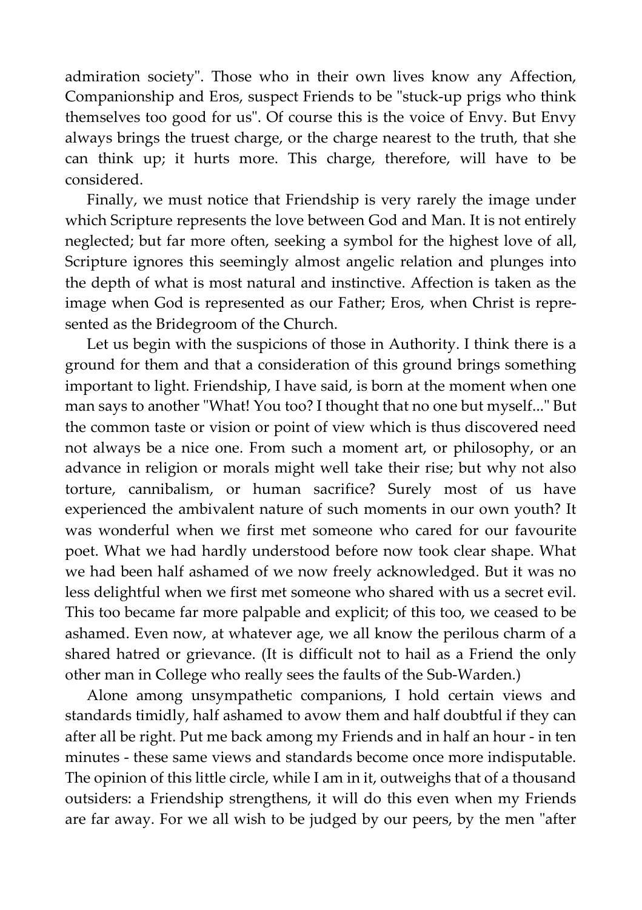admiration society". Those who in their own lives know any Affection, Companionship and Eros, suspect Friends to be "stuck-up prigs who think themselves too good for us". Of course this is the voice of Envy. But Envy always brings the truest charge, or the charge nearest to the truth, that she can think up; it hurts more. This charge, therefore, will have to be considered.

Finally, we must notice that Friendship is very rarely the image under which Scripture represents the love between God and Man. It is not entirely neglected; but far more often, seeking a symbol for the highest love of all, Scripture ignores this seemingly almost angelic relation and plunges into the depth of what is most natural and instinctive. Affection is taken as the image when God is represented as our Father; Eros, when Christ is represented as the Bridegroom of the Church.

Let us begin with the suspicions of those in Authority. I think there is a ground for them and that a consideration of this ground brings something important to light. Friendship, I have said, is born at the moment when one man says to another "What! You too? I thought that no one but myself..." But the common taste or vision or point of view which is thus discovered need not always be a nice one. From such a moment art, or philosophy, or an advance in religion or morals might well take their rise; but why not also torture, cannibalism, or human sacrifice? Surely most of us have experienced the ambivalent nature of such moments in our own youth? It was wonderful when we first met someone who cared for our favourite poet. What we had hardly understood before now took clear shape. What we had been half ashamed of we now freely acknowledged. But it was no less delightful when we first met someone who shared with us a secret evil. This too became far more palpable and explicit; of this too, we ceased to be ashamed. Even now, at whatever age, we all know the perilous charm of a shared hatred or grievance. (It is difficult not to hail as a Friend the only other man in College who really sees the faults of the Sub-Warden.)

Alone among unsympathetic companions, I hold certain views and standards timidly, half ashamed to avow them and half doubtful if they can after all be right. Put me back among my Friends and in half an hour - in ten minutes - these same views and standards become once more indisputable. The opinion of this little circle, while I am in it, outweighs that of a thousand outsiders: a Friendship strengthens, it will do this even when my Friends are far away. For we all wish to be judged by our peers, by the men "after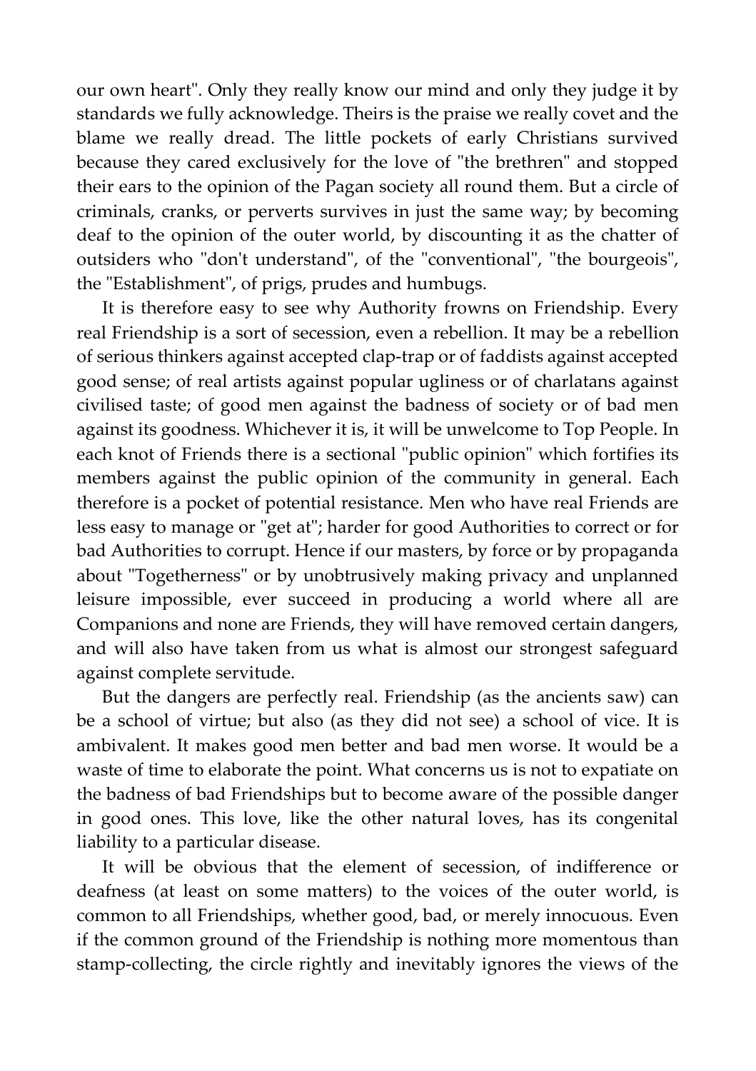our own heart". Only they really know our mind and only they judge it by standards we fully acknowledge. Theirs is the praise we really covet and the blame we really dread. The little pockets of early Christians survived because they cared exclusively for the love of "the brethren" and stopped their ears to the opinion of the Pagan society all round them. But a circle of criminals, cranks, or perverts survives in just the same way; by becoming deaf to the opinion of the outer world, by discounting it as the chatter of outsiders who "don't understand", of the "conventional", "the bourgeois", the "Establishment", of prigs, prudes and humbugs.

It is therefore easy to see why Authority frowns on Friendship. Every real Friendship is a sort of secession, even a rebellion. It may be a rebellion of serious thinkers against accepted clap-trap or of faddists against accepted good sense; of real artists against popular ugliness or of charlatans against civilised taste; of good men against the badness of society or of bad men against its goodness. Whichever it is, it will be unwelcome to Top People. In each knot of Friends there is a sectional "public opinion" which fortifies its members against the public opinion of the community in general. Each therefore is a pocket of potential resistance. Men who have real Friends are less easy to manage or "get at"; harder for good Authorities to correct or for bad Authorities to corrupt. Hence if our masters, by force or by propaganda about "Togetherness" or by unobtrusively making privacy and unplanned leisure impossible, ever succeed in producing a world where all are Companions and none are Friends, they will have removed certain dangers, and will also have taken from us what is almost our strongest safeguard against complete servitude.

But the dangers are perfectly real. Friendship (as the ancients saw) can be a school of virtue; but also (as they did not see) a school of vice. It is ambivalent. It makes good men better and bad men worse. It would be a waste of time to elaborate the point. What concerns us is not to expatiate on the badness of bad Friendships but to become aware of the possible danger in good ones. This love, like the other natural loves, has its congenital liability to a particular disease.

It will be obvious that the element of secession, of indifference or deafness (at least on some matters) to the voices of the outer world, is common to all Friendships, whether good, bad, or merely innocuous. Even if the common ground of the Friendship is nothing more momentous than stamp-collecting, the circle rightly and inevitably ignores the views of the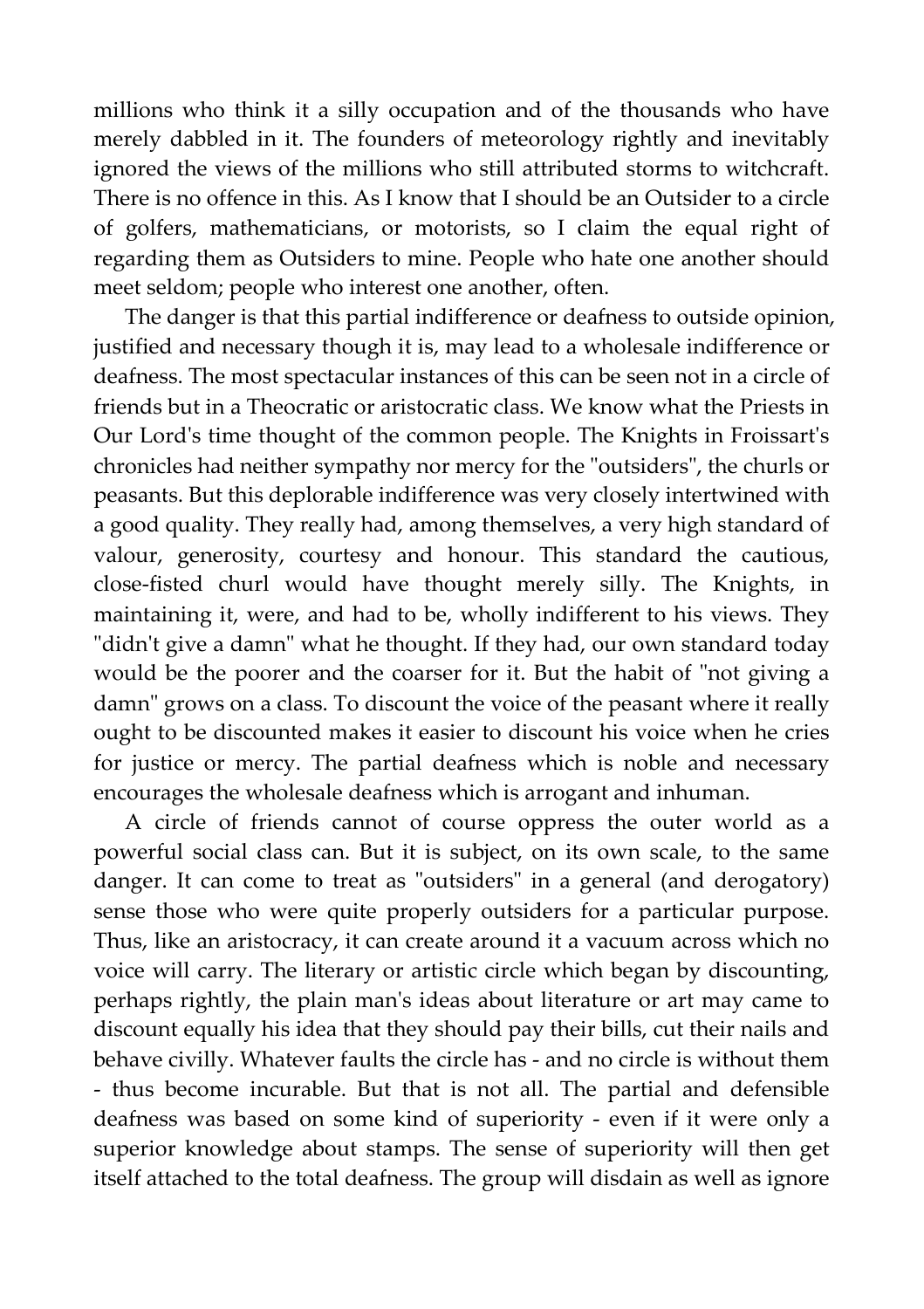millions who think it a silly occupation and of the thousands who have merely dabbled in it. The founders of meteorology rightly and inevitably ignored the views of the millions who still attributed storms to witchcraft. There is no offence in this. As I know that I should be an Outsider to a circle of golfers, mathematicians, or motorists, so I claim the equal right of regarding them as Outsiders to mine. People who hate one another should meet seldom; people who interest one another, often.

The danger is that this partial indifference or deafness to outside opinion, justified and necessary though it is, may lead to a wholesale indifference or deafness. The most spectacular instances of this can be seen not in a circle of friends but in a Theocratic or aristocratic class. We know what the Priests in Our Lord's time thought of the common people. The Knights in Froissart's chronicles had neither sympathy nor mercy for the "outsiders", the churls or peasants. But this deplorable indifference was very closely intertwined with a good quality. They really had, among themselves, a very high standard of valour, generosity, courtesy and honour. This standard the cautious, close-fisted churl would have thought merely silly. The Knights, in maintaining it, were, and had to be, wholly indifferent to his views. They "didn't give a damn" what he thought. If they had, our own standard today would be the poorer and the coarser for it. But the habit of "not giving a damn" grows on a class. To discount the voice of the peasant where it really ought to be discounted makes it easier to discount his voice when he cries for justice or mercy. The partial deafness which is noble and necessary encourages the wholesale deafness which is arrogant and inhuman.

A circle of friends cannot of course oppress the outer world as a powerful social class can. But it is subject, on its own scale, to the same danger. It can come to treat as "outsiders" in a general (and derogatory) sense those who were quite properly outsiders for a particular purpose. Thus, like an aristocracy, it can create around it a vacuum across which no voice will carry. The literary or artistic circle which began by discounting, perhaps rightly, the plain man's ideas about literature or art may came to discount equally his idea that they should pay their bills, cut their nails and behave civilly. Whatever faults the circle has - and no circle is without them - thus become incurable. But that is not all. The partial and defensible deafness was based on some kind of superiority - even if it were only a superior knowledge about stamps. The sense of superiority will then get itself attached to the total deafness. The group will disdain as well as ignore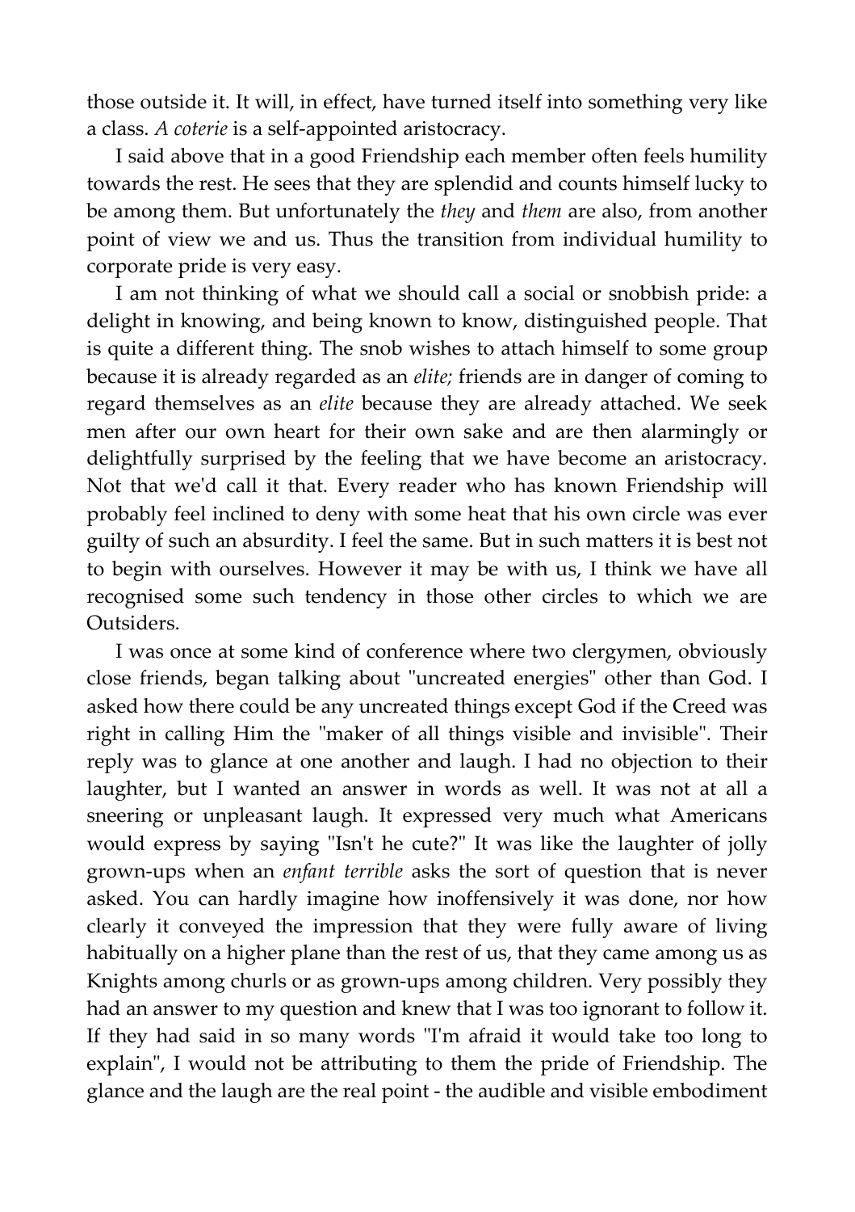those outside it. It will, in effect, have turned itself into something very like a class. *A coterie* is a self-appointed aristocracy.

I said above that in a good Friendship each member often feels humility towards the rest. He sees that they are splendid and counts himself lucky to be among them. But unfortunately the *they* and *them* are also, from another point of view we and us. Thus the transition from individual humility to corporate pride is very easy.

I am not thinking of what we should call a social or snobbish pride: a delight in knowing, and being known to know, distinguished people. That is quite a different thing. The snob wishes to attach himself to some group because it is already regarded as an *elite;* friends are in danger of coming to regard themselves as an *elite* because they are already attached. We seek men after our own heart for their own sake and are then alarmingly or delightfully surprised by the feeling that we have become an aristocracy. Not that we'd call it that. Every reader who has known Friendship will probably feel inclined to deny with some heat that his own circle was ever guilty of such an absurdity. I feel the same. But in such matters it is best not to begin with ourselves. However it may be with us, I think we have all recognised some such tendency in those other circles to which we are Outsiders.

I was once at some kind of conference where two clergymen, obviously close friends, began talking about "uncreated energies" other than God. I asked how there could be any uncreated things except God if the Creed was right in calling Him the "maker of all things visible and invisible". Their reply was to glance at one another and laugh. I had no objection to their laughter, but I wanted an answer in words as well. It was not at all a sneering or unpleasant laugh. It expressed very much what Americans would express by saying "Isn't he cute?" It was like the laughter of jolly grown-ups when an *enfant terrible* asks the sort of question that is never asked. You can hardly imagine how inoffensively it was done, nor how clearly it conveyed the impression that they were fully aware of living habitually on a higher plane than the rest of us, that they came among us as Knights among churls or as grown-ups among children. Very possibly they had an answer to my question and knew that I was too ignorant to follow it. If they had said in so many words "I'm afraid it would take too long to explain", I would not be attributing to them the pride of Friendship. The glance and the laugh are the real point - the audible and visible embodiment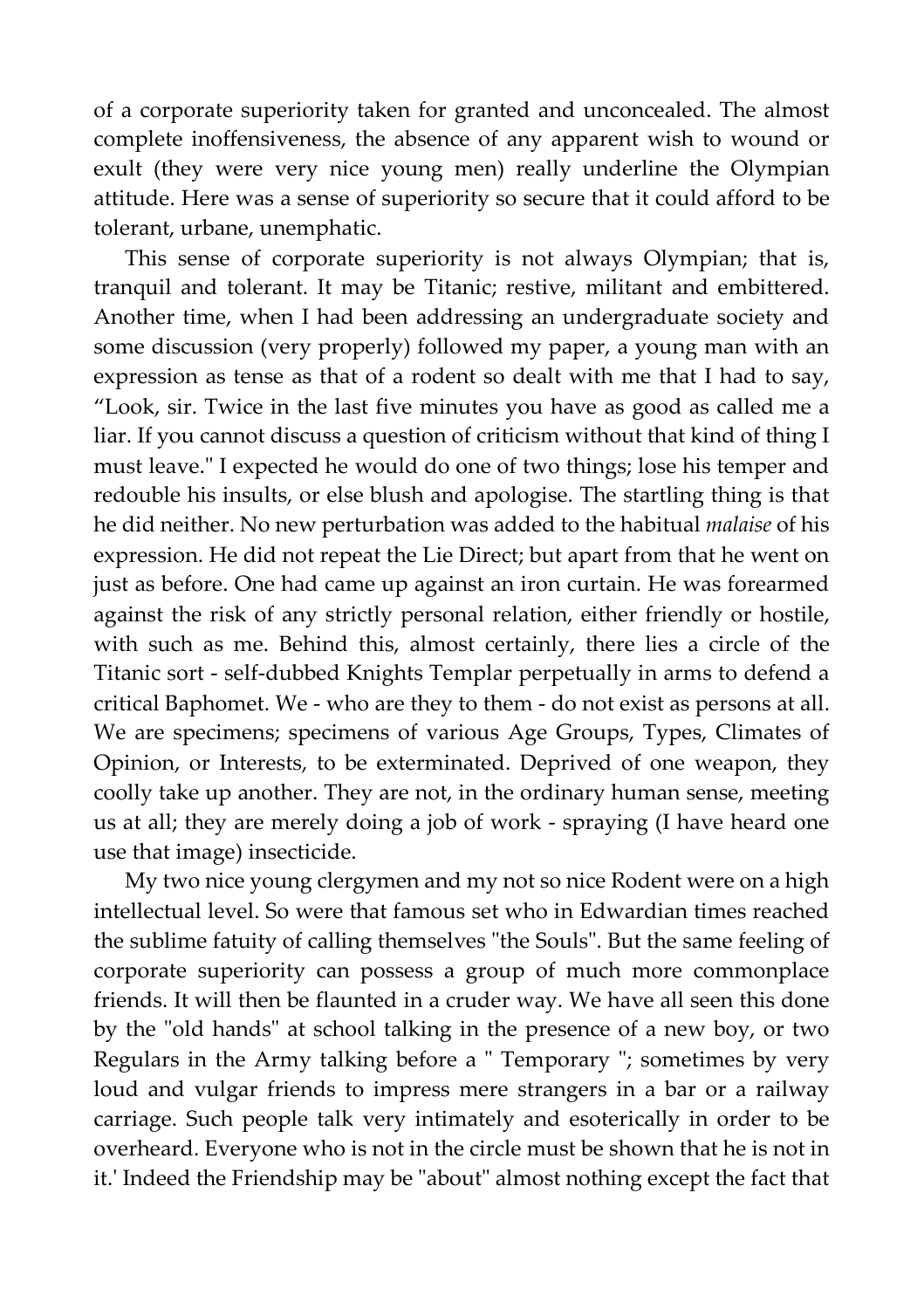of a corporate superiority taken for granted and unconcealed. The almost complete inoffensiveness, the absence of any apparent wish to wound or exult (they were very nice young men) really underline the Olympian attitude. Here was a sense of superiority so secure that it could afford to be tolerant, urbane, unemphatic.

This sense of corporate superiority is not always Olympian; that is, tranquil and tolerant. It may be Titanic; restive, militant and embittered. Another time, when I had been addressing an undergraduate society and some discussion (very properly) followed my paper, a young man with an expression as tense as that of a rodent so dealt with me that I had to say, "Look, sir. Twice in the last five minutes you have as good as called me a liar. If you cannot discuss a question of criticism without that kind of thing I must leave." I expected he would do one of two things; lose his temper and redouble his insults, or else blush and apologise. The startling thing is that he did neither. No new perturbation was added to the habitual *malaise* of his expression. He did not repeat the Lie Direct; but apart from that he went on just as before. One had came up against an iron curtain. He was forearmed against the risk of any strictly personal relation, either friendly or hostile, with such as me. Behind this, almost certainly, there lies a circle of the Titanic sort - self-dubbed Knights Templar perpetually in arms to defend a critical Baphomet. We - who are they to them - do not exist as persons at all. We are specimens; specimens of various Age Groups, Types, Climates of Opinion, or Interests, to be exterminated. Deprived of one weapon, they coolly take up another. They are not, in the ordinary human sense, meeting us at all; they are merely doing a job of work - spraying (I have heard one use that image) insecticide.

My two nice young clergymen and my not so nice Rodent were on a high intellectual level. So were that famous set who in Edwardian times reached the sublime fatuity of calling themselves "the Souls". But the same feeling of corporate superiority can possess a group of much more commonplace friends. It will then be flaunted in a cruder way. We have all seen this done by the "old hands" at school talking in the presence of a new boy, or two Regulars in the Army talking before a " Temporary "; sometimes by very loud and vulgar friends to impress mere strangers in a bar or a railway carriage. Such people talk very intimately and esoterically in order to be overheard. Everyone who is not in the circle must be shown that he is not in it.' Indeed the Friendship may be "about" almost nothing except the fact that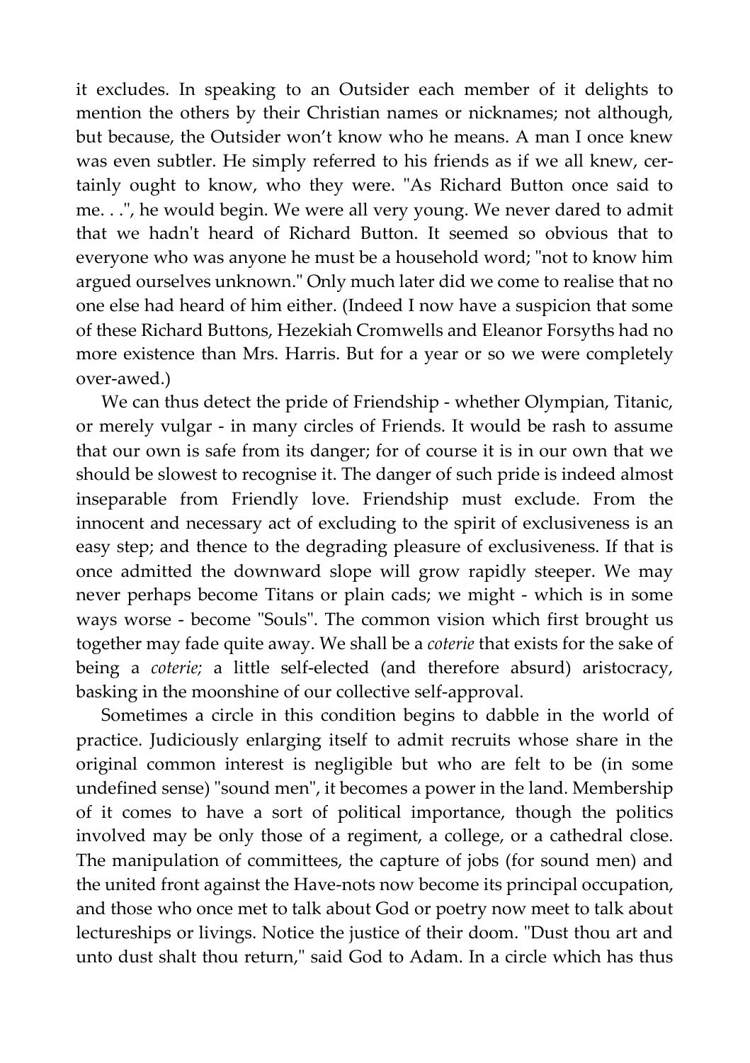it excludes. In speaking to an Outsider each member of it delights to mention the others by their Christian names or nicknames; not although, but because, the Outsider won't know who he means. A man I once knew was even subtler. He simply referred to his friends as if we all knew, certainly ought to know, who they were. "As Richard Button once said to me. . .", he would begin. We were all very young. We never dared to admit that we hadn't heard of Richard Button. It seemed so obvious that to everyone who was anyone he must be a household word; "not to know him argued ourselves unknown." Only much later did we come to realise that no one else had heard of him either. (Indeed I now have a suspicion that some of these Richard Buttons, Hezekiah Cromwells and Eleanor Forsyths had no more existence than Mrs. Harris. But for a year or so we were completely over-awed.)

We can thus detect the pride of Friendship - whether Olympian, Titanic, or merely vulgar - in many circles of Friends. It would be rash to assume that our own is safe from its danger; for of course it is in our own that we should be slowest to recognise it. The danger of such pride is indeed almost inseparable from Friendly love. Friendship must exclude. From the innocent and necessary act of excluding to the spirit of exclusiveness is an easy step; and thence to the degrading pleasure of exclusiveness. If that is once admitted the downward slope will grow rapidly steeper. We may never perhaps become Titans or plain cads; we might - which is in some ways worse - become "Souls". The common vision which first brought us together may fade quite away. We shall be a *coterie* that exists for the sake of being a *coterie;* a little self-elected (and therefore absurd) aristocracy, basking in the moonshine of our collective self-approval.

Sometimes a circle in this condition begins to dabble in the world of practice. Judiciously enlarging itself to admit recruits whose share in the original common interest is negligible but who are felt to be (in some undefined sense) "sound men", it becomes a power in the land. Membership of it comes to have a sort of political importance, though the politics involved may be only those of a regiment, a college, or a cathedral close. The manipulation of committees, the capture of jobs (for sound men) and the united front against the Have-nots now become its principal occupation, and those who once met to talk about God or poetry now meet to talk about lectureships or livings. Notice the justice of their doom. "Dust thou art and unto dust shalt thou return," said God to Adam. In a circle which has thus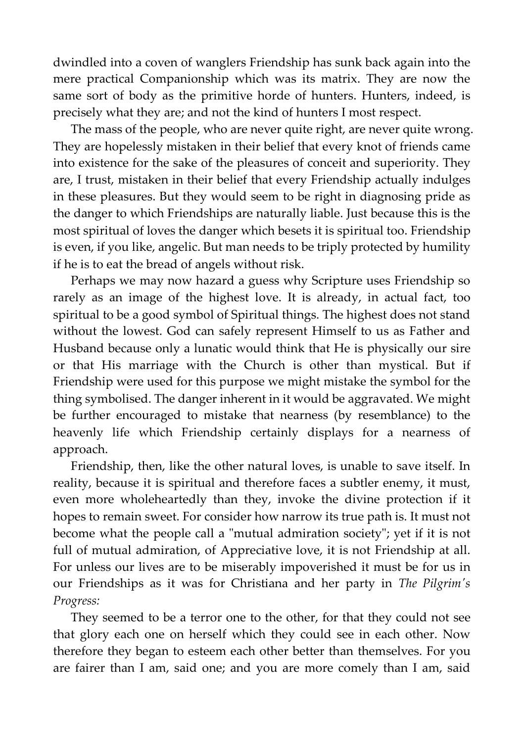dwindled into a coven of wanglers Friendship has sunk back again into the mere practical Companionship which was its matrix. They are now the same sort of body as the primitive horde of hunters. Hunters, indeed, is precisely what they are; and not the kind of hunters I most respect.

The mass of the people, who are never quite right, are never quite wrong. They are hopelessly mistaken in their belief that every knot of friends came into existence for the sake of the pleasures of conceit and superiority. They are, I trust, mistaken in their belief that every Friendship actually indulges in these pleasures. But they would seem to be right in diagnosing pride as the danger to which Friendships are naturally liable. Just because this is the most spiritual of loves the danger which besets it is spiritual too. Friendship is even, if you like, angelic. But man needs to be triply protected by humility if he is to eat the bread of angels without risk.

Perhaps we may now hazard a guess why Scripture uses Friendship so rarely as an image of the highest love. It is already, in actual fact, too spiritual to be a good symbol of Spiritual things. The highest does not stand without the lowest. God can safely represent Himself to us as Father and Husband because only a lunatic would think that He is physically our sire or that His marriage with the Church is other than mystical. But if Friendship were used for this purpose we might mistake the symbol for the thing symbolised. The danger inherent in it would be aggravated. We might be further encouraged to mistake that nearness (by resemblance) to the heavenly life which Friendship certainly displays for a nearness of approach.

Friendship, then, like the other natural loves, is unable to save itself. In reality, because it is spiritual and therefore faces a subtler enemy, it must, even more wholeheartedly than they, invoke the divine protection if it hopes to remain sweet. For consider how narrow its true path is. It must not become what the people call a "mutual admiration society"; yet if it is not full of mutual admiration, of Appreciative love, it is not Friendship at all. For unless our lives are to be miserably impoverished it must be for us in our Friendships as it was for Christiana and her party in *The Pilgrim's Progress:*

They seemed to be a terror one to the other, for that they could not see that glory each one on herself which they could see in each other. Now therefore they began to esteem each other better than themselves. For you are fairer than I am, said one; and you are more comely than I am, said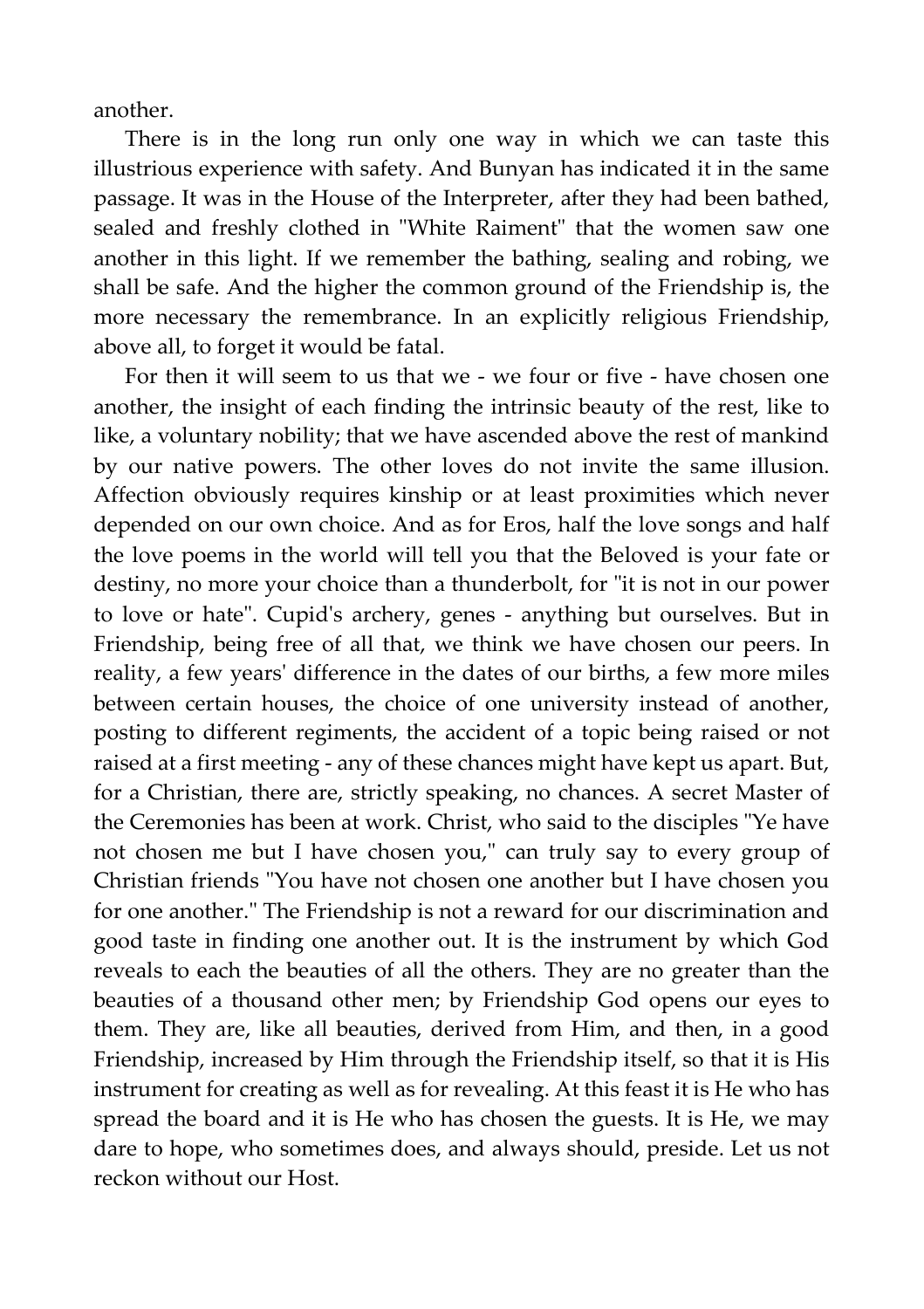another.

There is in the long run only one way in which we can taste this illustrious experience with safety. And Bunyan has indicated it in the same passage. It was in the House of the Interpreter, after they had been bathed, sealed and freshly clothed in "White Raiment" that the women saw one another in this light. If we remember the bathing, sealing and robing, we shall be safe. And the higher the common ground of the Friendship is, the more necessary the remembrance. In an explicitly religious Friendship, above all, to forget it would be fatal.

For then it will seem to us that we - we four or five - have chosen one another, the insight of each finding the intrinsic beauty of the rest, like to like, a voluntary nobility; that we have ascended above the rest of mankind by our native powers. The other loves do not invite the same illusion. Affection obviously requires kinship or at least proximities which never depended on our own choice. And as for Eros, half the love songs and half the love poems in the world will tell you that the Beloved is your fate or destiny, no more your choice than a thunderbolt, for "it is not in our power to love or hate". Cupid's archery, genes - anything but ourselves. But in Friendship, being free of all that, we think we have chosen our peers. In reality, a few years' difference in the dates of our births, a few more miles between certain houses, the choice of one university instead of another, posting to different regiments, the accident of a topic being raised or not raised at a first meeting - any of these chances might have kept us apart. But, for a Christian, there are, strictly speaking, no chances. A secret Master of the Ceremonies has been at work. Christ, who said to the disciples "Ye have not chosen me but I have chosen you," can truly say to every group of Christian friends "You have not chosen one another but I have chosen you for one another." The Friendship is not a reward for our discrimination and good taste in finding one another out. It is the instrument by which God reveals to each the beauties of all the others. They are no greater than the beauties of a thousand other men; by Friendship God opens our eyes to them. They are, like all beauties, derived from Him, and then, in a good Friendship, increased by Him through the Friendship itself, so that it is His instrument for creating as well as for revealing. At this feast it is He who has spread the board and it is He who has chosen the guests. It is He, we may dare to hope, who sometimes does, and always should, preside. Let us not reckon without our Host.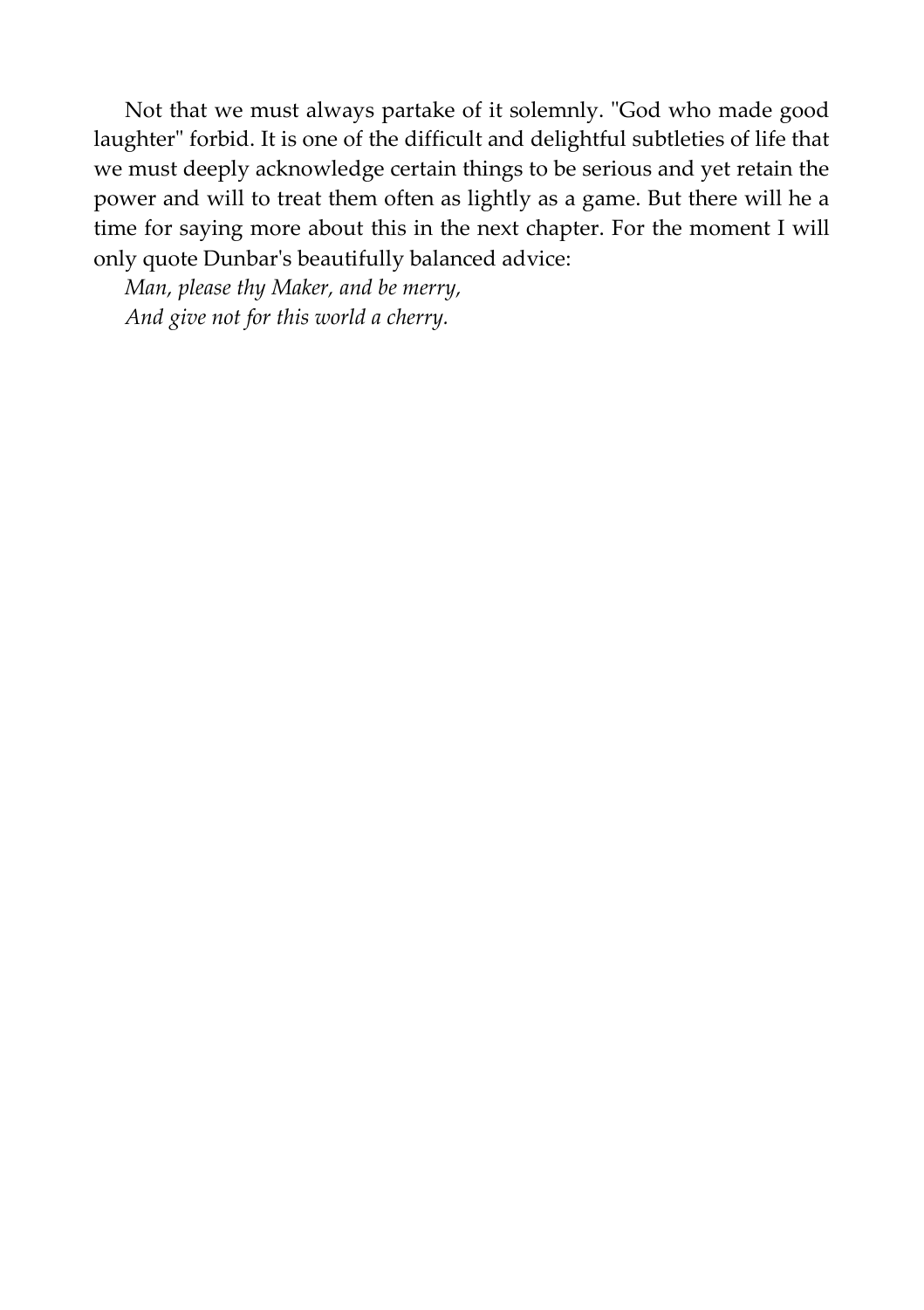Not that we must always partake of it solemnly. "God who made good laughter" forbid. It is one of the difficult and delightful subtleties of life that we must deeply acknowledge certain things to be serious and yet retain the power and will to treat them often as lightly as a game. But there will he a time for saying more about this in the next chapter. For the moment I will only quote Dunbar's beautifully balanced advice:

*Man, please thy Maker, and be merry,*
*And give not for this world a cherry.*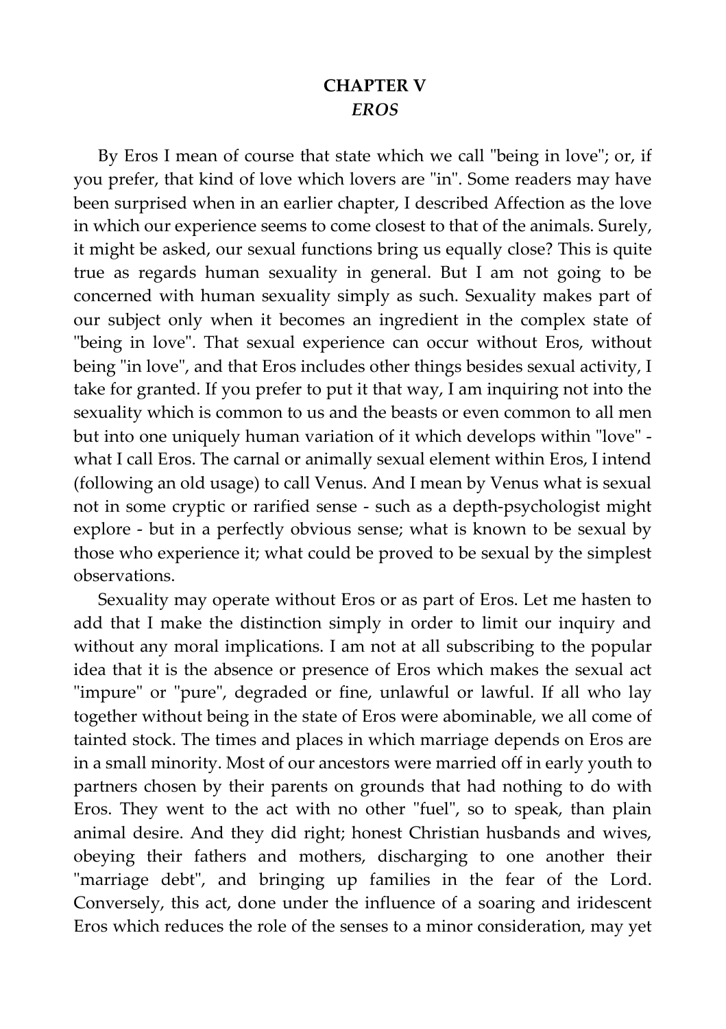# CHAPTER V
## *EROS*

By Eros I mean of course that state which we call "being in love"; or, if you prefer, that kind of love which lovers are "in". Some readers may have been surprised when in an earlier chapter, I described Affection as the love in which our experience seems to come closest to that of the animals. Surely, it might be asked, our sexual functions bring us equally close? This is quite true as regards human sexuality in general. But I am not going to be concerned with human sexuality simply as such. Sexuality makes part of our subject only when it becomes an ingredient in the complex state of "being in love". That sexual experience can occur without Eros, without being "in love", and that Eros includes other things besides sexual activity, I take for granted. If you prefer to put it that way, I am inquiring not into the sexuality which is common to us and the beasts or even common to all men but into one uniquely human variation of it which develops within "love" - what I call Eros. The carnal or animally sexual element within Eros, I intend (following an old usage) to call Venus. And I mean by Venus what is sexual not in some cryptic or rarified sense - such as a depth-psychologist might explore - but in a perfectly obvious sense; what is known to be sexual by those who experience it; what could be proved to be sexual by the simplest observations.

Sexuality may operate without Eros or as part of Eros. Let me hasten to add that I make the distinction simply in order to limit our inquiry and without any moral implications. I am not at all subscribing to the popular idea that it is the absence or presence of Eros which makes the sexual act "impure" or "pure", degraded or fine, unlawful or lawful. If all who lay together without being in the state of Eros were abominable, we all come of tainted stock. The times and places in which marriage depends on Eros are in a small minority. Most of our ancestors were married off in early youth to partners chosen by their parents on grounds that had nothing to do with Eros. They went to the act with no other "fuel", so to speak, than plain animal desire. And they did right; honest Christian husbands and wives, obeying their fathers and mothers, discharging to one another their "marriage debt", and bringing up families in the fear of the Lord. Conversely, this act, done under the influence of a soaring and iridescent Eros which reduces the role of the senses to a minor consideration, may yet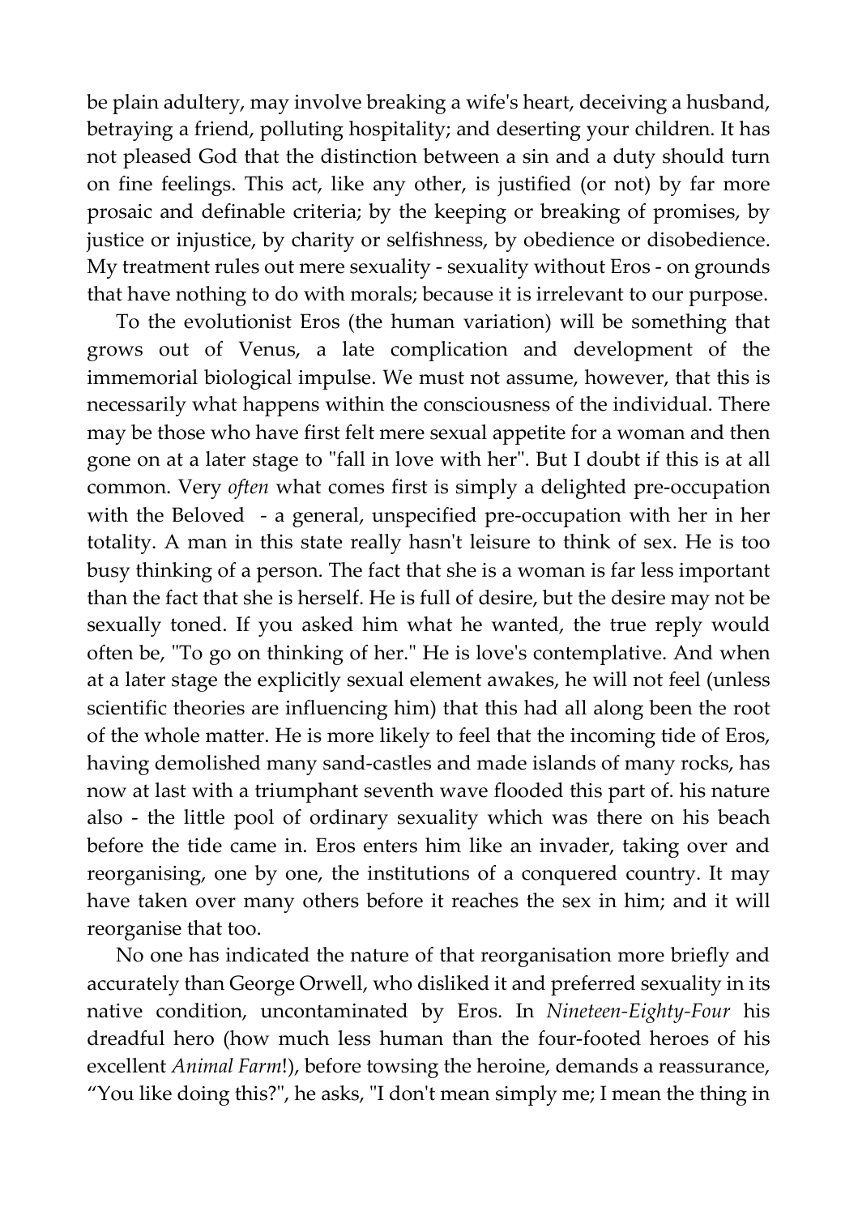be plain adultery, may involve breaking a wife's heart, deceiving a husband, betraying a friend, polluting hospitality; and deserting your children. It has not pleased God that the distinction between a sin and a duty should turn on fine feelings. This act, like any other, is justified (or not) by far more prosaic and definable criteria; by the keeping or breaking of promises, by justice or injustice, by charity or selfishness, by obedience or disobedience. My treatment rules out mere sexuality - sexuality without Eros - on grounds that have nothing to do with morals; because it is irrelevant to our purpose.

To the evolutionist Eros (the human variation) will be something that grows out of Venus, a late complication and development of the immemorial biological impulse. We must not assume, however, that this is necessarily what happens within the consciousness of the individual. There may be those who have first felt mere sexual appetite for a woman and then gone on at a later stage to "fall in love with her". But I doubt if this is at all common. Very *often* what comes first is simply a delighted pre-occupation with the Beloved - a general, unspecified pre-occupation with her in her totality. A man in this state really hasn't leisure to think of sex. He is too busy thinking of a person. The fact that she is a woman is far less important than the fact that she is herself. He is full of desire, but the desire may not be sexually toned. If you asked him what he wanted, the true reply would often be, "To go on thinking of her." He is love's contemplative. And when at a later stage the explicitly sexual element awakes, he will not feel (unless scientific theories are influencing him) that this had all along been the root of the whole matter. He is more likely to feel that the incoming tide of Eros, having demolished many sand-castles and made islands of many rocks, has now at last with a triumphant seventh wave flooded this part of. his nature also - the little pool of ordinary sexuality which was there on his beach before the tide came in. Eros enters him like an invader, taking over and reorganising, one by one, the institutions of a conquered country. It may have taken over many others before it reaches the sex in him; and it will reorganise that too.

No one has indicated the nature of that reorganisation more briefly and accurately than George Orwell, who disliked it and preferred sexuality in its native condition, uncontaminated by Eros. In *Nineteen-Eighty-Four* his dreadful hero (how much less human than the four-footed heroes of his excellent *Animal Farm*!), before towsing the heroine, demands a reassurance, “You like doing this?", he asks, "I don't mean simply me; I mean the thing in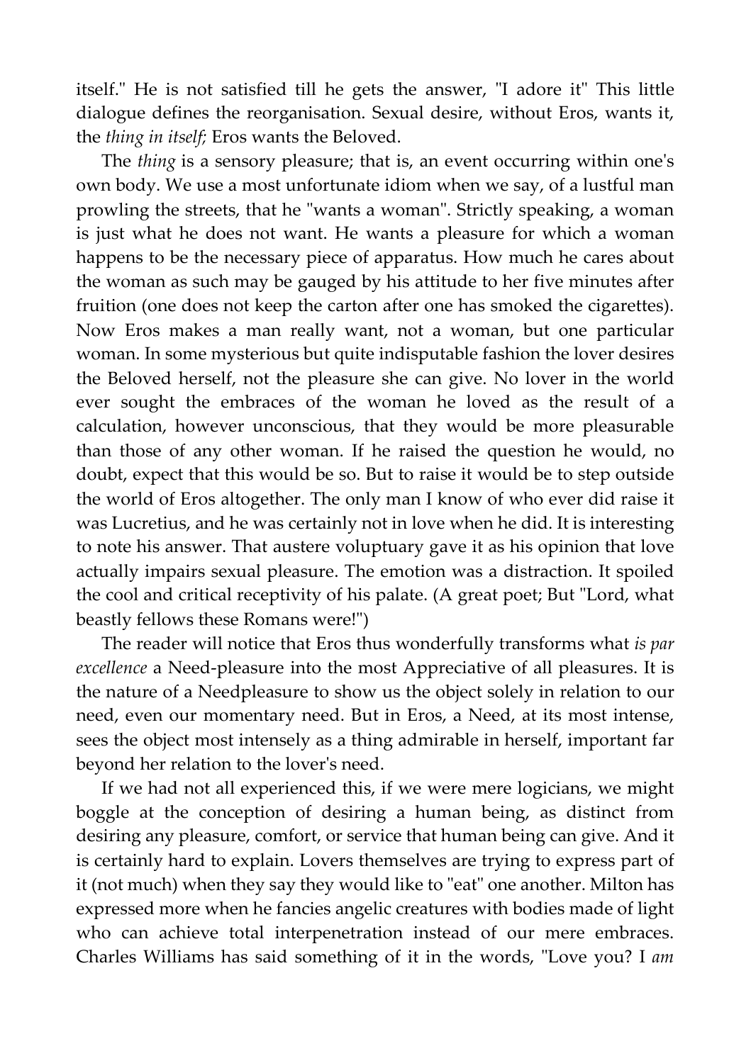itself." He is not satisfied till he gets the answer, "I adore it" This little dialogue defines the reorganisation. Sexual desire, without Eros, wants it, the *thing in itself;* Eros wants the Beloved.

The *thing* is a sensory pleasure; that is, an event occurring within one's own body. We use a most unfortunate idiom when we say, of a lustful man prowling the streets, that he "wants a woman". Strictly speaking, a woman is just what he does not want. He wants a pleasure for which a woman happens to be the necessary piece of apparatus. How much he cares about the woman as such may be gauged by his attitude to her five minutes after fruition (one does not keep the carton after one has smoked the cigarettes). Now Eros makes a man really want, not a woman, but one particular woman. In some mysterious but quite indisputable fashion the lover desires the Beloved herself, not the pleasure she can give. No lover in the world ever sought the embraces of the woman he loved as the result of a calculation, however unconscious, that they would be more pleasurable than those of any other woman. If he raised the question he would, no doubt, expect that this would be so. But to raise it would be to step outside the world of Eros altogether. The only man I know of who ever did raise it was Lucretius, and he was certainly not in love when he did. It is interesting to note his answer. That austere voluptuary gave it as his opinion that love actually impairs sexual pleasure. The emotion was a distraction. It spoiled the cool and critical receptivity of his palate. (A great poet; But "Lord, what beastly fellows these Romans were!")

The reader will notice that Eros thus wonderfully transforms what *is par excellence* a Need-pleasure into the most Appreciative of all pleasures. It is the nature of a Needpleasure to show us the object solely in relation to our need, even our momentary need. But in Eros, a Need, at its most intense, sees the object most intensely as a thing admirable in herself, important far beyond her relation to the lover's need.

If we had not all experienced this, if we were mere logicians, we might boggle at the conception of desiring a human being, as distinct from desiring any pleasure, comfort, or service that human being can give. And it is certainly hard to explain. Lovers themselves are trying to express part of it (not much) when they say they would like to "eat" one another. Milton has expressed more when he fancies angelic creatures with bodies made of light who can achieve total interpenetration instead of our mere embraces. Charles Williams has said something of it in the words, "Love you? I *am*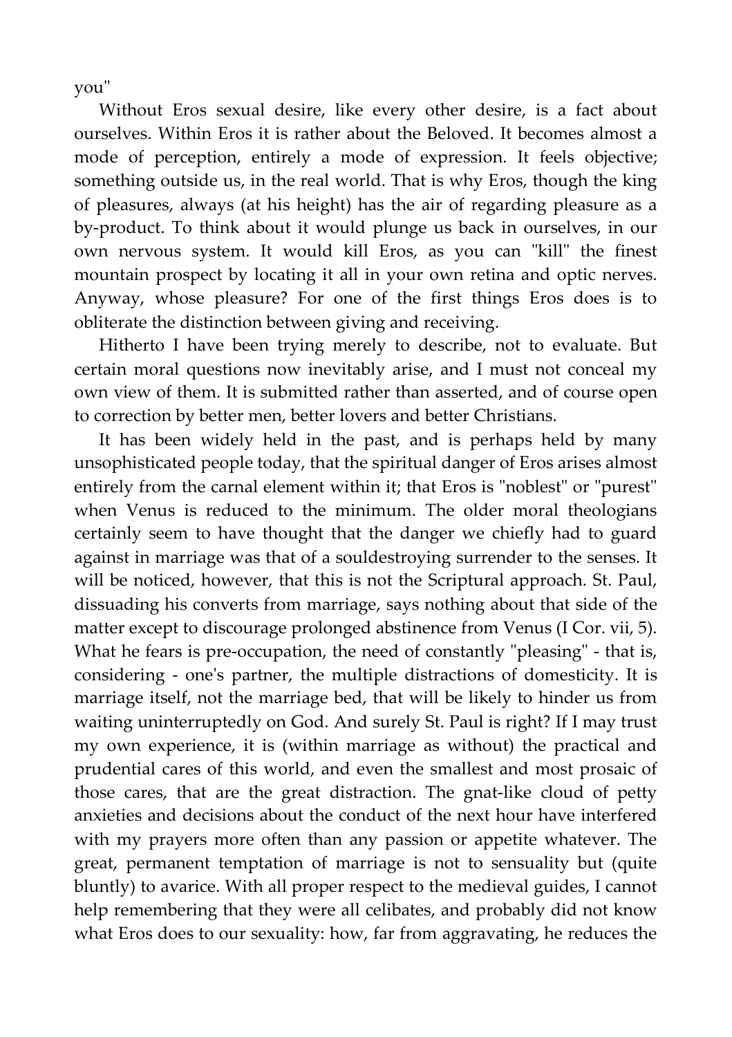you"

Without Eros sexual desire, like every other desire, is a fact about ourselves. Within Eros it is rather about the Beloved. It becomes almost a mode of perception, entirely a mode of expression. It feels objective; something outside us, in the real world. That is why Eros, though the king of pleasures, always (at his height) has the air of regarding pleasure as a by-product. To think about it would plunge us back in ourselves, in our own nervous system. It would kill Eros, as you can "kill" the finest mountain prospect by locating it all in your own retina and optic nerves. Anyway, whose pleasure? For one of the first things Eros does is to obliterate the distinction between giving and receiving.

Hitherto I have been trying merely to describe, not to evaluate. But certain moral questions now inevitably arise, and I must not conceal my own view of them. It is submitted rather than asserted, and of course open to correction by better men, better lovers and better Christians.

It has been widely held in the past, and is perhaps held by many unsophisticated people today, that the spiritual danger of Eros arises almost entirely from the carnal element within it; that Eros is "noblest" or "purest" when Venus is reduced to the minimum. The older moral theologians certainly seem to have thought that the danger we chiefly had to guard against in marriage was that of a souldestroying surrender to the senses. It will be noticed, however, that this is not the Scriptural approach. St. Paul, dissuading his converts from marriage, says nothing about that side of the matter except to discourage prolonged abstinence from Venus (I Cor. vii, 5). What he fears is pre-occupation, the need of constantly "pleasing" - that is, considering - one's partner, the multiple distractions of domesticity. It is marriage itself, not the marriage bed, that will be likely to hinder us from waiting uninterruptedly on God. And surely St. Paul is right? If I may trust my own experience, it is (within marriage as without) the practical and prudential cares of this world, and even the smallest and most prosaic of those cares, that are the great distraction. The gnat-like cloud of petty anxieties and decisions about the conduct of the next hour have interfered with my prayers more often than any passion or appetite whatever. The great, permanent temptation of marriage is not to sensuality but (quite bluntly) to avarice. With all proper respect to the medieval guides, I cannot help remembering that they were all celibates, and probably did not know what Eros does to our sexuality: how, far from aggravating, he reduces the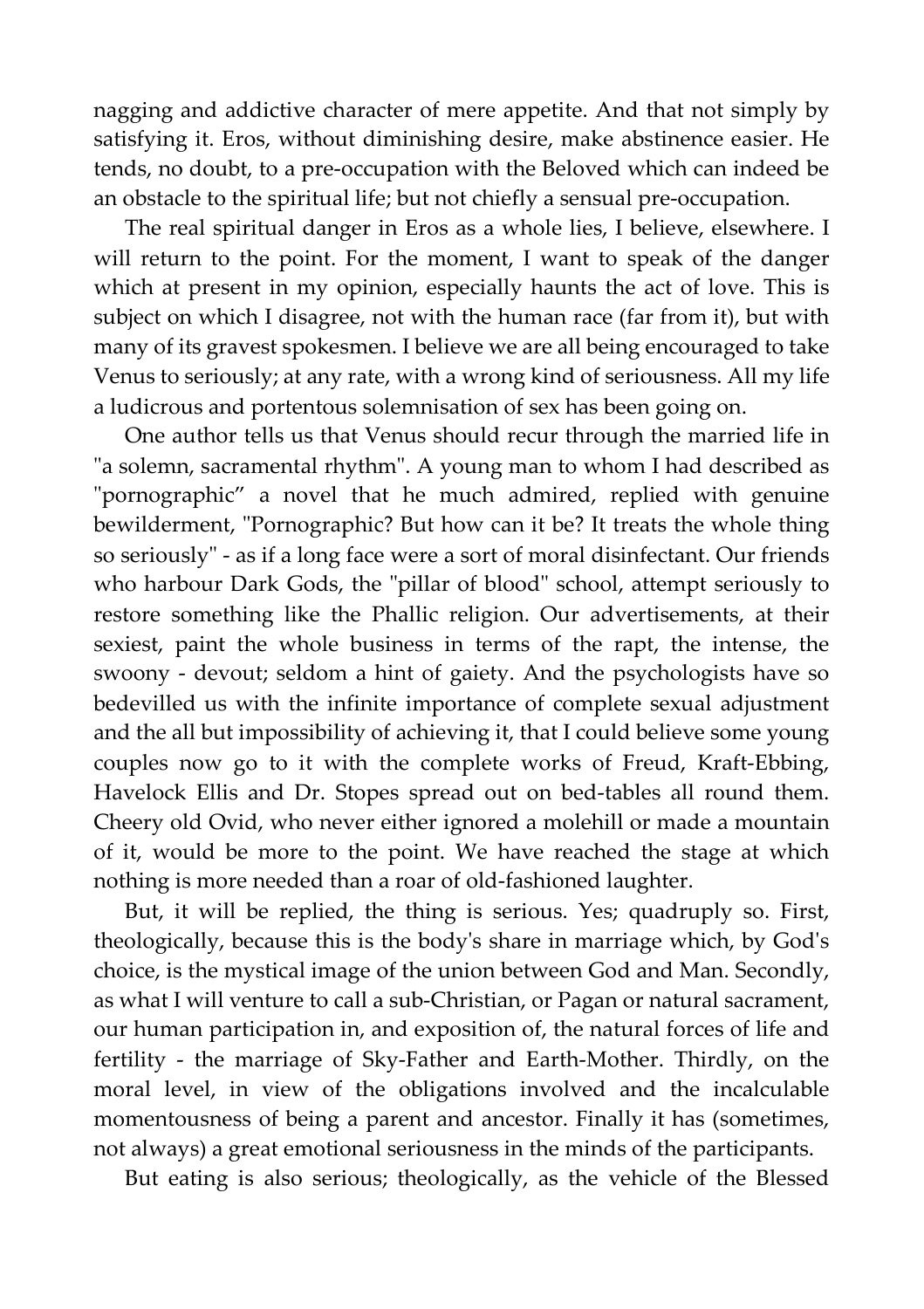nagging and addictive character of mere appetite. And that not simply by satisfying it. Eros, without diminishing desire, make abstinence easier. He tends, no doubt, to a pre-occupation with the Beloved which can indeed be an obstacle to the spiritual life; but not chiefly a sensual pre-occupation.

The real spiritual danger in Eros as a whole lies, I believe, elsewhere. I will return to the point. For the moment, I want to speak of the danger which at present in my opinion, especially haunts the act of love. This is subject on which I disagree, not with the human race (far from it), but with many of its gravest spokesmen. I believe we are all being encouraged to take Venus to seriously; at any rate, with a wrong kind of seriousness. All my life a ludicrous and portentous solemnisation of sex has been going on.

One author tells us that Venus should recur through the married life in "a solemn, sacramental rhythm". A young man to whom I had described as "pornographic" a novel that he much admired, replied with genuine bewilderment, "Pornographic? But how can it be? It treats the whole thing so seriously" - as if a long face were a sort of moral disinfectant. Our friends who harbour Dark Gods, the "pillar of blood" school, attempt seriously to restore something like the Phallic religion. Our advertisements, at their sexiest, paint the whole business in terms of the rapt, the intense, the swoony - devout; seldom a hint of gaiety. And the psychologists have so bedevilled us with the infinite importance of complete sexual adjustment and the all but impossibility of achieving it, that I could believe some young couples now go to it with the complete works of Freud, Kraft-Ebbing, Havelock Ellis and Dr. Stopes spread out on bed-tables all round them. Cheery old Ovid, who never either ignored a molehill or made a mountain of it, would be more to the point. We have reached the stage at which nothing is more needed than a roar of old-fashioned laughter.

But, it will be replied, the thing is serious. Yes; quadruply so. First, theologically, because this is the body's share in marriage which, by God's choice, is the mystical image of the union between God and Man. Secondly, as what I will venture to call a sub-Christian, or Pagan or natural sacrament, our human participation in, and exposition of, the natural forces of life and fertility - the marriage of Sky-Father and Earth-Mother. Thirdly, on the moral level, in view of the obligations involved and the incalculable momentousness of being a parent and ancestor. Finally it has (sometimes, not always) a great emotional seriousness in the minds of the participants.

But eating is also serious; theologically, as the vehicle of the Blessed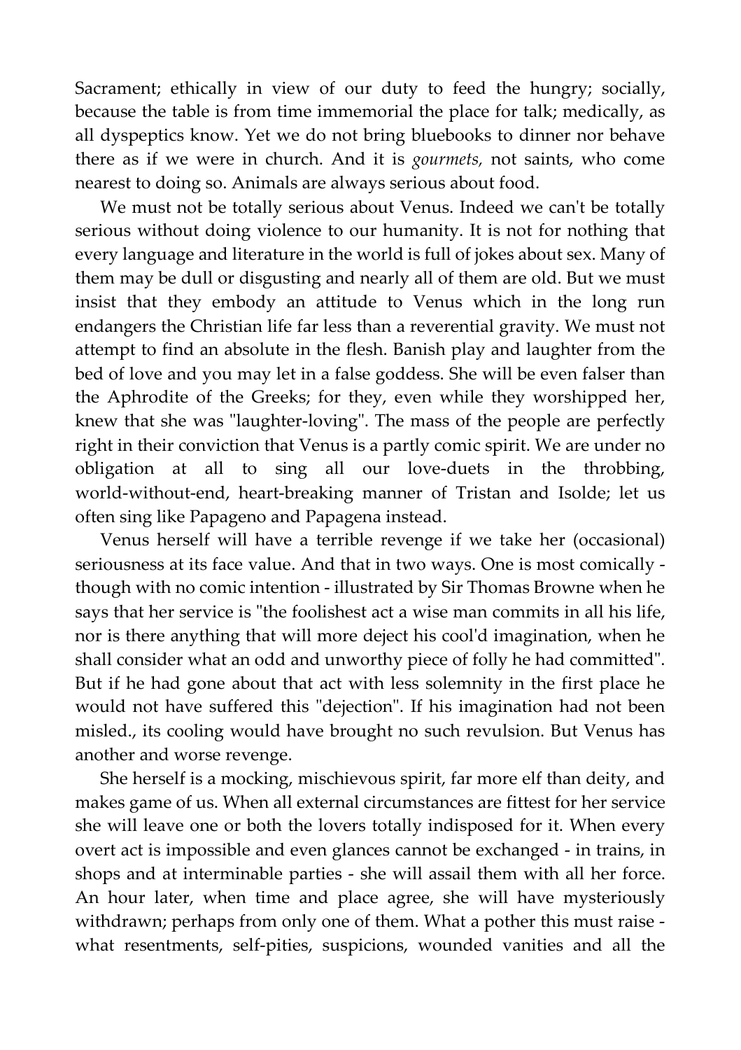Sacrament; ethically in view of our duty to feed the hungry; socially, because the table is from time immemorial the place for talk; medically, as all dyspeptics know. Yet we do not bring bluebooks to dinner nor behave there as if we were in church. And it is *gourmets,* not saints, who come nearest to doing so. Animals are always serious about food.

We must not be totally serious about Venus. Indeed we can't be totally serious without doing violence to our humanity. It is not for nothing that every language and literature in the world is full of jokes about sex. Many of them may be dull or disgusting and nearly all of them are old. But we must insist that they embody an attitude to Venus which in the long run endangers the Christian life far less than a reverential gravity. We must not attempt to find an absolute in the flesh. Banish play and laughter from the bed of love and you may let in a false goddess. She will be even falser than the Aphrodite of the Greeks; for they, even while they worshipped her, knew that she was "laughter-loving". The mass of the people are perfectly right in their conviction that Venus is a partly comic spirit. We are under no obligation at all to sing all our love-duets in the throbbing, world-without-end, heart-breaking manner of Tristan and Isolde; let us often sing like Papageno and Papagena instead.

Venus herself will have a terrible revenge if we take her (occasional) seriousness at its face value. And that in two ways. One is most comically - though with no comic intention - illustrated by Sir Thomas Browne when he says that her service is "the foolishest act a wise man commits in all his life, nor is there anything that will more deject his cool'd imagination, when he shall consider what an odd and unworthy piece of folly he had committed". But if he had gone about that act with less solemnity in the first place he would not have suffered this "dejection". If his imagination had not been misled., its cooling would have brought no such revulsion. But Venus has another and worse revenge.

She herself is a mocking, mischievous spirit, far more elf than deity, and makes game of us. When all external circumstances are fittest for her service she will leave one or both the lovers totally indisposed for it. When every overt act is impossible and even glances cannot be exchanged - in trains, in shops and at interminable parties - she will assail them with all her force. An hour later, when time and place agree, she will have mysteriously withdrawn; perhaps from only one of them. What a pother this must raise - what resentments, self-pities, suspicions, wounded vanities and all the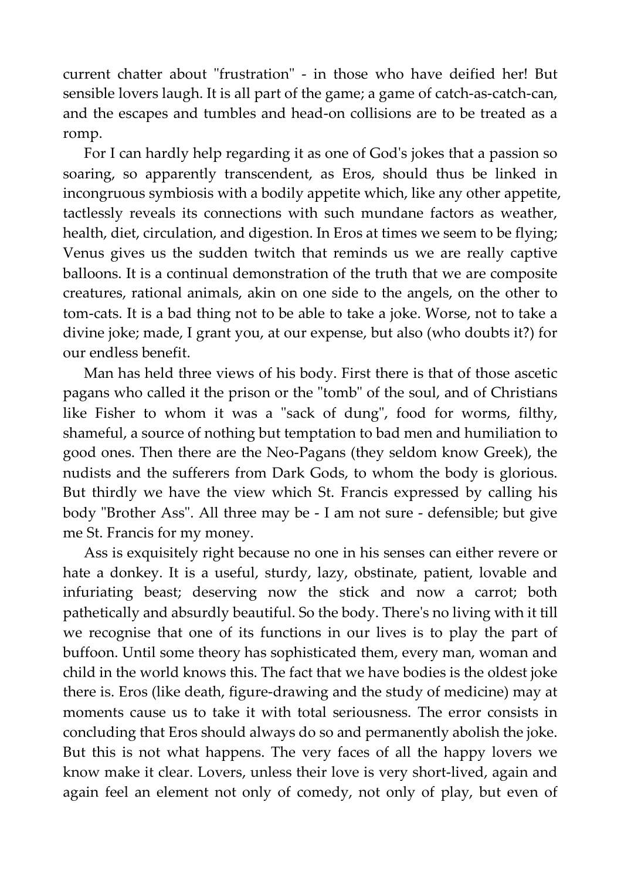current chatter about "frustration" - in those who have deified her! But sensible lovers laugh. It is all part of the game; a game of catch-as-catch-can, and the escapes and tumbles and head-on collisions are to be treated as a romp.

For I can hardly help regarding it as one of God's jokes that a passion so soaring, so apparently transcendent, as Eros, should thus be linked in incongruous symbiosis with a bodily appetite which, like any other appetite, tactlessly reveals its connections with such mundane factors as weather, health, diet, circulation, and digestion. In Eros at times we seem to be flying; Venus gives us the sudden twitch that reminds us we are really captive balloons. It is a continual demonstration of the truth that we are composite creatures, rational animals, akin on one side to the angels, on the other to tom-cats. It is a bad thing not to be able to take a joke. Worse, not to take a divine joke; made, I grant you, at our expense, but also (who doubts it?) for our endless benefit.

Man has held three views of his body. First there is that of those ascetic pagans who called it the prison or the "tomb" of the soul, and of Christians like Fisher to whom it was a "sack of dung", food for worms, filthy, shameful, a source of nothing but temptation to bad men and humiliation to good ones. Then there are the Neo-Pagans (they seldom know Greek), the nudists and the sufferers from Dark Gods, to whom the body is glorious. But thirdly we have the view which St. Francis expressed by calling his body "Brother Ass". All three may be - I am not sure - defensible; but give me St. Francis for my money.

Ass is exquisitely right because no one in his senses can either revere or hate a donkey. It is a useful, sturdy, lazy, obstinate, patient, lovable and infuriating beast; deserving now the stick and now a carrot; both pathetically and absurdly beautiful. So the body. There's no living with it till we recognise that one of its functions in our lives is to play the part of buffoon. Until some theory has sophisticated them, every man, woman and child in the world knows this. The fact that we have bodies is the oldest joke there is. Eros (like death, figure-drawing and the study of medicine) may at moments cause us to take it with total seriousness. The error consists in concluding that Eros should always do so and permanently abolish the joke. But this is not what happens. The very faces of all the happy lovers we know make it clear. Lovers, unless their love is very short-lived, again and again feel an element not only of comedy, not only of play, but even of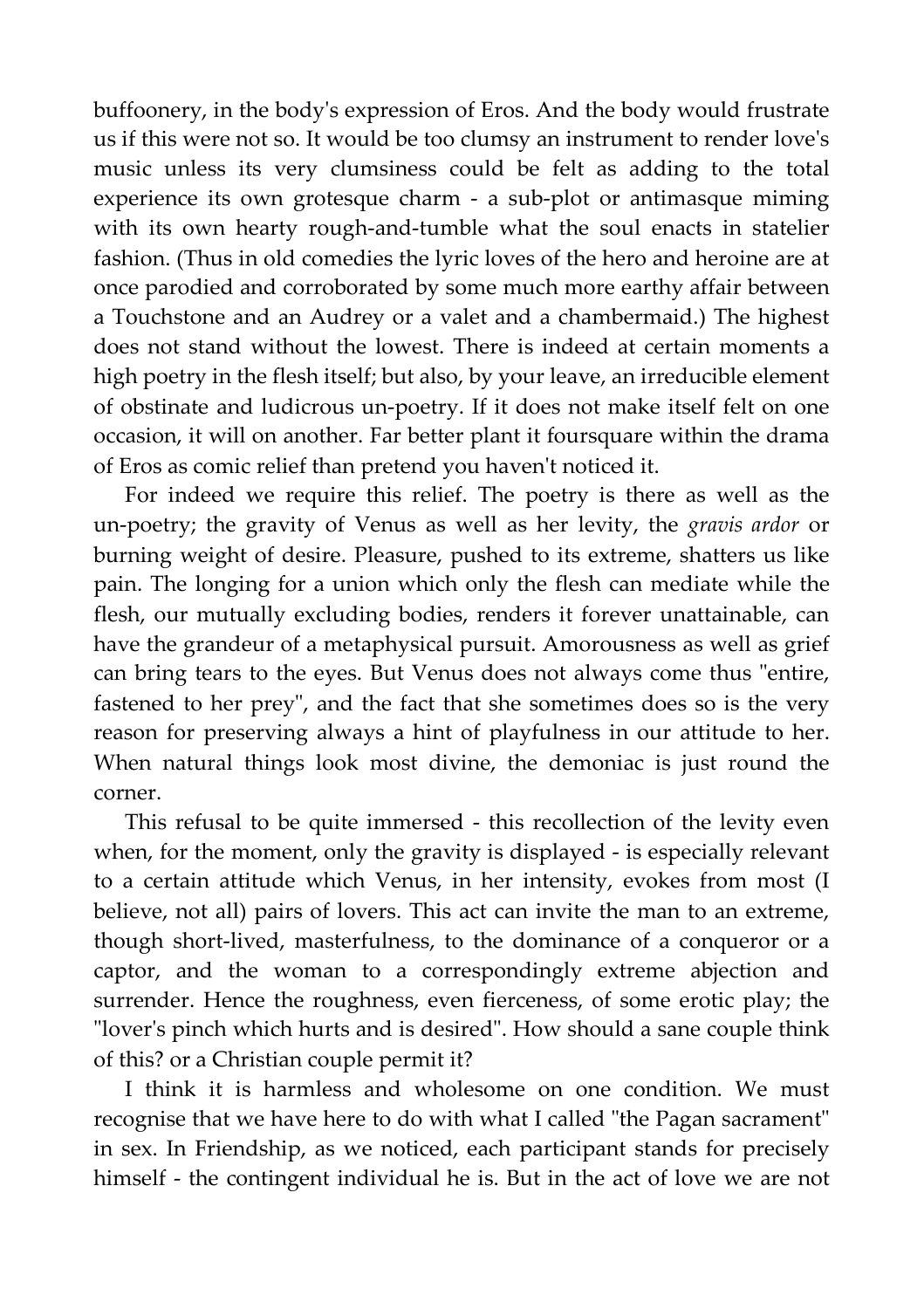buffoonery, in the body's expression of Eros. And the body would frustrate us if this were not so. It would be too clumsy an instrument to render love's music unless its very clumsiness could be felt as adding to the total experience its own grotesque charm - a sub-plot or antimasque miming with its own hearty rough-and-tumble what the soul enacts in statelier fashion. (Thus in old comedies the lyric loves of the hero and heroine are at once parodied and corroborated by some much more earthy affair between a Touchstone and an Audrey or a valet and a chambermaid.) The highest does not stand without the lowest. There is indeed at certain moments a high poetry in the flesh itself; but also, by your leave, an irreducible element of obstinate and ludicrous un-poetry. If it does not make itself felt on one occasion, it will on another. Far better plant it foursquare within the drama of Eros as comic relief than pretend you haven't noticed it.

For indeed we require this relief. The poetry is there as well as the un-poetry; the gravity of Venus as well as her levity, the *gravis ardor* or burning weight of desire. Pleasure, pushed to its extreme, shatters us like pain. The longing for a union which only the flesh can mediate while the flesh, our mutually excluding bodies, renders it forever unattainable, can have the grandeur of a metaphysical pursuit. Amorousness as well as grief can bring tears to the eyes. But Venus does not always come thus "entire, fastened to her prey", and the fact that she sometimes does so is the very reason for preserving always a hint of playfulness in our attitude to her. When natural things look most divine, the demoniac is just round the corner.

This refusal to be quite immersed - this recollection of the levity even when, for the moment, only the gravity is displayed - is especially relevant to a certain attitude which Venus, in her intensity, evokes from most (I believe, not all) pairs of lovers. This act can invite the man to an extreme, though short-lived, masterfulness, to the dominance of a conqueror or a captor, and the woman to a correspondingly extreme abjection and surrender. Hence the roughness, even fierceness, of some erotic play; the "lover's pinch which hurts and is desired". How should a sane couple think of this? or a Christian couple permit it?

I think it is harmless and wholesome on one condition. We must recognise that we have here to do with what I called "the Pagan sacrament" in sex. In Friendship, as we noticed, each participant stands for precisely himself - the contingent individual he is. But in the act of love we are not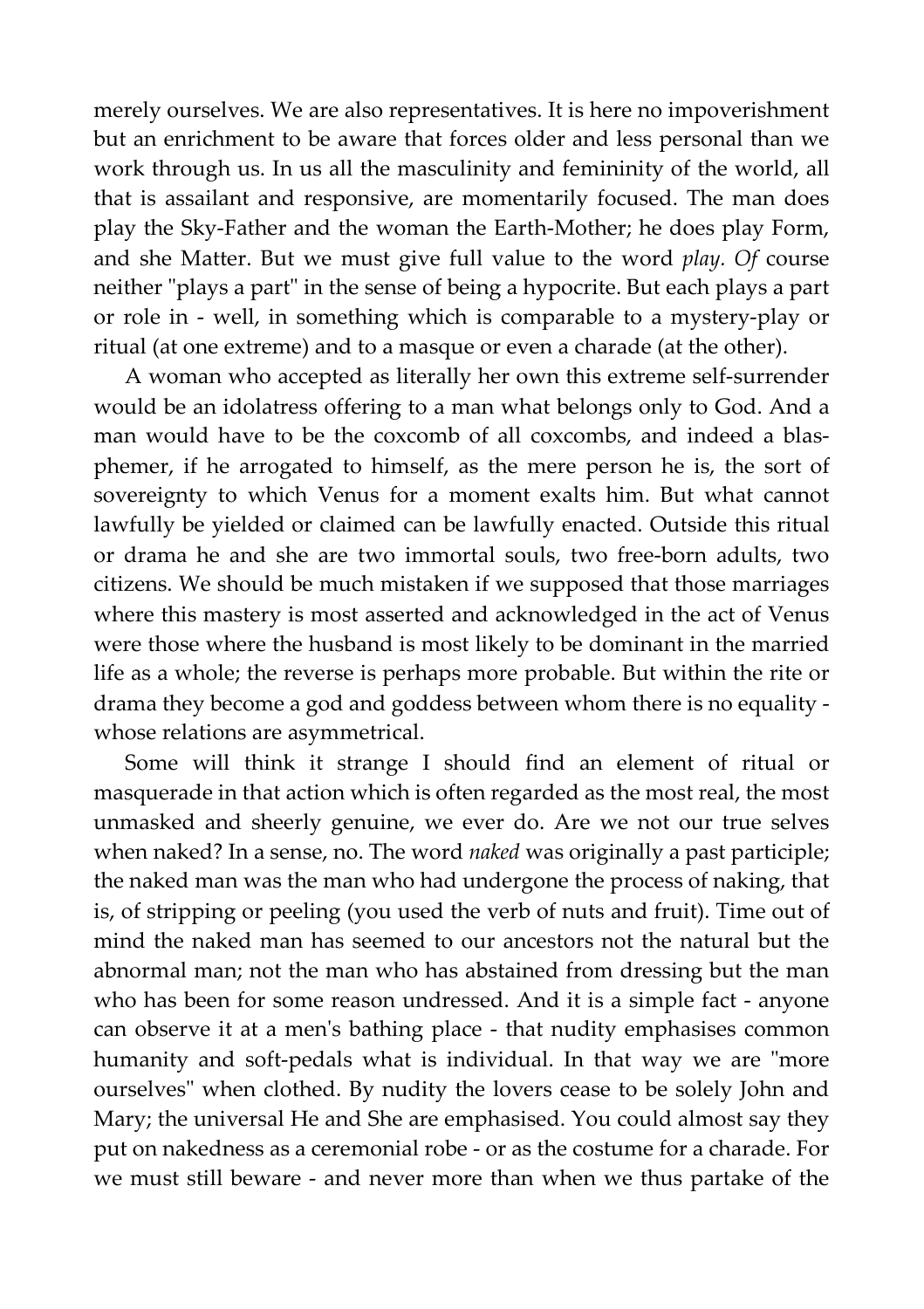merely ourselves. We are also representatives. It is here no impoverishment but an enrichment to be aware that forces older and less personal than we work through us. In us all the masculinity and femininity of the world, all that is assailant and responsive, are momentarily focused. The man does play the Sky-Father and the woman the Earth-Mother; he does play Form, and she Matter. But we must give full value to the word *play. Of* course neither "plays a part" in the sense of being a hypocrite. But each plays a part or role in - well, in something which is comparable to a mystery-play or ritual (at one extreme) and to a masque or even a charade (at the other).

A woman who accepted as literally her own this extreme self-surrender would be an idolatress offering to a man what belongs only to God. And a man would have to be the coxcomb of all coxcombs, and indeed a blasphemer, if he arrogated to himself, as the mere person he is, the sort of sovereignty to which Venus for a moment exalts him. But what cannot lawfully be yielded or claimed can be lawfully enacted. Outside this ritual or drama he and she are two immortal souls, two free-born adults, two citizens. We should be much mistaken if we supposed that those marriages where this mastery is most asserted and acknowledged in the act of Venus were those where the husband is most likely to be dominant in the married life as a whole; the reverse is perhaps more probable. But within the rite or drama they become a god and goddess between whom there is no equality - whose relations are asymmetrical.

Some will think it strange I should find an element of ritual or masquerade in that action which is often regarded as the most real, the most unmasked and sheerly genuine, we ever do. Are we not our true selves when naked? In a sense, no. The word *naked* was originally a past participle; the naked man was the man who had undergone the process of naking, that is, of stripping or peeling (you used the verb of nuts and fruit). Time out of mind the naked man has seemed to our ancestors not the natural but the abnormal man; not the man who has abstained from dressing but the man who has been for some reason undressed. And it is a simple fact - anyone can observe it at a men's bathing place - that nudity emphasises common humanity and soft-pedals what is individual. In that way we are "more ourselves" when clothed. By nudity the lovers cease to be solely John and Mary; the universal He and She are emphasised. You could almost say they put on nakedness as a ceremonial robe - or as the costume for a charade. For we must still beware - and never more than when we thus partake of the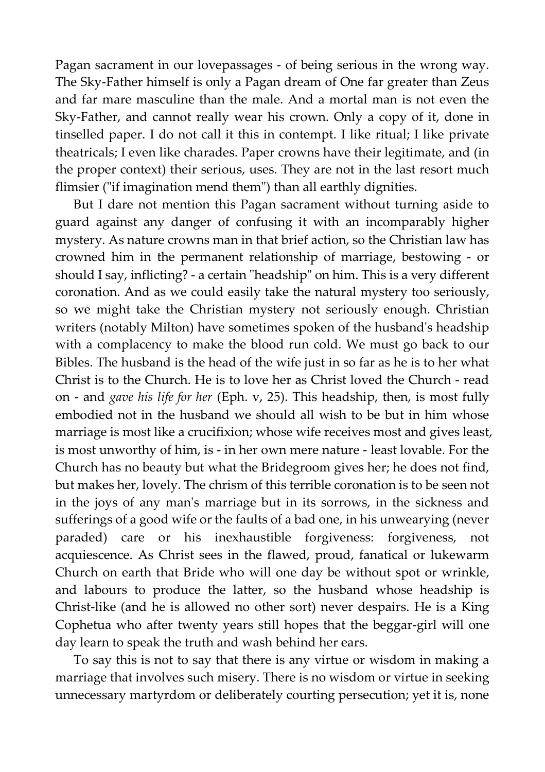Pagan sacrament in our lovepassages - of being serious in the wrong way. The Sky-Father himself is only a Pagan dream of One far greater than Zeus and far mare masculine than the male. And a mortal man is not even the Sky-Father, and cannot really wear his crown. Only a copy of it, done in tinselled paper. I do not call it this in contempt. I like ritual; I like private theatricals; I even like charades. Paper crowns have their legitimate, and (in the proper context) their serious, uses. They are not in the last resort much flimsier ("if imagination mend them") than all earthly dignities.

But I dare not mention this Pagan sacrament without turning aside to guard against any danger of confusing it with an incomparably higher mystery. As nature crowns man in that brief action, so the Christian law has crowned him in the permanent relationship of marriage, bestowing - or should I say, inflicting? - a certain "headship" on him. This is a very different coronation. And as we could easily take the natural mystery too seriously, so we might take the Christian mystery not seriously enough. Christian writers (notably Milton) have sometimes spoken of the husband's headship with a complacency to make the blood run cold. We must go back to our Bibles. The husband is the head of the wife just in so far as he is to her what Christ is to the Church. He is to love her as Christ loved the Church - read on - and *gave his life for her* (Eph. v, 25). This headship, then, is most fully embodied not in the husband we should all wish to be but in him whose marriage is most like a crucifixion; whose wife receives most and gives least, is most unworthy of him, is - in her own mere nature - least lovable. For the Church has no beauty but what the Bridegroom gives her; he does not find, but makes her, lovely. The chrism of this terrible coronation is to be seen not in the joys of any man's marriage but in its sorrows, in the sickness and sufferings of a good wife or the faults of a bad one, in his unwearying (never paraded) care or his inexhaustible forgiveness: forgiveness, not acquiescence. As Christ sees in the flawed, proud, fanatical or lukewarm Church on earth that Bride who will one day be without spot or wrinkle, and labours to produce the latter, so the husband whose headship is Christ-like (and he is allowed no other sort) never despairs. He is a King Cophetua who after twenty years still hopes that the beggar-girl will one day learn to speak the truth and wash behind her ears.

To say this is not to say that there is any virtue or wisdom in making a marriage that involves such misery. There is no wisdom or virtue in seeking unnecessary martyrdom or deliberately courting persecution; yet it is, none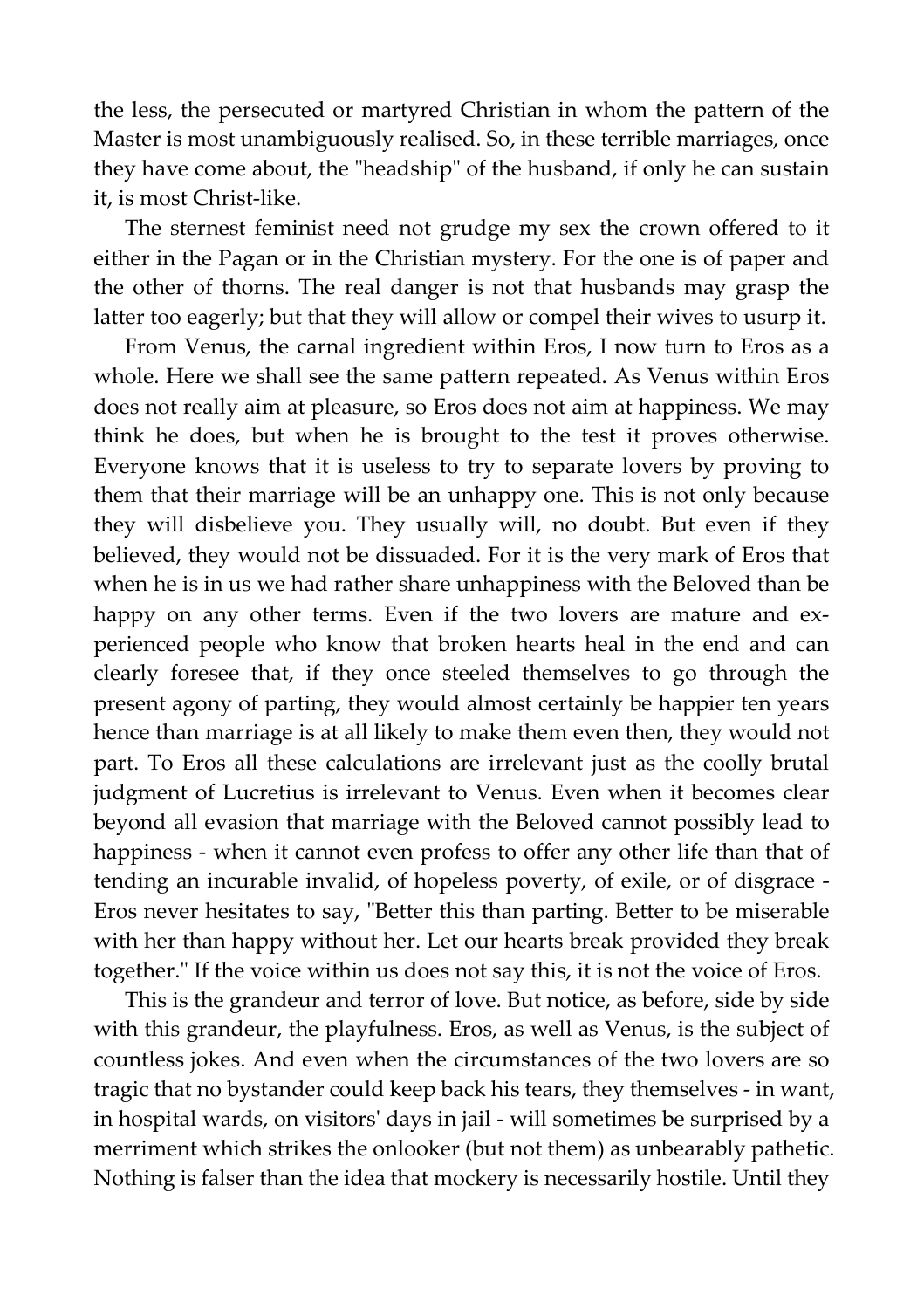the less, the persecuted or martyred Christian in whom the pattern of the Master is most unambiguously realised. So, in these terrible marriages, once they have come about, the "headship" of the husband, if only he can sustain it, is most Christ-like.

The sternest feminist need not grudge my sex the crown offered to it either in the Pagan or in the Christian mystery. For the one is of paper and the other of thorns. The real danger is not that husbands may grasp the latter too eagerly; but that they will allow or compel their wives to usurp it.

From Venus, the carnal ingredient within Eros, I now turn to Eros as a whole. Here we shall see the same pattern repeated. As Venus within Eros does not really aim at pleasure, so Eros does not aim at happiness. We may think he does, but when he is brought to the test it proves otherwise. Everyone knows that it is useless to try to separate lovers by proving to them that their marriage will be an unhappy one. This is not only because they will disbelieve you. They usually will, no doubt. But even if they believed, they would not be dissuaded. For it is the very mark of Eros that when he is in us we had rather share unhappiness with the Beloved than be happy on any other terms. Even if the two lovers are mature and experienced people who know that broken hearts heal in the end and can clearly foresee that, if they once steeled themselves to go through the present agony of parting, they would almost certainly be happier ten years hence than marriage is at all likely to make them even then, they would not part. To Eros all these calculations are irrelevant just as the coolly brutal judgment of Lucretius is irrelevant to Venus. Even when it becomes clear beyond all evasion that marriage with the Beloved cannot possibly lead to happiness - when it cannot even profess to offer any other life than that of tending an incurable invalid, of hopeless poverty, of exile, or of disgrace - Eros never hesitates to say, "Better this than parting. Better to be miserable with her than happy without her. Let our hearts break provided they break together." If the voice within us does not say this, it is not the voice of Eros.

This is the grandeur and terror of love. But notice, as before, side by side with this grandeur, the playfulness. Eros, as well as Venus, is the subject of countless jokes. And even when the circumstances of the two lovers are so tragic that no bystander could keep back his tears, they themselves - in want, in hospital wards, on visitors' days in jail - will sometimes be surprised by a merriment which strikes the onlooker (but not them) as unbearably pathetic. Nothing is falser than the idea that mockery is necessarily hostile. Until they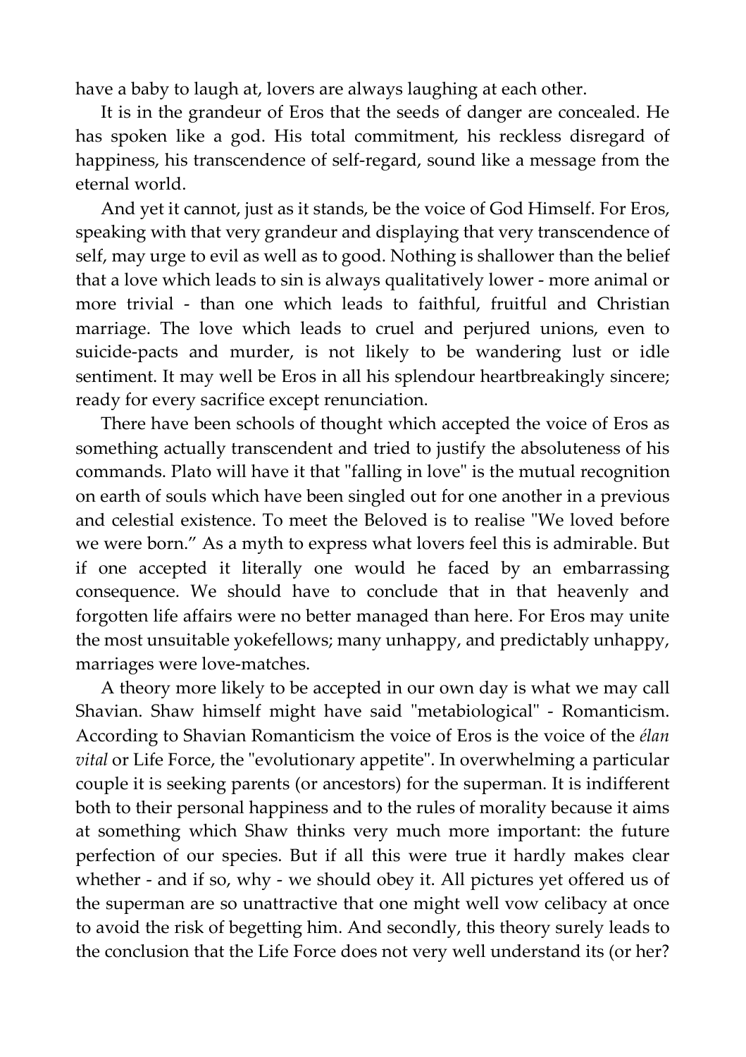have a baby to laugh at, lovers are always laughing at each other.

It is in the grandeur of Eros that the seeds of danger are concealed. He has spoken like a god. His total commitment, his reckless disregard of happiness, his transcendence of self-regard, sound like a message from the eternal world.

And yet it cannot, just as it stands, be the voice of God Himself. For Eros, speaking with that very grandeur and displaying that very transcendence of self, may urge to evil as well as to good. Nothing is shallower than the belief that a love which leads to sin is always qualitatively lower - more animal or more trivial - than one which leads to faithful, fruitful and Christian marriage. The love which leads to cruel and perjured unions, even to suicide-pacts and murder, is not likely to be wandering lust or idle sentiment. It may well be Eros in all his splendour heartbreakingly sincere; ready for every sacrifice except renunciation.

There have been schools of thought which accepted the voice of Eros as something actually transcendent and tried to justify the absoluteness of his commands. Plato will have it that "falling in love" is the mutual recognition on earth of souls which have been singled out for one another in a previous and celestial existence. To meet the Beloved is to realise "We loved before we were born." As a myth to express what lovers feel this is admirable. But if one accepted it literally one would he faced by an embarrassing consequence. We should have to conclude that in that heavenly and forgotten life affairs were no better managed than here. For Eros may unite the most unsuitable yokefellows; many unhappy, and predictably unhappy, marriages were love-matches.

A theory more likely to be accepted in our own day is what we may call Shavian. Shaw himself might have said "metabiological" - Romanticism. According to Shavian Romanticism the voice of Eros is the voice of the *élan vital* or Life Force, the "evolutionary appetite". In overwhelming a particular couple it is seeking parents (or ancestors) for the superman. It is indifferent both to their personal happiness and to the rules of morality because it aims at something which Shaw thinks very much more important: the future perfection of our species. But if all this were true it hardly makes clear whether - and if so, why - we should obey it. All pictures yet offered us of the superman are so unattractive that one might well vow celibacy at once to avoid the risk of begetting him. And secondly, this theory surely leads to the conclusion that the Life Force does not very well understand its (or her?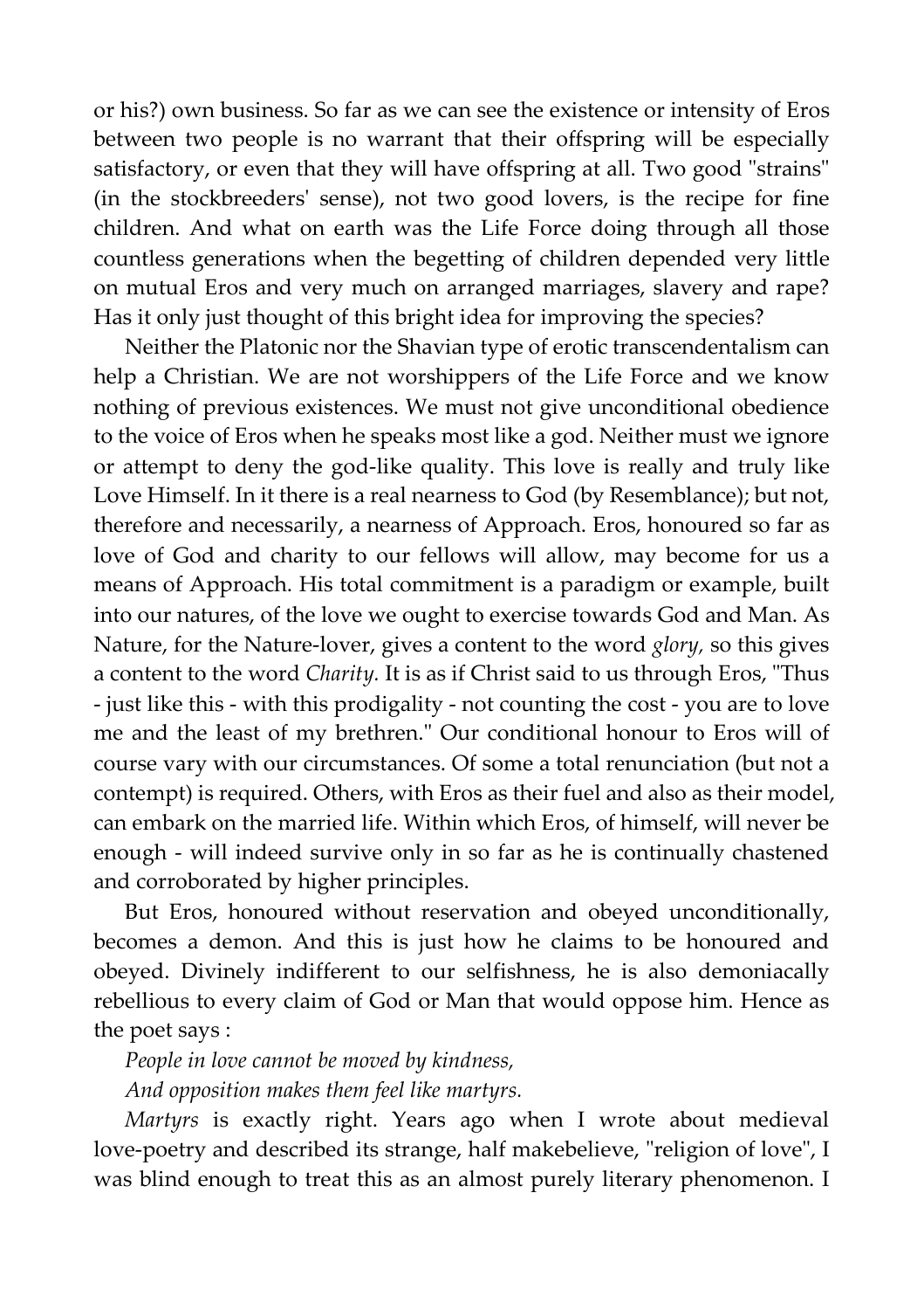or his?) own business. So far as we can see the existence or intensity of Eros between two people is no warrant that their offspring will be especially satisfactory, or even that they will have offspring at all. Two good "strains" (in the stockbreeders' sense), not two good lovers, is the recipe for fine children. And what on earth was the Life Force doing through all those countless generations when the begetting of children depended very little on mutual Eros and very much on arranged marriages, slavery and rape? Has it only just thought of this bright idea for improving the species?

Neither the Platonic nor the Shavian type of erotic transcendentalism can help a Christian. We are not worshippers of the Life Force and we know nothing of previous existences. We must not give unconditional obedience to the voice of Eros when he speaks most like a god. Neither must we ignore or attempt to deny the god-like quality. This love is really and truly like Love Himself. In it there is a real nearness to God (by Resemblance); but not, therefore and necessarily, a nearness of Approach. Eros, honoured so far as love of God and charity to our fellows will allow, may become for us a means of Approach. His total commitment is a paradigm or example, built into our natures, of the love we ought to exercise towards God and Man. As Nature, for the Nature-lover, gives a content to the word *glory,* so this gives a content to the word *Charity.* It is as if Christ said to us through Eros, "Thus - just like this - with this prodigality - not counting the cost - you are to love me and the least of my brethren." Our conditional honour to Eros will of course vary with our circumstances. Of some a total renunciation (but not a contempt) is required. Others, with Eros as their fuel and also as their model, can embark on the married life. Within which Eros, of himself, will never be enough - will indeed survive only in so far as he is continually chastened and corroborated by higher principles.

But Eros, honoured without reservation and obeyed unconditionally, becomes a demon. And this is just how he claims to be honoured and obeyed. Divinely indifferent to our selfishness, he is also demoniacally rebellious to every claim of God or Man that would oppose him. Hence as the poet says :

*People in love cannot be moved by kindness,*
*And opposition makes them feel like martyrs.*

*Martyrs* is exactly right. Years ago when I wrote about medieval love-poetry and described its strange, half makebelieve, "religion of love", I was blind enough to treat this as an almost purely literary phenomenon. I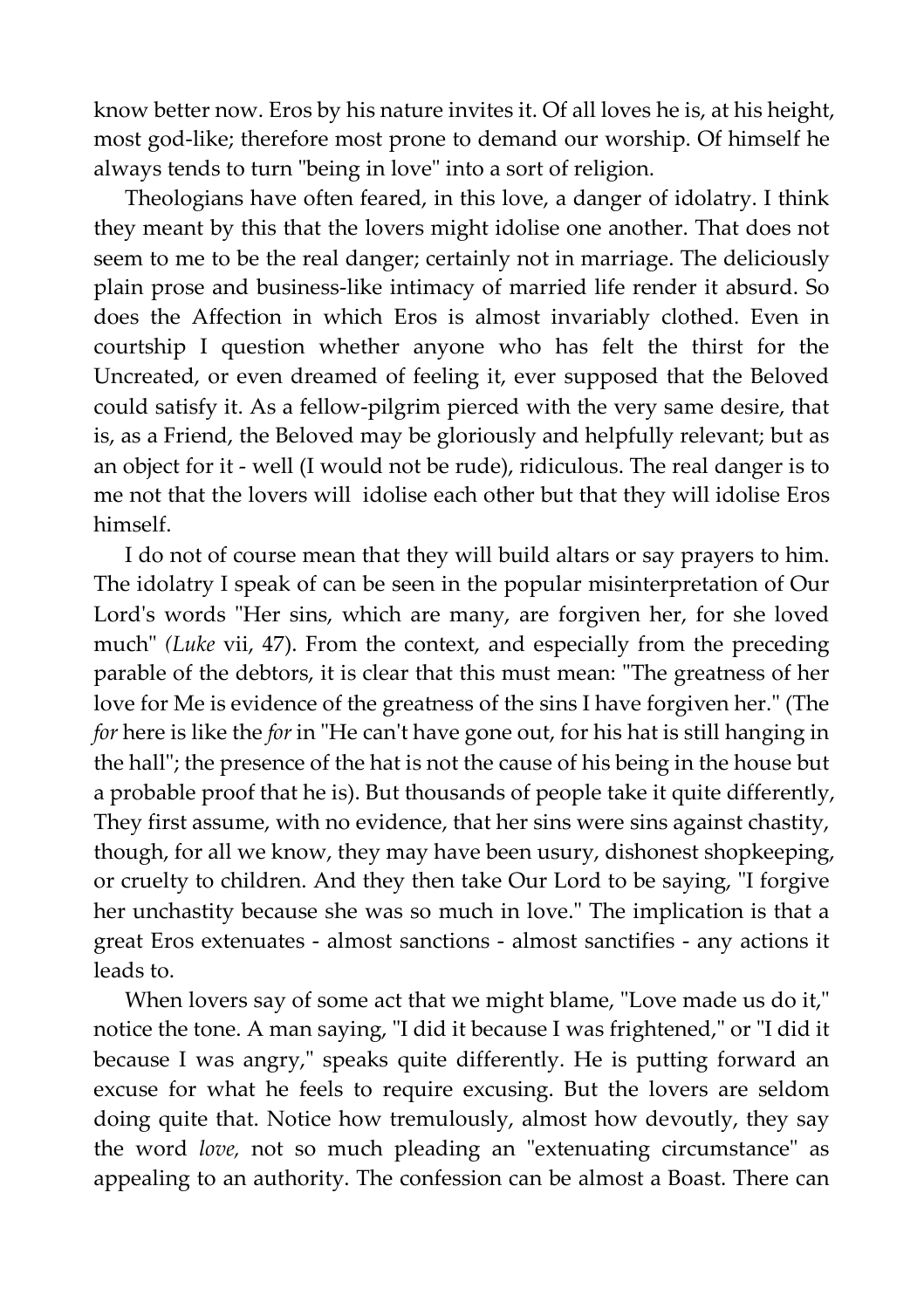know better now. Eros by his nature invites it. Of all loves he is, at his height, most god-like; therefore most prone to demand our worship. Of himself he always tends to turn "being in love" into a sort of religion.

Theologians have often feared, in this love, a danger of idolatry. I think they meant by this that the lovers might idolise one another. That does not seem to me to be the real danger; certainly not in marriage. The deliciously plain prose and business-like intimacy of married life render it absurd. So does the Affection in which Eros is almost invariably clothed. Even in courtship I question whether anyone who has felt the thirst for the Uncreated, or even dreamed of feeling it, ever supposed that the Beloved could satisfy it. As a fellow-pilgrim pierced with the very same desire, that is, as a Friend, the Beloved may be gloriously and helpfully relevant; but as an object for it - well (I would not be rude), ridiculous. The real danger is to me not that the lovers will idolise each other but that they will idolise Eros himself.

I do not of course mean that they will build altars or say prayers to him. The idolatry I speak of can be seen in the popular misinterpretation of Our Lord's words "Her sins, which are many, are forgiven her, for she loved much" (*Luke* vii, 47). From the context, and especially from the preceding parable of the debtors, it is clear that this must mean: "The greatness of her love for Me is evidence of the greatness of the sins I have forgiven her." (The *for* here is like the *for* in "He can't have gone out, for his hat is still hanging in the hall"; the presence of the hat is not the cause of his being in the house but a probable proof that he is). But thousands of people take it quite differently, They first assume, with no evidence, that her sins were sins against chastity, though, for all we know, they may have been usury, dishonest shopkeeping, or cruelty to children. And they then take Our Lord to be saying, "I forgive her unchastity because she was so much in love." The implication is that a great Eros extenuates - almost sanctions - almost sanctifies - any actions it leads to.

When lovers say of some act that we might blame, "Love made us do it," notice the tone. A man saying, "I did it because I was frightened," or "I did it because I was angry," speaks quite differently. He is putting forward an excuse for what he feels to require excusing. But the lovers are seldom doing quite that. Notice how tremulously, almost how devoutly, they say the word *love,* not so much pleading an "extenuating circumstance" as appealing to an authority. The confession can be almost a Boast. There can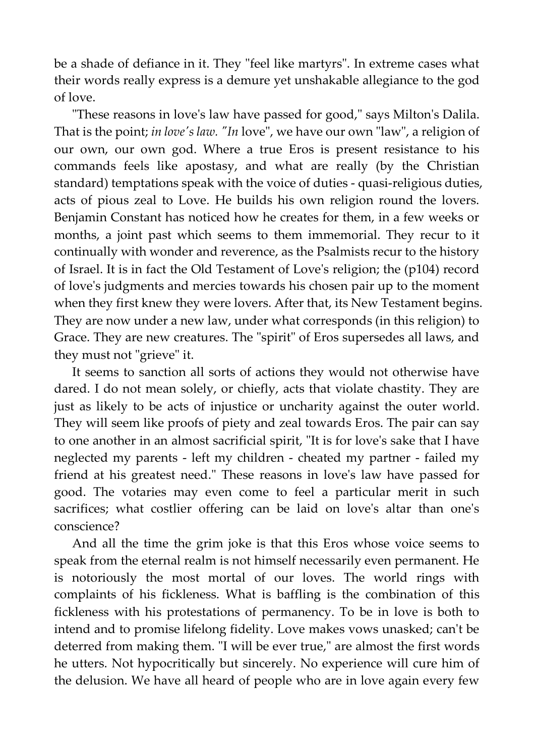be a shade of defiance in it. They "feel like martyrs". In extreme cases what their words really express is a demure yet unshakable allegiance to the god of love.

"These reasons in love's law have passed for good," says Milton's Dalila. That is the point; *in love's law. "In* love", we have our own "law", a religion of our own, our own god. Where a true Eros is present resistance to his commands feels like apostasy, and what are really (by the Christian standard) temptations speak with the voice of duties - quasi-religious duties, acts of pious zeal to Love. He builds his own religion round the lovers. Benjamin Constant has noticed how he creates for them, in a few weeks or months, a joint past which seems to them immemorial. They recur to it continually with wonder and reverence, as the Psalmists recur to the history of Israel. It is in fact the Old Testament of Love's religion; the (p104) record of love's judgments and mercies towards his chosen pair up to the moment when they first knew they were lovers. After that, its New Testament begins. They are now under a new law, under what corresponds (in this religion) to Grace. They are new creatures. The "spirit" of Eros supersedes all laws, and they must not "grieve" it.

It seems to sanction all sorts of actions they would not otherwise have dared. I do not mean solely, or chiefly, acts that violate chastity. They are just as likely to be acts of injustice or uncharity against the outer world. They will seem like proofs of piety and zeal towards Eros. The pair can say to one another in an almost sacrificial spirit, "It is for love's sake that I have neglected my parents - left my children - cheated my partner - failed my friend at his greatest need." These reasons in love's law have passed for good. The votaries may even come to feel a particular merit in such sacrifices; what costlier offering can be laid on love's altar than one's conscience?

And all the time the grim joke is that this Eros whose voice seems to speak from the eternal realm is not himself necessarily even permanent. He is notoriously the most mortal of our loves. The world rings with complaints of his fickleness. What is baffling is the combination of this fickleness with his protestations of permanency. To be in love is both to intend and to promise lifelong fidelity. Love makes vows unasked; can't be deterred from making them. "I will be ever true," are almost the first words he utters. Not hypocritically but sincerely. No experience will cure him of the delusion. We have all heard of people who are in love again every few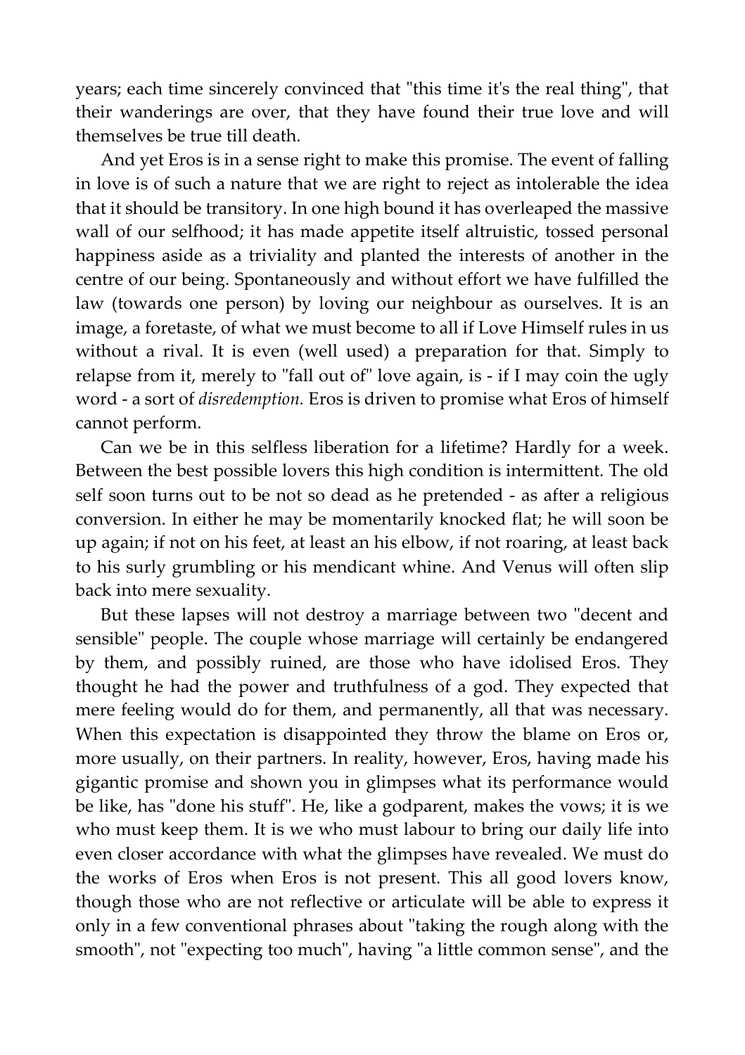years; each time sincerely convinced that "this time it's the real thing", that their wanderings are over, that they have found their true love and will themselves be true till death.

And yet Eros is in a sense right to make this promise. The event of falling in love is of such a nature that we are right to reject as intolerable the idea that it should be transitory. In one high bound it has overleaped the massive wall of our selfhood; it has made appetite itself altruistic, tossed personal happiness aside as a triviality and planted the interests of another in the centre of our being. Spontaneously and without effort we have fulfilled the law (towards one person) by loving our neighbour as ourselves. It is an image, a foretaste, of what we must become to all if Love Himself rules in us without a rival. It is even (well used) a preparation for that. Simply to relapse from it, merely to "fall out of" love again, is - if I may coin the ugly word - a sort of *disredemption.* Eros is driven to promise what Eros of himself cannot perform.

Can we be in this selfless liberation for a lifetime? Hardly for a week. Between the best possible lovers this high condition is intermittent. The old self soon turns out to be not so dead as he pretended - as after a religious conversion. In either he may be momentarily knocked flat; he will soon be up again; if not on his feet, at least an his elbow, if not roaring, at least back to his surly grumbling or his mendicant whine. And Venus will often slip back into mere sexuality.

But these lapses will not destroy a marriage between two "decent and sensible" people. The couple whose marriage will certainly be endangered by them, and possibly ruined, are those who have idolised Eros. They thought he had the power and truthfulness of a god. They expected that mere feeling would do for them, and permanently, all that was necessary. When this expectation is disappointed they throw the blame on Eros or, more usually, on their partners. In reality, however, Eros, having made his gigantic promise and shown you in glimpses what its performance would be like, has "done his stuff". He, like a godparent, makes the vows; it is we who must keep them. It is we who must labour to bring our daily life into even closer accordance with what the glimpses have revealed. We must do the works of Eros when Eros is not present. This all good lovers know, though those who are not reflective or articulate will be able to express it only in a few conventional phrases about "taking the rough along with the smooth", not "expecting too much", having "a little common sense", and the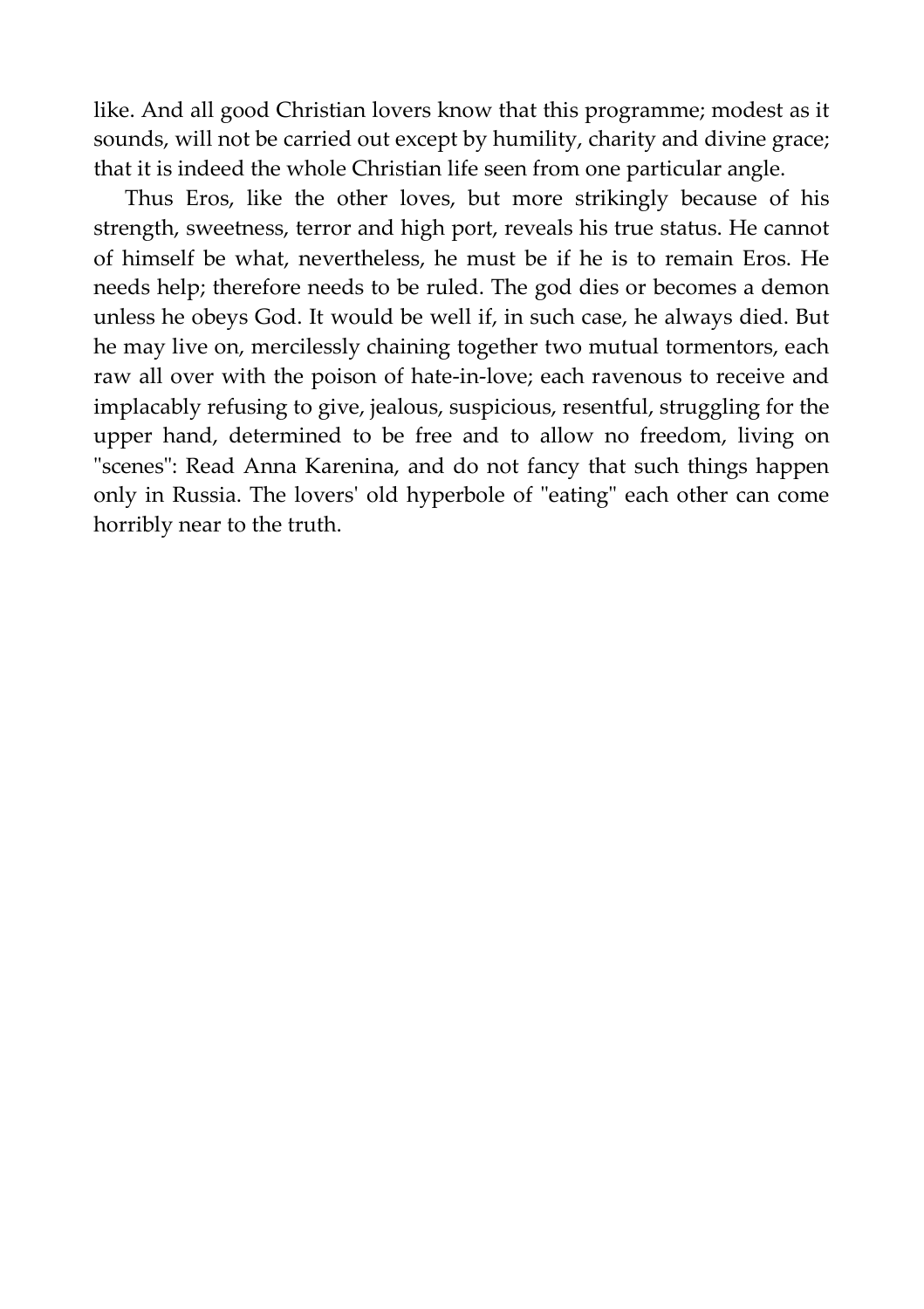like. And all good Christian lovers know that this programme; modest as it sounds, will not be carried out except by humility, charity and divine grace; that it is indeed the whole Christian life seen from one particular angle.

Thus Eros, like the other loves, but more strikingly because of his strength, sweetness, terror and high port, reveals his true status. He cannot of himself be what, nevertheless, he must be if he is to remain Eros. He needs help; therefore needs to be ruled. The god dies or becomes a demon unless he obeys God. It would be well if, in such case, he always died. But he may live on, mercilessly chaining together two mutual tormentors, each raw all over with the poison of hate-in-love; each ravenous to receive and implacably refusing to give, jealous, suspicious, resentful, struggling for the upper hand, determined to be free and to allow no freedom, living on "scenes": Read Anna Karenina, and do not fancy that such things happen only in Russia. The lovers' old hyperbole of "eating" each other can come horribly near to the truth.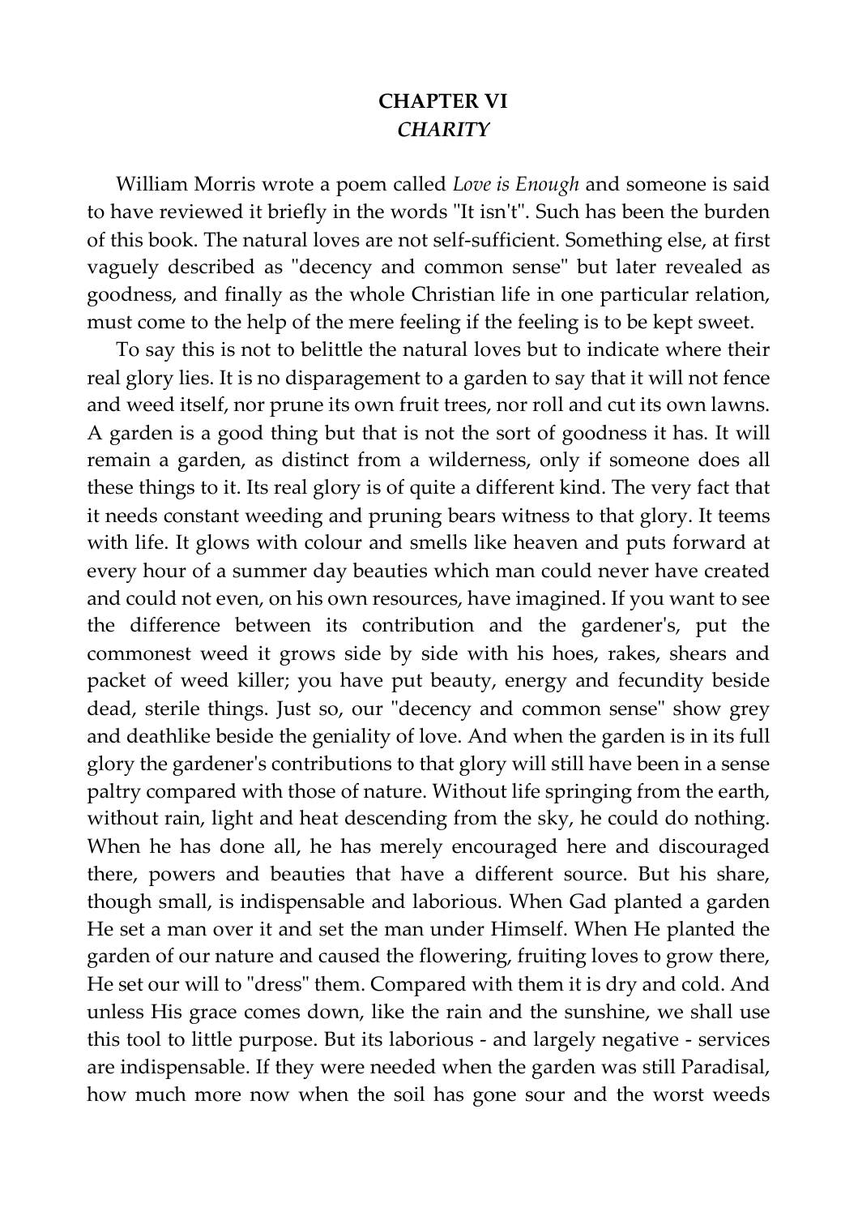# CHAPTER VI
## *CHARITY*

William Morris wrote a poem called *Love is Enough* and someone is said to have reviewed it briefly in the words "It isn't". Such has been the burden of this book. The natural loves are not self-sufficient. Something else, at first vaguely described as "decency and common sense" but later revealed as goodness, and finally as the whole Christian life in one particular relation, must come to the help of the mere feeling if the feeling is to be kept sweet.

To say this is not to belittle the natural loves but to indicate where their real glory lies. It is no disparagement to a garden to say that it will not fence and weed itself, nor prune its own fruit trees, nor roll and cut its own lawns. A garden is a good thing but that is not the sort of goodness it has. It will remain a garden, as distinct from a wilderness, only if someone does all these things to it. Its real glory is of quite a different kind. The very fact that it needs constant weeding and pruning bears witness to that glory. It teems with life. It glows with colour and smells like heaven and puts forward at every hour of a summer day beauties which man could never have created and could not even, on his own resources, have imagined. If you want to see the difference between its contribution and the gardener's, put the commonest weed it grows side by side with his hoes, rakes, shears and packet of weed killer; you have put beauty, energy and fecundity beside dead, sterile things. Just so, our "decency and common sense" show grey and deathlike beside the geniality of love. And when the garden is in its full glory the gardener's contributions to that glory will still have been in a sense paltry compared with those of nature. Without life springing from the earth, without rain, light and heat descending from the sky, he could do nothing. When he has done all, he has merely encouraged here and discouraged there, powers and beauties that have a different source. But his share, though small, is indispensable and laborious. When Gad planted a garden He set a man over it and set the man under Himself. When He planted the garden of our nature and caused the flowering, fruiting loves to grow there, He set our will to "dress" them. Compared with them it is dry and cold. And unless His grace comes down, like the rain and the sunshine, we shall use this tool to little purpose. But its laborious - and largely negative - services are indispensable. If they were needed when the garden was still Paradisal, how much more now when the soil has gone sour and the worst weeds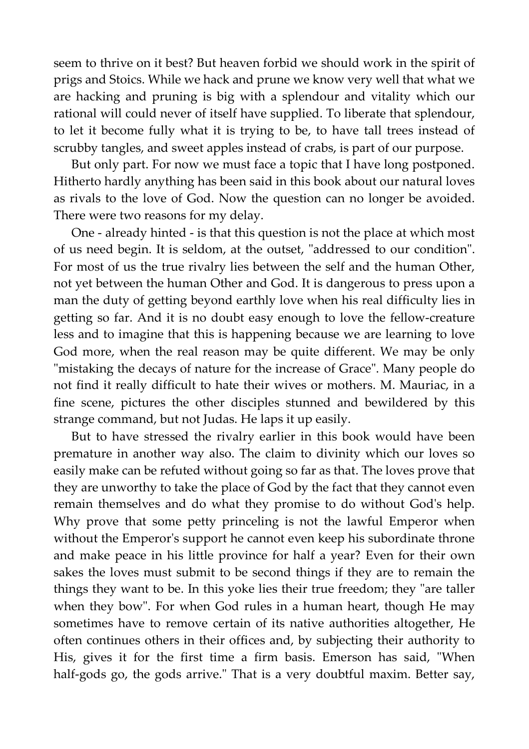seem to thrive on it best? But heaven forbid we should work in the spirit of prigs and Stoics. While we hack and prune we know very well that what we are hacking and pruning is big with a splendour and vitality which our rational will could never of itself have supplied. To liberate that splendour, to let it become fully what it is trying to be, to have tall trees instead of scrubby tangles, and sweet apples instead of crabs, is part of our purpose.

But only part. For now we must face a topic that I have long postponed. Hitherto hardly anything has been said in this book about our natural loves as rivals to the love of God. Now the question can no longer be avoided. There were two reasons for my delay.

One - already hinted - is that this question is not the place at which most of us need begin. It is seldom, at the outset, "addressed to our condition". For most of us the true rivalry lies between the self and the human Other, not yet between the human Other and God. It is dangerous to press upon a man the duty of getting beyond earthly love when his real difficulty lies in getting so far. And it is no doubt easy enough to love the fellow-creature less and to imagine that this is happening because we are learning to love God more, when the real reason may be quite different. We may be only "mistaking the decays of nature for the increase of Grace". Many people do not find it really difficult to hate their wives or mothers. M. Mauriac, in a fine scene, pictures the other disciples stunned and bewildered by this strange command, but not Judas. He laps it up easily.

But to have stressed the rivalry earlier in this book would have been premature in another way also. The claim to divinity which our loves so easily make can be refuted without going so far as that. The loves prove that they are unworthy to take the place of God by the fact that they cannot even remain themselves and do what they promise to do without God's help. Why prove that some petty princeling is not the lawful Emperor when without the Emperor's support he cannot even keep his subordinate throne and make peace in his little province for half a year? Even for their own sakes the loves must submit to be second things if they are to remain the things they want to be. In this yoke lies their true freedom; they "are taller when they bow". For when God rules in a human heart, though He may sometimes have to remove certain of its native authorities altogether, He often continues others in their offices and, by subjecting their authority to His, gives it for the first time a firm basis. Emerson has said, "When half-gods go, the gods arrive." That is a very doubtful maxim. Better say,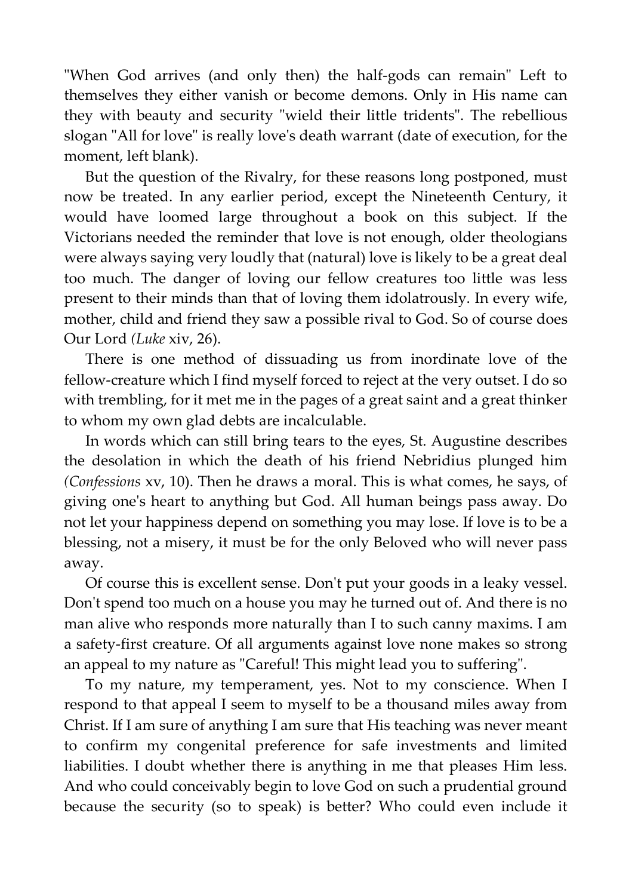"When God arrives (and only then) the half-gods can remain" Left to themselves they either vanish or become demons. Only in His name can they with beauty and security "wield their little tridents". The rebellious slogan "All for love" is really love's death warrant (date of execution, for the moment, left blank).

But the question of the Rivalry, for these reasons long postponed, must now be treated. In any earlier period, except the Nineteenth Century, it would have loomed large throughout a book on this subject. If the Victorians needed the reminder that love is not enough, older theologians were always saying very loudly that (natural) love is likely to be a great deal too much. The danger of loving our fellow creatures too little was less present to their minds than that of loving them idolatrously. In every wife, mother, child and friend they saw a possible rival to God. So of course does Our Lord *(Luke* xiv, 26).

There is one method of dissuading us from inordinate love of the fellow-creature which I find myself forced to reject at the very outset. I do so with trembling, for it met me in the pages of a great saint and a great thinker to whom my own glad debts are incalculable.

In words which can still bring tears to the eyes, St. Augustine describes the desolation in which the death of his friend Nebridius plunged him *(Confessions* xv, 10). Then he draws a moral. This is what comes, he says, of giving one's heart to anything but God. All human beings pass away. Do not let your happiness depend on something you may lose. If love is to be a blessing, not a misery, it must be for the only Beloved who will never pass away.

Of course this is excellent sense. Don't put your goods in a leaky vessel. Don't spend too much on a house you may he turned out of. And there is no man alive who responds more naturally than I to such canny maxims. I am a safety-first creature. Of all arguments against love none makes so strong an appeal to my nature as "Careful! This might lead you to suffering".

To my nature, my temperament, yes. Not to my conscience. When I respond to that appeal I seem to myself to be a thousand miles away from Christ. If I am sure of anything I am sure that His teaching was never meant to confirm my congenital preference for safe investments and limited liabilities. I doubt whether there is anything in me that pleases Him less. And who could conceivably begin to love God on such a prudential ground because the security (so to speak) is better? Who could even include it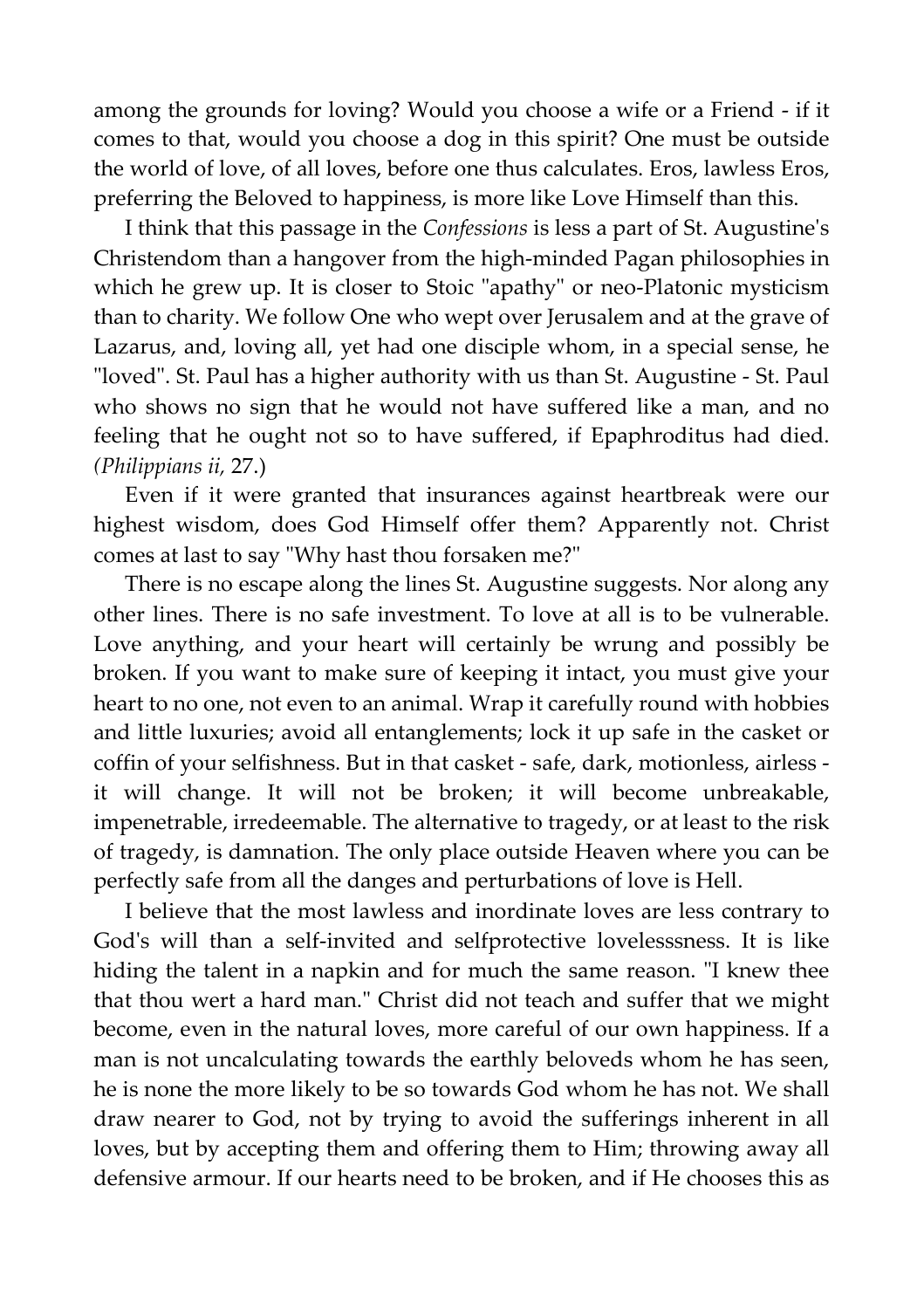among the grounds for loving? Would you choose a wife or a Friend - if it comes to that, would you choose a dog in this spirit? One must be outside the world of love, of all loves, before one thus calculates. Eros, lawless Eros, preferring the Beloved to happiness, is more like Love Himself than this.

I think that this passage in the *Confessions* is less a part of St. Augustine's Christendom than a hangover from the high-minded Pagan philosophies in which he grew up. It is closer to Stoic "apathy" or neo-Platonic mysticism than to charity. We follow One who wept over Jerusalem and at the grave of Lazarus, and, loving all, yet had one disciple whom, in a special sense, he "loved". St. Paul has a higher authority with us than St. Augustine - St. Paul who shows no sign that he would not have suffered like a man, and no feeling that he ought not so to have suffered, if Epaphroditus had died. *(Philippians ii,* 27.)

Even if it were granted that insurances against heartbreak were our highest wisdom, does God Himself offer them? Apparently not. Christ comes at last to say "Why hast thou forsaken me?"

There is no escape along the lines St. Augustine suggests. Nor along any other lines. There is no safe investment. To love at all is to be vulnerable. Love anything, and your heart will certainly be wrung and possibly be broken. If you want to make sure of keeping it intact, you must give your heart to no one, not even to an animal. Wrap it carefully round with hobbies and little luxuries; avoid all entanglements; lock it up safe in the casket or coffin of your selfishness. But in that casket - safe, dark, motionless, airless - it will change. It will not be broken; it will become unbreakable, impenetrable, irredeemable. The alternative to tragedy, or at least to the risk of tragedy, is damnation. The only place outside Heaven where you can be perfectly safe from all the danges and perturbations of love is Hell.

I believe that the most lawless and inordinate loves are less contrary to God's will than a self-invited and selfprotective lovelesssness. It is like hiding the talent in a napkin and for much the same reason. "I knew thee that thou wert a hard man." Christ did not teach and suffer that we might become, even in the natural loves, more careful of our own happiness. If a man is not uncalculating towards the earthly beloveds whom he has seen, he is none the more likely to be so towards God whom he has not. We shall draw nearer to God, not by trying to avoid the sufferings inherent in all loves, but by accepting them and offering them to Him; throwing away all defensive armour. If our hearts need to be broken, and if He chooses this as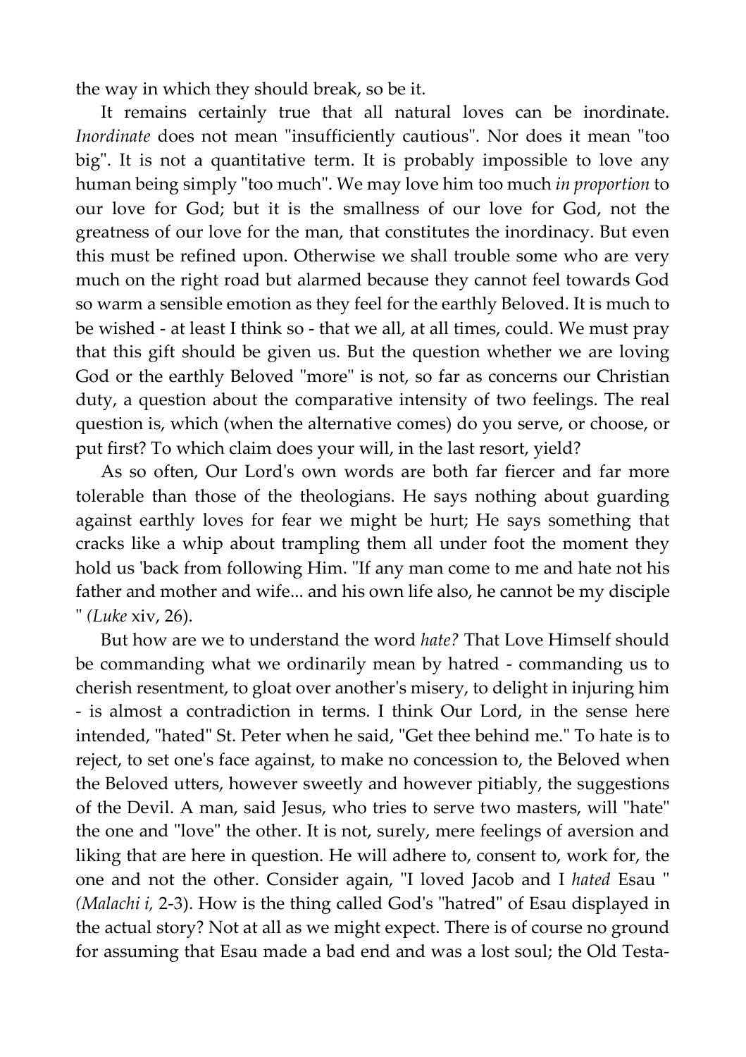the way in which they should break, so be it.

It remains certainly true that all natural loves can be inordinate. *Inordinate* does not mean "insufficiently cautious". Nor does it mean "too big". It is not a quantitative term. It is probably impossible to love any human being simply "too much". We may love him too much *in proportion* to our love for God; but it is the smallness of our love for God, not the greatness of our love for the man, that constitutes the inordinacy. But even this must be refined upon. Otherwise we shall trouble some who are very much on the right road but alarmed because they cannot feel towards God so warm a sensible emotion as they feel for the earthly Beloved. It is much to be wished - at least I think so - that we all, at all times, could. We must pray that this gift should be given us. But the question whether we are loving God or the earthly Beloved "more" is not, so far as concerns our Christian duty, a question about the comparative intensity of two feelings. The real question is, which (when the alternative comes) do you serve, or choose, or put first? To which claim does your will, in the last resort, yield?

As so often, Our Lord's own words are both far fiercer and far more tolerable than those of the theologians. He says nothing about guarding against earthly loves for fear we might be hurt; He says something that cracks like a whip about trampling them all under foot the moment they hold us 'back from following Him. "If any man come to me and hate not his father and mother and wife... and his own life also, he cannot be my disciple " *(Luke* xiv, 26).

But how are we to understand the word *hate?* That Love Himself should be commanding what we ordinarily mean by hatred - commanding us to cherish resentment, to gloat over another's misery, to delight in injuring him - is almost a contradiction in terms. I think Our Lord, in the sense here intended, "hated" St. Peter when he said, "Get thee behind me." To hate is to reject, to set one's face against, to make no concession to, the Beloved when the Beloved utters, however sweetly and however pitiably, the suggestions of the Devil. A man, said Jesus, who tries to serve two masters, will "hate" the one and "love" the other. It is not, surely, mere feelings of aversion and liking that are here in question. He will adhere to, consent to, work for, the one and not the other. Consider again, "I loved Jacob and I *hated* Esau " *(Malachi i,* 2-3). How is the thing called God's "hatred" of Esau displayed in the actual story? Not at all as we might expect. There is of course no ground for assuming that Esau made a bad end and was a lost soul; the Old Testa-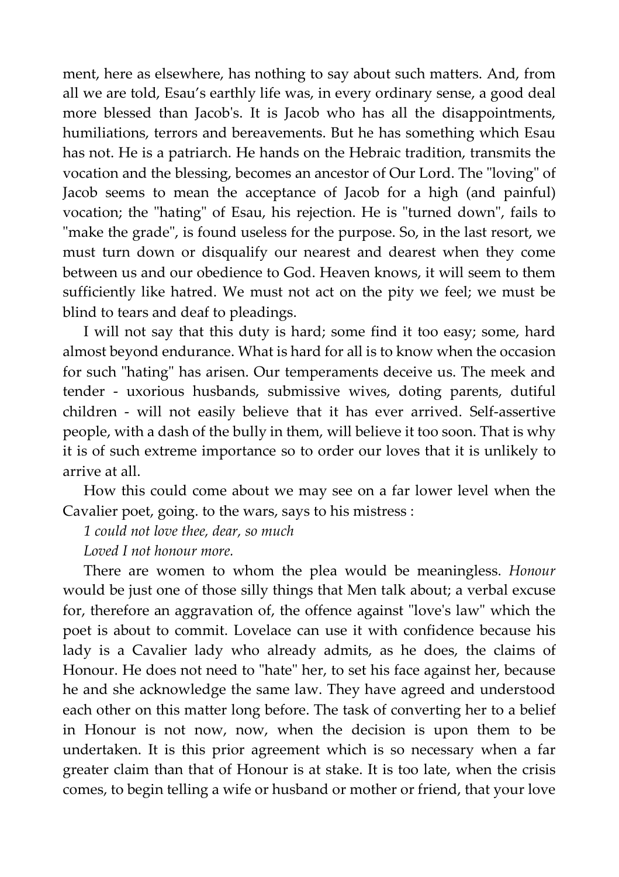ment, here as elsewhere, has nothing to say about such matters. And, from all we are told, Esau's earthly life was, in every ordinary sense, a good deal more blessed than Jacob's. It is Jacob who has all the disappointments, humiliations, terrors and bereavements. But he has something which Esau has not. He is a patriarch. He hands on the Hebraic tradition, transmits the vocation and the blessing, becomes an ancestor of Our Lord. The "loving" of Jacob seems to mean the acceptance of Jacob for a high (and painful) vocation; the "hating" of Esau, his rejection. He is "turned down", fails to "make the grade", is found useless for the purpose. So, in the last resort, we must turn down or disqualify our nearest and dearest when they come between us and our obedience to God. Heaven knows, it will seem to them sufficiently like hatred. We must not act on the pity we feel; we must be blind to tears and deaf to pleadings.

I will not say that this duty is hard; some find it too easy; some, hard almost beyond endurance. What is hard for all is to know when the occasion for such "hating" has arisen. Our temperaments deceive us. The meek and tender - uxorious husbands, submissive wives, doting parents, dutiful children - will not easily believe that it has ever arrived. Self-assertive people, with a dash of the bully in them, will believe it too soon. That is why it is of such extreme importance so to order our loves that it is unlikely to arrive at all.

How this could come about we may see on a far lower level when the Cavalier poet, going. to the wars, says to his mistress :

*1 could not love thee, dear, so much*
*Loved I not honour more.*

There are women to whom the plea would be meaningless. *Honour* would be just one of those silly things that Men talk about; a verbal excuse for, therefore an aggravation of, the offence against "love's law" which the poet is about to commit. Lovelace can use it with confidence because his lady is a Cavalier lady who already admits, as he does, the claims of Honour. He does not need to "hate" her, to set his face against her, because he and she acknowledge the same law. They have agreed and understood each other on this matter long before. The task of converting her to a belief in Honour is not now, now, when the decision is upon them to be undertaken. It is this prior agreement which is so necessary when a far greater claim than that of Honour is at stake. It is too late, when the crisis comes, to begin telling a wife or husband or mother or friend, that your love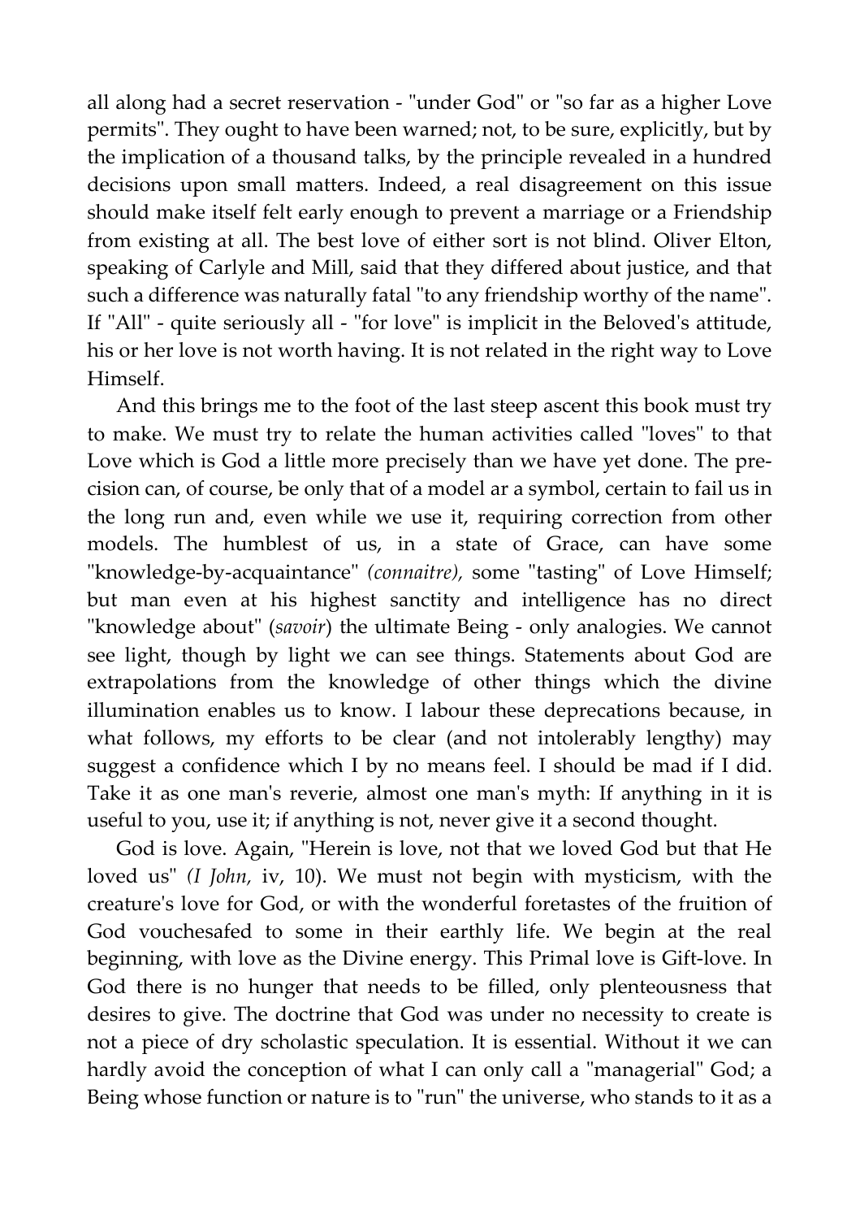all along had a secret reservation - "under God" or "so far as a higher Love permits". They ought to have been warned; not, to be sure, explicitly, but by the implication of a thousand talks, by the principle revealed in a hundred decisions upon small matters. Indeed, a real disagreement on this issue should make itself felt early enough to prevent a marriage or a Friendship from existing at all. The best love of either sort is not blind. Oliver Elton, speaking of Carlyle and Mill, said that they differed about justice, and that such a difference was naturally fatal "to any friendship worthy of the name". If "All" - quite seriously all - "for love" is implicit in the Beloved's attitude, his or her love is not worth having. It is not related in the right way to Love Himself.

And this brings me to the foot of the last steep ascent this book must try to make. We must try to relate the human activities called "loves" to that Love which is God a little more precisely than we have yet done. The precision can, of course, be only that of a model ar a symbol, certain to fail us in the long run and, even while we use it, requiring correction from other models. The humblest of us, in a state of Grace, can have some "knowledge-by-acquaintance" *(connaitre),* some "tasting" of Love Himself; but man even at his highest sanctity and intelligence has no direct "knowledge about" (*savoir*) the ultimate Being - only analogies. We cannot see light, though by light we can see things. Statements about God are extrapolations from the knowledge of other things which the divine illumination enables us to know. I labour these deprecations because, in what follows, my efforts to be clear (and not intolerably lengthy) may suggest a confidence which I by no means feel. I should be mad if I did. Take it as one man's reverie, almost one man's myth: If anything in it is useful to you, use it; if anything is not, never give it a second thought.

God is love. Again, "Herein is love, not that we loved God but that He loved us" *(I John,* iv, 10). We must not begin with mysticism, with the creature's love for God, or with the wonderful foretastes of the fruition of God vouchesafed to some in their earthly life. We begin at the real beginning, with love as the Divine energy. This Primal love is Gift-love. In God there is no hunger that needs to be filled, only plenteousness that desires to give. The doctrine that God was under no necessity to create is not a piece of dry scholastic speculation. It is essential. Without it we can hardly avoid the conception of what I can only call a "managerial" God; a Being whose function or nature is to "run" the universe, who stands to it as a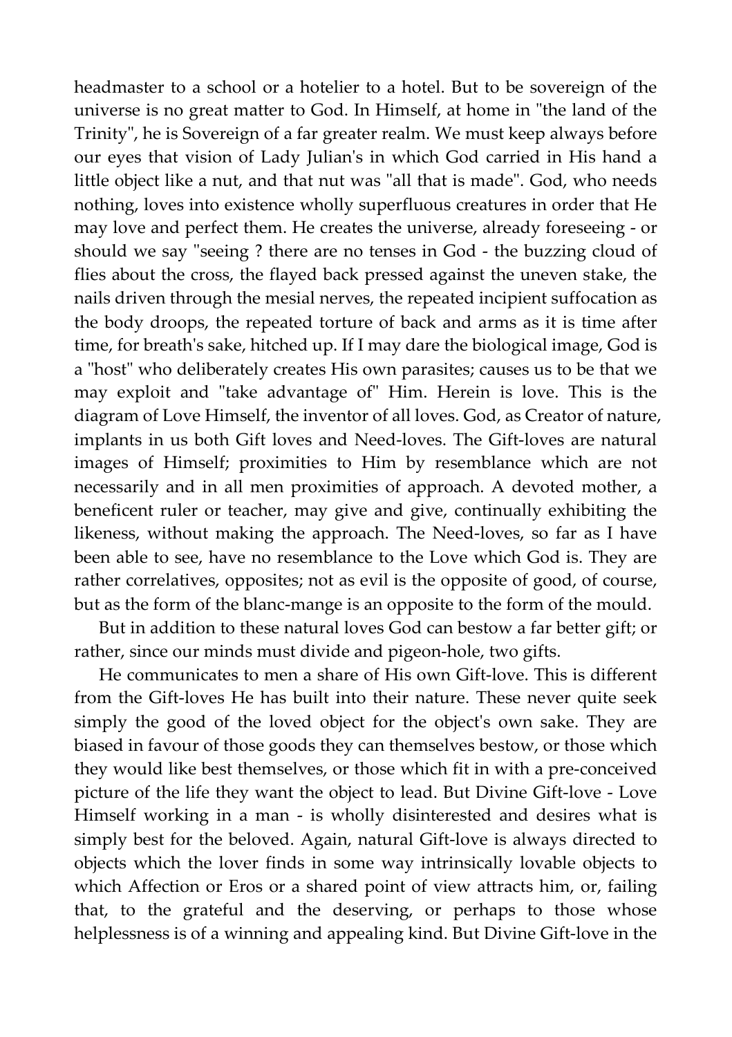headmaster to a school or a hotelier to a hotel. But to be sovereign of the universe is no great matter to God. In Himself, at home in "the land of the Trinity", he is Sovereign of a far greater realm. We must keep always before our eyes that vision of Lady Julian's in which God carried in His hand a little object like a nut, and that nut was "all that is made". God, who needs nothing, loves into existence wholly superfluous creatures in order that He may love and perfect them. He creates the universe, already foreseeing - or should we say "seeing ? there are no tenses in God - the buzzing cloud of flies about the cross, the flayed back pressed against the uneven stake, the nails driven through the mesial nerves, the repeated incipient suffocation as the body droops, the repeated torture of back and arms as it is time after time, for breath's sake, hitched up. If I may dare the biological image, God is a "host" who deliberately creates His own parasites; causes us to be that we may exploit and "take advantage of" Him. Herein is love. This is the diagram of Love Himself, the inventor of all loves. God, as Creator of nature, implants in us both Gift loves and Need-loves. The Gift-loves are natural images of Himself; proximities to Him by resemblance which are not necessarily and in all men proximities of approach. A devoted mother, a beneficent ruler or teacher, may give and give, continually exhibiting the likeness, without making the approach. The Need-loves, so far as I have been able to see, have no resemblance to the Love which God is. They are rather correlatives, opposites; not as evil is the opposite of good, of course, but as the form of the blanc-mange is an opposite to the form of the mould.

But in addition to these natural loves God can bestow a far better gift; or rather, since our minds must divide and pigeon-hole, two gifts.

He communicates to men a share of His own Gift-love. This is different from the Gift-loves He has built into their nature. These never quite seek simply the good of the loved object for the object's own sake. They are biased in favour of those goods they can themselves bestow, or those which they would like best themselves, or those which fit in with a pre-conceived picture of the life they want the object to lead. But Divine Gift-love - Love Himself working in a man - is wholly disinterested and desires what is simply best for the beloved. Again, natural Gift-love is always directed to objects which the lover finds in some way intrinsically lovable objects to which Affection or Eros or a shared point of view attracts him, or, failing that, to the grateful and the deserving, or perhaps to those whose helplessness is of a winning and appealing kind. But Divine Gift-love in the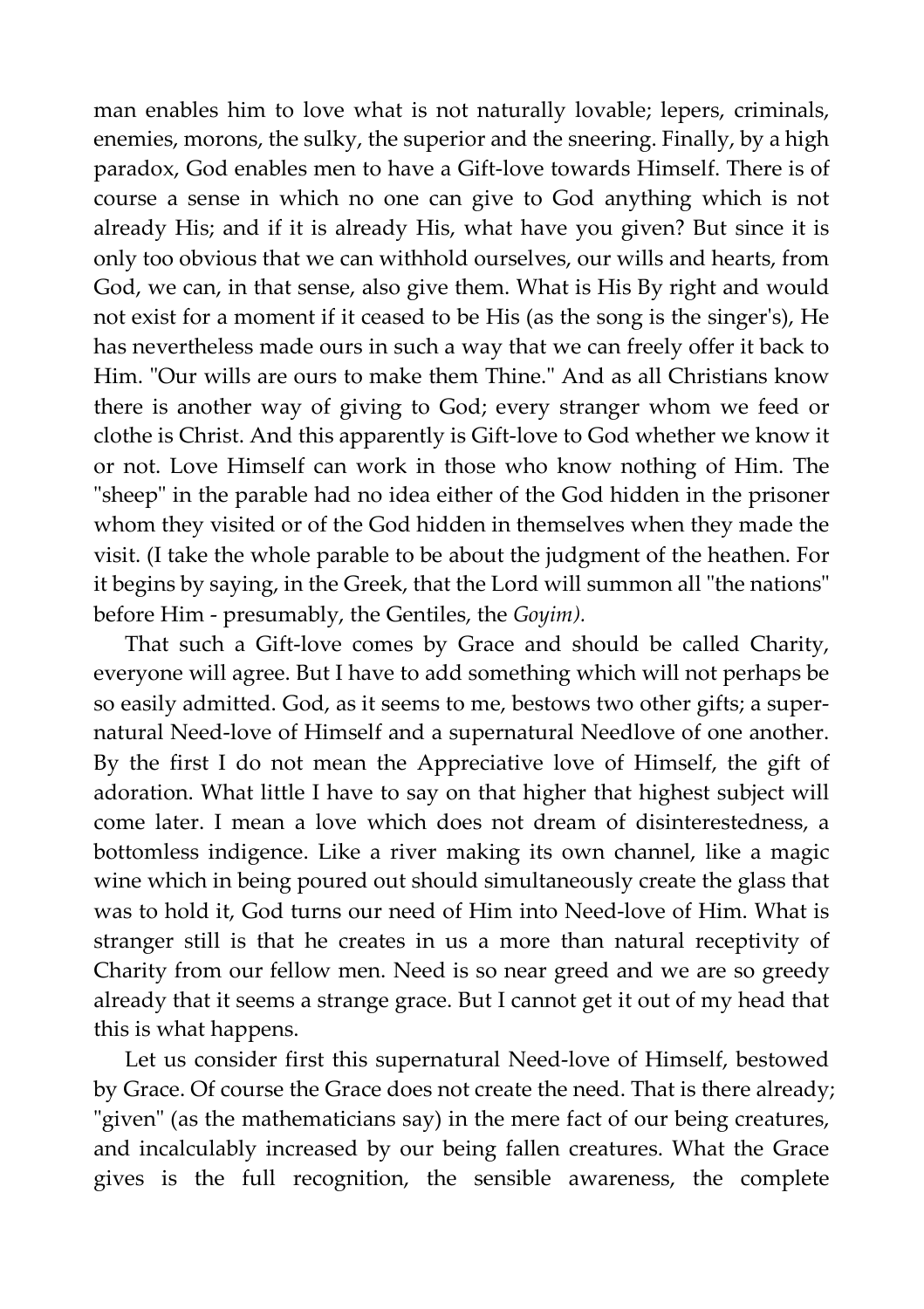man enables him to love what is not naturally lovable; lepers, criminals, enemies, morons, the sulky, the superior and the sneering. Finally, by a high paradox, God enables men to have a Gift-love towards Himself. There is of course a sense in which no one can give to God anything which is not already His; and if it is already His, what have you given? But since it is only too obvious that we can withhold ourselves, our wills and hearts, from God, we can, in that sense, also give them. What is His By right and would not exist for a moment if it ceased to be His (as the song is the singer's), He has nevertheless made ours in such a way that we can freely offer it back to Him. "Our wills are ours to make them Thine." And as all Christians know there is another way of giving to God; every stranger whom we feed or clothe is Christ. And this apparently is Gift-love to God whether we know it or not. Love Himself can work in those who know nothing of Him. The "sheep" in the parable had no idea either of the God hidden in the prisoner whom they visited or of the God hidden in themselves when they made the visit. (I take the whole parable to be about the judgment of the heathen. For it begins by saying, in the Greek, that the Lord will summon all "the nations" before Him - presumably, the Gentiles, the *Goyim).*

That such a Gift-love comes by Grace and should be called Charity, everyone will agree. But I have to add something which will not perhaps be so easily admitted. God, as it seems to me, bestows two other gifts; a supernatural Need-love of Himself and a supernatural Needlove of one another. By the first I do not mean the Appreciative love of Himself, the gift of adoration. What little I have to say on that higher that highest subject will come later. I mean a love which does not dream of disinterestedness, a bottomless indigence. Like a river making its own channel, like a magic wine which in being poured out should simultaneously create the glass that was to hold it, God turns our need of Him into Need-love of Him. What is stranger still is that he creates in us a more than natural receptivity of Charity from our fellow men. Need is so near greed and we are so greedy already that it seems a strange grace. But I cannot get it out of my head that this is what happens.

Let us consider first this supernatural Need-love of Himself, bestowed by Grace. Of course the Grace does not create the need. That is there already; "given" (as the mathematicians say) in the mere fact of our being creatures, and incalculably increased by our being fallen creatures. What the Grace gives is the full recognition, the sensible awareness, the complete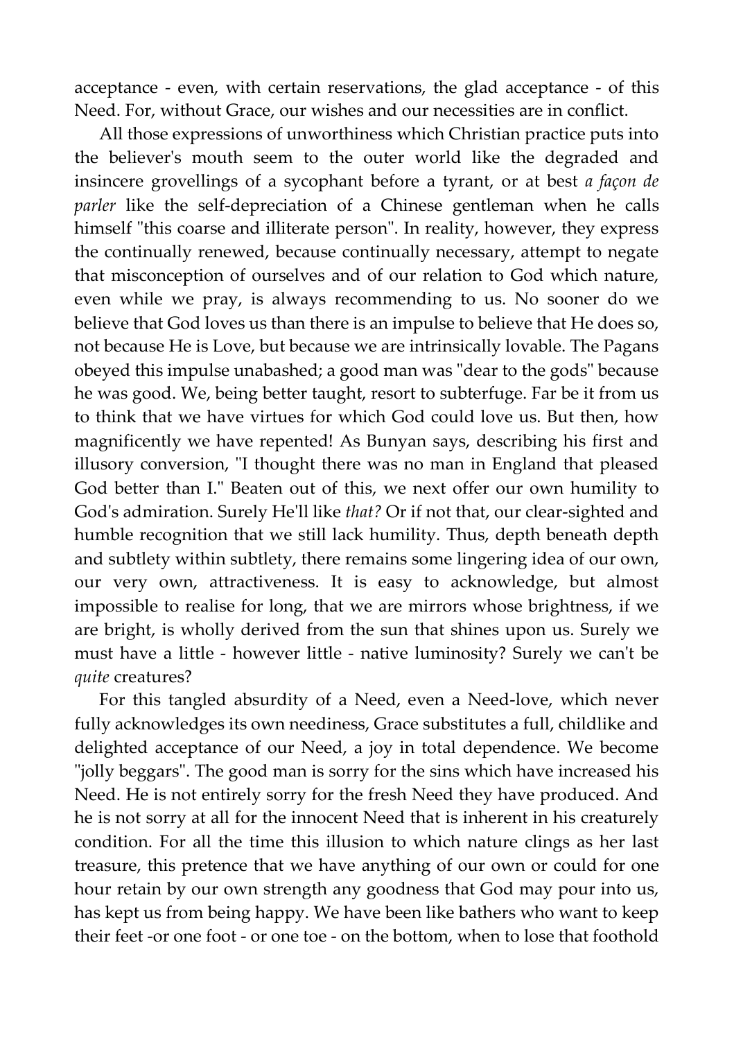acceptance - even, with certain reservations, the glad acceptance - of this Need. For, without Grace, our wishes and our necessities are in conflict.

All those expressions of unworthiness which Christian practice puts into the believer's mouth seem to the outer world like the degraded and insincere grovellings of a sycophant before a tyrant, or at best *a façon de parler* like the self-depreciation of a Chinese gentleman when he calls himself "this coarse and illiterate person". In reality, however, they express the continually renewed, because continually necessary, attempt to negate that misconception of ourselves and of our relation to God which nature, even while we pray, is always recommending to us. No sooner do we believe that God loves us than there is an impulse to believe that He does so, not because He is Love, but because we are intrinsically lovable. The Pagans obeyed this impulse unabashed; a good man was "dear to the gods" because he was good. We, being better taught, resort to subterfuge. Far be it from us to think that we have virtues for which God could love us. But then, how magnificently we have repented! As Bunyan says, describing his first and illusory conversion, "I thought there was no man in England that pleased God better than I." Beaten out of this, we next offer our own humility to God's admiration. Surely He'll like *that?* Or if not that, our clear-sighted and humble recognition that we still lack humility. Thus, depth beneath depth and subtlety within subtlety, there remains some lingering idea of our own, our very own, attractiveness. It is easy to acknowledge, but almost impossible to realise for long, that we are mirrors whose brightness, if we are bright, is wholly derived from the sun that shines upon us. Surely we must have a little - however little - native luminosity? Surely we can't be *quite* creatures?

For this tangled absurdity of a Need, even a Need-love, which never fully acknowledges its own neediness, Grace substitutes a full, childlike and delighted acceptance of our Need, a joy in total dependence. We become "jolly beggars". The good man is sorry for the sins which have increased his Need. He is not entirely sorry for the fresh Need they have produced. And he is not sorry at all for the innocent Need that is inherent in his creaturely condition. For all the time this illusion to which nature clings as her last treasure, this pretence that we have anything of our own or could for one hour retain by our own strength any goodness that God may pour into us, has kept us from being happy. We have been like bathers who want to keep their feet -or one foot - or one toe - on the bottom, when to lose that foothold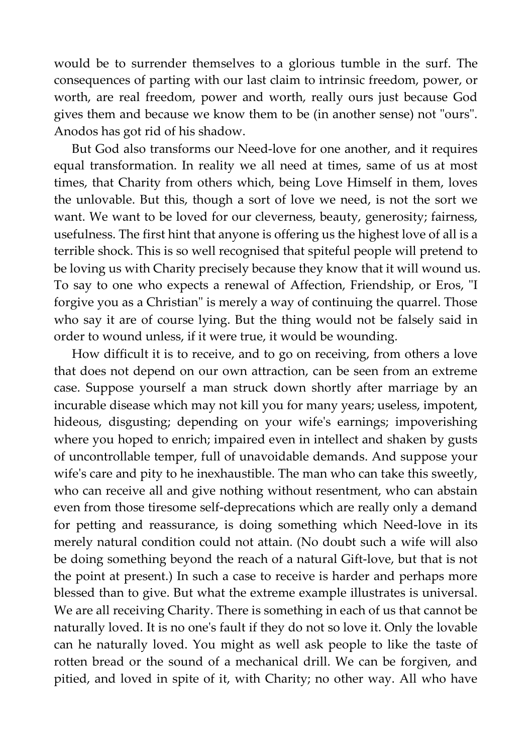would be to surrender themselves to a glorious tumble in the surf. The consequences of parting with our last claim to intrinsic freedom, power, or worth, are real freedom, power and worth, really ours just because God gives them and because we know them to be (in another sense) not "ours". Anodos has got rid of his shadow.

But God also transforms our Need-love for one another, and it requires equal transformation. In reality we all need at times, same of us at most times, that Charity from others which, being Love Himself in them, loves the unlovable. But this, though a sort of love we need, is not the sort we want. We want to be loved for our cleverness, beauty, generosity; fairness, usefulness. The first hint that anyone is offering us the highest love of all is a terrible shock. This is so well recognised that spiteful people will pretend to be loving us with Charity precisely because they know that it will wound us. To say to one who expects a renewal of Affection, Friendship, or Eros, "I forgive you as a Christian" is merely a way of continuing the quarrel. Those who say it are of course lying. But the thing would not be falsely said in order to wound unless, if it were true, it would be wounding.

How difficult it is to receive, and to go on receiving, from others a love that does not depend on our own attraction, can be seen from an extreme case. Suppose yourself a man struck down shortly after marriage by an incurable disease which may not kill you for many years; useless, impotent, hideous, disgusting; depending on your wife's earnings; impoverishing where you hoped to enrich; impaired even in intellect and shaken by gusts of uncontrollable temper, full of unavoidable demands. And suppose your wife's care and pity to he inexhaustible. The man who can take this sweetly, who can receive all and give nothing without resentment, who can abstain even from those tiresome self-deprecations which are really only a demand for petting and reassurance, is doing something which Need-love in its merely natural condition could not attain. (No doubt such a wife will also be doing something beyond the reach of a natural Gift-love, but that is not the point at present.) In such a case to receive is harder and perhaps more blessed than to give. But what the extreme example illustrates is universal. We are all receiving Charity. There is something in each of us that cannot be naturally loved. It is no one's fault if they do not so love it. Only the lovable can he naturally loved. You might as well ask people to like the taste of rotten bread or the sound of a mechanical drill. We can be forgiven, and pitied, and loved in spite of it, with Charity; no other way. All who have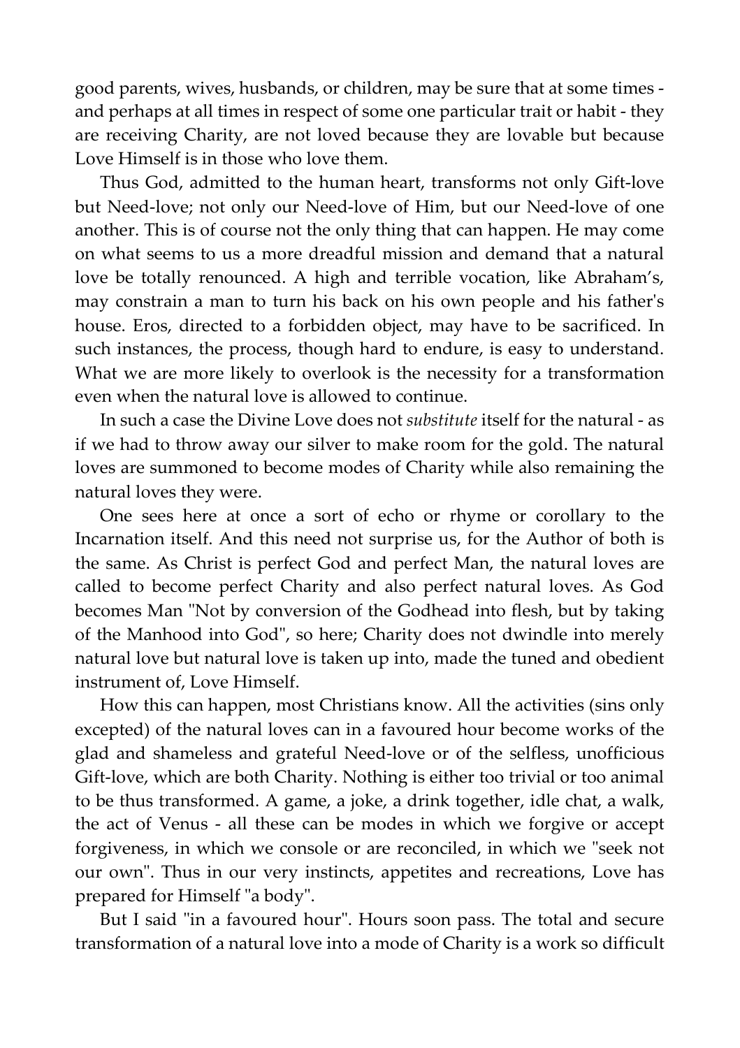good parents, wives, husbands, or children, may be sure that at some times - and perhaps at all times in respect of some one particular trait or habit - they are receiving Charity, are not loved because they are lovable but because Love Himself is in those who love them.

Thus God, admitted to the human heart, transforms not only Gift-love but Need-love; not only our Need-love of Him, but our Need-love of one another. This is of course not the only thing that can happen. He may come on what seems to us a more dreadful mission and demand that a natural love be totally renounced. A high and terrible vocation, like Abraham's, may constrain a man to turn his back on his own people and his father's house. Eros, directed to a forbidden object, may have to be sacrificed. In such instances, the process, though hard to endure, is easy to understand. What we are more likely to overlook is the necessity for a transformation even when the natural love is allowed to continue.

In such a case the Divine Love does not *substitute* itself for the natural - as if we had to throw away our silver to make room for the gold. The natural loves are summoned to become modes of Charity while also remaining the natural loves they were.

One sees here at once a sort of echo or rhyme or corollary to the Incarnation itself. And this need not surprise us, for the Author of both is the same. As Christ is perfect God and perfect Man, the natural loves are called to become perfect Charity and also perfect natural loves. As God becomes Man "Not by conversion of the Godhead into flesh, but by taking of the Manhood into God", so here; Charity does not dwindle into merely natural love but natural love is taken up into, made the tuned and obedient instrument of, Love Himself.

How this can happen, most Christians know. All the activities (sins only excepted) of the natural loves can in a favoured hour become works of the glad and shameless and grateful Need-love or of the selfless, unofficious Gift-love, which are both Charity. Nothing is either too trivial or too animal to be thus transformed. A game, a joke, a drink together, idle chat, a walk, the act of Venus - all these can be modes in which we forgive or accept forgiveness, in which we console or are reconciled, in which we "seek not our own". Thus in our very instincts, appetites and recreations, Love has prepared for Himself "a body".

But I said "in a favoured hour". Hours soon pass. The total and secure transformation of a natural love into a mode of Charity is a work so difficult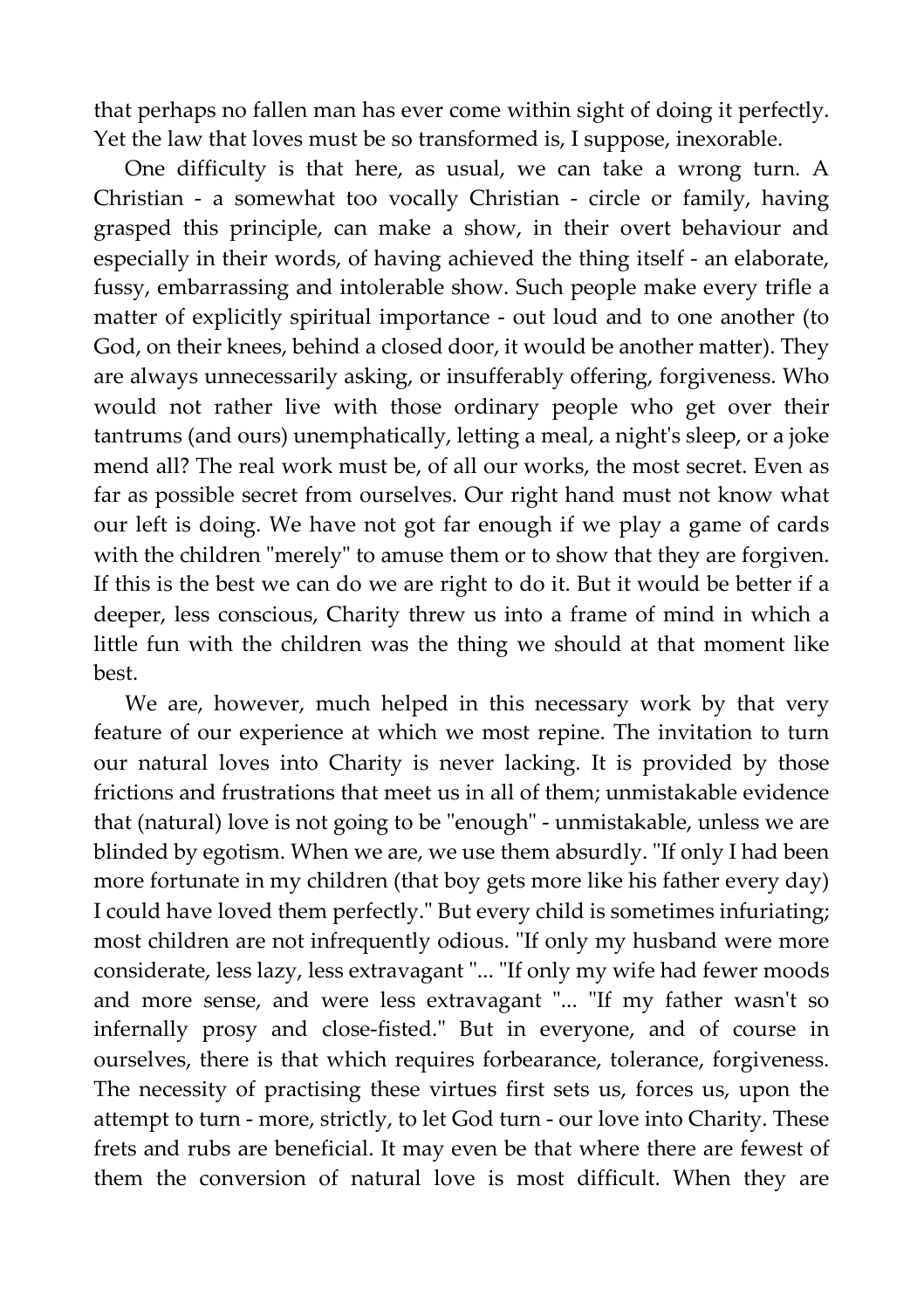that perhaps no fallen man has ever come within sight of doing it perfectly. Yet the law that loves must be so transformed is, I suppose, inexorable.

One difficulty is that here, as usual, we can take a wrong turn. A Christian - a somewhat too vocally Christian - circle or family, having grasped this principle, can make a show, in their overt behaviour and especially in their words, of having achieved the thing itself - an elaborate, fussy, embarrassing and intolerable show. Such people make every trifle a matter of explicitly spiritual importance - out loud and to one another (to God, on their knees, behind a closed door, it would be another matter). They are always unnecessarily asking, or insufferably offering, forgiveness. Who would not rather live with those ordinary people who get over their tantrums (and ours) unemphatically, letting a meal, a night's sleep, or a joke mend all? The real work must be, of all our works, the most secret. Even as far as possible secret from ourselves. Our right hand must not know what our left is doing. We have not got far enough if we play a game of cards with the children "merely" to amuse them or to show that they are forgiven. If this is the best we can do we are right to do it. But it would be better if a deeper, less conscious, Charity threw us into a frame of mind in which a little fun with the children was the thing we should at that moment like best.

We are, however, much helped in this necessary work by that very feature of our experience at which we most repine. The invitation to turn our natural loves into Charity is never lacking. It is provided by those frictions and frustrations that meet us in all of them; unmistakable evidence that (natural) love is not going to be "enough" - unmistakable, unless we are blinded by egotism. When we are, we use them absurdly. "If only I had been more fortunate in my children (that boy gets more like his father every day) I could have loved them perfectly." But every child is sometimes infuriating; most children are not infrequently odious. "If only my husband were more considerate, less lazy, less extravagant "... "If only my wife had fewer moods and more sense, and were less extravagant "... "If my father wasn't so infernally prosy and close-fisted." But in everyone, and of course in ourselves, there is that which requires forbearance, tolerance, forgiveness. The necessity of practising these virtues first sets us, forces us, upon the attempt to turn - more, strictly, to let God turn - our love into Charity. These frets and rubs are beneficial. It may even be that where there are fewest of them the conversion of natural love is most difficult. When they are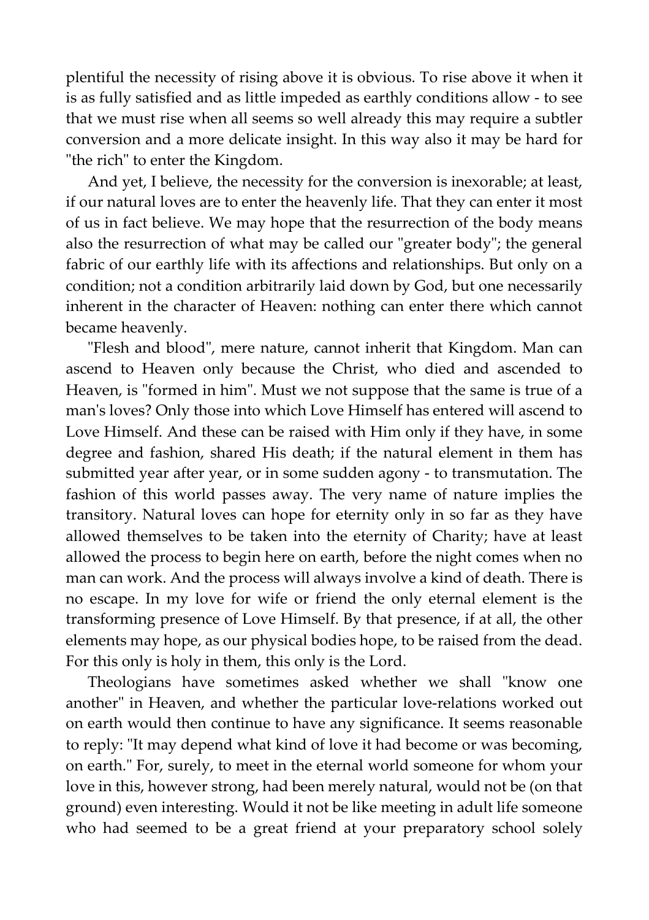plentiful the necessity of rising above it is obvious. To rise above it when it is as fully satisfied and as little impeded as earthly conditions allow - to see that we must rise when all seems so well already this may require a subtler conversion and a more delicate insight. In this way also it may be hard for "the rich" to enter the Kingdom.

And yet, I believe, the necessity for the conversion is inexorable; at least, if our natural loves are to enter the heavenly life. That they can enter it most of us in fact believe. We may hope that the resurrection of the body means also the resurrection of what may be called our "greater body"; the general fabric of our earthly life with its affections and relationships. But only on a condition; not a condition arbitrarily laid down by God, but one necessarily inherent in the character of Heaven: nothing can enter there which cannot became heavenly.

"Flesh and blood", mere nature, cannot inherit that Kingdom. Man can ascend to Heaven only because the Christ, who died and ascended to Heaven, is "formed in him". Must we not suppose that the same is true of a man's loves? Only those into which Love Himself has entered will ascend to Love Himself. And these can be raised with Him only if they have, in some degree and fashion, shared His death; if the natural element in them has submitted year after year, or in some sudden agony - to transmutation. The fashion of this world passes away. The very name of nature implies the transitory. Natural loves can hope for eternity only in so far as they have allowed themselves to be taken into the eternity of Charity; have at least allowed the process to begin here on earth, before the night comes when no man can work. And the process will always involve a kind of death. There is no escape. In my love for wife or friend the only eternal element is the transforming presence of Love Himself. By that presence, if at all, the other elements may hope, as our physical bodies hope, to be raised from the dead. For this only is holy in them, this only is the Lord.

Theologians have sometimes asked whether we shall "know one another" in Heaven, and whether the particular love-relations worked out on earth would then continue to have any significance. It seems reasonable to reply: "It may depend what kind of love it had become or was becoming, on earth." For, surely, to meet in the eternal world someone for whom your love in this, however strong, had been merely natural, would not be (on that ground) even interesting. Would it not be like meeting in adult life someone who had seemed to be a great friend at your preparatory school solely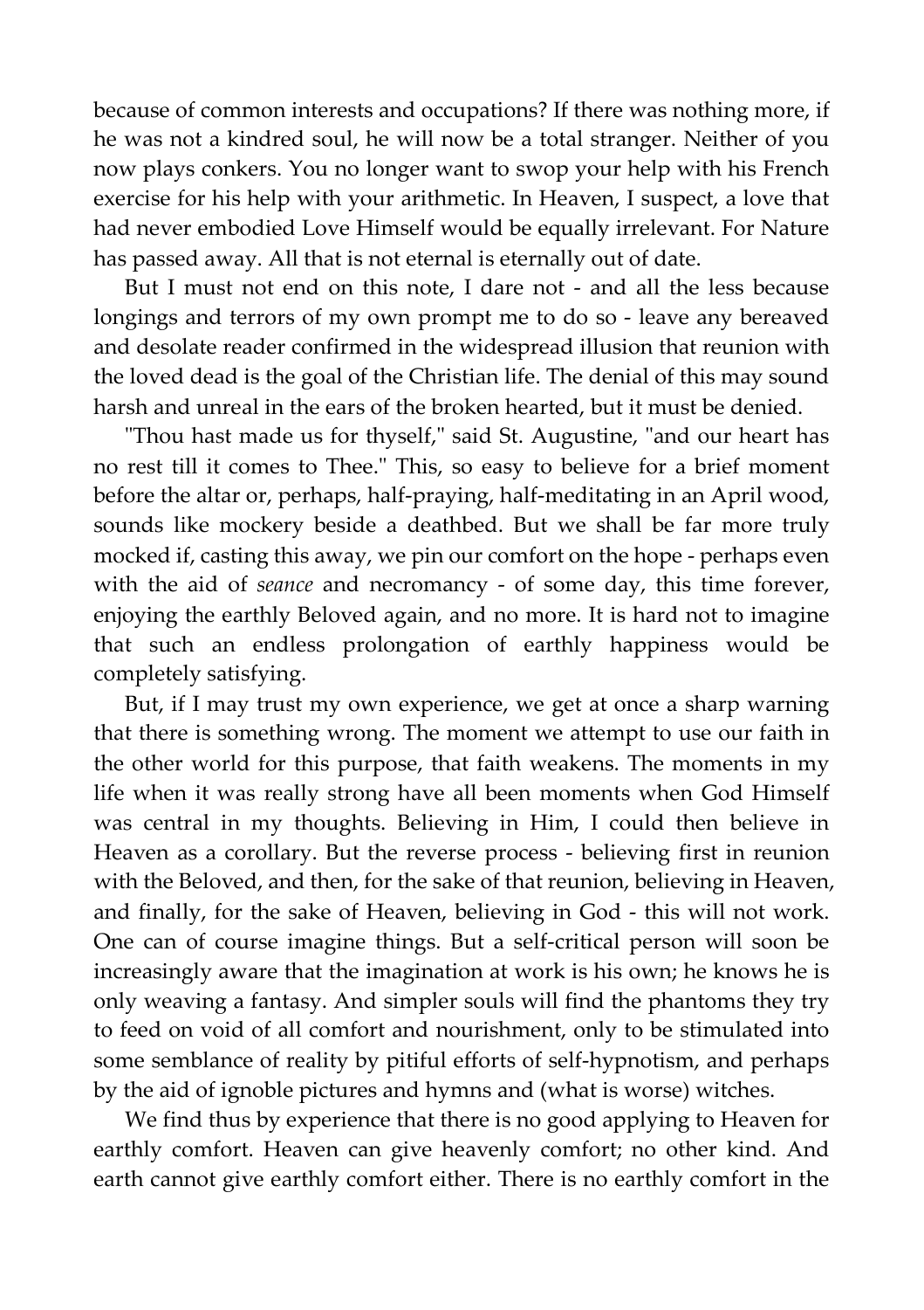because of common interests and occupations? If there was nothing more, if he was not a kindred soul, he will now be a total stranger. Neither of you now plays conkers. You no longer want to swop your help with his French exercise for his help with your arithmetic. In Heaven, I suspect, a love that had never embodied Love Himself would be equally irrelevant. For Nature has passed away. All that is not eternal is eternally out of date.

But I must not end on this note, I dare not - and all the less because longings and terrors of my own prompt me to do so - leave any bereaved and desolate reader confirmed in the widespread illusion that reunion with the loved dead is the goal of the Christian life. The denial of this may sound harsh and unreal in the ears of the broken hearted, but it must be denied.

"Thou hast made us for thyself," said St. Augustine, "and our heart has no rest till it comes to Thee." This, so easy to believe for a brief moment before the altar or, perhaps, half-praying, half-meditating in an April wood, sounds like mockery beside a deathbed. But we shall be far more truly mocked if, casting this away, we pin our comfort on the hope - perhaps even with the aid of *seance* and necromancy - of some day, this time forever, enjoying the earthly Beloved again, and no more. It is hard not to imagine that such an endless prolongation of earthly happiness would be completely satisfying.

But, if I may trust my own experience, we get at once a sharp warning that there is something wrong. The moment we attempt to use our faith in the other world for this purpose, that faith weakens. The moments in my life when it was really strong have all been moments when God Himself was central in my thoughts. Believing in Him, I could then believe in Heaven as a corollary. But the reverse process - believing first in reunion with the Beloved, and then, for the sake of that reunion, believing in Heaven, and finally, for the sake of Heaven, believing in God - this will not work. One can of course imagine things. But a self-critical person will soon be increasingly aware that the imagination at work is his own; he knows he is only weaving a fantasy. And simpler souls will find the phantoms they try to feed on void of all comfort and nourishment, only to be stimulated into some semblance of reality by pitiful efforts of self-hypnotism, and perhaps by the aid of ignoble pictures and hymns and (what is worse) witches.

We find thus by experience that there is no good applying to Heaven for earthly comfort. Heaven can give heavenly comfort; no other kind. And earth cannot give earthly comfort either. There is no earthly comfort in the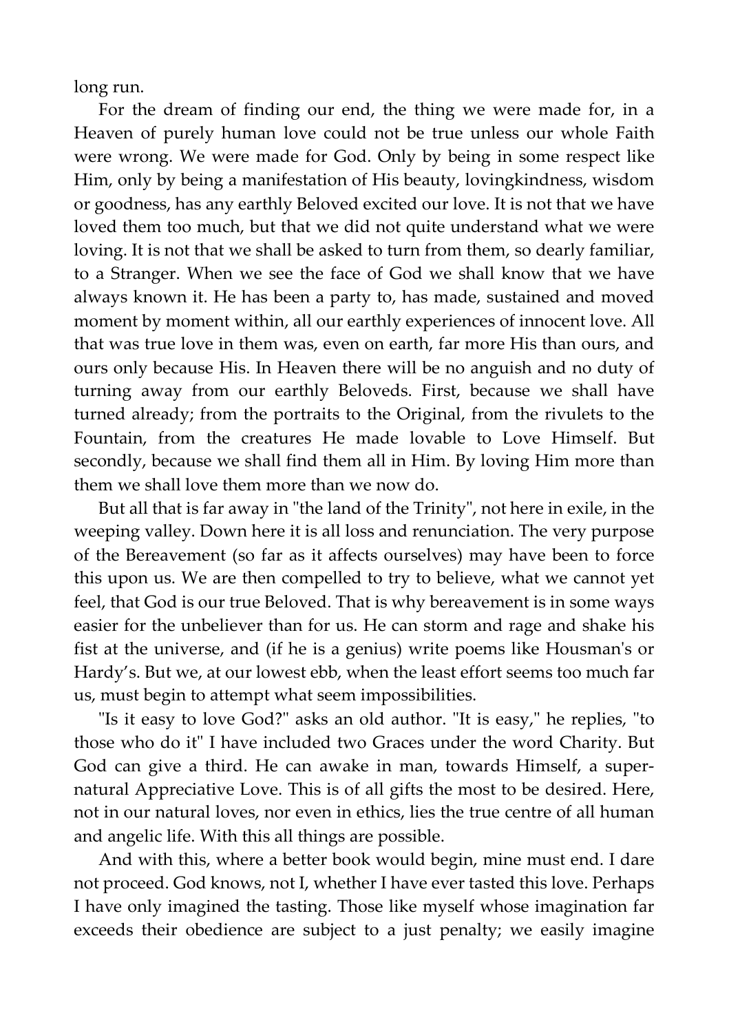long run.

For the dream of finding our end, the thing we were made for, in a Heaven of purely human love could not be true unless our whole Faith were wrong. We were made for God. Only by being in some respect like Him, only by being a manifestation of His beauty, lovingkindness, wisdom or goodness, has any earthly Beloved excited our love. It is not that we have loved them too much, but that we did not quite understand what we were loving. It is not that we shall be asked to turn from them, so dearly familiar, to a Stranger. When we see the face of God we shall know that we have always known it. He has been a party to, has made, sustained and moved moment by moment within, all our earthly experiences of innocent love. All that was true love in them was, even on earth, far more His than ours, and ours only because His. In Heaven there will be no anguish and no duty of turning away from our earthly Beloveds. First, because we shall have turned already; from the portraits to the Original, from the rivulets to the Fountain, from the creatures He made lovable to Love Himself. But secondly, because we shall find them all in Him. By loving Him more than them we shall love them more than we now do.

But all that is far away in "the land of the Trinity", not here in exile, in the weeping valley. Down here it is all loss and renunciation. The very purpose of the Bereavement (so far as it affects ourselves) may have been to force this upon us. We are then compelled to try to believe, what we cannot yet feel, that God is our true Beloved. That is why bereavement is in some ways easier for the unbeliever than for us. He can storm and rage and shake his fist at the universe, and (if he is a genius) write poems like Housman's or Hardy's. But we, at our lowest ebb, when the least effort seems too much far us, must begin to attempt what seem impossibilities.

"Is it easy to love God?" asks an old author. "It is easy," he replies, "to those who do it" I have included two Graces under the word Charity. But God can give a third. He can awake in man, towards Himself, a super-natural Appreciative Love. This is of all gifts the most to be desired. Here, not in our natural loves, nor even in ethics, lies the true centre of all human and angelic life. With this all things are possible.

And with this, where a better book would begin, mine must end. I dare not proceed. God knows, not I, whether I have ever tasted this love. Perhaps I have only imagined the tasting. Those like myself whose imagination far exceeds their obedience are subject to a just penalty; we easily imagine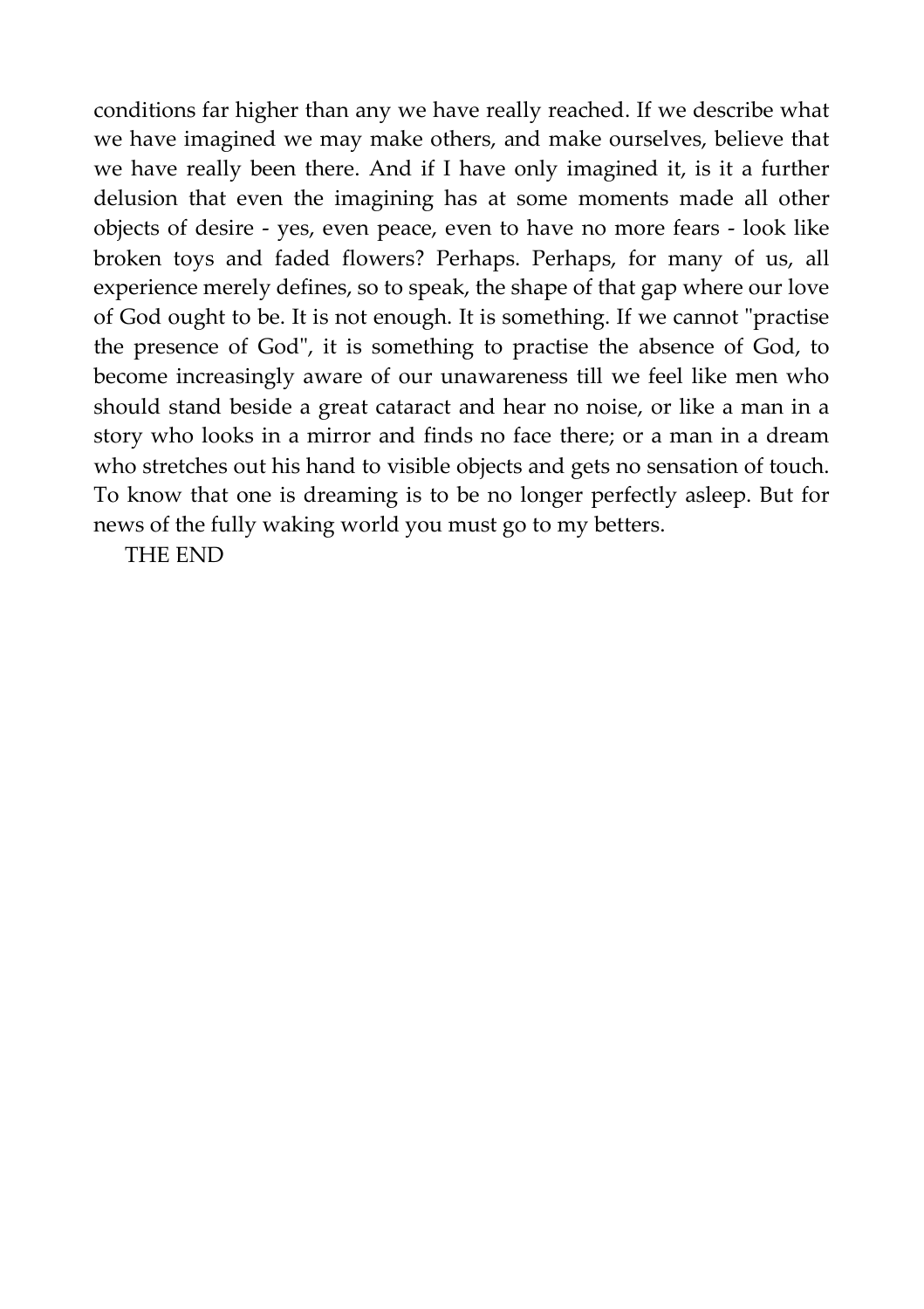conditions far higher than any we have really reached. If we describe what we have imagined we may make others, and make ourselves, believe that we have really been there. And if I have only imagined it, is it a further delusion that even the imagining has at some moments made all other objects of desire - yes, even peace, even to have no more fears - look like broken toys and faded flowers? Perhaps. Perhaps, for many of us, all experience merely defines, so to speak, the shape of that gap where our love of God ought to be. It is not enough. It is something. If we cannot "practise the presence of God", it is something to practise the absence of God, to become increasingly aware of our unawareness till we feel like men who should stand beside a great cataract and hear no noise, or like a man in a story who looks in a mirror and finds no face there; or a man in a dream who stretches out his hand to visible objects and gets no sensation of touch. To know that one is dreaming is to be no longer perfectly asleep. But for news of the fully waking world you must go to my betters.

THE END